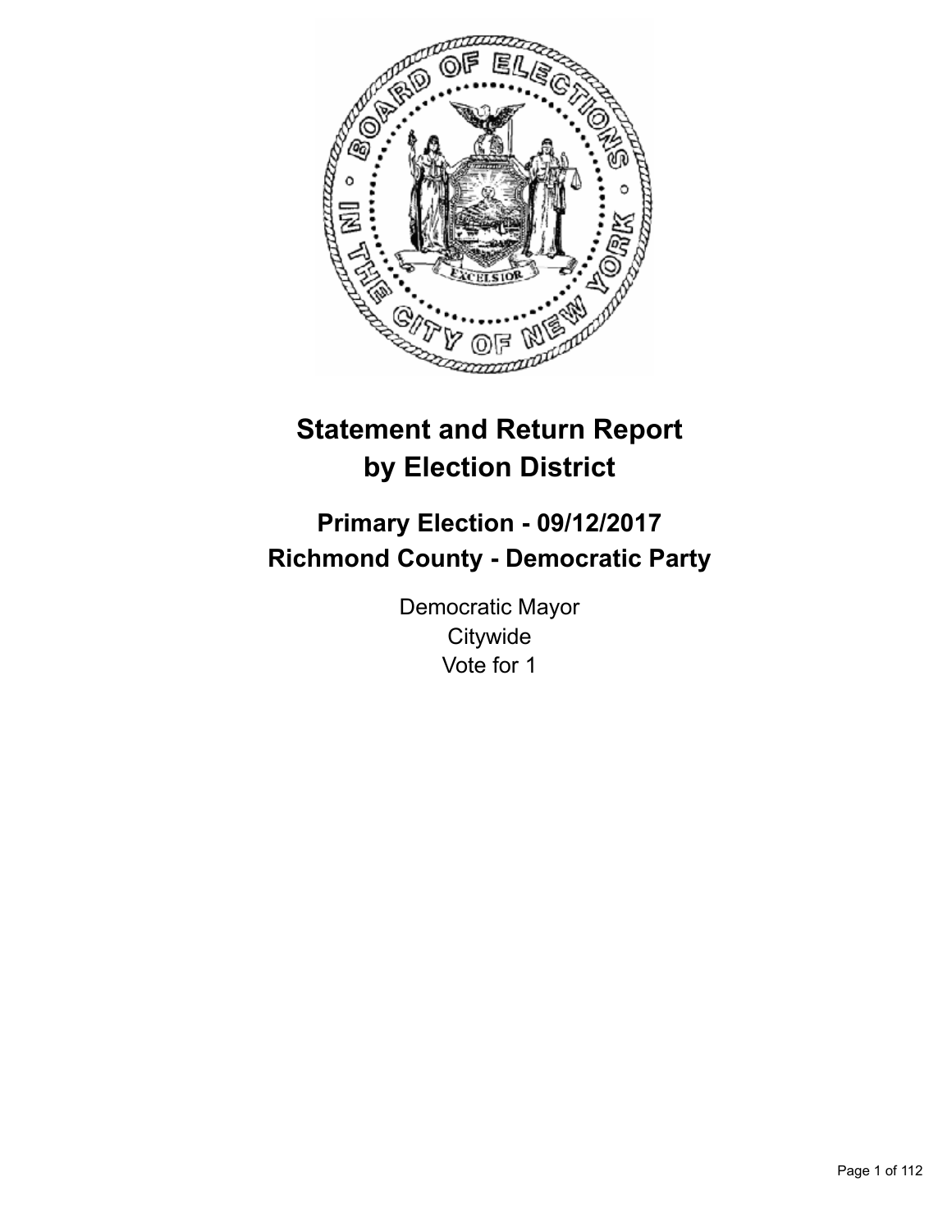# Statement and Return Report by Election District

## Primary Election - 09/12/2017
## Richmond County - Democratic Party

Democratic Mayor
Citywide
Vote for 1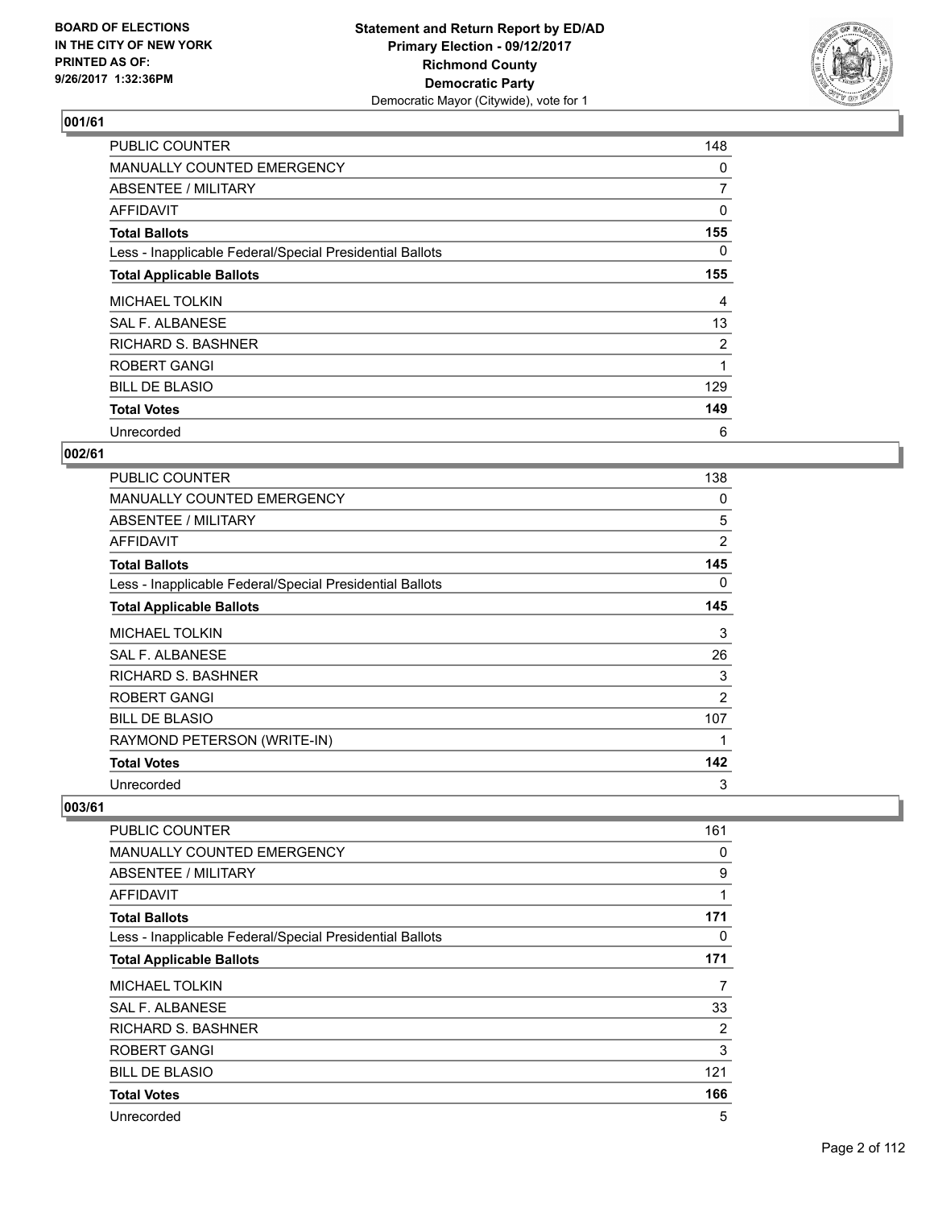BOARD OF ELECTIONS
IN THE CITY OF NEW YORK
PRINTED AS OF:
9/26/2017 1:32:36PM

**Statement and Return Report by ED/AD**
**Primary Election - 09/12/2017**
**Richmond County**
**Democratic Party**
Democratic Mayor (Citywide), vote for 1

### 001/61

| | |
|---|---|
| PUBLIC COUNTER | 148 |
| MANUALLY COUNTED EMERGENCY | 0 |
| ABSENTEE / MILITARY | 7 |
| AFFIDAVIT | 0 |
| **Total Ballots** | **155** |
| Less - Inapplicable Federal/Special Presidential Ballots | 0 |
| **Total Applicable Ballots** | **155** |
| MICHAEL TOLKIN | 4 |
| SAL F. ALBANESE | 13 |
| RICHARD S. BASHNER | 2 |
| ROBERT GANGI | 1 |
| BILL DE BLASIO | 129 |
| **Total Votes** | **149** |
| Unrecorded | 6 |

### 002/61

| | |
|---|---|
| PUBLIC COUNTER | 138 |
| MANUALLY COUNTED EMERGENCY | 0 |
| ABSENTEE / MILITARY | 5 |
| AFFIDAVIT | 2 |
| **Total Ballots** | **145** |
| Less - Inapplicable Federal/Special Presidential Ballots | 0 |
| **Total Applicable Ballots** | **145** |
| MICHAEL TOLKIN | 3 |
| SAL F. ALBANESE | 26 |
| RICHARD S. BASHNER | 3 |
| ROBERT GANGI | 2 |
| BILL DE BLASIO | 107 |
| RAYMOND PETERSON (WRITE-IN) | 1 |
| **Total Votes** | **142** |
| Unrecorded | 3 |

### 003/61

| | |
|---|---|
| PUBLIC COUNTER | 161 |
| MANUALLY COUNTED EMERGENCY | 0 |
| ABSENTEE / MILITARY | 9 |
| AFFIDAVIT | 1 |
| **Total Ballots** | **171** |
| Less - Inapplicable Federal/Special Presidential Ballots | 0 |
| **Total Applicable Ballots** | **171** |
| MICHAEL TOLKIN | 7 |
| SAL F. ALBANESE | 33 |
| RICHARD S. BASHNER | 2 |
| ROBERT GANGI | 3 |
| BILL DE BLASIO | 121 |
| **Total Votes** | **166** |
| Unrecorded | 5 |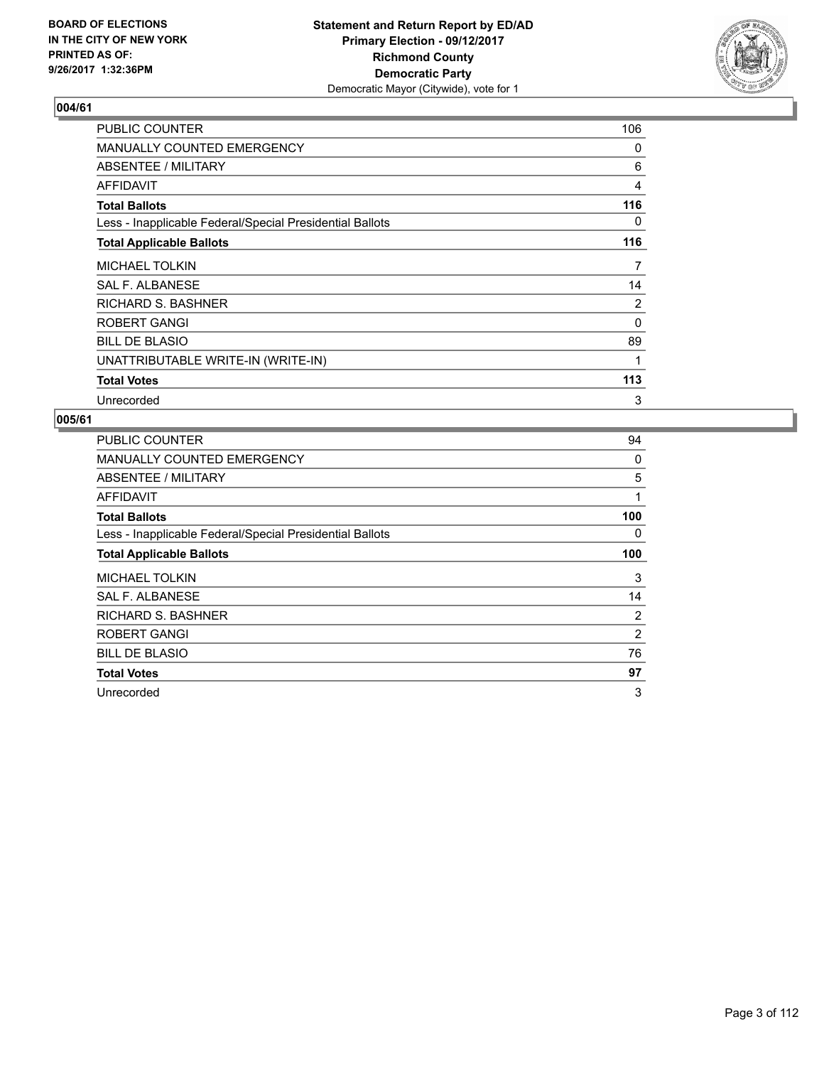BOARD OF ELECTIONS
IN THE CITY OF NEW YORK
PRINTED AS OF:
9/26/2017 1:32:36PM

**Statement and Return Report by ED/AD**
**Primary Election - 09/12/2017**
**Richmond County**
**Democratic Party**
Democratic Mayor (Citywide), vote for 1

## 004/61

| | |
|---|---|
| PUBLIC COUNTER | 106 |
| MANUALLY COUNTED EMERGENCY | 0 |
| ABSENTEE / MILITARY | 6 |
| AFFIDAVIT | 4 |
| **Total Ballots** | **116** |
| Less - Inapplicable Federal/Special Presidential Ballots | 0 |
| **Total Applicable Ballots** | **116** |
| MICHAEL TOLKIN | 7 |
| SAL F. ALBANESE | 14 |
| RICHARD S. BASHNER | 2 |
| ROBERT GANGI | 0 |
| BILL DE BLASIO | 89 |
| UNATTRIBUTABLE WRITE-IN (WRITE-IN) | 1 |
| **Total Votes** | **113** |
| Unrecorded | 3 |

## 005/61

| | |
|---|---|
| PUBLIC COUNTER | 94 |
| MANUALLY COUNTED EMERGENCY | 0 |
| ABSENTEE / MILITARY | 5 |
| AFFIDAVIT | 1 |
| **Total Ballots** | **100** |
| Less - Inapplicable Federal/Special Presidential Ballots | 0 |
| **Total Applicable Ballots** | **100** |
| MICHAEL TOLKIN | 3 |
| SAL F. ALBANESE | 14 |
| RICHARD S. BASHNER | 2 |
| ROBERT GANGI | 2 |
| BILL DE BLASIO | 76 |
| **Total Votes** | **97** |
| Unrecorded | 3 |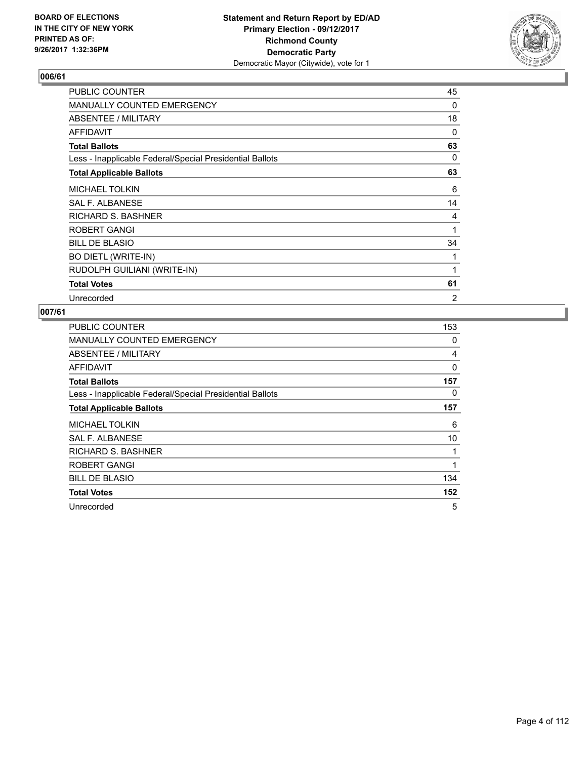**BOARD OF ELECTIONS IN THE CITY OF NEW YORK PRINTED AS OF: 9/26/2017 1:32:36PM**

**Statement and Return Report by ED/AD**
**Primary Election - 09/12/2017**
**Richmond County**
**Democratic Party**
Democratic Mayor (Citywide), vote for 1

## 006/61

| | |
|---|---|
| PUBLIC COUNTER | 45 |
| MANUALLY COUNTED EMERGENCY | 0 |
| ABSENTEE / MILITARY | 18 |
| AFFIDAVIT | 0 |
| **Total Ballots** | **63** |
| Less - Inapplicable Federal/Special Presidential Ballots | 0 |
| **Total Applicable Ballots** | **63** |
| MICHAEL TOLKIN | 6 |
| SAL F. ALBANESE | 14 |
| RICHARD S. BASHNER | 4 |
| ROBERT GANGI | 1 |
| BILL DE BLASIO | 34 |
| BO DIETL (WRITE-IN) | 1 |
| RUDOLPH GUILIANI (WRITE-IN) | 1 |
| **Total Votes** | **61** |
| Unrecorded | 2 |

## 007/61

| | |
|---|---|
| PUBLIC COUNTER | 153 |
| MANUALLY COUNTED EMERGENCY | 0 |
| ABSENTEE / MILITARY | 4 |
| AFFIDAVIT | 0 |
| **Total Ballots** | **157** |
| Less - Inapplicable Federal/Special Presidential Ballots | 0 |
| **Total Applicable Ballots** | **157** |
| MICHAEL TOLKIN | 6 |
| SAL F. ALBANESE | 10 |
| RICHARD S. BASHNER | 1 |
| ROBERT GANGI | 1 |
| BILL DE BLASIO | 134 |
| **Total Votes** | **152** |
| Unrecorded | 5 |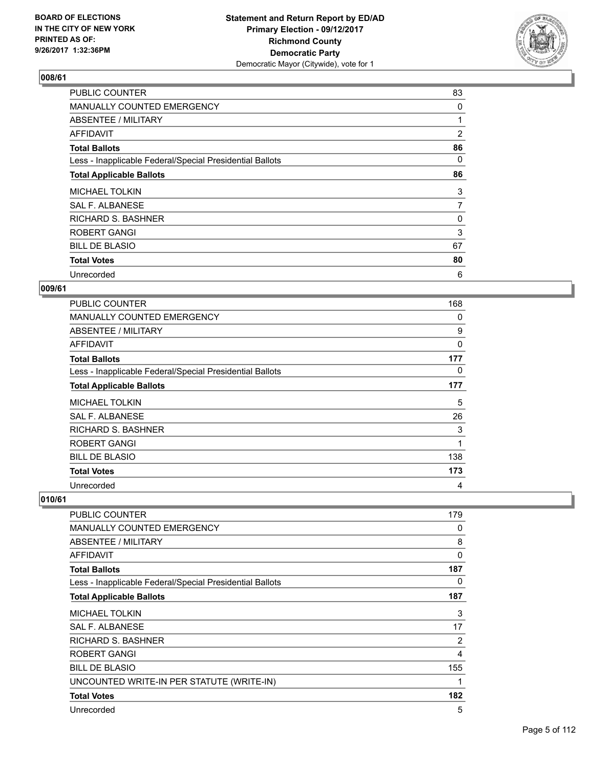# Statement and Return Report by ED/AD
## Primary Election - 09/12/2017
## Richmond County
## Democratic Party
## Democratic Mayor (Citywide), vote for 1

BOARD OF ELECTIONS IN THE CITY OF NEW YORK PRINTED AS OF: 9/26/2017 1:32:36PM

### 008/61

| | |
|---|---|
| PUBLIC COUNTER | 83 |
| MANUALLY COUNTED EMERGENCY | 0 |
| ABSENTEE / MILITARY | 1 |
| AFFIDAVIT | 2 |
| **Total Ballots** | **86** |
| Less - Inapplicable Federal/Special Presidential Ballots | 0 |
| **Total Applicable Ballots** | **86** |
| MICHAEL TOLKIN | 3 |
| SAL F. ALBANESE | 7 |
| RICHARD S. BASHNER | 0 |
| ROBERT GANGI | 3 |
| BILL DE BLASIO | 67 |
| **Total Votes** | **80** |
| Unrecorded | 6 |

### 009/61

| | |
|---|---|
| PUBLIC COUNTER | 168 |
| MANUALLY COUNTED EMERGENCY | 0 |
| ABSENTEE / MILITARY | 9 |
| AFFIDAVIT | 0 |
| **Total Ballots** | **177** |
| Less - Inapplicable Federal/Special Presidential Ballots | 0 |
| **Total Applicable Ballots** | **177** |
| MICHAEL TOLKIN | 5 |
| SAL F. ALBANESE | 26 |
| RICHARD S. BASHNER | 3 |
| ROBERT GANGI | 1 |
| BILL DE BLASIO | 138 |
| **Total Votes** | **173** |
| Unrecorded | 4 |

### 010/61

| | |
|---|---|
| PUBLIC COUNTER | 179 |
| MANUALLY COUNTED EMERGENCY | 0 |
| ABSENTEE / MILITARY | 8 |
| AFFIDAVIT | 0 |
| **Total Ballots** | **187** |
| Less - Inapplicable Federal/Special Presidential Ballots | 0 |
| **Total Applicable Ballots** | **187** |
| MICHAEL TOLKIN | 3 |
| SAL F. ALBANESE | 17 |
| RICHARD S. BASHNER | 2 |
| ROBERT GANGI | 4 |
| BILL DE BLASIO | 155 |
| UNCOUNTED WRITE-IN PER STATUTE (WRITE-IN) | 1 |
| **Total Votes** | **182** |
| Unrecorded | 5 |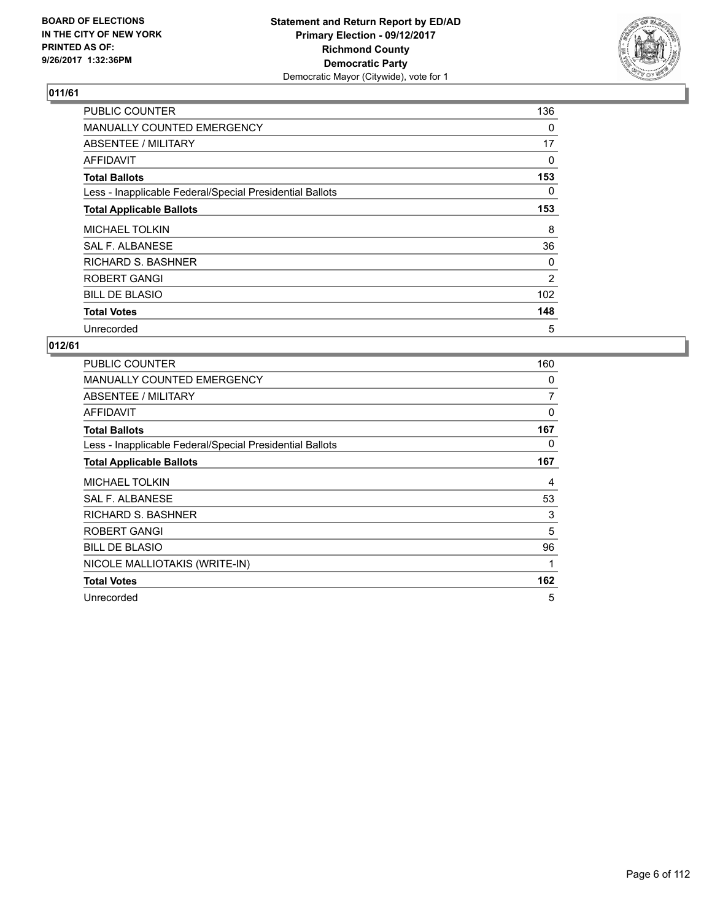BOARD OF ELECTIONS
IN THE CITY OF NEW YORK
PRINTED AS OF:
9/26/2017 1:32:36PM

**Statement and Return Report by ED/AD**
**Primary Election - 09/12/2017**
**Richmond County**
**Democratic Party**
Democratic Mayor (Citywide), vote for 1

## 011/61

| | |
|---|---|
| PUBLIC COUNTER | 136 |
| MANUALLY COUNTED EMERGENCY | 0 |
| ABSENTEE / MILITARY | 17 |
| AFFIDAVIT | 0 |
| **Total Ballots** | **153** |
| Less - Inapplicable Federal/Special Presidential Ballots | 0 |
| **Total Applicable Ballots** | **153** |
| MICHAEL TOLKIN | 8 |
| SAL F. ALBANESE | 36 |
| RICHARD S. BASHNER | 0 |
| ROBERT GANGI | 2 |
| BILL DE BLASIO | 102 |
| **Total Votes** | **148** |
| Unrecorded | 5 |

## 012/61

| | |
|---|---|
| PUBLIC COUNTER | 160 |
| MANUALLY COUNTED EMERGENCY | 0 |
| ABSENTEE / MILITARY | 7 |
| AFFIDAVIT | 0 |
| **Total Ballots** | **167** |
| Less - Inapplicable Federal/Special Presidential Ballots | 0 |
| **Total Applicable Ballots** | **167** |
| MICHAEL TOLKIN | 4 |
| SAL F. ALBANESE | 53 |
| RICHARD S. BASHNER | 3 |
| ROBERT GANGI | 5 |
| BILL DE BLASIO | 96 |
| NICOLE MALLIOTAKIS (WRITE-IN) | 1 |
| **Total Votes** | **162** |
| Unrecorded | 5 |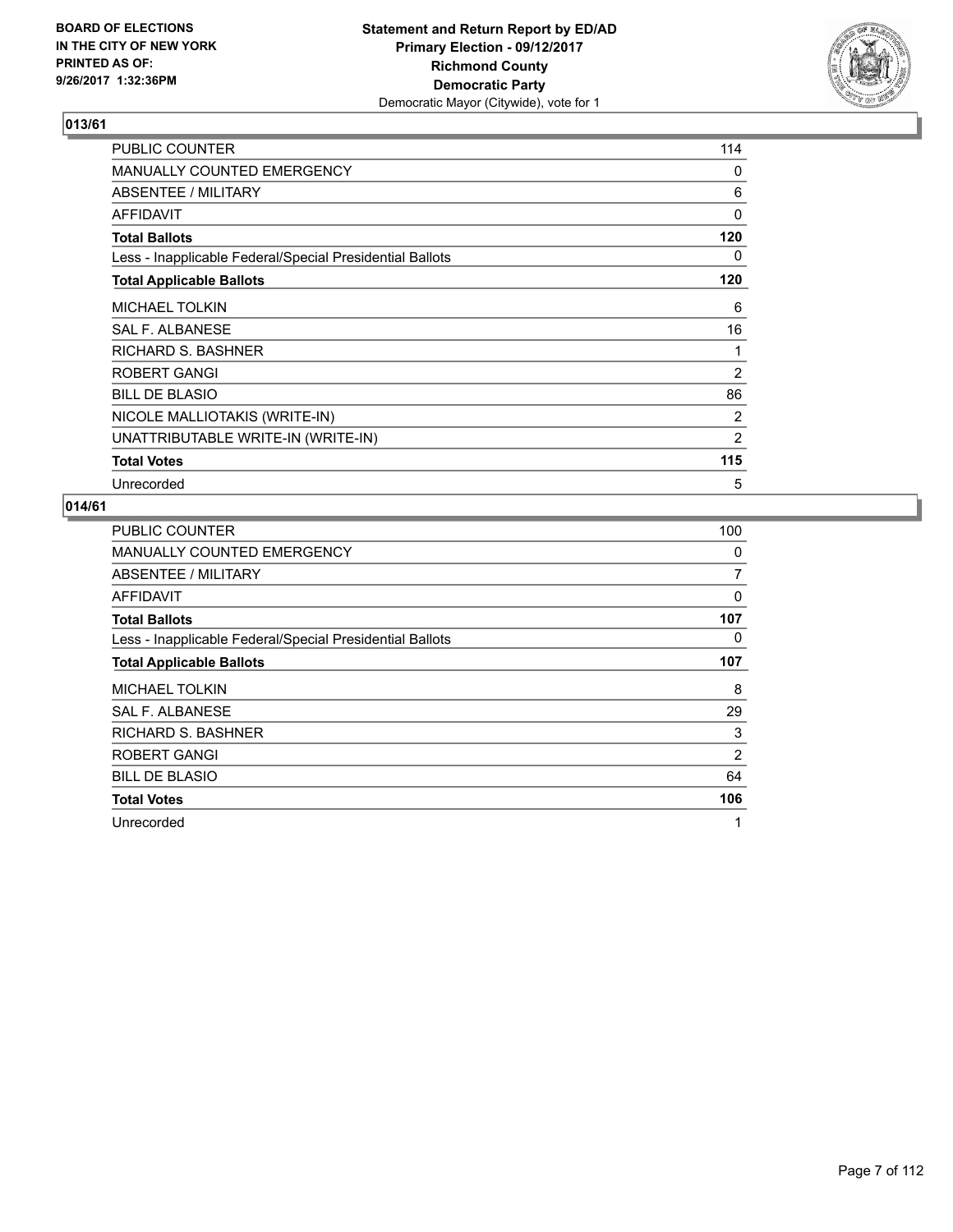**BOARD OF ELECTIONS IN THE CITY OF NEW YORK PRINTED AS OF: 9/26/2017 1:32:36PM**

**Statement and Return Report by ED/AD Primary Election - 09/12/2017 Richmond County Democratic Party** Democratic Mayor (Citywide), vote for 1

## 013/61

| | |
|---|---|
| PUBLIC COUNTER | 114 |
| MANUALLY COUNTED EMERGENCY | 0 |
| ABSENTEE / MILITARY | 6 |
| AFFIDAVIT | 0 |
| **Total Ballots** | **120** |
| Less - Inapplicable Federal/Special Presidential Ballots | 0 |
| **Total Applicable Ballots** | **120** |
| MICHAEL TOLKIN | 6 |
| SAL F. ALBANESE | 16 |
| RICHARD S. BASHNER | 1 |
| ROBERT GANGI | 2 |
| BILL DE BLASIO | 86 |
| NICOLE MALLIOTAKIS (WRITE-IN) | 2 |
| UNATTRIBUTABLE WRITE-IN (WRITE-IN) | 2 |
| **Total Votes** | **115** |
| Unrecorded | 5 |

## 014/61

| | |
|---|---|
| PUBLIC COUNTER | 100 |
| MANUALLY COUNTED EMERGENCY | 0 |
| ABSENTEE / MILITARY | 7 |
| AFFIDAVIT | 0 |
| **Total Ballots** | **107** |
| Less - Inapplicable Federal/Special Presidential Ballots | 0 |
| **Total Applicable Ballots** | **107** |
| MICHAEL TOLKIN | 8 |
| SAL F. ALBANESE | 29 |
| RICHARD S. BASHNER | 3 |
| ROBERT GANGI | 2 |
| BILL DE BLASIO | 64 |
| **Total Votes** | **106** |
| Unrecorded | 1 |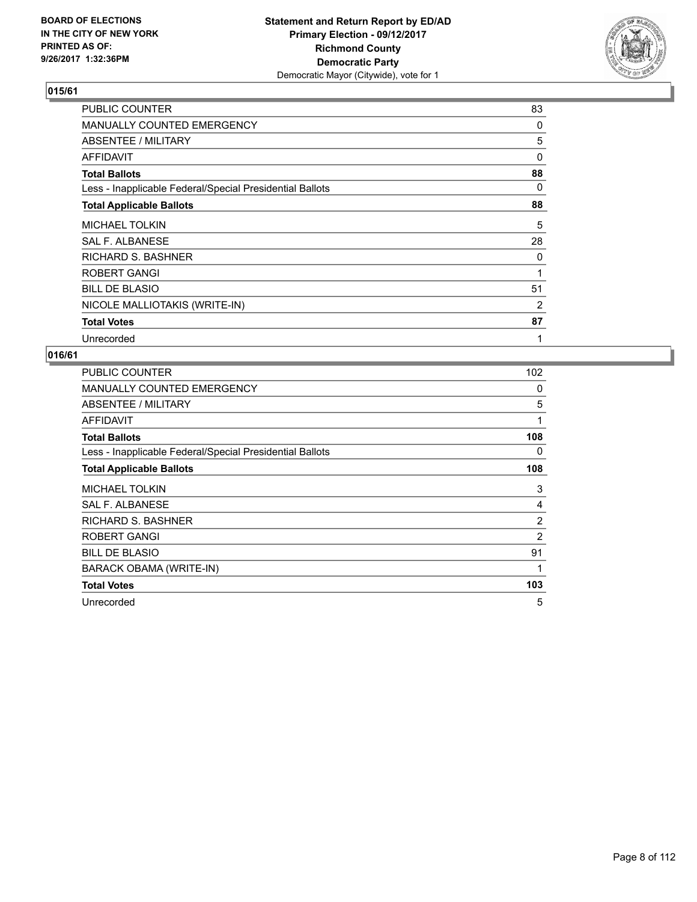BOARD OF ELECTIONS
IN THE CITY OF NEW YORK
PRINTED AS OF:
9/26/2017 1:32:36PM

**Statement and Return Report by ED/AD**
**Primary Election - 09/12/2017**
**Richmond County**
**Democratic Party**
Democratic Mayor (Citywide), vote for 1

## 015/61

| | |
|---|---|
| PUBLIC COUNTER | 83 |
| MANUALLY COUNTED EMERGENCY | 0 |
| ABSENTEE / MILITARY | 5 |
| AFFIDAVIT | 0 |
| **Total Ballots** | **88** |
| Less - Inapplicable Federal/Special Presidential Ballots | 0 |
| **Total Applicable Ballots** | **88** |
| MICHAEL TOLKIN | 5 |
| SAL F. ALBANESE | 28 |
| RICHARD S. BASHNER | 0 |
| ROBERT GANGI | 1 |
| BILL DE BLASIO | 51 |
| NICOLE MALLIOTAKIS (WRITE-IN) | 2 |
| **Total Votes** | **87** |
| Unrecorded | 1 |

## 016/61

| | |
|---|---|
| PUBLIC COUNTER | 102 |
| MANUALLY COUNTED EMERGENCY | 0 |
| ABSENTEE / MILITARY | 5 |
| AFFIDAVIT | 1 |
| **Total Ballots** | **108** |
| Less - Inapplicable Federal/Special Presidential Ballots | 0 |
| **Total Applicable Ballots** | **108** |
| MICHAEL TOLKIN | 3 |
| SAL F. ALBANESE | 4 |
| RICHARD S. BASHNER | 2 |
| ROBERT GANGI | 2 |
| BILL DE BLASIO | 91 |
| BARACK OBAMA (WRITE-IN) | 1 |
| **Total Votes** | **103** |
| Unrecorded | 5 |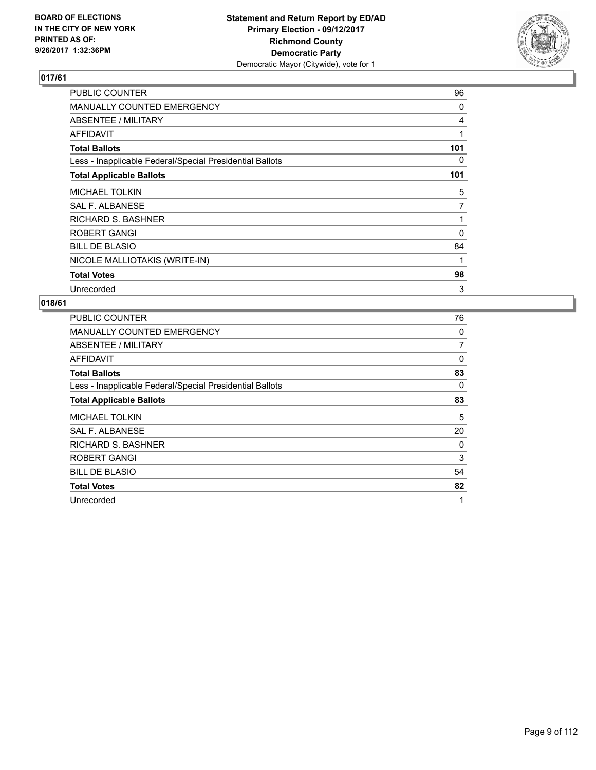BOARD OF ELECTIONS
IN THE CITY OF NEW YORK
PRINTED AS OF:
9/26/2017 1:32:36PM

**Statement and Return Report by ED/AD**
**Primary Election - 09/12/2017**
**Richmond County**
**Democratic Party**
Democratic Mayor (Citywide), vote for 1

### 017/61

| | |
|---|---|
| PUBLIC COUNTER | 96 |
| MANUALLY COUNTED EMERGENCY | 0 |
| ABSENTEE / MILITARY | 4 |
| AFFIDAVIT | 1 |
| **Total Ballots** | **101** |
| Less - Inapplicable Federal/Special Presidential Ballots | 0 |
| **Total Applicable Ballots** | **101** |
| MICHAEL TOLKIN | 5 |
| SAL F. ALBANESE | 7 |
| RICHARD S. BASHNER | 1 |
| ROBERT GANGI | 0 |
| BILL DE BLASIO | 84 |
| NICOLE MALLIOTAKIS (WRITE-IN) | 1 |
| **Total Votes** | **98** |
| Unrecorded | 3 |

### 018/61

| | |
|---|---|
| PUBLIC COUNTER | 76 |
| MANUALLY COUNTED EMERGENCY | 0 |
| ABSENTEE / MILITARY | 7 |
| AFFIDAVIT | 0 |
| **Total Ballots** | **83** |
| Less - Inapplicable Federal/Special Presidential Ballots | 0 |
| **Total Applicable Ballots** | **83** |
| MICHAEL TOLKIN | 5 |
| SAL F. ALBANESE | 20 |
| RICHARD S. BASHNER | 0 |
| ROBERT GANGI | 3 |
| BILL DE BLASIO | 54 |
| **Total Votes** | **82** |
| Unrecorded | 1 |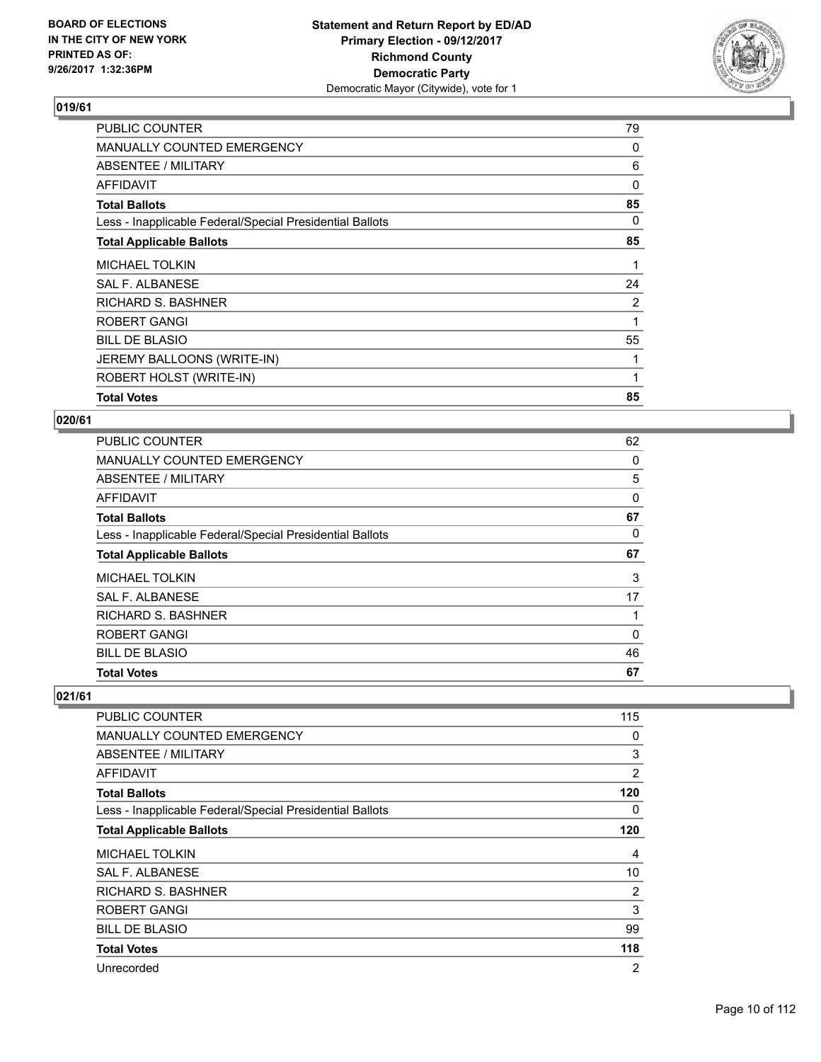BOARD OF ELECTIONS
IN THE CITY OF NEW YORK
PRINTED AS OF:
9/26/2017 1:32:36PM

**Statement and Return Report by ED/AD**
**Primary Election - 09/12/2017**
**Richmond County**
**Democratic Party**
Democratic Mayor (Citywide), vote for 1

### 019/61

| | |
|---|---|
| PUBLIC COUNTER | 79 |
| MANUALLY COUNTED EMERGENCY | 0 |
| ABSENTEE / MILITARY | 6 |
| AFFIDAVIT | 0 |
| **Total Ballots** | **85** |
| Less - Inapplicable Federal/Special Presidential Ballots | 0 |
| **Total Applicable Ballots** | **85** |
| MICHAEL TOLKIN | 1 |
| SAL F. ALBANESE | 24 |
| RICHARD S. BASHNER | 2 |
| ROBERT GANGI | 1 |
| BILL DE BLASIO | 55 |
| JEREMY BALLOONS (WRITE-IN) | 1 |
| ROBERT HOLST (WRITE-IN) | 1 |
| **Total Votes** | **85** |

### 020/61

| | |
|---|---|
| PUBLIC COUNTER | 62 |
| MANUALLY COUNTED EMERGENCY | 0 |
| ABSENTEE / MILITARY | 5 |
| AFFIDAVIT | 0 |
| **Total Ballots** | **67** |
| Less - Inapplicable Federal/Special Presidential Ballots | 0 |
| **Total Applicable Ballots** | **67** |
| MICHAEL TOLKIN | 3 |
| SAL F. ALBANESE | 17 |
| RICHARD S. BASHNER | 1 |
| ROBERT GANGI | 0 |
| BILL DE BLASIO | 46 |
| **Total Votes** | **67** |

### 021/61

| | |
|---|---|
| PUBLIC COUNTER | 115 |
| MANUALLY COUNTED EMERGENCY | 0 |
| ABSENTEE / MILITARY | 3 |
| AFFIDAVIT | 2 |
| **Total Ballots** | **120** |
| Less - Inapplicable Federal/Special Presidential Ballots | 0 |
| **Total Applicable Ballots** | **120** |
| MICHAEL TOLKIN | 4 |
| SAL F. ALBANESE | 10 |
| RICHARD S. BASHNER | 2 |
| ROBERT GANGI | 3 |
| BILL DE BLASIO | 99 |
| **Total Votes** | **118** |
| Unrecorded | 2 |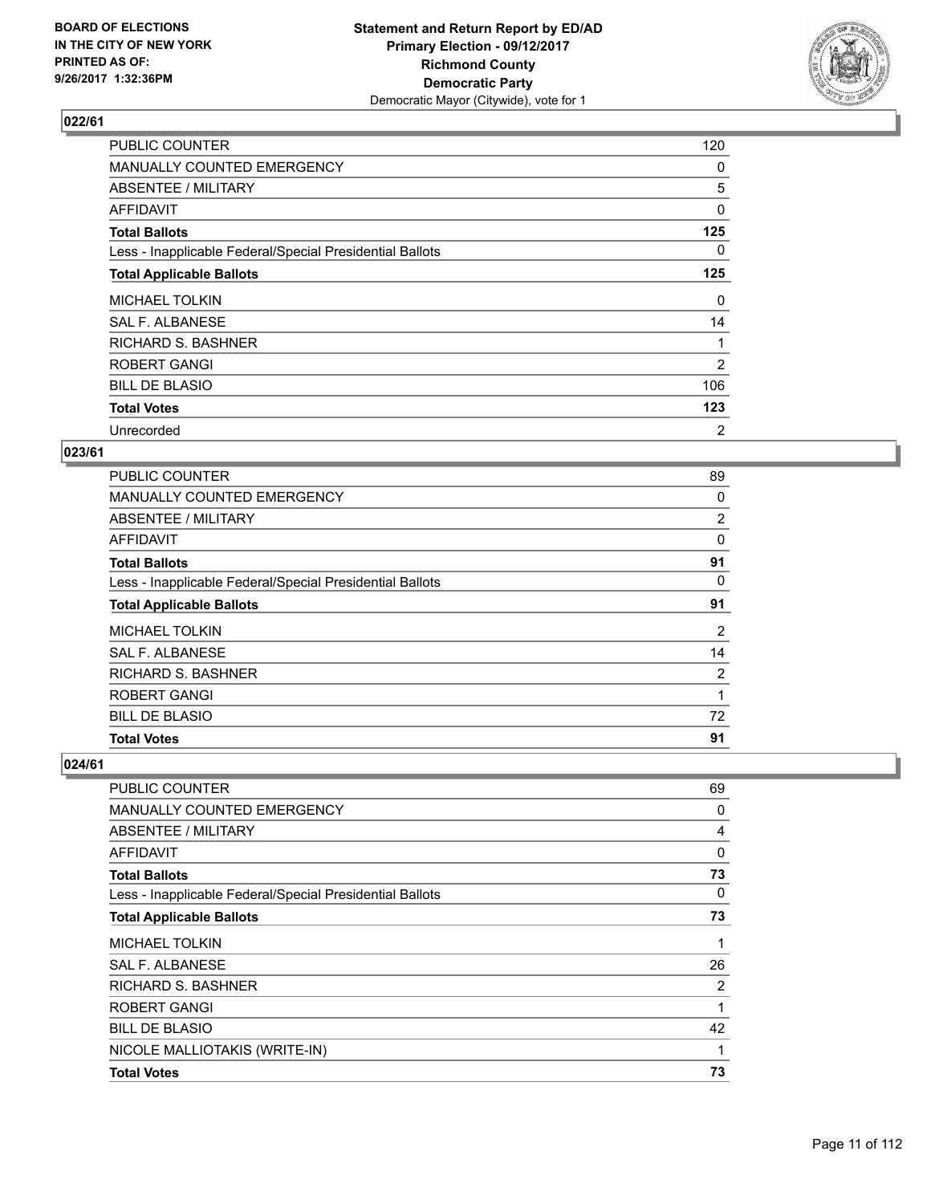**Statement and Return Report by ED/AD**
**Primary Election - 09/12/2017**
**Richmond County**
**Democratic Party**
Democratic Mayor (Citywide), vote for 1

BOARD OF ELECTIONS
IN THE CITY OF NEW YORK
PRINTED AS OF:
9/26/2017 1:32:36PM

### 022/61

| | |
|---|---|
| PUBLIC COUNTER | 120 |
| MANUALLY COUNTED EMERGENCY | 0 |
| ABSENTEE / MILITARY | 5 |
| AFFIDAVIT | 0 |
| **Total Ballots** | **125** |
| Less - Inapplicable Federal/Special Presidential Ballots | 0 |
| **Total Applicable Ballots** | **125** |
| MICHAEL TOLKIN | 0 |
| SAL F. ALBANESE | 14 |
| RICHARD S. BASHNER | 1 |
| ROBERT GANGI | 2 |
| BILL DE BLASIO | 106 |
| **Total Votes** | **123** |
| Unrecorded | 2 |

### 023/61

| | |
|---|---|
| PUBLIC COUNTER | 89 |
| MANUALLY COUNTED EMERGENCY | 0 |
| ABSENTEE / MILITARY | 2 |
| AFFIDAVIT | 0 |
| **Total Ballots** | **91** |
| Less - Inapplicable Federal/Special Presidential Ballots | 0 |
| **Total Applicable Ballots** | **91** |
| MICHAEL TOLKIN | 2 |
| SAL F. ALBANESE | 14 |
| RICHARD S. BASHNER | 2 |
| ROBERT GANGI | 1 |
| BILL DE BLASIO | 72 |
| **Total Votes** | **91** |

### 024/61

| | |
|---|---|
| PUBLIC COUNTER | 69 |
| MANUALLY COUNTED EMERGENCY | 0 |
| ABSENTEE / MILITARY | 4 |
| AFFIDAVIT | 0 |
| **Total Ballots** | **73** |
| Less - Inapplicable Federal/Special Presidential Ballots | 0 |
| **Total Applicable Ballots** | **73** |
| MICHAEL TOLKIN | 1 |
| SAL F. ALBANESE | 26 |
| RICHARD S. BASHNER | 2 |
| ROBERT GANGI | 1 |
| BILL DE BLASIO | 42 |
| NICOLE MALLIOTAKIS (WRITE-IN) | 1 |
| **Total Votes** | **73** |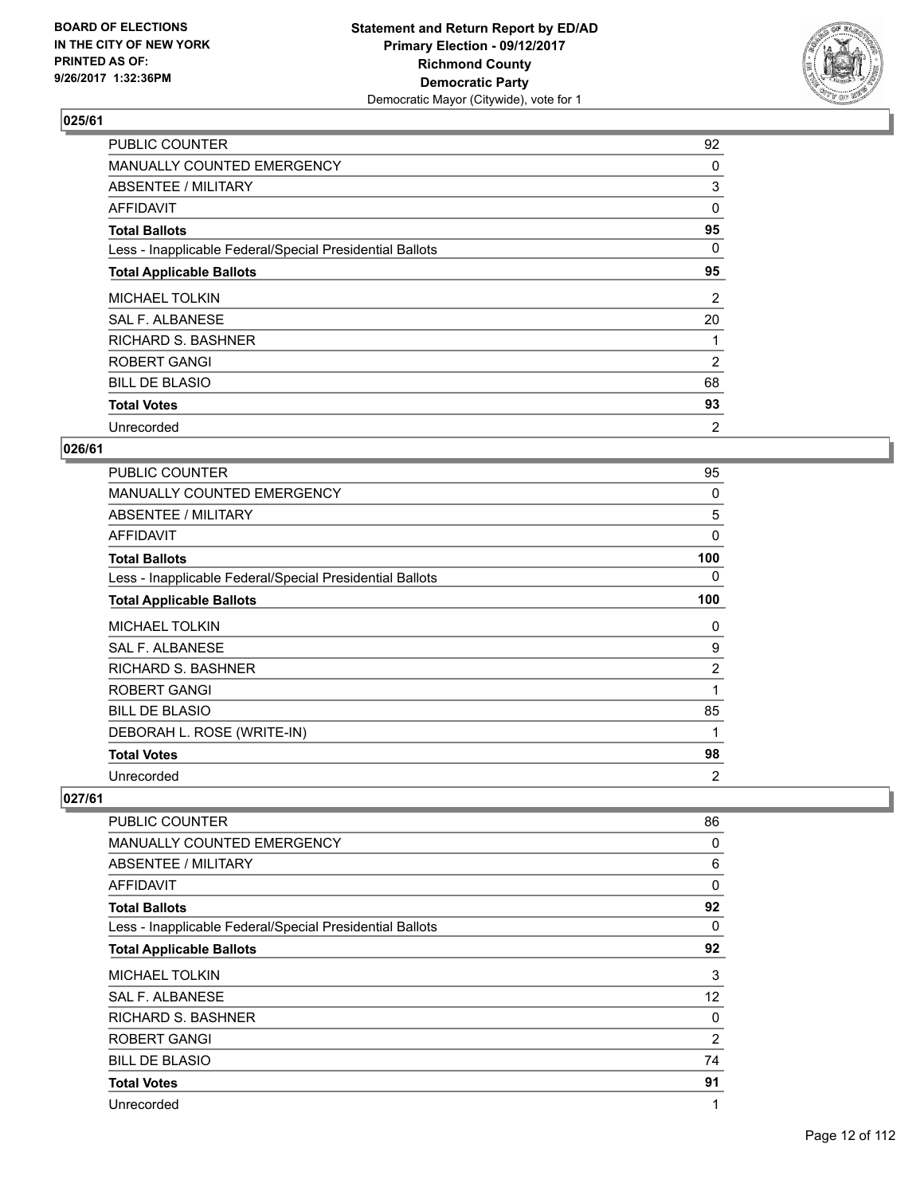## 025/61

| | |
|---|---|
| PUBLIC COUNTER | 92 |
| MANUALLY COUNTED EMERGENCY | 0 |
| ABSENTEE / MILITARY | 3 |
| AFFIDAVIT | 0 |
| **Total Ballots** | **95** |
| Less - Inapplicable Federal/Special Presidential Ballots | 0 |
| **Total Applicable Ballots** | **95** |
| MICHAEL TOLKIN | 2 |
| SAL F. ALBANESE | 20 |
| RICHARD S. BASHNER | 1 |
| ROBERT GANGI | 2 |
| BILL DE BLASIO | 68 |
| **Total Votes** | **93** |
| Unrecorded | 2 |

## 026/61

| | |
|---|---|
| PUBLIC COUNTER | 95 |
| MANUALLY COUNTED EMERGENCY | 0 |
| ABSENTEE / MILITARY | 5 |
| AFFIDAVIT | 0 |
| **Total Ballots** | **100** |
| Less - Inapplicable Federal/Special Presidential Ballots | 0 |
| **Total Applicable Ballots** | **100** |
| MICHAEL TOLKIN | 0 |
| SAL F. ALBANESE | 9 |
| RICHARD S. BASHNER | 2 |
| ROBERT GANGI | 1 |
| BILL DE BLASIO | 85 |
| DEBORAH L. ROSE (WRITE-IN) | 1 |
| **Total Votes** | **98** |
| Unrecorded | 2 |

## 027/61

| | |
|---|---|
| PUBLIC COUNTER | 86 |
| MANUALLY COUNTED EMERGENCY | 0 |
| ABSENTEE / MILITARY | 6 |
| AFFIDAVIT | 0 |
| **Total Ballots** | **92** |
| Less - Inapplicable Federal/Special Presidential Ballots | 0 |
| **Total Applicable Ballots** | **92** |
| MICHAEL TOLKIN | 3 |
| SAL F. ALBANESE | 12 |
| RICHARD S. BASHNER | 0 |
| ROBERT GANGI | 2 |
| BILL DE BLASIO | 74 |
| **Total Votes** | **91** |
| Unrecorded | 1 |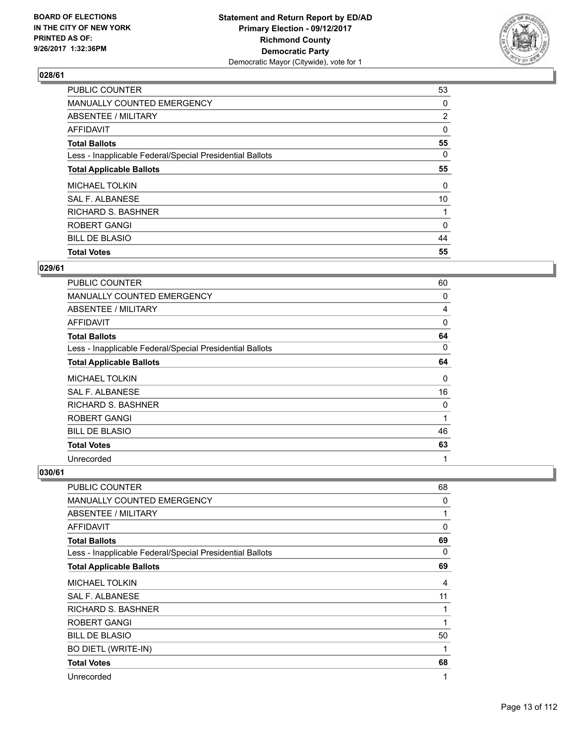**BOARD OF ELECTIONS IN THE CITY OF NEW YORK PRINTED AS OF: 9/26/2017 1:32:36PM**

**Statement and Return Report by ED/AD Primary Election - 09/12/2017 Richmond County Democratic Party**
Democratic Mayor (Citywide), vote for 1

### 028/61

| | |
|---|---|
| PUBLIC COUNTER | 53 |
| MANUALLY COUNTED EMERGENCY | 0 |
| ABSENTEE / MILITARY | 2 |
| AFFIDAVIT | 0 |
| **Total Ballots** | **55** |
| Less - Inapplicable Federal/Special Presidential Ballots | 0 |
| **Total Applicable Ballots** | **55** |
| MICHAEL TOLKIN | 0 |
| SAL F. ALBANESE | 10 |
| RICHARD S. BASHNER | 1 |
| ROBERT GANGI | 0 |
| BILL DE BLASIO | 44 |
| **Total Votes** | **55** |

### 029/61

| | |
|---|---|
| PUBLIC COUNTER | 60 |
| MANUALLY COUNTED EMERGENCY | 0 |
| ABSENTEE / MILITARY | 4 |
| AFFIDAVIT | 0 |
| **Total Ballots** | **64** |
| Less - Inapplicable Federal/Special Presidential Ballots | 0 |
| **Total Applicable Ballots** | **64** |
| MICHAEL TOLKIN | 0 |
| SAL F. ALBANESE | 16 |
| RICHARD S. BASHNER | 0 |
| ROBERT GANGI | 1 |
| BILL DE BLASIO | 46 |
| **Total Votes** | **63** |
| Unrecorded | 1 |

### 030/61

| | |
|---|---|
| PUBLIC COUNTER | 68 |
| MANUALLY COUNTED EMERGENCY | 0 |
| ABSENTEE / MILITARY | 1 |
| AFFIDAVIT | 0 |
| **Total Ballots** | **69** |
| Less - Inapplicable Federal/Special Presidential Ballots | 0 |
| **Total Applicable Ballots** | **69** |
| MICHAEL TOLKIN | 4 |
| SAL F. ALBANESE | 11 |
| RICHARD S. BASHNER | 1 |
| ROBERT GANGI | 1 |
| BILL DE BLASIO | 50 |
| BO DIETL (WRITE-IN) | 1 |
| **Total Votes** | **68** |
| Unrecorded | 1 |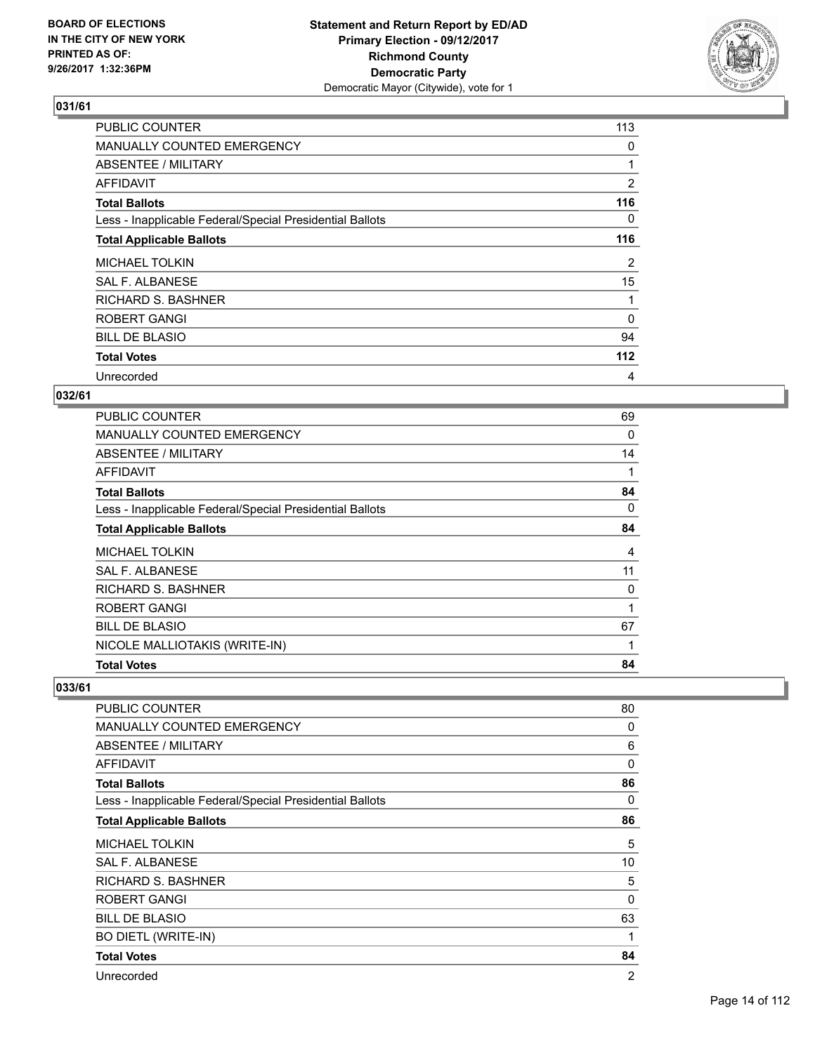**BOARD OF ELECTIONS IN THE CITY OF NEW YORK PRINTED AS OF: 9/26/2017 1:32:36PM**

**Statement and Return Report by ED/AD Primary Election - 09/12/2017 Richmond County Democratic Party**
Democratic Mayor (Citywide), vote for 1

### 031/61

| | |
|---|---|
| PUBLIC COUNTER | 113 |
| MANUALLY COUNTED EMERGENCY | 0 |
| ABSENTEE / MILITARY | 1 |
| AFFIDAVIT | 2 |
| **Total Ballots** | **116** |
| Less - Inapplicable Federal/Special Presidential Ballots | 0 |
| **Total Applicable Ballots** | **116** |
| MICHAEL TOLKIN | 2 |
| SAL F. ALBANESE | 15 |
| RICHARD S. BASHNER | 1 |
| ROBERT GANGI | 0 |
| BILL DE BLASIO | 94 |
| **Total Votes** | **112** |
| Unrecorded | 4 |

### 032/61

| | |
|---|---|
| PUBLIC COUNTER | 69 |
| MANUALLY COUNTED EMERGENCY | 0 |
| ABSENTEE / MILITARY | 14 |
| AFFIDAVIT | 1 |
| **Total Ballots** | **84** |
| Less - Inapplicable Federal/Special Presidential Ballots | 0 |
| **Total Applicable Ballots** | **84** |
| MICHAEL TOLKIN | 4 |
| SAL F. ALBANESE | 11 |
| RICHARD S. BASHNER | 0 |
| ROBERT GANGI | 1 |
| BILL DE BLASIO | 67 |
| NICOLE MALLIOTAKIS (WRITE-IN) | 1 |
| **Total Votes** | **84** |

### 033/61

| | |
|---|---|
| PUBLIC COUNTER | 80 |
| MANUALLY COUNTED EMERGENCY | 0 |
| ABSENTEE / MILITARY | 6 |
| AFFIDAVIT | 0 |
| **Total Ballots** | **86** |
| Less - Inapplicable Federal/Special Presidential Ballots | 0 |
| **Total Applicable Ballots** | **86** |
| MICHAEL TOLKIN | 5 |
| SAL F. ALBANESE | 10 |
| RICHARD S. BASHNER | 5 |
| ROBERT GANGI | 0 |
| BILL DE BLASIO | 63 |
| BO DIETL (WRITE-IN) | 1 |
| **Total Votes** | **84** |
| Unrecorded | 2 |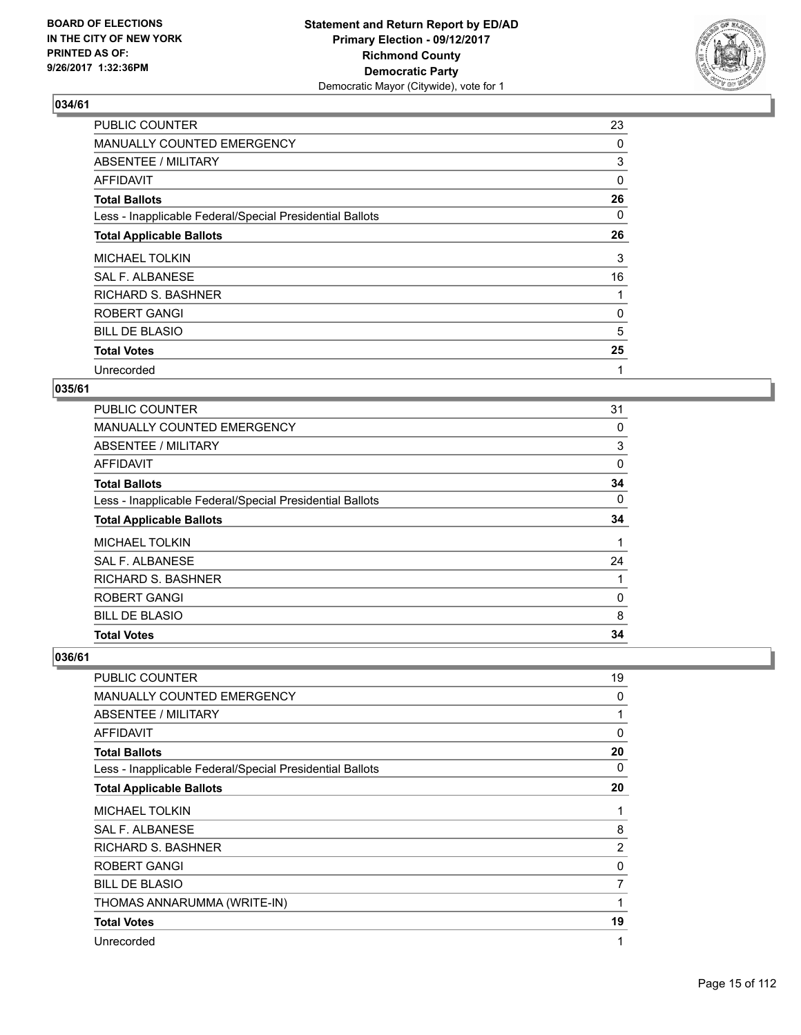**BOARD OF ELECTIONS IN THE CITY OF NEW YORK PRINTED AS OF: 9/26/2017 1:32:36PM**

**Statement and Return Report by ED/AD**
**Primary Election - 09/12/2017**
**Richmond County**
**Democratic Party**
Democratic Mayor (Citywide), vote for 1

## 034/61

| | |
|---|---|
| PUBLIC COUNTER | 23 |
| MANUALLY COUNTED EMERGENCY | 0 |
| ABSENTEE / MILITARY | 3 |
| AFFIDAVIT | 0 |
| **Total Ballots** | **26** |
| Less - Inapplicable Federal/Special Presidential Ballots | 0 |
| **Total Applicable Ballots** | **26** |
| MICHAEL TOLKIN | 3 |
| SAL F. ALBANESE | 16 |
| RICHARD S. BASHNER | 1 |
| ROBERT GANGI | 0 |
| BILL DE BLASIO | 5 |
| **Total Votes** | **25** |
| Unrecorded | 1 |

## 035/61

| | |
|---|---|
| PUBLIC COUNTER | 31 |
| MANUALLY COUNTED EMERGENCY | 0 |
| ABSENTEE / MILITARY | 3 |
| AFFIDAVIT | 0 |
| **Total Ballots** | **34** |
| Less - Inapplicable Federal/Special Presidential Ballots | 0 |
| **Total Applicable Ballots** | **34** |
| MICHAEL TOLKIN | 1 |
| SAL F. ALBANESE | 24 |
| RICHARD S. BASHNER | 1 |
| ROBERT GANGI | 0 |
| BILL DE BLASIO | 8 |
| **Total Votes** | **34** |

## 036/61

| | |
|---|---|
| PUBLIC COUNTER | 19 |
| MANUALLY COUNTED EMERGENCY | 0 |
| ABSENTEE / MILITARY | 1 |
| AFFIDAVIT | 0 |
| **Total Ballots** | **20** |
| Less - Inapplicable Federal/Special Presidential Ballots | 0 |
| **Total Applicable Ballots** | **20** |
| MICHAEL TOLKIN | 1 |
| SAL F. ALBANESE | 8 |
| RICHARD S. BASHNER | 2 |
| ROBERT GANGI | 0 |
| BILL DE BLASIO | 7 |
| THOMAS ANNARUMMA (WRITE-IN) | 1 |
| **Total Votes** | **19** |
| Unrecorded | 1 |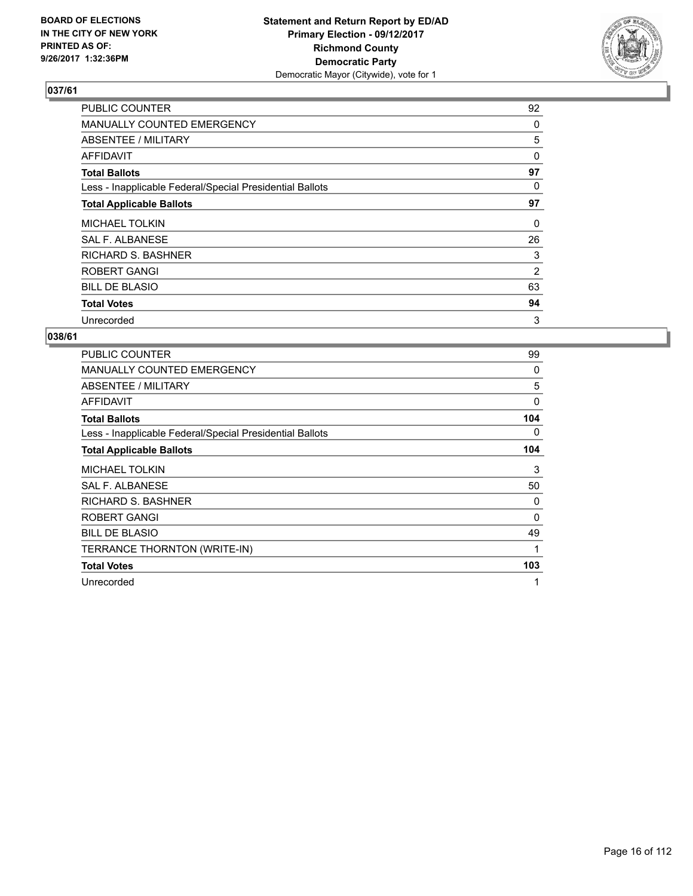**BOARD OF ELECTIONS IN THE CITY OF NEW YORK PRINTED AS OF: 9/26/2017 1:32:36PM**

**Statement and Return Report by ED/AD**
**Primary Election - 09/12/2017**
**Richmond County**
**Democratic Party**
Democratic Mayor (Citywide), vote for 1

## 037/61

| | |
|---|---|
| PUBLIC COUNTER | 92 |
| MANUALLY COUNTED EMERGENCY | 0 |
| ABSENTEE / MILITARY | 5 |
| AFFIDAVIT | 0 |
| **Total Ballots** | **97** |
| Less - Inapplicable Federal/Special Presidential Ballots | 0 |
| **Total Applicable Ballots** | **97** |
| MICHAEL TOLKIN | 0 |
| SAL F. ALBANESE | 26 |
| RICHARD S. BASHNER | 3 |
| ROBERT GANGI | 2 |
| BILL DE BLASIO | 63 |
| **Total Votes** | **94** |
| Unrecorded | 3 |

## 038/61

| | |
|---|---|
| PUBLIC COUNTER | 99 |
| MANUALLY COUNTED EMERGENCY | 0 |
| ABSENTEE / MILITARY | 5 |
| AFFIDAVIT | 0 |
| **Total Ballots** | **104** |
| Less - Inapplicable Federal/Special Presidential Ballots | 0 |
| **Total Applicable Ballots** | **104** |
| MICHAEL TOLKIN | 3 |
| SAL F. ALBANESE | 50 |
| RICHARD S. BASHNER | 0 |
| ROBERT GANGI | 0 |
| BILL DE BLASIO | 49 |
| TERRANCE THORNTON (WRITE-IN) | 1 |
| **Total Votes** | **103** |
| Unrecorded | 1 |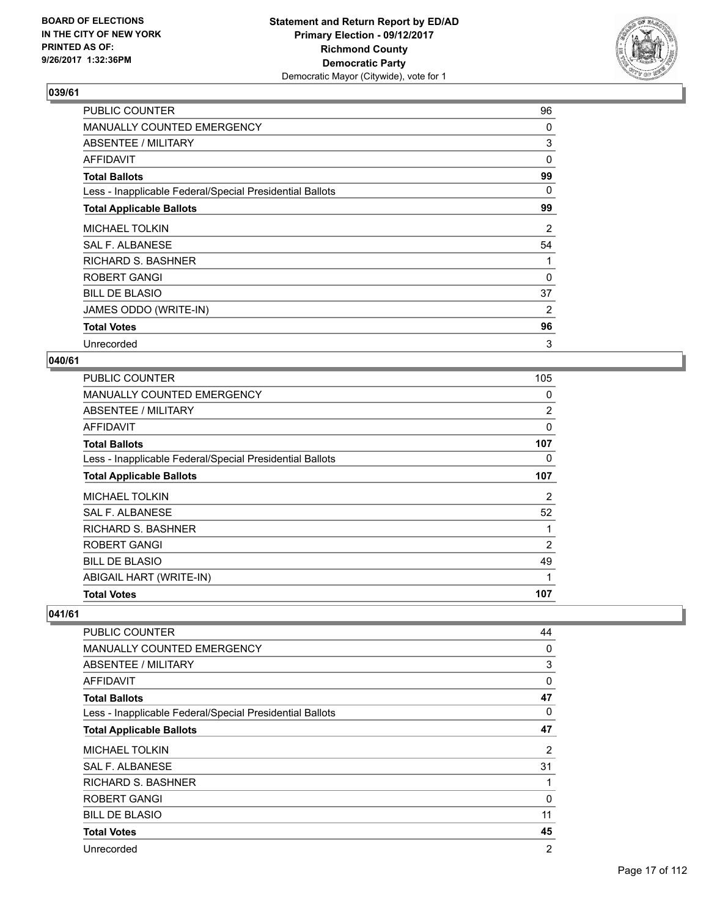BOARD OF ELECTIONS
IN THE CITY OF NEW YORK
PRINTED AS OF:
9/26/2017 1:32:36PM

**Statement and Return Report by ED/AD**
**Primary Election - 09/12/2017**
**Richmond County**
**Democratic Party**
Democratic Mayor (Citywide), vote for 1

## 039/61

| | |
|---|---|
| PUBLIC COUNTER | 96 |
| MANUALLY COUNTED EMERGENCY | 0 |
| ABSENTEE / MILITARY | 3 |
| AFFIDAVIT | 0 |
| **Total Ballots** | **99** |
| Less - Inapplicable Federal/Special Presidential Ballots | 0 |
| **Total Applicable Ballots** | **99** |
| MICHAEL TOLKIN | 2 |
| SAL F. ALBANESE | 54 |
| RICHARD S. BASHNER | 1 |
| ROBERT GANGI | 0 |
| BILL DE BLASIO | 37 |
| JAMES ODDO (WRITE-IN) | 2 |
| **Total Votes** | **96** |
| Unrecorded | 3 |

## 040/61

| | |
|---|---|
| PUBLIC COUNTER | 105 |
| MANUALLY COUNTED EMERGENCY | 0 |
| ABSENTEE / MILITARY | 2 |
| AFFIDAVIT | 0 |
| **Total Ballots** | **107** |
| Less - Inapplicable Federal/Special Presidential Ballots | 0 |
| **Total Applicable Ballots** | **107** |
| MICHAEL TOLKIN | 2 |
| SAL F. ALBANESE | 52 |
| RICHARD S. BASHNER | 1 |
| ROBERT GANGI | 2 |
| BILL DE BLASIO | 49 |
| ABIGAIL HART (WRITE-IN) | 1 |
| **Total Votes** | **107** |

## 041/61

| | |
|---|---|
| PUBLIC COUNTER | 44 |
| MANUALLY COUNTED EMERGENCY | 0 |
| ABSENTEE / MILITARY | 3 |
| AFFIDAVIT | 0 |
| **Total Ballots** | **47** |
| Less - Inapplicable Federal/Special Presidential Ballots | 0 |
| **Total Applicable Ballots** | **47** |
| MICHAEL TOLKIN | 2 |
| SAL F. ALBANESE | 31 |
| RICHARD S. BASHNER | 1 |
| ROBERT GANGI | 0 |
| BILL DE BLASIO | 11 |
| **Total Votes** | **45** |
| Unrecorded | 2 |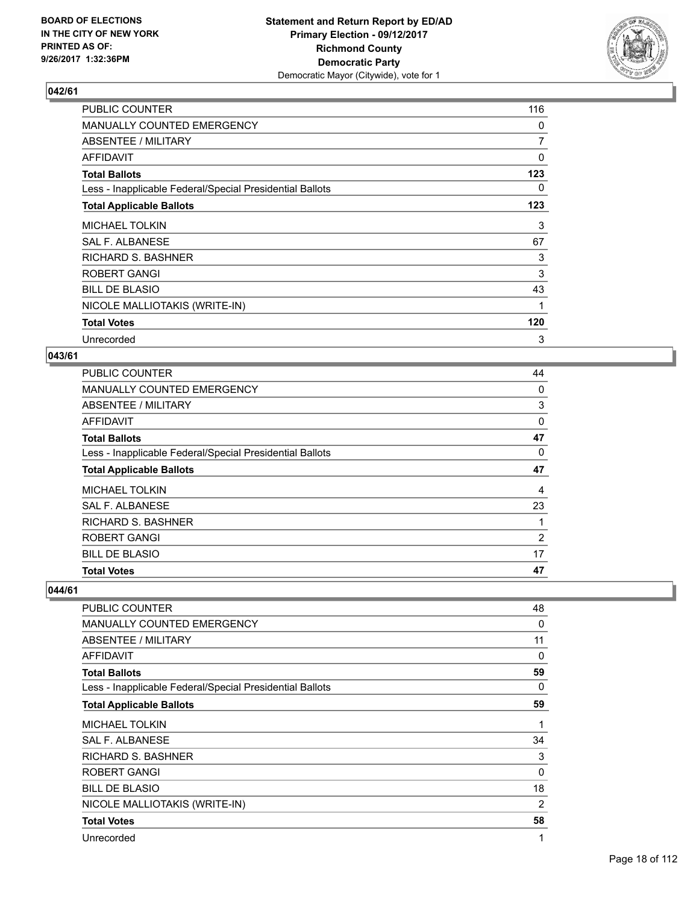## 042/61

| | |
|---|---|
| PUBLIC COUNTER | 116 |
| MANUALLY COUNTED EMERGENCY | 0 |
| ABSENTEE / MILITARY | 7 |
| AFFIDAVIT | 0 |
| **Total Ballots** | **123** |
| Less - Inapplicable Federal/Special Presidential Ballots | 0 |
| **Total Applicable Ballots** | **123** |
| MICHAEL TOLKIN | 3 |
| SAL F. ALBANESE | 67 |
| RICHARD S. BASHNER | 3 |
| ROBERT GANGI | 3 |
| BILL DE BLASIO | 43 |
| NICOLE MALLIOTAKIS (WRITE-IN) | 1 |
| **Total Votes** | **120** |
| Unrecorded | 3 |

## 043/61

| | |
|---|---|
| PUBLIC COUNTER | 44 |
| MANUALLY COUNTED EMERGENCY | 0 |
| ABSENTEE / MILITARY | 3 |
| AFFIDAVIT | 0 |
| **Total Ballots** | **47** |
| Less - Inapplicable Federal/Special Presidential Ballots | 0 |
| **Total Applicable Ballots** | **47** |
| MICHAEL TOLKIN | 4 |
| SAL F. ALBANESE | 23 |
| RICHARD S. BASHNER | 1 |
| ROBERT GANGI | 2 |
| BILL DE BLASIO | 17 |
| **Total Votes** | **47** |

## 044/61

| | |
|---|---|
| PUBLIC COUNTER | 48 |
| MANUALLY COUNTED EMERGENCY | 0 |
| ABSENTEE / MILITARY | 11 |
| AFFIDAVIT | 0 |
| **Total Ballots** | **59** |
| Less - Inapplicable Federal/Special Presidential Ballots | 0 |
| **Total Applicable Ballots** | **59** |
| MICHAEL TOLKIN | 1 |
| SAL F. ALBANESE | 34 |
| RICHARD S. BASHNER | 3 |
| ROBERT GANGI | 0 |
| BILL DE BLASIO | 18 |
| NICOLE MALLIOTAKIS (WRITE-IN) | 2 |
| **Total Votes** | **58** |
| Unrecorded | 1 |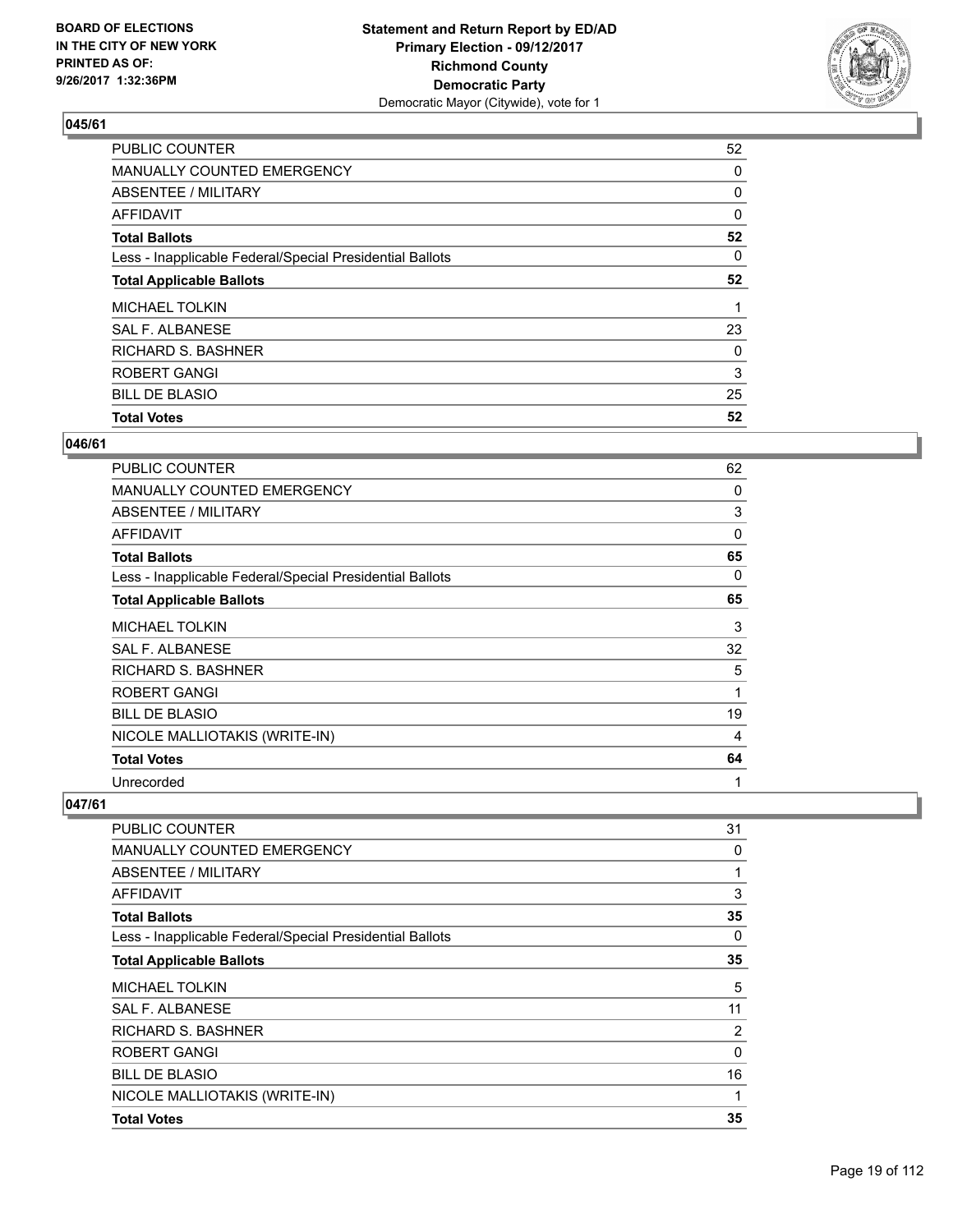**BOARD OF ELECTIONS IN THE CITY OF NEW YORK PRINTED AS OF: 9/26/2017 1:32:36PM**

**Statement and Return Report by ED/AD**
**Primary Election - 09/12/2017**
**Richmond County**
**Democratic Party**
Democratic Mayor (Citywide), vote for 1

### 045/61

| | |
|---|---|
| PUBLIC COUNTER | 52 |
| MANUALLY COUNTED EMERGENCY | 0 |
| ABSENTEE / MILITARY | 0 |
| AFFIDAVIT | 0 |
| **Total Ballots** | **52** |
| Less - Inapplicable Federal/Special Presidential Ballots | 0 |
| **Total Applicable Ballots** | **52** |
| MICHAEL TOLKIN | 1 |
| SAL F. ALBANESE | 23 |
| RICHARD S. BASHNER | 0 |
| ROBERT GANGI | 3 |
| BILL DE BLASIO | 25 |
| **Total Votes** | **52** |

### 046/61

| | |
|---|---|
| PUBLIC COUNTER | 62 |
| MANUALLY COUNTED EMERGENCY | 0 |
| ABSENTEE / MILITARY | 3 |
| AFFIDAVIT | 0 |
| **Total Ballots** | **65** |
| Less - Inapplicable Federal/Special Presidential Ballots | 0 |
| **Total Applicable Ballots** | **65** |
| MICHAEL TOLKIN | 3 |
| SAL F. ALBANESE | 32 |
| RICHARD S. BASHNER | 5 |
| ROBERT GANGI | 1 |
| BILL DE BLASIO | 19 |
| NICOLE MALLIOTAKIS (WRITE-IN) | 4 |
| **Total Votes** | **64** |
| Unrecorded | 1 |

### 047/61

| | |
|---|---|
| PUBLIC COUNTER | 31 |
| MANUALLY COUNTED EMERGENCY | 0 |
| ABSENTEE / MILITARY | 1 |
| AFFIDAVIT | 3 |
| **Total Ballots** | **35** |
| Less - Inapplicable Federal/Special Presidential Ballots | 0 |
| **Total Applicable Ballots** | **35** |
| MICHAEL TOLKIN | 5 |
| SAL F. ALBANESE | 11 |
| RICHARD S. BASHNER | 2 |
| ROBERT GANGI | 0 |
| BILL DE BLASIO | 16 |
| NICOLE MALLIOTAKIS (WRITE-IN) | 1 |
| **Total Votes** | **35** |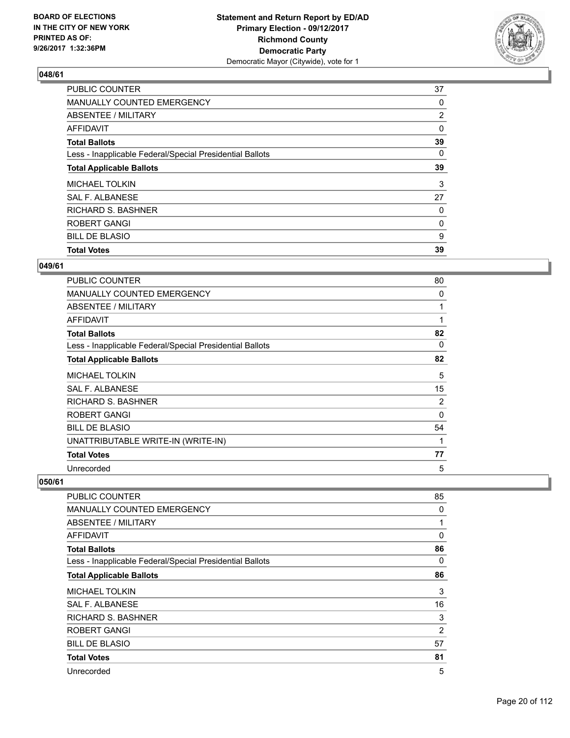**BOARD OF ELECTIONS IN THE CITY OF NEW YORK PRINTED AS OF: 9/26/2017 1:32:36PM**

**Statement and Return Report by ED/AD**
**Primary Election - 09/12/2017**
**Richmond County**
**Democratic Party**
Democratic Mayor (Citywide), vote for 1

### 048/61

| | |
|---|---|
| PUBLIC COUNTER | 37 |
| MANUALLY COUNTED EMERGENCY | 0 |
| ABSENTEE / MILITARY | 2 |
| AFFIDAVIT | 0 |
| **Total Ballots** | **39** |
| Less - Inapplicable Federal/Special Presidential Ballots | 0 |
| **Total Applicable Ballots** | **39** |
| MICHAEL TOLKIN | 3 |
| SAL F. ALBANESE | 27 |
| RICHARD S. BASHNER | 0 |
| ROBERT GANGI | 0 |
| BILL DE BLASIO | 9 |
| **Total Votes** | **39** |

### 049/61

| | |
|---|---|
| PUBLIC COUNTER | 80 |
| MANUALLY COUNTED EMERGENCY | 0 |
| ABSENTEE / MILITARY | 1 |
| AFFIDAVIT | 1 |
| **Total Ballots** | **82** |
| Less - Inapplicable Federal/Special Presidential Ballots | 0 |
| **Total Applicable Ballots** | **82** |
| MICHAEL TOLKIN | 5 |
| SAL F. ALBANESE | 15 |
| RICHARD S. BASHNER | 2 |
| ROBERT GANGI | 0 |
| BILL DE BLASIO | 54 |
| UNATTRIBUTABLE WRITE-IN (WRITE-IN) | 1 |
| **Total Votes** | **77** |
| Unrecorded | 5 |

### 050/61

| | |
|---|---|
| PUBLIC COUNTER | 85 |
| MANUALLY COUNTED EMERGENCY | 0 |
| ABSENTEE / MILITARY | 1 |
| AFFIDAVIT | 0 |
| **Total Ballots** | **86** |
| Less - Inapplicable Federal/Special Presidential Ballots | 0 |
| **Total Applicable Ballots** | **86** |
| MICHAEL TOLKIN | 3 |
| SAL F. ALBANESE | 16 |
| RICHARD S. BASHNER | 3 |
| ROBERT GANGI | 2 |
| BILL DE BLASIO | 57 |
| **Total Votes** | **81** |
| Unrecorded | 5 |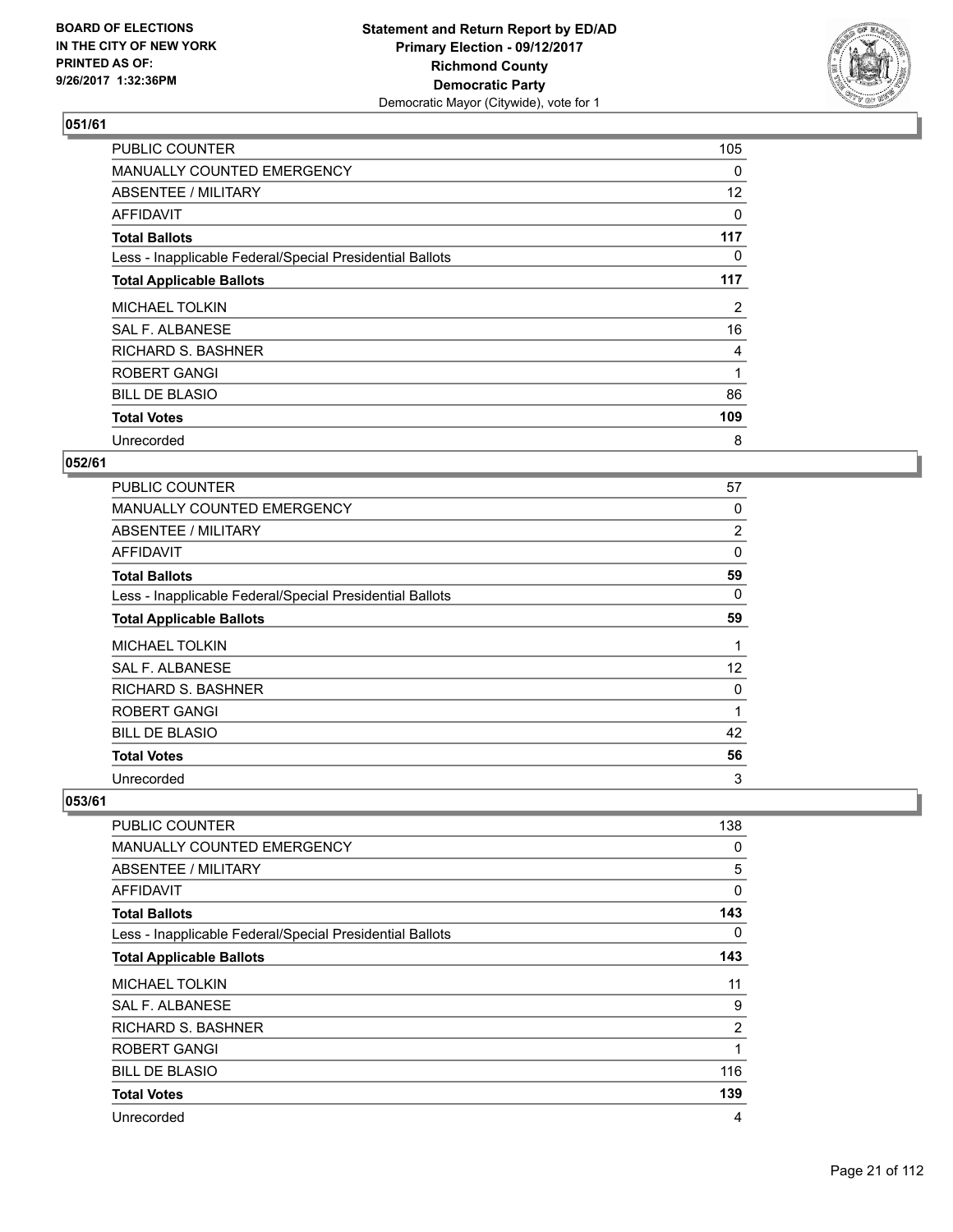BOARD OF ELECTIONS
IN THE CITY OF NEW YORK
PRINTED AS OF:
9/26/2017 1:32:36PM

**Statement and Return Report by ED/AD**
**Primary Election - 09/12/2017**
**Richmond County**
**Democratic Party**
Democratic Mayor (Citywide), vote for 1

### 051/61

| | |
|---|---|
| PUBLIC COUNTER | 105 |
| MANUALLY COUNTED EMERGENCY | 0 |
| ABSENTEE / MILITARY | 12 |
| AFFIDAVIT | 0 |
| **Total Ballots** | **117** |
| Less - Inapplicable Federal/Special Presidential Ballots | 0 |
| **Total Applicable Ballots** | **117** |
| MICHAEL TOLKIN | 2 |
| SAL F. ALBANESE | 16 |
| RICHARD S. BASHNER | 4 |
| ROBERT GANGI | 1 |
| BILL DE BLASIO | 86 |
| **Total Votes** | **109** |
| Unrecorded | 8 |

### 052/61

| | |
|---|---|
| PUBLIC COUNTER | 57 |
| MANUALLY COUNTED EMERGENCY | 0 |
| ABSENTEE / MILITARY | 2 |
| AFFIDAVIT | 0 |
| **Total Ballots** | **59** |
| Less - Inapplicable Federal/Special Presidential Ballots | 0 |
| **Total Applicable Ballots** | **59** |
| MICHAEL TOLKIN | 1 |
| SAL F. ALBANESE | 12 |
| RICHARD S. BASHNER | 0 |
| ROBERT GANGI | 1 |
| BILL DE BLASIO | 42 |
| **Total Votes** | **56** |
| Unrecorded | 3 |

### 053/61

| | |
|---|---|
| PUBLIC COUNTER | 138 |
| MANUALLY COUNTED EMERGENCY | 0 |
| ABSENTEE / MILITARY | 5 |
| AFFIDAVIT | 0 |
| **Total Ballots** | **143** |
| Less - Inapplicable Federal/Special Presidential Ballots | 0 |
| **Total Applicable Ballots** | **143** |
| MICHAEL TOLKIN | 11 |
| SAL F. ALBANESE | 9 |
| RICHARD S. BASHNER | 2 |
| ROBERT GANGI | 1 |
| BILL DE BLASIO | 116 |
| **Total Votes** | **139** |
| Unrecorded | 4 |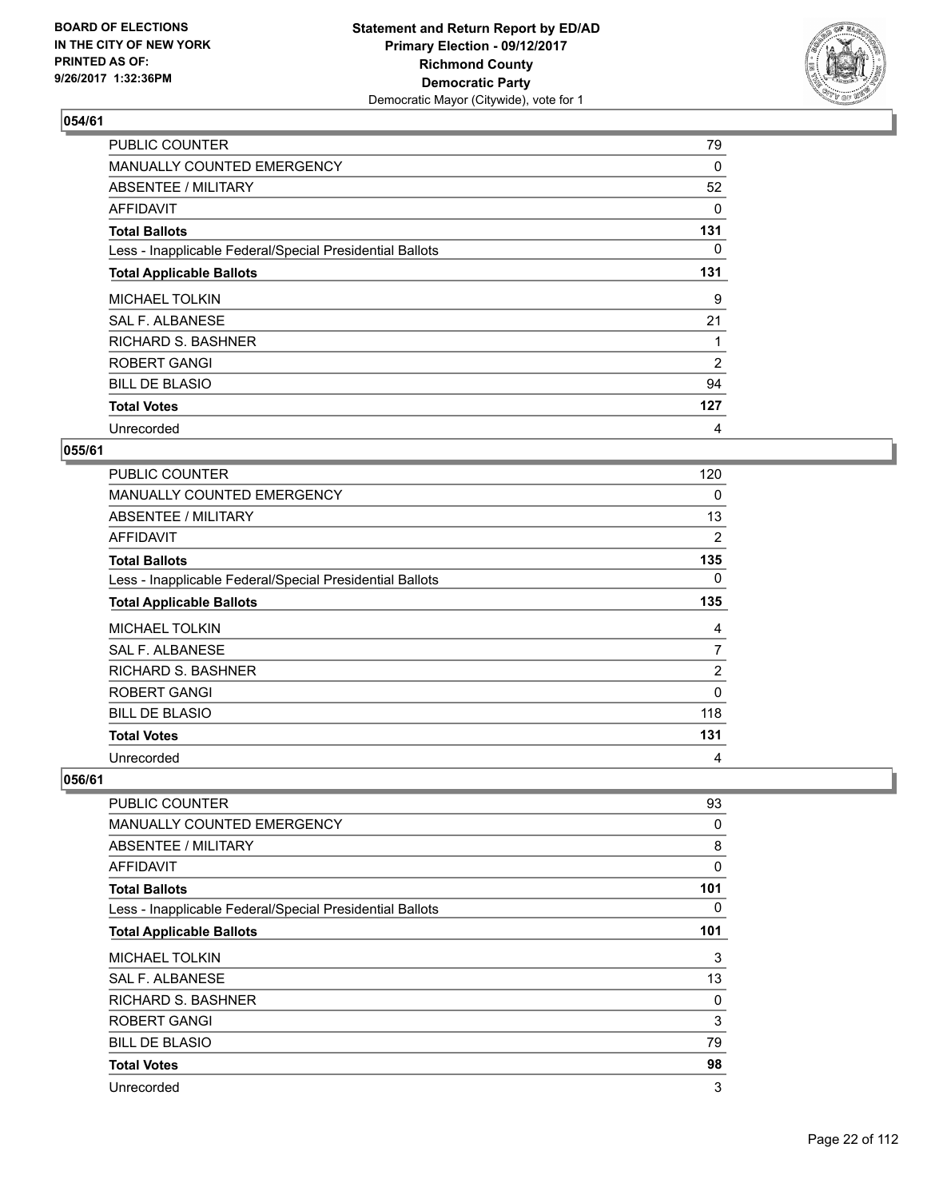**BOARD OF ELECTIONS IN THE CITY OF NEW YORK PRINTED AS OF: 9/26/2017 1:32:36PM**

**Statement and Return Report by ED/AD Primary Election - 09/12/2017 Richmond County Democratic Party**
Democratic Mayor (Citywide), vote for 1

## 054/61

| | |
|---|---|
| PUBLIC COUNTER | 79 |
| MANUALLY COUNTED EMERGENCY | 0 |
| ABSENTEE / MILITARY | 52 |
| AFFIDAVIT | 0 |
| **Total Ballots** | **131** |
| Less - Inapplicable Federal/Special Presidential Ballots | 0 |
| **Total Applicable Ballots** | **131** |
| MICHAEL TOLKIN | 9 |
| SAL F. ALBANESE | 21 |
| RICHARD S. BASHNER | 1 |
| ROBERT GANGI | 2 |
| BILL DE BLASIO | 94 |
| **Total Votes** | **127** |
| Unrecorded | 4 |

## 055/61

| | |
|---|---|
| PUBLIC COUNTER | 120 |
| MANUALLY COUNTED EMERGENCY | 0 |
| ABSENTEE / MILITARY | 13 |
| AFFIDAVIT | 2 |
| **Total Ballots** | **135** |
| Less - Inapplicable Federal/Special Presidential Ballots | 0 |
| **Total Applicable Ballots** | **135** |
| MICHAEL TOLKIN | 4 |
| SAL F. ALBANESE | 7 |
| RICHARD S. BASHNER | 2 |
| ROBERT GANGI | 0 |
| BILL DE BLASIO | 118 |
| **Total Votes** | **131** |
| Unrecorded | 4 |

## 056/61

| | |
|---|---|
| PUBLIC COUNTER | 93 |
| MANUALLY COUNTED EMERGENCY | 0 |
| ABSENTEE / MILITARY | 8 |
| AFFIDAVIT | 0 |
| **Total Ballots** | **101** |
| Less - Inapplicable Federal/Special Presidential Ballots | 0 |
| **Total Applicable Ballots** | **101** |
| MICHAEL TOLKIN | 3 |
| SAL F. ALBANESE | 13 |
| RICHARD S. BASHNER | 0 |
| ROBERT GANGI | 3 |
| BILL DE BLASIO | 79 |
| **Total Votes** | **98** |
| Unrecorded | 3 |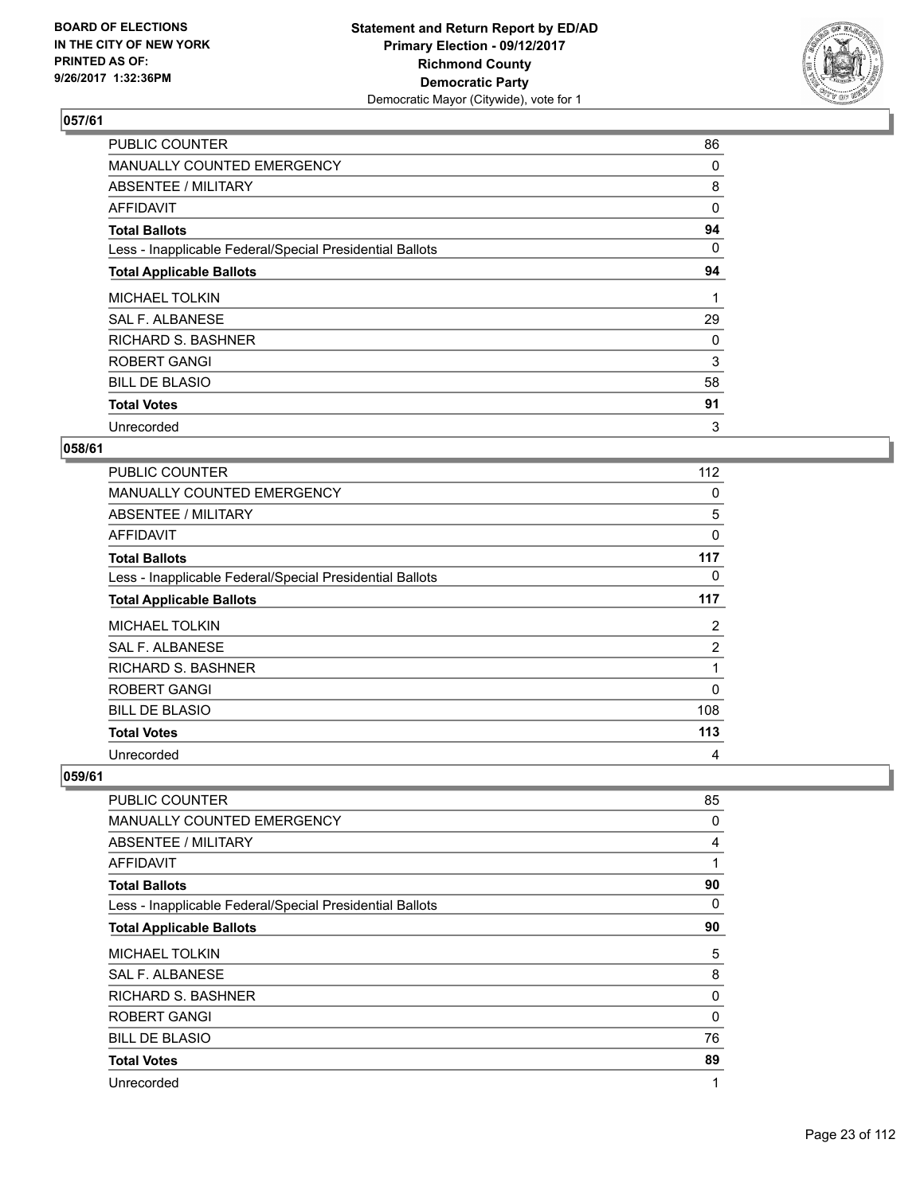## 057/61

| | |
|---|---|
| PUBLIC COUNTER | 86 |
| MANUALLY COUNTED EMERGENCY | 0 |
| ABSENTEE / MILITARY | 8 |
| AFFIDAVIT | 0 |
| **Total Ballots** | **94** |
| Less - Inapplicable Federal/Special Presidential Ballots | 0 |
| **Total Applicable Ballots** | **94** |
| MICHAEL TOLKIN | 1 |
| SAL F. ALBANESE | 29 |
| RICHARD S. BASHNER | 0 |
| ROBERT GANGI | 3 |
| BILL DE BLASIO | 58 |
| **Total Votes** | **91** |
| Unrecorded | 3 |

## 058/61

| | |
|---|---|
| PUBLIC COUNTER | 112 |
| MANUALLY COUNTED EMERGENCY | 0 |
| ABSENTEE / MILITARY | 5 |
| AFFIDAVIT | 0 |
| **Total Ballots** | **117** |
| Less - Inapplicable Federal/Special Presidential Ballots | 0 |
| **Total Applicable Ballots** | **117** |
| MICHAEL TOLKIN | 2 |
| SAL F. ALBANESE | 2 |
| RICHARD S. BASHNER | 1 |
| ROBERT GANGI | 0 |
| BILL DE BLASIO | 108 |
| **Total Votes** | **113** |
| Unrecorded | 4 |

## 059/61

| | |
|---|---|
| PUBLIC COUNTER | 85 |
| MANUALLY COUNTED EMERGENCY | 0 |
| ABSENTEE / MILITARY | 4 |
| AFFIDAVIT | 1 |
| **Total Ballots** | **90** |
| Less - Inapplicable Federal/Special Presidential Ballots | 0 |
| **Total Applicable Ballots** | **90** |
| MICHAEL TOLKIN | 5 |
| SAL F. ALBANESE | 8 |
| RICHARD S. BASHNER | 0 |
| ROBERT GANGI | 0 |
| BILL DE BLASIO | 76 |
| **Total Votes** | **89** |
| Unrecorded | 1 |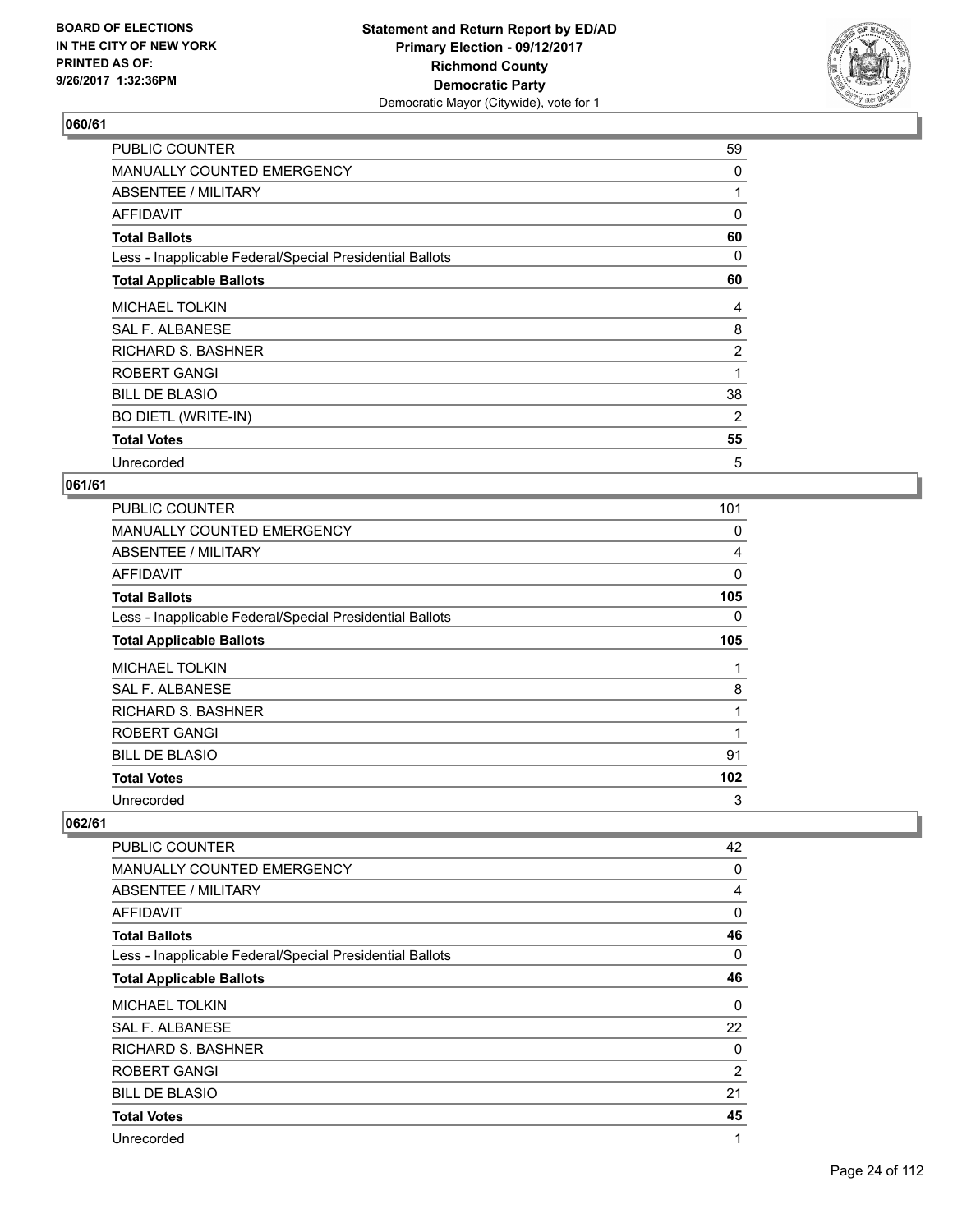**BOARD OF ELECTIONS IN THE CITY OF NEW YORK PRINTED AS OF: 9/26/2017 1:32:36PM**

**Statement and Return Report by ED/AD Primary Election - 09/12/2017 Richmond County Democratic Party**
Democratic Mayor (Citywide), vote for 1

### 060/61

| | |
|---|---|
| PUBLIC COUNTER | 59 |
| MANUALLY COUNTED EMERGENCY | 0 |
| ABSENTEE / MILITARY | 1 |
| AFFIDAVIT | 0 |
| **Total Ballots** | **60** |
| Less - Inapplicable Federal/Special Presidential Ballots | 0 |
| **Total Applicable Ballots** | **60** |
| MICHAEL TOLKIN | 4 |
| SAL F. ALBANESE | 8 |
| RICHARD S. BASHNER | 2 |
| ROBERT GANGI | 1 |
| BILL DE BLASIO | 38 |
| BO DIETL (WRITE-IN) | 2 |
| **Total Votes** | **55** |
| Unrecorded | 5 |

### 061/61

| | |
|---|---|
| PUBLIC COUNTER | 101 |
| MANUALLY COUNTED EMERGENCY | 0 |
| ABSENTEE / MILITARY | 4 |
| AFFIDAVIT | 0 |
| **Total Ballots** | **105** |
| Less - Inapplicable Federal/Special Presidential Ballots | 0 |
| **Total Applicable Ballots** | **105** |
| MICHAEL TOLKIN | 1 |
| SAL F. ALBANESE | 8 |
| RICHARD S. BASHNER | 1 |
| ROBERT GANGI | 1 |
| BILL DE BLASIO | 91 |
| **Total Votes** | **102** |
| Unrecorded | 3 |

### 062/61

| | |
|---|---|
| PUBLIC COUNTER | 42 |
| MANUALLY COUNTED EMERGENCY | 0 |
| ABSENTEE / MILITARY | 4 |
| AFFIDAVIT | 0 |
| **Total Ballots** | **46** |
| Less - Inapplicable Federal/Special Presidential Ballots | 0 |
| **Total Applicable Ballots** | **46** |
| MICHAEL TOLKIN | 0 |
| SAL F. ALBANESE | 22 |
| RICHARD S. BASHNER | 0 |
| ROBERT GANGI | 2 |
| BILL DE BLASIO | 21 |
| **Total Votes** | **45** |
| Unrecorded | 1 |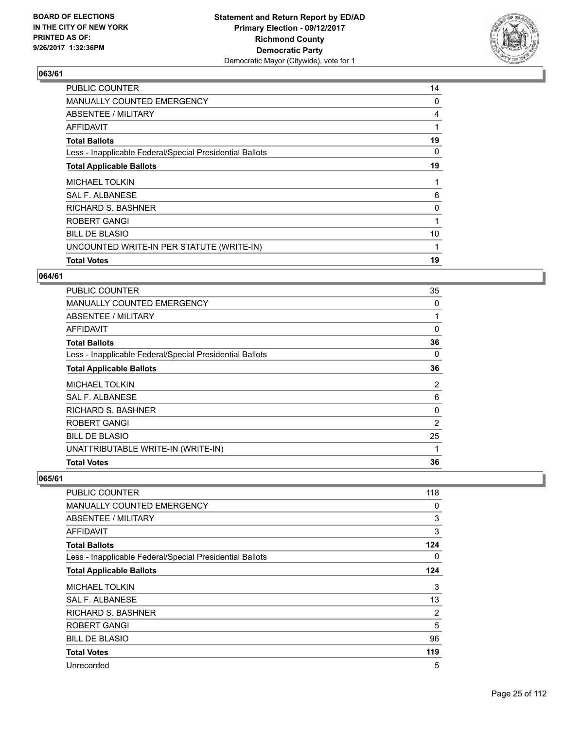**BOARD OF ELECTIONS IN THE CITY OF NEW YORK PRINTED AS OF: 9/26/2017 1:32:36PM**

**Statement and Return Report by ED/AD Primary Election - 09/12/2017 Richmond County Democratic Party**
Democratic Mayor (Citywide), vote for 1

## 063/61

| | |
|---|---|
| PUBLIC COUNTER | 14 |
| MANUALLY COUNTED EMERGENCY | 0 |
| ABSENTEE / MILITARY | 4 |
| AFFIDAVIT | 1 |
| **Total Ballots** | **19** |
| Less - Inapplicable Federal/Special Presidential Ballots | 0 |
| **Total Applicable Ballots** | **19** |
| MICHAEL TOLKIN | 1 |
| SAL F. ALBANESE | 6 |
| RICHARD S. BASHNER | 0 |
| ROBERT GANGI | 1 |
| BILL DE BLASIO | 10 |
| UNCOUNTED WRITE-IN PER STATUTE (WRITE-IN) | 1 |
| **Total Votes** | **19** |

## 064/61

| | |
|---|---|
| PUBLIC COUNTER | 35 |
| MANUALLY COUNTED EMERGENCY | 0 |
| ABSENTEE / MILITARY | 1 |
| AFFIDAVIT | 0 |
| **Total Ballots** | **36** |
| Less - Inapplicable Federal/Special Presidential Ballots | 0 |
| **Total Applicable Ballots** | **36** |
| MICHAEL TOLKIN | 2 |
| SAL F. ALBANESE | 6 |
| RICHARD S. BASHNER | 0 |
| ROBERT GANGI | 2 |
| BILL DE BLASIO | 25 |
| UNATTRIBUTABLE WRITE-IN (WRITE-IN) | 1 |
| **Total Votes** | **36** |

## 065/61

| | |
|---|---|
| PUBLIC COUNTER | 118 |
| MANUALLY COUNTED EMERGENCY | 0 |
| ABSENTEE / MILITARY | 3 |
| AFFIDAVIT | 3 |
| **Total Ballots** | **124** |
| Less - Inapplicable Federal/Special Presidential Ballots | 0 |
| **Total Applicable Ballots** | **124** |
| MICHAEL TOLKIN | 3 |
| SAL F. ALBANESE | 13 |
| RICHARD S. BASHNER | 2 |
| ROBERT GANGI | 5 |
| BILL DE BLASIO | 96 |
| **Total Votes** | **119** |
| Unrecorded | 5 |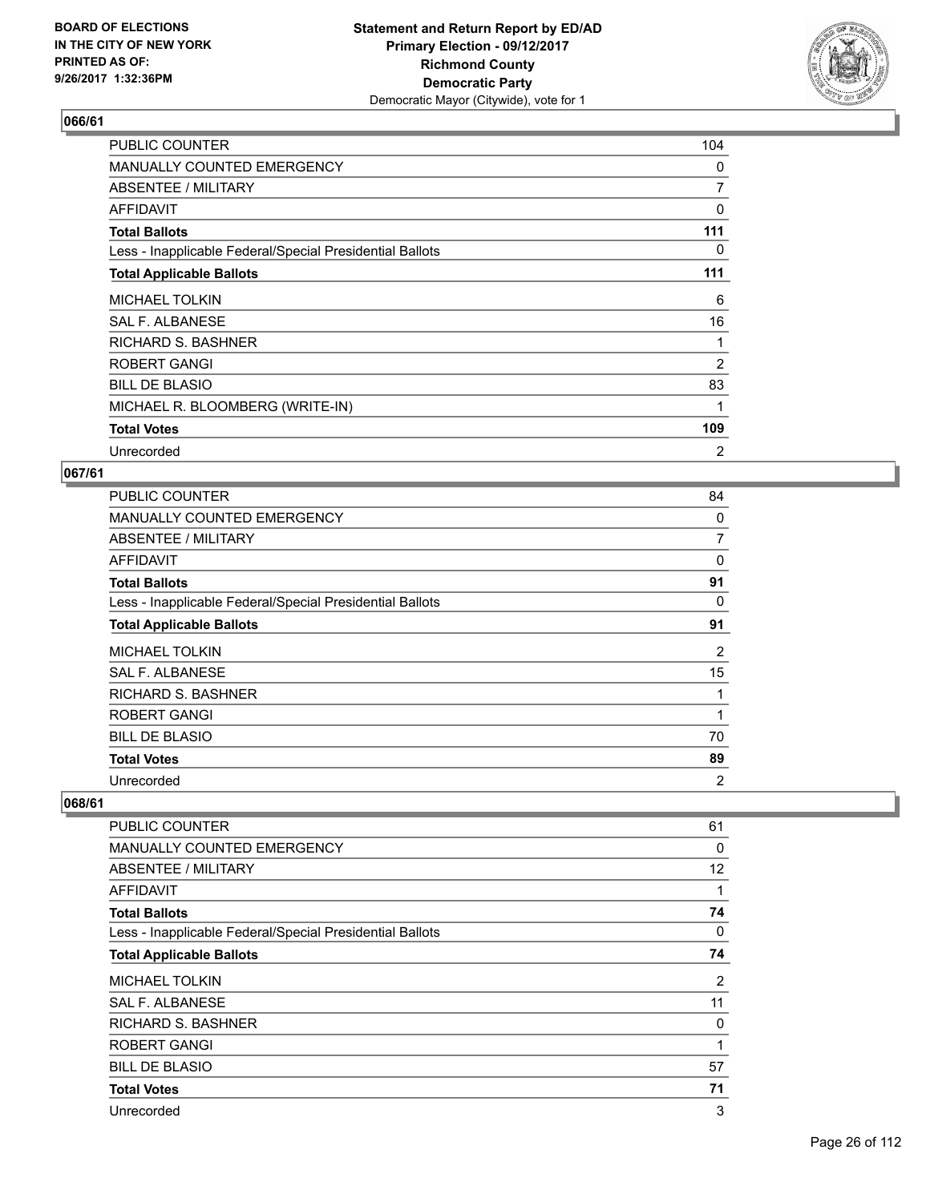**Statement and Return Report by ED/AD**
**Primary Election - 09/12/2017**
**Richmond County**
**Democratic Party**
Democratic Mayor (Citywide), vote for 1

BOARD OF ELECTIONS
IN THE CITY OF NEW YORK
PRINTED AS OF:
9/26/2017 1:32:36PM

## 066/61

| | |
|---|---|
| PUBLIC COUNTER | 104 |
| MANUALLY COUNTED EMERGENCY | 0 |
| ABSENTEE / MILITARY | 7 |
| AFFIDAVIT | 0 |
| **Total Ballots** | **111** |
| Less - Inapplicable Federal/Special Presidential Ballots | 0 |
| **Total Applicable Ballots** | **111** |
| MICHAEL TOLKIN | 6 |
| SAL F. ALBANESE | 16 |
| RICHARD S. BASHNER | 1 |
| ROBERT GANGI | 2 |
| BILL DE BLASIO | 83 |
| MICHAEL R. BLOOMBERG (WRITE-IN) | 1 |
| **Total Votes** | **109** |
| Unrecorded | 2 |

## 067/61

| | |
|---|---|
| PUBLIC COUNTER | 84 |
| MANUALLY COUNTED EMERGENCY | 0 |
| ABSENTEE / MILITARY | 7 |
| AFFIDAVIT | 0 |
| **Total Ballots** | **91** |
| Less - Inapplicable Federal/Special Presidential Ballots | 0 |
| **Total Applicable Ballots** | **91** |
| MICHAEL TOLKIN | 2 |
| SAL F. ALBANESE | 15 |
| RICHARD S. BASHNER | 1 |
| ROBERT GANGI | 1 |
| BILL DE BLASIO | 70 |
| **Total Votes** | **89** |
| Unrecorded | 2 |

## 068/61

| | |
|---|---|
| PUBLIC COUNTER | 61 |
| MANUALLY COUNTED EMERGENCY | 0 |
| ABSENTEE / MILITARY | 12 |
| AFFIDAVIT | 1 |
| **Total Ballots** | **74** |
| Less - Inapplicable Federal/Special Presidential Ballots | 0 |
| **Total Applicable Ballots** | **74** |
| MICHAEL TOLKIN | 2 |
| SAL F. ALBANESE | 11 |
| RICHARD S. BASHNER | 0 |
| ROBERT GANGI | 1 |
| BILL DE BLASIO | 57 |
| **Total Votes** | **71** |
| Unrecorded | 3 |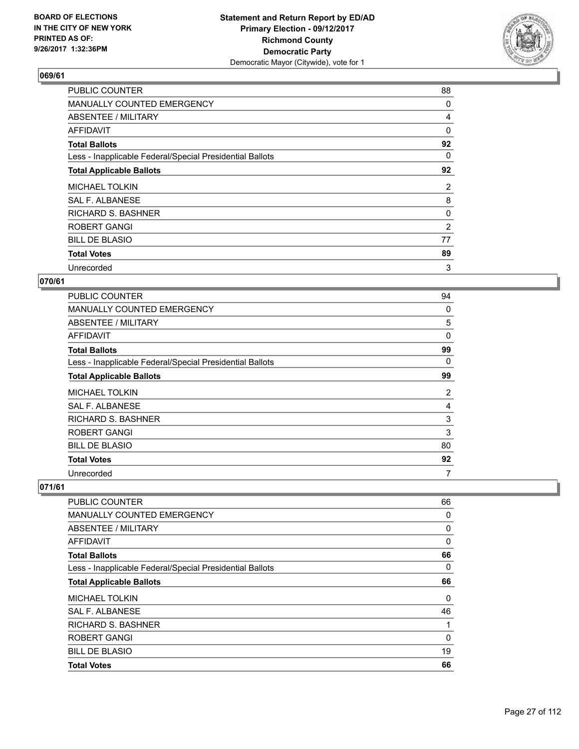**BOARD OF ELECTIONS IN THE CITY OF NEW YORK PRINTED AS OF: 9/26/2017 1:32:36PM**

**Statement and Return Report by ED/AD Primary Election - 09/12/2017 Richmond County Democratic Party**
Democratic Mayor (Citywide), vote for 1

## 069/61

| | |
|---|---|
| PUBLIC COUNTER | 88 |
| MANUALLY COUNTED EMERGENCY | 0 |
| ABSENTEE / MILITARY | 4 |
| AFFIDAVIT | 0 |
| **Total Ballots** | **92** |
| Less - Inapplicable Federal/Special Presidential Ballots | 0 |
| **Total Applicable Ballots** | **92** |
| MICHAEL TOLKIN | 2 |
| SAL F. ALBANESE | 8 |
| RICHARD S. BASHNER | 0 |
| ROBERT GANGI | 2 |
| BILL DE BLASIO | 77 |
| **Total Votes** | **89** |
| Unrecorded | 3 |

## 070/61

| | |
|---|---|
| PUBLIC COUNTER | 94 |
| MANUALLY COUNTED EMERGENCY | 0 |
| ABSENTEE / MILITARY | 5 |
| AFFIDAVIT | 0 |
| **Total Ballots** | **99** |
| Less - Inapplicable Federal/Special Presidential Ballots | 0 |
| **Total Applicable Ballots** | **99** |
| MICHAEL TOLKIN | 2 |
| SAL F. ALBANESE | 4 |
| RICHARD S. BASHNER | 3 |
| ROBERT GANGI | 3 |
| BILL DE BLASIO | 80 |
| **Total Votes** | **92** |
| Unrecorded | 7 |

## 071/61

| | |
|---|---|
| PUBLIC COUNTER | 66 |
| MANUALLY COUNTED EMERGENCY | 0 |
| ABSENTEE / MILITARY | 0 |
| AFFIDAVIT | 0 |
| **Total Ballots** | **66** |
| Less - Inapplicable Federal/Special Presidential Ballots | 0 |
| **Total Applicable Ballots** | **66** |
| MICHAEL TOLKIN | 0 |
| SAL F. ALBANESE | 46 |
| RICHARD S. BASHNER | 1 |
| ROBERT GANGI | 0 |
| BILL DE BLASIO | 19 |
| **Total Votes** | **66** |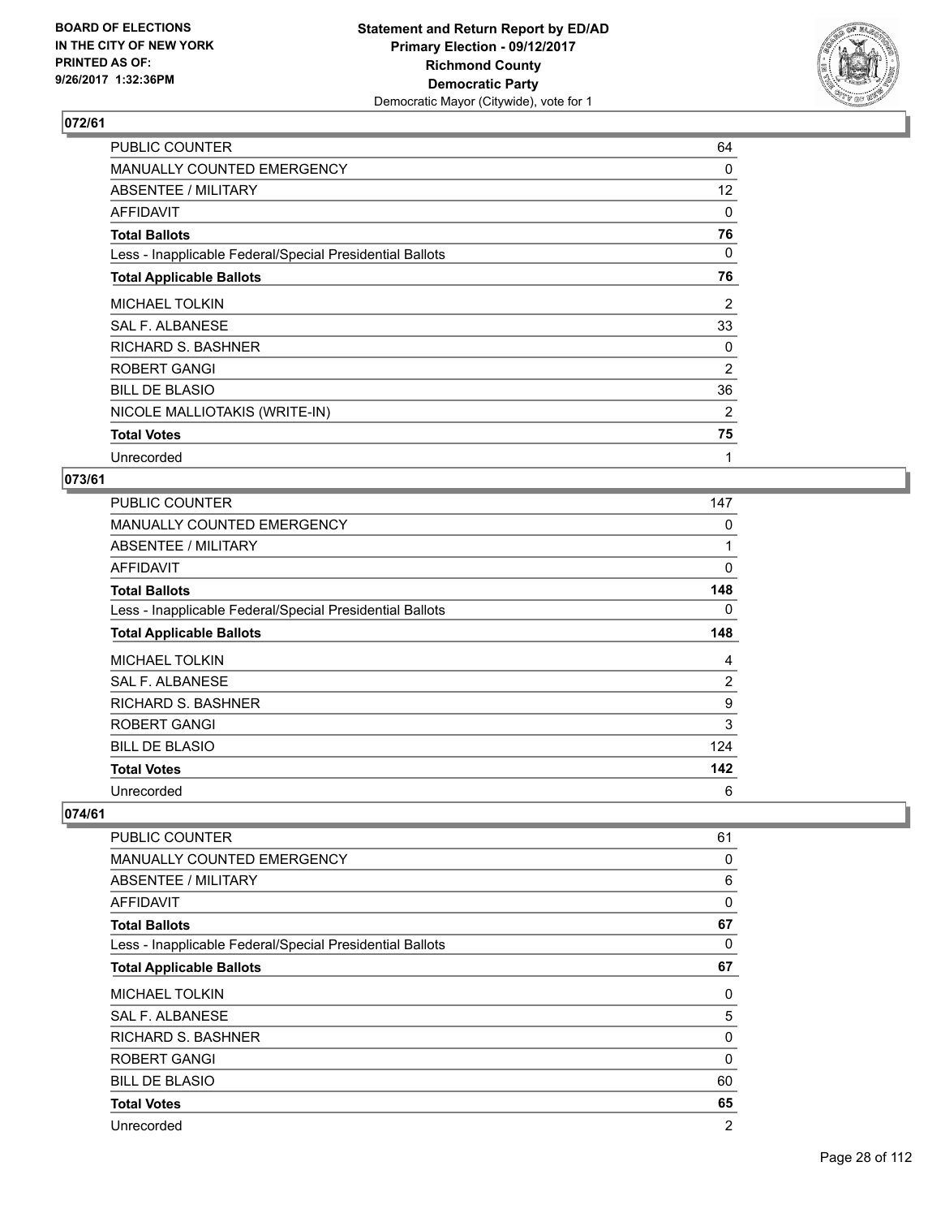**BOARD OF ELECTIONS IN THE CITY OF NEW YORK PRINTED AS OF: 9/26/2017 1:32:36PM**

**Statement and Return Report by ED/AD**
**Primary Election - 09/12/2017**
**Richmond County**
**Democratic Party**
Democratic Mayor (Citywide), vote for 1

## 072/61

| | |
|---|---|
| PUBLIC COUNTER | 64 |
| MANUALLY COUNTED EMERGENCY | 0 |
| ABSENTEE / MILITARY | 12 |
| AFFIDAVIT | 0 |
| **Total Ballots** | **76** |
| Less - Inapplicable Federal/Special Presidential Ballots | 0 |
| **Total Applicable Ballots** | **76** |
| MICHAEL TOLKIN | 2 |
| SAL F. ALBANESE | 33 |
| RICHARD S. BASHNER | 0 |
| ROBERT GANGI | 2 |
| BILL DE BLASIO | 36 |
| NICOLE MALLIOTAKIS (WRITE-IN) | 2 |
| **Total Votes** | **75** |
| Unrecorded | 1 |

## 073/61

| | |
|---|---|
| PUBLIC COUNTER | 147 |
| MANUALLY COUNTED EMERGENCY | 0 |
| ABSENTEE / MILITARY | 1 |
| AFFIDAVIT | 0 |
| **Total Ballots** | **148** |
| Less - Inapplicable Federal/Special Presidential Ballots | 0 |
| **Total Applicable Ballots** | **148** |
| MICHAEL TOLKIN | 4 |
| SAL F. ALBANESE | 2 |
| RICHARD S. BASHNER | 9 |
| ROBERT GANGI | 3 |
| BILL DE BLASIO | 124 |
| **Total Votes** | **142** |
| Unrecorded | 6 |

## 074/61

| | |
|---|---|
| PUBLIC COUNTER | 61 |
| MANUALLY COUNTED EMERGENCY | 0 |
| ABSENTEE / MILITARY | 6 |
| AFFIDAVIT | 0 |
| **Total Ballots** | **67** |
| Less - Inapplicable Federal/Special Presidential Ballots | 0 |
| **Total Applicable Ballots** | **67** |
| MICHAEL TOLKIN | 0 |
| SAL F. ALBANESE | 5 |
| RICHARD S. BASHNER | 0 |
| ROBERT GANGI | 0 |
| BILL DE BLASIO | 60 |
| **Total Votes** | **65** |
| Unrecorded | 2 |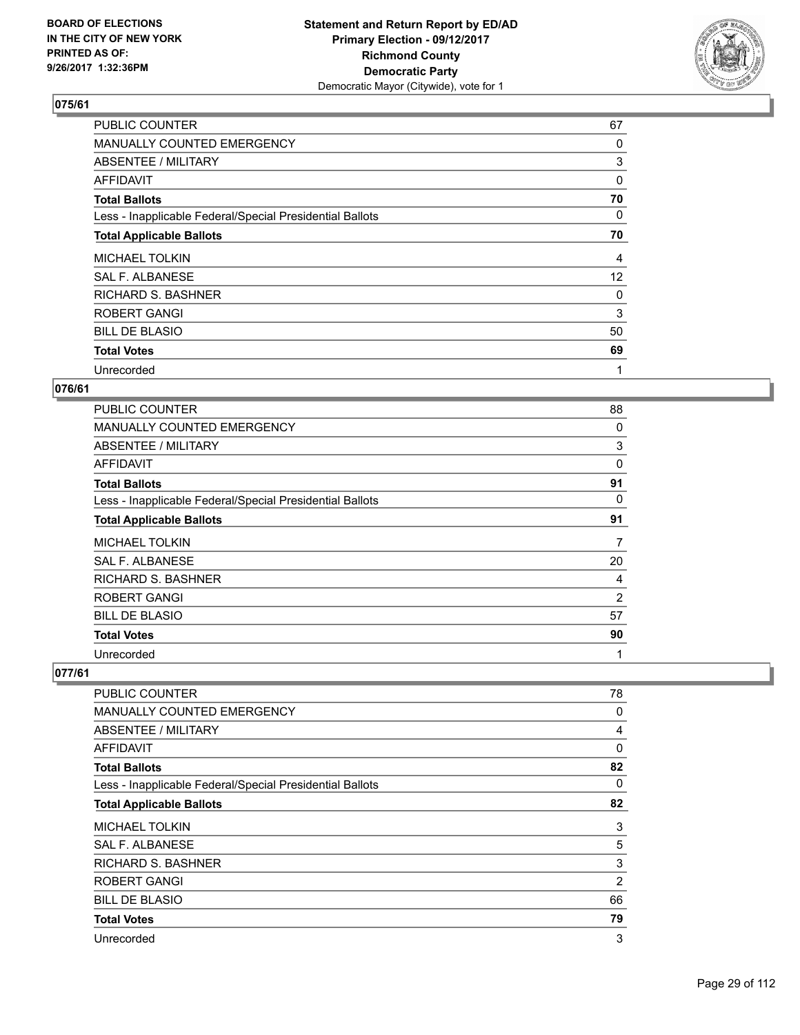### 075/61

| | |
|---|---|
| PUBLIC COUNTER | 67 |
| MANUALLY COUNTED EMERGENCY | 0 |
| ABSENTEE / MILITARY | 3 |
| AFFIDAVIT | 0 |
| **Total Ballots** | **70** |
| Less - Inapplicable Federal/Special Presidential Ballots | 0 |
| **Total Applicable Ballots** | **70** |
| MICHAEL TOLKIN | 4 |
| SAL F. ALBANESE | 12 |
| RICHARD S. BASHNER | 0 |
| ROBERT GANGI | 3 |
| BILL DE BLASIO | 50 |
| **Total Votes** | **69** |
| Unrecorded | 1 |

### 076/61

| | |
|---|---|
| PUBLIC COUNTER | 88 |
| MANUALLY COUNTED EMERGENCY | 0 |
| ABSENTEE / MILITARY | 3 |
| AFFIDAVIT | 0 |
| **Total Ballots** | **91** |
| Less - Inapplicable Federal/Special Presidential Ballots | 0 |
| **Total Applicable Ballots** | **91** |
| MICHAEL TOLKIN | 7 |
| SAL F. ALBANESE | 20 |
| RICHARD S. BASHNER | 4 |
| ROBERT GANGI | 2 |
| BILL DE BLASIO | 57 |
| **Total Votes** | **90** |
| Unrecorded | 1 |

### 077/61

| | |
|---|---|
| PUBLIC COUNTER | 78 |
| MANUALLY COUNTED EMERGENCY | 0 |
| ABSENTEE / MILITARY | 4 |
| AFFIDAVIT | 0 |
| **Total Ballots** | **82** |
| Less - Inapplicable Federal/Special Presidential Ballots | 0 |
| **Total Applicable Ballots** | **82** |
| MICHAEL TOLKIN | 3 |
| SAL F. ALBANESE | 5 |
| RICHARD S. BASHNER | 3 |
| ROBERT GANGI | 2 |
| BILL DE BLASIO | 66 |
| **Total Votes** | **79** |
| Unrecorded | 3 |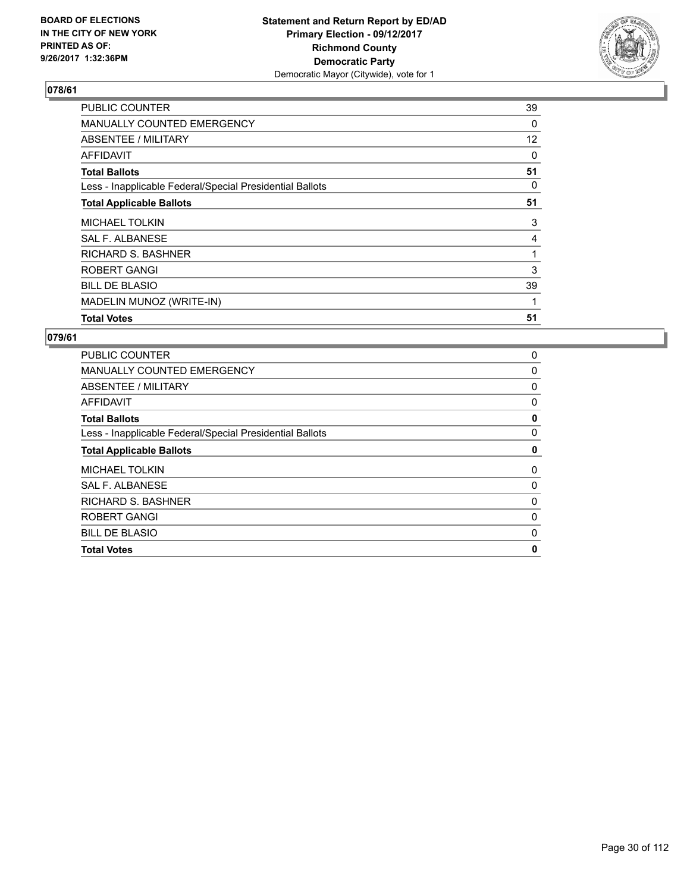**BOARD OF ELECTIONS IN THE CITY OF NEW YORK PRINTED AS OF: 9/26/2017 1:32:36PM**

**Statement and Return Report by ED/AD**
**Primary Election - 09/12/2017**
**Richmond County**
**Democratic Party**
Democratic Mayor (Citywide), vote for 1

### 078/61

| | |
|---|---|
| PUBLIC COUNTER | 39 |
| MANUALLY COUNTED EMERGENCY | 0 |
| ABSENTEE / MILITARY | 12 |
| AFFIDAVIT | 0 |
| **Total Ballots** | **51** |
| Less - Inapplicable Federal/Special Presidential Ballots | 0 |
| **Total Applicable Ballots** | **51** |
| MICHAEL TOLKIN | 3 |
| SAL F. ALBANESE | 4 |
| RICHARD S. BASHNER | 1 |
| ROBERT GANGI | 3 |
| BILL DE BLASIO | 39 |
| MADELIN MUNOZ (WRITE-IN) | 1 |
| **Total Votes** | **51** |

### 079/61

| | |
|---|---|
| PUBLIC COUNTER | 0 |
| MANUALLY COUNTED EMERGENCY | 0 |
| ABSENTEE / MILITARY | 0 |
| AFFIDAVIT | 0 |
| **Total Ballots** | **0** |
| Less - Inapplicable Federal/Special Presidential Ballots | 0 |
| **Total Applicable Ballots** | **0** |
| MICHAEL TOLKIN | 0 |
| SAL F. ALBANESE | 0 |
| RICHARD S. BASHNER | 0 |
| ROBERT GANGI | 0 |
| BILL DE BLASIO | 0 |
| **Total Votes** | **0** |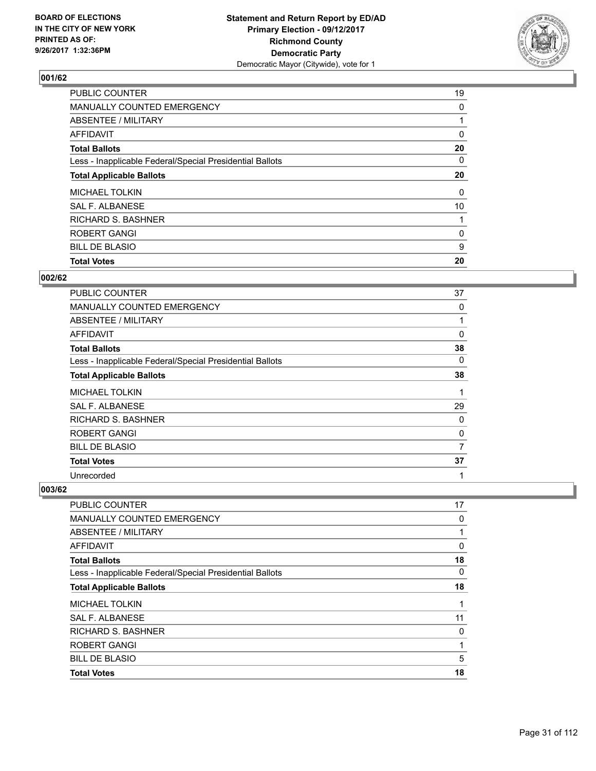**BOARD OF ELECTIONS IN THE CITY OF NEW YORK PRINTED AS OF: 9/26/2017 1:32:36PM**

**Statement and Return Report by ED/AD**
**Primary Election - 09/12/2017**
**Richmond County**
**Democratic Party**
Democratic Mayor (Citywide), vote for 1

## 001/62

| | |
|---|---|
| PUBLIC COUNTER | 19 |
| MANUALLY COUNTED EMERGENCY | 0 |
| ABSENTEE / MILITARY | 1 |
| AFFIDAVIT | 0 |
| **Total Ballots** | **20** |
| Less - Inapplicable Federal/Special Presidential Ballots | 0 |
| **Total Applicable Ballots** | **20** |
| MICHAEL TOLKIN | 0 |
| SAL F. ALBANESE | 10 |
| RICHARD S. BASHNER | 1 |
| ROBERT GANGI | 0 |
| BILL DE BLASIO | 9 |
| **Total Votes** | **20** |

## 002/62

| | |
|---|---|
| PUBLIC COUNTER | 37 |
| MANUALLY COUNTED EMERGENCY | 0 |
| ABSENTEE / MILITARY | 1 |
| AFFIDAVIT | 0 |
| **Total Ballots** | **38** |
| Less - Inapplicable Federal/Special Presidential Ballots | 0 |
| **Total Applicable Ballots** | **38** |
| MICHAEL TOLKIN | 1 |
| SAL F. ALBANESE | 29 |
| RICHARD S. BASHNER | 0 |
| ROBERT GANGI | 0 |
| BILL DE BLASIO | 7 |
| **Total Votes** | **37** |
| Unrecorded | 1 |

## 003/62

| | |
|---|---|
| PUBLIC COUNTER | 17 |
| MANUALLY COUNTED EMERGENCY | 0 |
| ABSENTEE / MILITARY | 1 |
| AFFIDAVIT | 0 |
| **Total Ballots** | **18** |
| Less - Inapplicable Federal/Special Presidential Ballots | 0 |
| **Total Applicable Ballots** | **18** |
| MICHAEL TOLKIN | 1 |
| SAL F. ALBANESE | 11 |
| RICHARD S. BASHNER | 0 |
| ROBERT GANGI | 1 |
| BILL DE BLASIO | 5 |
| **Total Votes** | **18** |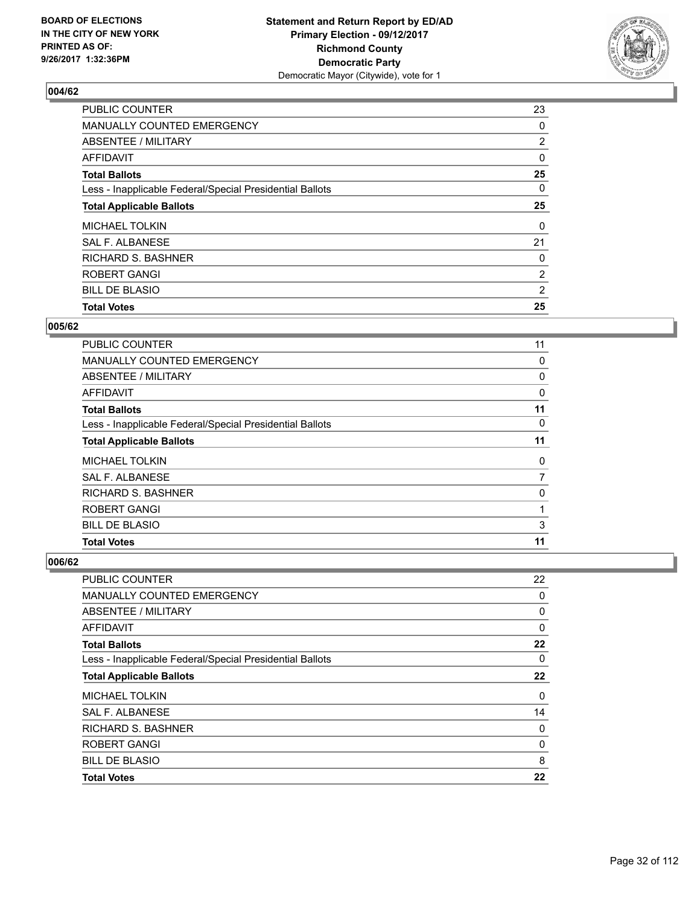**BOARD OF ELECTIONS IN THE CITY OF NEW YORK PRINTED AS OF: 9/26/2017 1:32:36PM**

**Statement and Return Report by ED/AD Primary Election - 09/12/2017 Richmond County Democratic Party**
Democratic Mayor (Citywide), vote for 1

### 004/62

| | |
|---|---|
| PUBLIC COUNTER | 23 |
| MANUALLY COUNTED EMERGENCY | 0 |
| ABSENTEE / MILITARY | 2 |
| AFFIDAVIT | 0 |
| **Total Ballots** | **25** |
| Less - Inapplicable Federal/Special Presidential Ballots | 0 |
| **Total Applicable Ballots** | **25** |
| MICHAEL TOLKIN | 0 |
| SAL F. ALBANESE | 21 |
| RICHARD S. BASHNER | 0 |
| ROBERT GANGI | 2 |
| BILL DE BLASIO | 2 |
| **Total Votes** | **25** |

### 005/62

| | |
|---|---|
| PUBLIC COUNTER | 11 |
| MANUALLY COUNTED EMERGENCY | 0 |
| ABSENTEE / MILITARY | 0 |
| AFFIDAVIT | 0 |
| **Total Ballots** | **11** |
| Less - Inapplicable Federal/Special Presidential Ballots | 0 |
| **Total Applicable Ballots** | **11** |
| MICHAEL TOLKIN | 0 |
| SAL F. ALBANESE | 7 |
| RICHARD S. BASHNER | 0 |
| ROBERT GANGI | 1 |
| BILL DE BLASIO | 3 |
| **Total Votes** | **11** |

### 006/62

| | |
|---|---|
| PUBLIC COUNTER | 22 |
| MANUALLY COUNTED EMERGENCY | 0 |
| ABSENTEE / MILITARY | 0 |
| AFFIDAVIT | 0 |
| **Total Ballots** | **22** |
| Less - Inapplicable Federal/Special Presidential Ballots | 0 |
| **Total Applicable Ballots** | **22** |
| MICHAEL TOLKIN | 0 |
| SAL F. ALBANESE | 14 |
| RICHARD S. BASHNER | 0 |
| ROBERT GANGI | 0 |
| BILL DE BLASIO | 8 |
| **Total Votes** | **22** |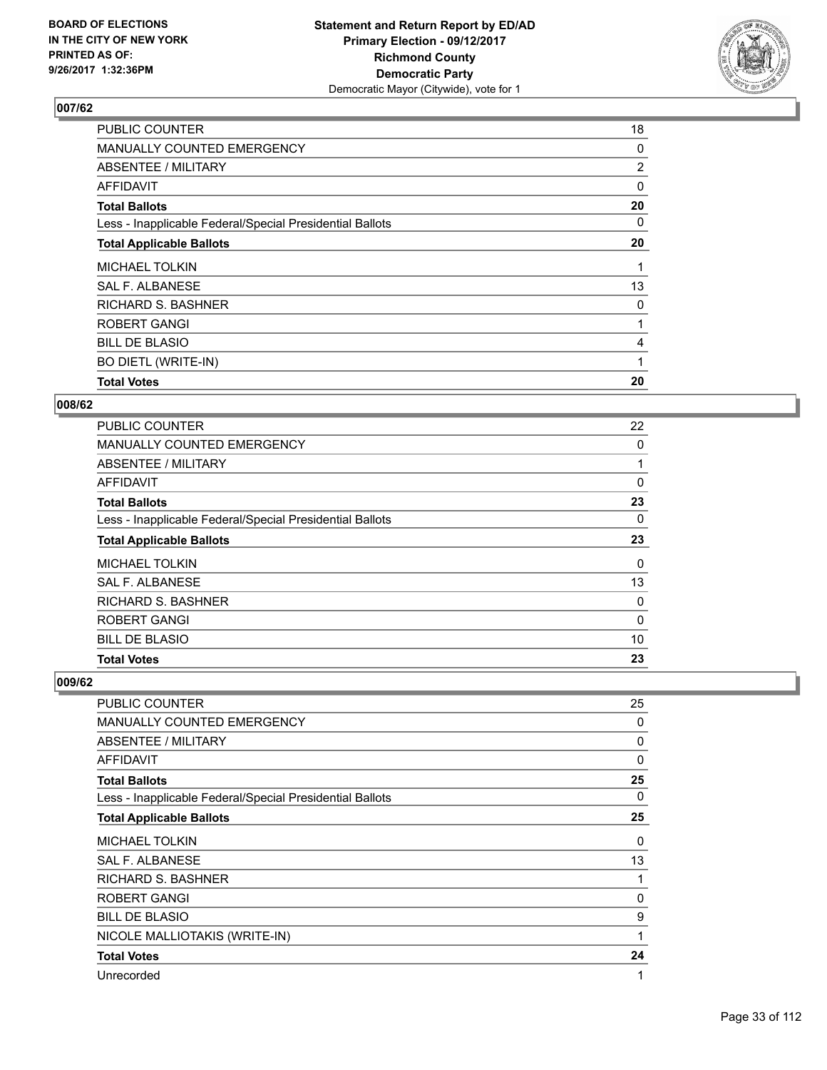**Statement and Return Report by ED/AD**
**Primary Election - 09/12/2017**
**Richmond County**
**Democratic Party**
Democratic Mayor (Citywide), vote for 1

BOARD OF ELECTIONS
IN THE CITY OF NEW YORK
PRINTED AS OF:
9/26/2017 1:32:36PM

### 007/62

| | |
|---|---|
| PUBLIC COUNTER | 18 |
| MANUALLY COUNTED EMERGENCY | 0 |
| ABSENTEE / MILITARY | 2 |
| AFFIDAVIT | 0 |
| **Total Ballots** | **20** |
| Less - Inapplicable Federal/Special Presidential Ballots | 0 |
| **Total Applicable Ballots** | **20** |
| MICHAEL TOLKIN | 1 |
| SAL F. ALBANESE | 13 |
| RICHARD S. BASHNER | 0 |
| ROBERT GANGI | 1 |
| BILL DE BLASIO | 4 |
| BO DIETL (WRITE-IN) | 1 |
| **Total Votes** | **20** |

### 008/62

| | |
|---|---|
| PUBLIC COUNTER | 22 |
| MANUALLY COUNTED EMERGENCY | 0 |
| ABSENTEE / MILITARY | 1 |
| AFFIDAVIT | 0 |
| **Total Ballots** | **23** |
| Less - Inapplicable Federal/Special Presidential Ballots | 0 |
| **Total Applicable Ballots** | **23** |
| MICHAEL TOLKIN | 0 |
| SAL F. ALBANESE | 13 |
| RICHARD S. BASHNER | 0 |
| ROBERT GANGI | 0 |
| BILL DE BLASIO | 10 |
| **Total Votes** | **23** |

### 009/62

| | |
|---|---|
| PUBLIC COUNTER | 25 |
| MANUALLY COUNTED EMERGENCY | 0 |
| ABSENTEE / MILITARY | 0 |
| AFFIDAVIT | 0 |
| **Total Ballots** | **25** |
| Less - Inapplicable Federal/Special Presidential Ballots | 0 |
| **Total Applicable Ballots** | **25** |
| MICHAEL TOLKIN | 0 |
| SAL F. ALBANESE | 13 |
| RICHARD S. BASHNER | 1 |
| ROBERT GANGI | 0 |
| BILL DE BLASIO | 9 |
| NICOLE MALLIOTAKIS (WRITE-IN) | 1 |
| **Total Votes** | **24** |
| Unrecorded | 1 |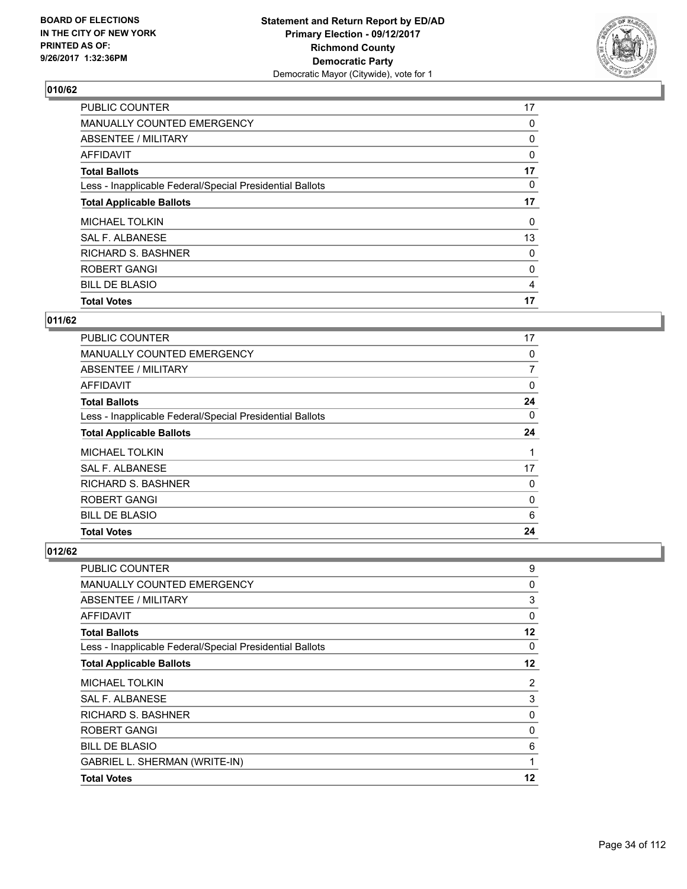**BOARD OF ELECTIONS IN THE CITY OF NEW YORK PRINTED AS OF: 9/26/2017 1:32:36PM**

**Statement and Return Report by ED/AD Primary Election - 09/12/2017 Richmond County Democratic Party**
Democratic Mayor (Citywide), vote for 1

## 010/62

| | |
|---|---|
| PUBLIC COUNTER | 17 |
| MANUALLY COUNTED EMERGENCY | 0 |
| ABSENTEE / MILITARY | 0 |
| AFFIDAVIT | 0 |
| **Total Ballots** | **17** |
| Less - Inapplicable Federal/Special Presidential Ballots | 0 |
| **Total Applicable Ballots** | **17** |
| MICHAEL TOLKIN | 0 |
| SAL F. ALBANESE | 13 |
| RICHARD S. BASHNER | 0 |
| ROBERT GANGI | 0 |
| BILL DE BLASIO | 4 |
| **Total Votes** | **17** |

## 011/62

| | |
|---|---|
| PUBLIC COUNTER | 17 |
| MANUALLY COUNTED EMERGENCY | 0 |
| ABSENTEE / MILITARY | 7 |
| AFFIDAVIT | 0 |
| **Total Ballots** | **24** |
| Less - Inapplicable Federal/Special Presidential Ballots | 0 |
| **Total Applicable Ballots** | **24** |
| MICHAEL TOLKIN | 1 |
| SAL F. ALBANESE | 17 |
| RICHARD S. BASHNER | 0 |
| ROBERT GANGI | 0 |
| BILL DE BLASIO | 6 |
| **Total Votes** | **24** |

## 012/62

| | |
|---|---|
| PUBLIC COUNTER | 9 |
| MANUALLY COUNTED EMERGENCY | 0 |
| ABSENTEE / MILITARY | 3 |
| AFFIDAVIT | 0 |
| **Total Ballots** | **12** |
| Less - Inapplicable Federal/Special Presidential Ballots | 0 |
| **Total Applicable Ballots** | **12** |
| MICHAEL TOLKIN | 2 |
| SAL F. ALBANESE | 3 |
| RICHARD S. BASHNER | 0 |
| ROBERT GANGI | 0 |
| BILL DE BLASIO | 6 |
| GABRIEL L. SHERMAN (WRITE-IN) | 1 |
| **Total Votes** | **12** |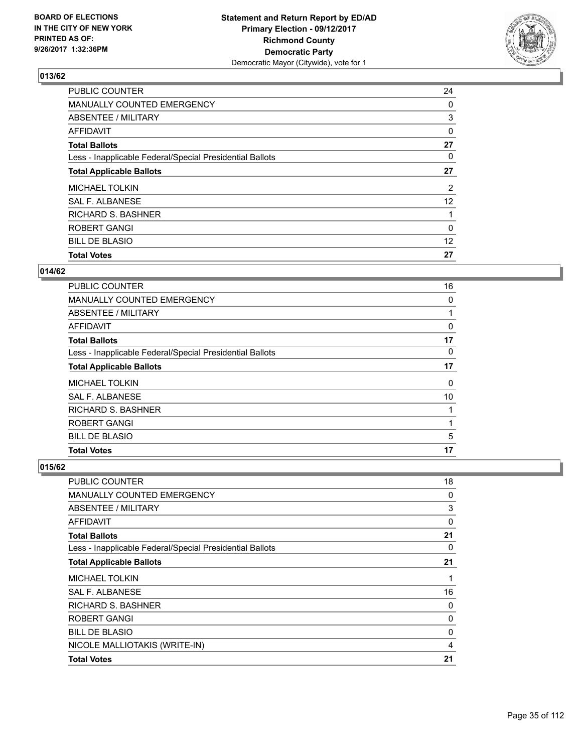**BOARD OF ELECTIONS IN THE CITY OF NEW YORK PRINTED AS OF: 9/26/2017 1:32:36PM**

**Statement and Return Report by ED/AD Primary Election - 09/12/2017 Richmond County Democratic Party**
Democratic Mayor (Citywide), vote for 1

## 013/62

| | |
|---|---|
| PUBLIC COUNTER | 24 |
| MANUALLY COUNTED EMERGENCY | 0 |
| ABSENTEE / MILITARY | 3 |
| AFFIDAVIT | 0 |
| **Total Ballots** | **27** |
| Less - Inapplicable Federal/Special Presidential Ballots | 0 |
| **Total Applicable Ballots** | **27** |
| MICHAEL TOLKIN | 2 |
| SAL F. ALBANESE | 12 |
| RICHARD S. BASHNER | 1 |
| ROBERT GANGI | 0 |
| BILL DE BLASIO | 12 |
| **Total Votes** | **27** |

## 014/62

| | |
|---|---|
| PUBLIC COUNTER | 16 |
| MANUALLY COUNTED EMERGENCY | 0 |
| ABSENTEE / MILITARY | 1 |
| AFFIDAVIT | 0 |
| **Total Ballots** | **17** |
| Less - Inapplicable Federal/Special Presidential Ballots | 0 |
| **Total Applicable Ballots** | **17** |
| MICHAEL TOLKIN | 0 |
| SAL F. ALBANESE | 10 |
| RICHARD S. BASHNER | 1 |
| ROBERT GANGI | 1 |
| BILL DE BLASIO | 5 |
| **Total Votes** | **17** |

## 015/62

| | |
|---|---|
| PUBLIC COUNTER | 18 |
| MANUALLY COUNTED EMERGENCY | 0 |
| ABSENTEE / MILITARY | 3 |
| AFFIDAVIT | 0 |
| **Total Ballots** | **21** |
| Less - Inapplicable Federal/Special Presidential Ballots | 0 |
| **Total Applicable Ballots** | **21** |
| MICHAEL TOLKIN | 1 |
| SAL F. ALBANESE | 16 |
| RICHARD S. BASHNER | 0 |
| ROBERT GANGI | 0 |
| BILL DE BLASIO | 0 |
| NICOLE MALLIOTAKIS (WRITE-IN) | 4 |
| **Total Votes** | **21** |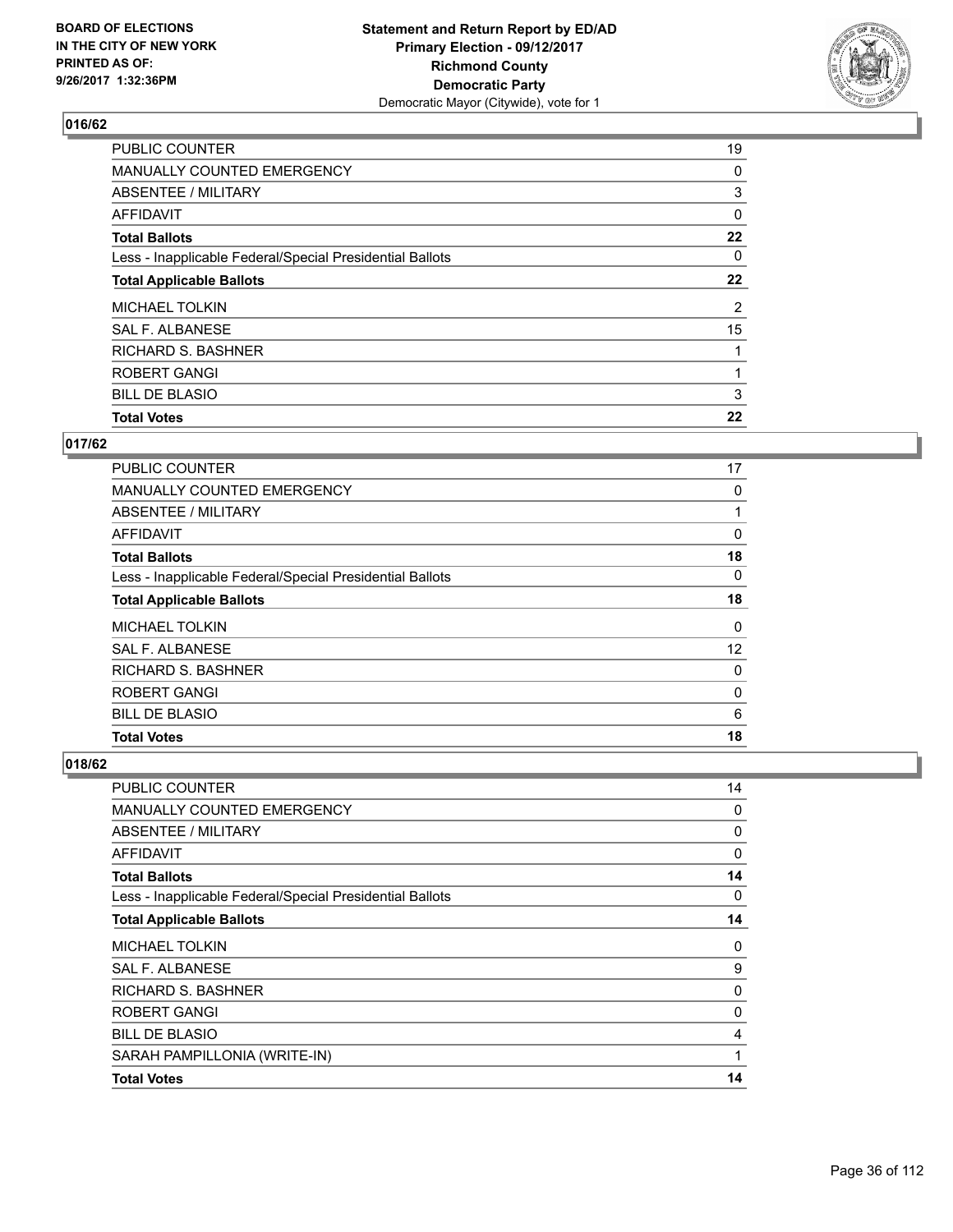**BOARD OF ELECTIONS IN THE CITY OF NEW YORK PRINTED AS OF: 9/26/2017 1:32:36PM**

**Statement and Return Report by ED/AD Primary Election - 09/12/2017 Richmond County Democratic Party**
Democratic Mayor (Citywide), vote for 1

### 016/62

| | |
|---|---|
| PUBLIC COUNTER | 19 |
| MANUALLY COUNTED EMERGENCY | 0 |
| ABSENTEE / MILITARY | 3 |
| AFFIDAVIT | 0 |
| **Total Ballots** | **22** |
| Less - Inapplicable Federal/Special Presidential Ballots | 0 |
| **Total Applicable Ballots** | **22** |
| MICHAEL TOLKIN | 2 |
| SAL F. ALBANESE | 15 |
| RICHARD S. BASHNER | 1 |
| ROBERT GANGI | 1 |
| BILL DE BLASIO | 3 |
| **Total Votes** | **22** |

### 017/62

| | |
|---|---|
| PUBLIC COUNTER | 17 |
| MANUALLY COUNTED EMERGENCY | 0 |
| ABSENTEE / MILITARY | 1 |
| AFFIDAVIT | 0 |
| **Total Ballots** | **18** |
| Less - Inapplicable Federal/Special Presidential Ballots | 0 |
| **Total Applicable Ballots** | **18** |
| MICHAEL TOLKIN | 0 |
| SAL F. ALBANESE | 12 |
| RICHARD S. BASHNER | 0 |
| ROBERT GANGI | 0 |
| BILL DE BLASIO | 6 |
| **Total Votes** | **18** |

### 018/62

| | |
|---|---|
| PUBLIC COUNTER | 14 |
| MANUALLY COUNTED EMERGENCY | 0 |
| ABSENTEE / MILITARY | 0 |
| AFFIDAVIT | 0 |
| **Total Ballots** | **14** |
| Less - Inapplicable Federal/Special Presidential Ballots | 0 |
| **Total Applicable Ballots** | **14** |
| MICHAEL TOLKIN | 0 |
| SAL F. ALBANESE | 9 |
| RICHARD S. BASHNER | 0 |
| ROBERT GANGI | 0 |
| BILL DE BLASIO | 4 |
| SARAH PAMPILLONIA (WRITE-IN) | 1 |
| **Total Votes** | **14** |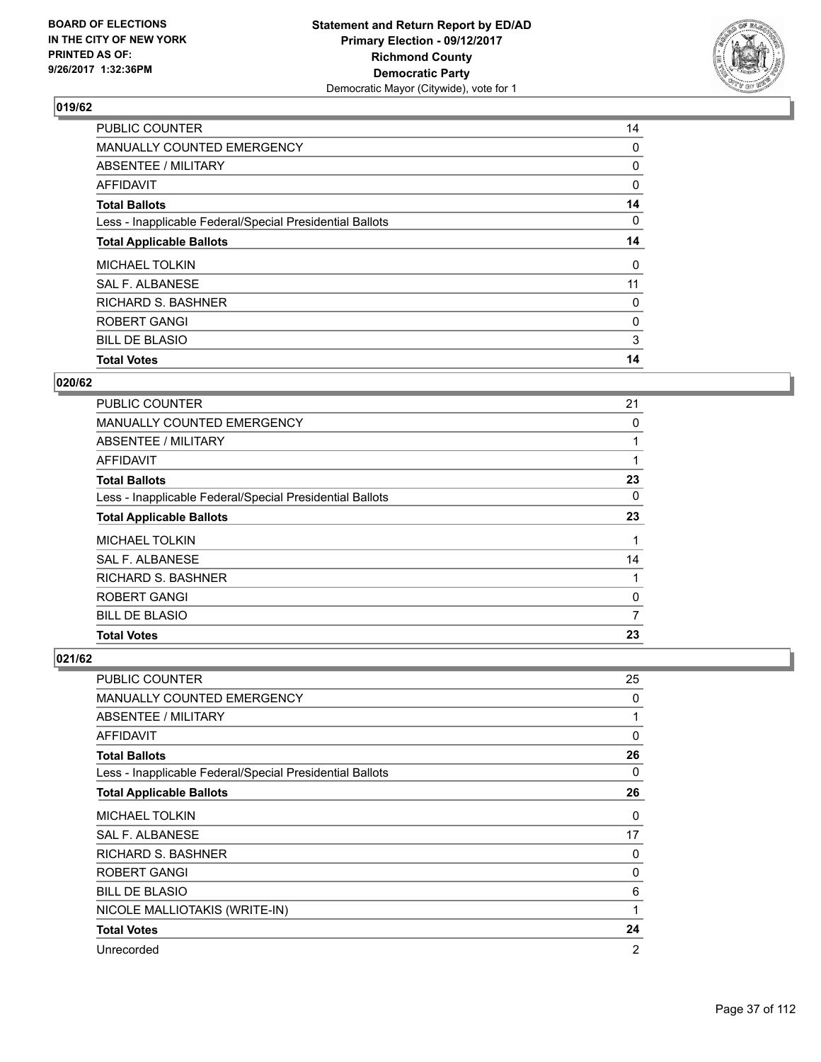**BOARD OF ELECTIONS IN THE CITY OF NEW YORK PRINTED AS OF: 9/26/2017 1:32:36PM**

**Statement and Return Report by ED/AD Primary Election - 09/12/2017 Richmond County Democratic Party**
Democratic Mayor (Citywide), vote for 1

## 019/62

| | |
|---|---|
| PUBLIC COUNTER | 14 |
| MANUALLY COUNTED EMERGENCY | 0 |
| ABSENTEE / MILITARY | 0 |
| AFFIDAVIT | 0 |
| **Total Ballots** | **14** |
| Less - Inapplicable Federal/Special Presidential Ballots | 0 |
| **Total Applicable Ballots** | **14** |
| MICHAEL TOLKIN | 0 |
| SAL F. ALBANESE | 11 |
| RICHARD S. BASHNER | 0 |
| ROBERT GANGI | 0 |
| BILL DE BLASIO | 3 |
| **Total Votes** | **14** |

## 020/62

| | |
|---|---|
| PUBLIC COUNTER | 21 |
| MANUALLY COUNTED EMERGENCY | 0 |
| ABSENTEE / MILITARY | 1 |
| AFFIDAVIT | 1 |
| **Total Ballots** | **23** |
| Less - Inapplicable Federal/Special Presidential Ballots | 0 |
| **Total Applicable Ballots** | **23** |
| MICHAEL TOLKIN | 1 |
| SAL F. ALBANESE | 14 |
| RICHARD S. BASHNER | 1 |
| ROBERT GANGI | 0 |
| BILL DE BLASIO | 7 |
| **Total Votes** | **23** |

## 021/62

| | |
|---|---|
| PUBLIC COUNTER | 25 |
| MANUALLY COUNTED EMERGENCY | 0 |
| ABSENTEE / MILITARY | 1 |
| AFFIDAVIT | 0 |
| **Total Ballots** | **26** |
| Less - Inapplicable Federal/Special Presidential Ballots | 0 |
| **Total Applicable Ballots** | **26** |
| MICHAEL TOLKIN | 0 |
| SAL F. ALBANESE | 17 |
| RICHARD S. BASHNER | 0 |
| ROBERT GANGI | 0 |
| BILL DE BLASIO | 6 |
| NICOLE MALLIOTAKIS (WRITE-IN) | 1 |
| **Total Votes** | **24** |
| Unrecorded | 2 |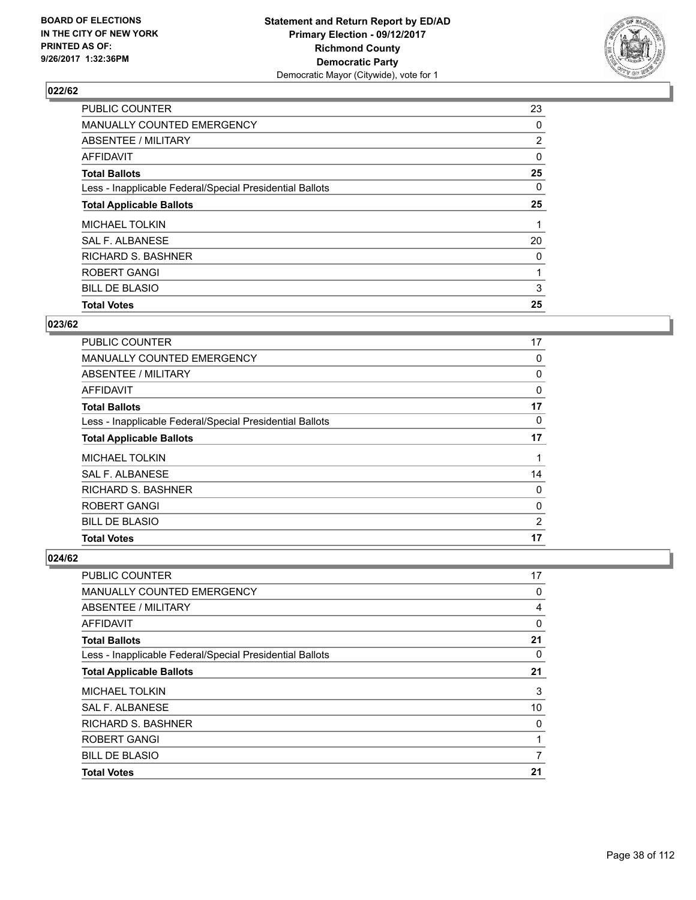## 022/62

| | |
|---|---|
| PUBLIC COUNTER | 23 |
| MANUALLY COUNTED EMERGENCY | 0 |
| ABSENTEE / MILITARY | 2 |
| AFFIDAVIT | 0 |
| **Total Ballots** | **25** |
| Less - Inapplicable Federal/Special Presidential Ballots | 0 |
| **Total Applicable Ballots** | **25** |
| MICHAEL TOLKIN | 1 |
| SAL F. ALBANESE | 20 |
| RICHARD S. BASHNER | 0 |
| ROBERT GANGI | 1 |
| BILL DE BLASIO | 3 |
| **Total Votes** | **25** |

## 023/62

| | |
|---|---|
| PUBLIC COUNTER | 17 |
| MANUALLY COUNTED EMERGENCY | 0 |
| ABSENTEE / MILITARY | 0 |
| AFFIDAVIT | 0 |
| **Total Ballots** | **17** |
| Less - Inapplicable Federal/Special Presidential Ballots | 0 |
| **Total Applicable Ballots** | **17** |
| MICHAEL TOLKIN | 1 |
| SAL F. ALBANESE | 14 |
| RICHARD S. BASHNER | 0 |
| ROBERT GANGI | 0 |
| BILL DE BLASIO | 2 |
| **Total Votes** | **17** |

## 024/62

| | |
|---|---|
| PUBLIC COUNTER | 17 |
| MANUALLY COUNTED EMERGENCY | 0 |
| ABSENTEE / MILITARY | 4 |
| AFFIDAVIT | 0 |
| **Total Ballots** | **21** |
| Less - Inapplicable Federal/Special Presidential Ballots | 0 |
| **Total Applicable Ballots** | **21** |
| MICHAEL TOLKIN | 3 |
| SAL F. ALBANESE | 10 |
| RICHARD S. BASHNER | 0 |
| ROBERT GANGI | 1 |
| BILL DE BLASIO | 7 |
| **Total Votes** | **21** |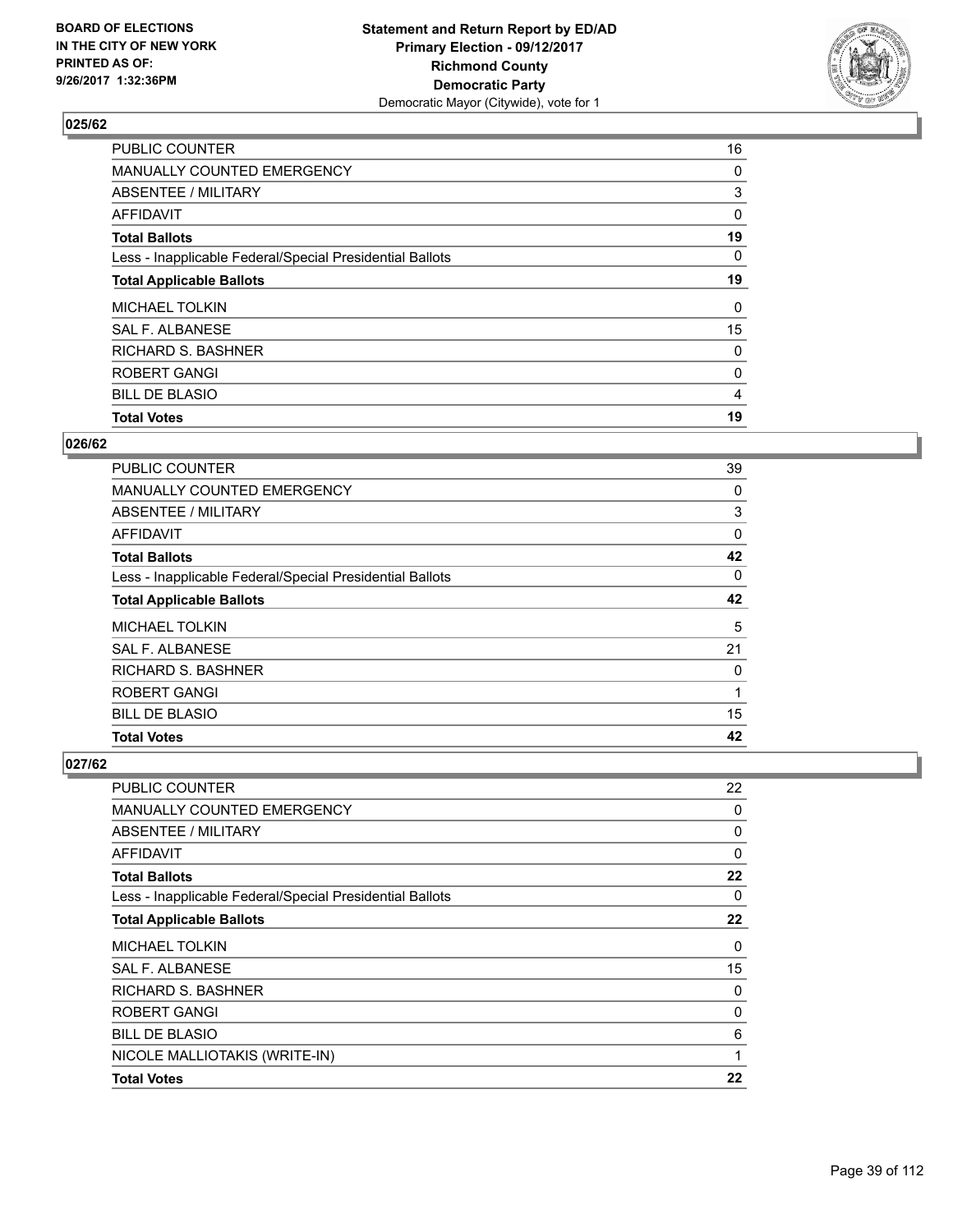**BOARD OF ELECTIONS IN THE CITY OF NEW YORK PRINTED AS OF: 9/26/2017 1:32:36PM**

**Statement and Return Report by ED/AD Primary Election - 09/12/2017 Richmond County Democratic Party**
Democratic Mayor (Citywide), vote for 1

## 025/62

| | |
|---|---|
| PUBLIC COUNTER | 16 |
| MANUALLY COUNTED EMERGENCY | 0 |
| ABSENTEE / MILITARY | 3 |
| AFFIDAVIT | 0 |
| **Total Ballots** | **19** |
| Less - Inapplicable Federal/Special Presidential Ballots | 0 |
| **Total Applicable Ballots** | **19** |
| MICHAEL TOLKIN | 0 |
| SAL F. ALBANESE | 15 |
| RICHARD S. BASHNER | 0 |
| ROBERT GANGI | 0 |
| BILL DE BLASIO | 4 |
| **Total Votes** | **19** |

## 026/62

| | |
|---|---|
| PUBLIC COUNTER | 39 |
| MANUALLY COUNTED EMERGENCY | 0 |
| ABSENTEE / MILITARY | 3 |
| AFFIDAVIT | 0 |
| **Total Ballots** | **42** |
| Less - Inapplicable Federal/Special Presidential Ballots | 0 |
| **Total Applicable Ballots** | **42** |
| MICHAEL TOLKIN | 5 |
| SAL F. ALBANESE | 21 |
| RICHARD S. BASHNER | 0 |
| ROBERT GANGI | 1 |
| BILL DE BLASIO | 15 |
| **Total Votes** | **42** |

## 027/62

| | |
|---|---|
| PUBLIC COUNTER | 22 |
| MANUALLY COUNTED EMERGENCY | 0 |
| ABSENTEE / MILITARY | 0 |
| AFFIDAVIT | 0 |
| **Total Ballots** | **22** |
| Less - Inapplicable Federal/Special Presidential Ballots | 0 |
| **Total Applicable Ballots** | **22** |
| MICHAEL TOLKIN | 0 |
| SAL F. ALBANESE | 15 |
| RICHARD S. BASHNER | 0 |
| ROBERT GANGI | 0 |
| BILL DE BLASIO | 6 |
| NICOLE MALLIOTAKIS (WRITE-IN) | 1 |
| **Total Votes** | **22** |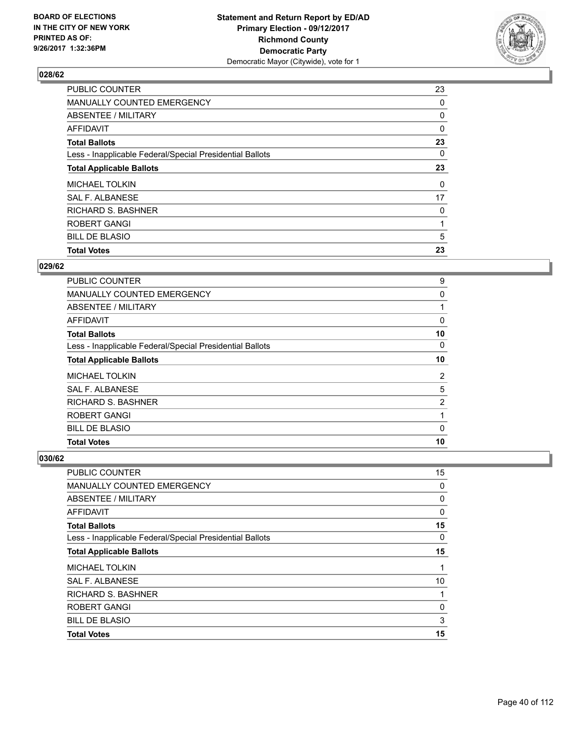**BOARD OF ELECTIONS IN THE CITY OF NEW YORK PRINTED AS OF: 9/26/2017 1:32:36PM**

**Statement and Return Report by ED/AD Primary Election - 09/12/2017 Richmond County Democratic Party**
Democratic Mayor (Citywide), vote for 1

## 028/62

| | |
|---|---|
| PUBLIC COUNTER | 23 |
| MANUALLY COUNTED EMERGENCY | 0 |
| ABSENTEE / MILITARY | 0 |
| AFFIDAVIT | 0 |
| **Total Ballots** | **23** |
| Less - Inapplicable Federal/Special Presidential Ballots | 0 |
| **Total Applicable Ballots** | **23** |
| MICHAEL TOLKIN | 0 |
| SAL F. ALBANESE | 17 |
| RICHARD S. BASHNER | 0 |
| ROBERT GANGI | 1 |
| BILL DE BLASIO | 5 |
| **Total Votes** | **23** |

## 029/62

| | |
|---|---|
| PUBLIC COUNTER | 9 |
| MANUALLY COUNTED EMERGENCY | 0 |
| ABSENTEE / MILITARY | 1 |
| AFFIDAVIT | 0 |
| **Total Ballots** | **10** |
| Less - Inapplicable Federal/Special Presidential Ballots | 0 |
| **Total Applicable Ballots** | **10** |
| MICHAEL TOLKIN | 2 |
| SAL F. ALBANESE | 5 |
| RICHARD S. BASHNER | 2 |
| ROBERT GANGI | 1 |
| BILL DE BLASIO | 0 |
| **Total Votes** | **10** |

## 030/62

| | |
|---|---|
| PUBLIC COUNTER | 15 |
| MANUALLY COUNTED EMERGENCY | 0 |
| ABSENTEE / MILITARY | 0 |
| AFFIDAVIT | 0 |
| **Total Ballots** | **15** |
| Less - Inapplicable Federal/Special Presidential Ballots | 0 |
| **Total Applicable Ballots** | **15** |
| MICHAEL TOLKIN | 1 |
| SAL F. ALBANESE | 10 |
| RICHARD S. BASHNER | 1 |
| ROBERT GANGI | 0 |
| BILL DE BLASIO | 3 |
| **Total Votes** | **15** |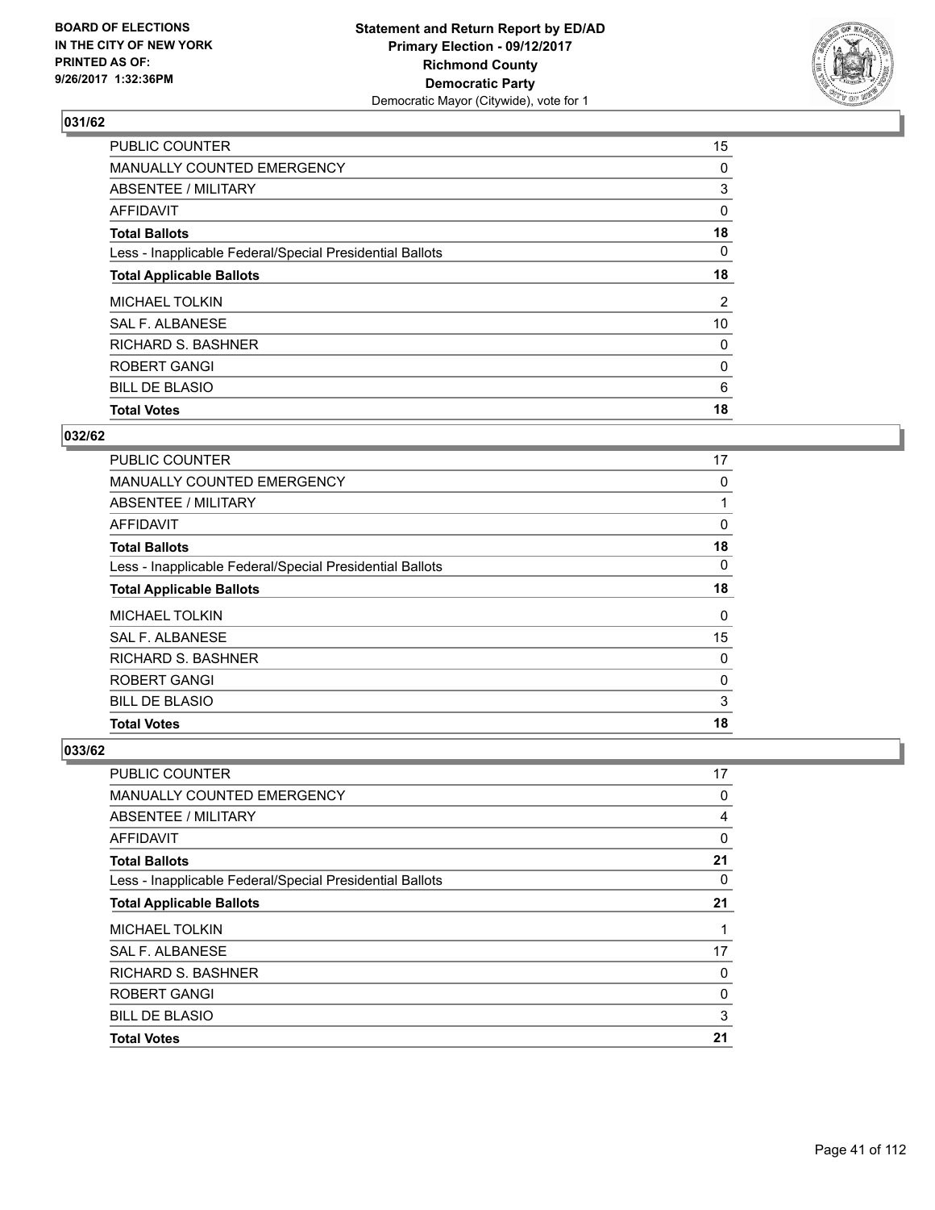**BOARD OF ELECTIONS IN THE CITY OF NEW YORK PRINTED AS OF: 9/26/2017 1:32:36PM**

**Statement and Return Report by ED/AD**
**Primary Election - 09/12/2017**
**Richmond County**
**Democratic Party**
Democratic Mayor (Citywide), vote for 1

## 031/62

| | |
|---|---|
| PUBLIC COUNTER | 15 |
| MANUALLY COUNTED EMERGENCY | 0 |
| ABSENTEE / MILITARY | 3 |
| AFFIDAVIT | 0 |
| **Total Ballots** | **18** |
| Less - Inapplicable Federal/Special Presidential Ballots | 0 |
| **Total Applicable Ballots** | **18** |
| MICHAEL TOLKIN | 2 |
| SAL F. ALBANESE | 10 |
| RICHARD S. BASHNER | 0 |
| ROBERT GANGI | 0 |
| BILL DE BLASIO | 6 |
| **Total Votes** | **18** |

## 032/62

| | |
|---|---|
| PUBLIC COUNTER | 17 |
| MANUALLY COUNTED EMERGENCY | 0 |
| ABSENTEE / MILITARY | 1 |
| AFFIDAVIT | 0 |
| **Total Ballots** | **18** |
| Less - Inapplicable Federal/Special Presidential Ballots | 0 |
| **Total Applicable Ballots** | **18** |
| MICHAEL TOLKIN | 0 |
| SAL F. ALBANESE | 15 |
| RICHARD S. BASHNER | 0 |
| ROBERT GANGI | 0 |
| BILL DE BLASIO | 3 |
| **Total Votes** | **18** |

## 033/62

| | |
|---|---|
| PUBLIC COUNTER | 17 |
| MANUALLY COUNTED EMERGENCY | 0 |
| ABSENTEE / MILITARY | 4 |
| AFFIDAVIT | 0 |
| **Total Ballots** | **21** |
| Less - Inapplicable Federal/Special Presidential Ballots | 0 |
| **Total Applicable Ballots** | **21** |
| MICHAEL TOLKIN | 1 |
| SAL F. ALBANESE | 17 |
| RICHARD S. BASHNER | 0 |
| ROBERT GANGI | 0 |
| BILL DE BLASIO | 3 |
| **Total Votes** | **21** |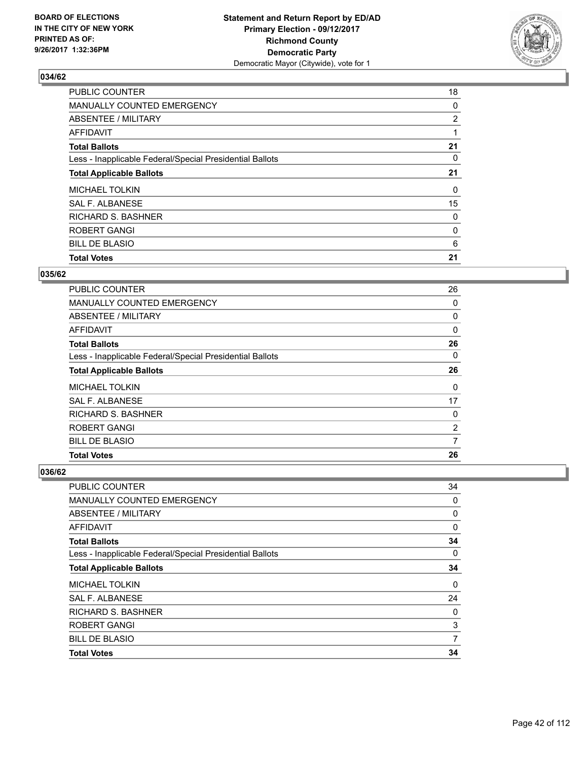BOARD OF ELECTIONS
IN THE CITY OF NEW YORK
PRINTED AS OF:
9/26/2017 1:32:36PM

**Statement and Return Report by ED/AD**
**Primary Election - 09/12/2017**
**Richmond County**
**Democratic Party**
Democratic Mayor (Citywide), vote for 1

### 034/62

| | |
|---|---|
| PUBLIC COUNTER | 18 |
| MANUALLY COUNTED EMERGENCY | 0 |
| ABSENTEE / MILITARY | 2 |
| AFFIDAVIT | 1 |
| **Total Ballots** | **21** |
| Less - Inapplicable Federal/Special Presidential Ballots | 0 |
| **Total Applicable Ballots** | **21** |
| MICHAEL TOLKIN | 0 |
| SAL F. ALBANESE | 15 |
| RICHARD S. BASHNER | 0 |
| ROBERT GANGI | 0 |
| BILL DE BLASIO | 6 |
| **Total Votes** | **21** |

### 035/62

| | |
|---|---|
| PUBLIC COUNTER | 26 |
| MANUALLY COUNTED EMERGENCY | 0 |
| ABSENTEE / MILITARY | 0 |
| AFFIDAVIT | 0 |
| **Total Ballots** | **26** |
| Less - Inapplicable Federal/Special Presidential Ballots | 0 |
| **Total Applicable Ballots** | **26** |
| MICHAEL TOLKIN | 0 |
| SAL F. ALBANESE | 17 |
| RICHARD S. BASHNER | 0 |
| ROBERT GANGI | 2 |
| BILL DE BLASIO | 7 |
| **Total Votes** | **26** |

### 036/62

| | |
|---|---|
| PUBLIC COUNTER | 34 |
| MANUALLY COUNTED EMERGENCY | 0 |
| ABSENTEE / MILITARY | 0 |
| AFFIDAVIT | 0 |
| **Total Ballots** | **34** |
| Less - Inapplicable Federal/Special Presidential Ballots | 0 |
| **Total Applicable Ballots** | **34** |
| MICHAEL TOLKIN | 0 |
| SAL F. ALBANESE | 24 |
| RICHARD S. BASHNER | 0 |
| ROBERT GANGI | 3 |
| BILL DE BLASIO | 7 |
| **Total Votes** | **34** |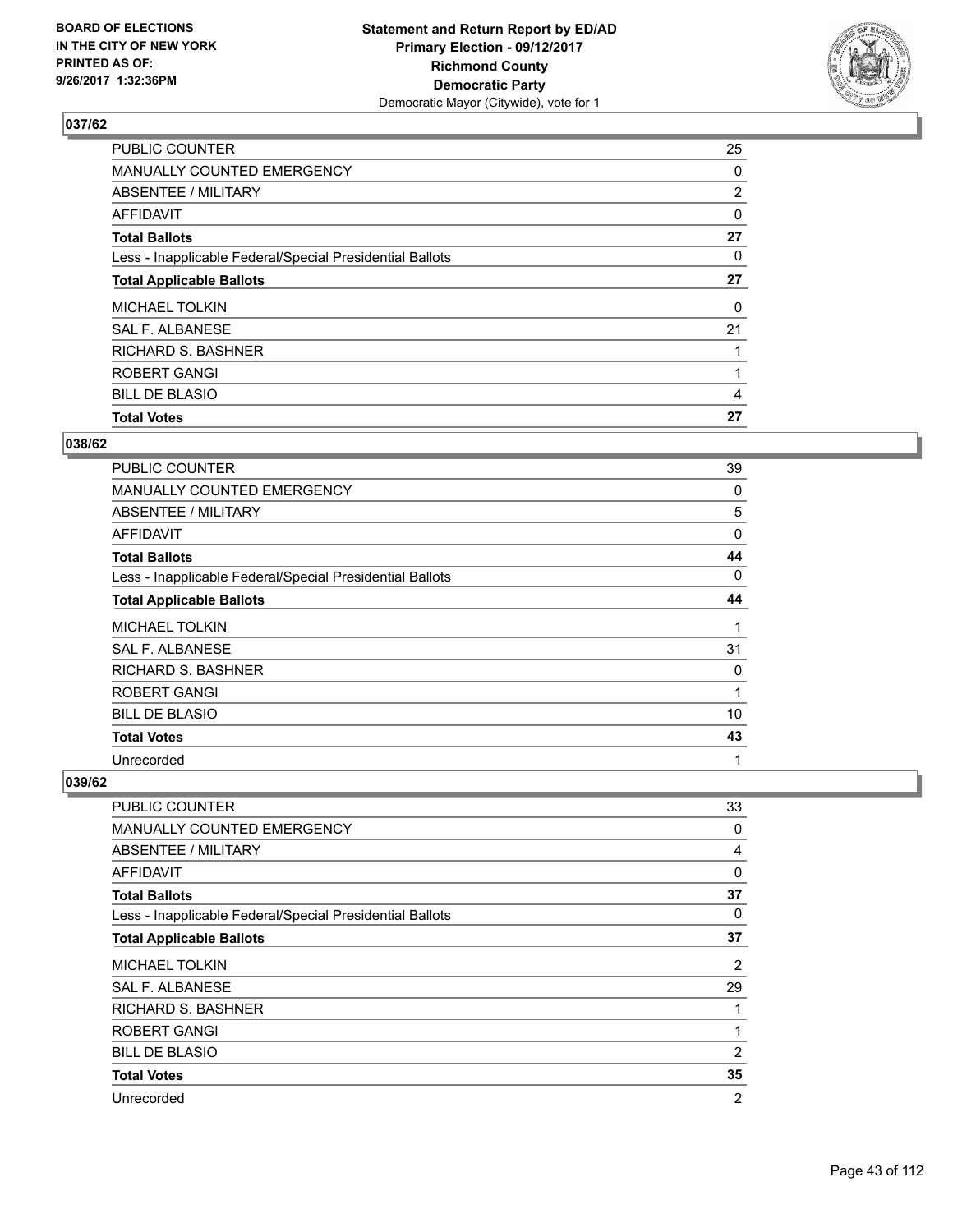BOARD OF ELECTIONS
IN THE CITY OF NEW YORK
PRINTED AS OF:
9/26/2017 1:32:36PM

**Statement and Return Report by ED/AD**
**Primary Election - 09/12/2017**
**Richmond County**
**Democratic Party**
Democratic Mayor (Citywide), vote for 1

### 037/62

| | |
|---|---|
| PUBLIC COUNTER | 25 |
| MANUALLY COUNTED EMERGENCY | 0 |
| ABSENTEE / MILITARY | 2 |
| AFFIDAVIT | 0 |
| **Total Ballots** | **27** |
| Less - Inapplicable Federal/Special Presidential Ballots | 0 |
| **Total Applicable Ballots** | **27** |
| MICHAEL TOLKIN | 0 |
| SAL F. ALBANESE | 21 |
| RICHARD S. BASHNER | 1 |
| ROBERT GANGI | 1 |
| BILL DE BLASIO | 4 |
| **Total Votes** | **27** |

### 038/62

| | |
|---|---|
| PUBLIC COUNTER | 39 |
| MANUALLY COUNTED EMERGENCY | 0 |
| ABSENTEE / MILITARY | 5 |
| AFFIDAVIT | 0 |
| **Total Ballots** | **44** |
| Less - Inapplicable Federal/Special Presidential Ballots | 0 |
| **Total Applicable Ballots** | **44** |
| MICHAEL TOLKIN | 1 |
| SAL F. ALBANESE | 31 |
| RICHARD S. BASHNER | 0 |
| ROBERT GANGI | 1 |
| BILL DE BLASIO | 10 |
| **Total Votes** | **43** |
| Unrecorded | 1 |

### 039/62

| | |
|---|---|
| PUBLIC COUNTER | 33 |
| MANUALLY COUNTED EMERGENCY | 0 |
| ABSENTEE / MILITARY | 4 |
| AFFIDAVIT | 0 |
| **Total Ballots** | **37** |
| Less - Inapplicable Federal/Special Presidential Ballots | 0 |
| **Total Applicable Ballots** | **37** |
| MICHAEL TOLKIN | 2 |
| SAL F. ALBANESE | 29 |
| RICHARD S. BASHNER | 1 |
| ROBERT GANGI | 1 |
| BILL DE BLASIO | 2 |
| **Total Votes** | **35** |
| Unrecorded | 2 |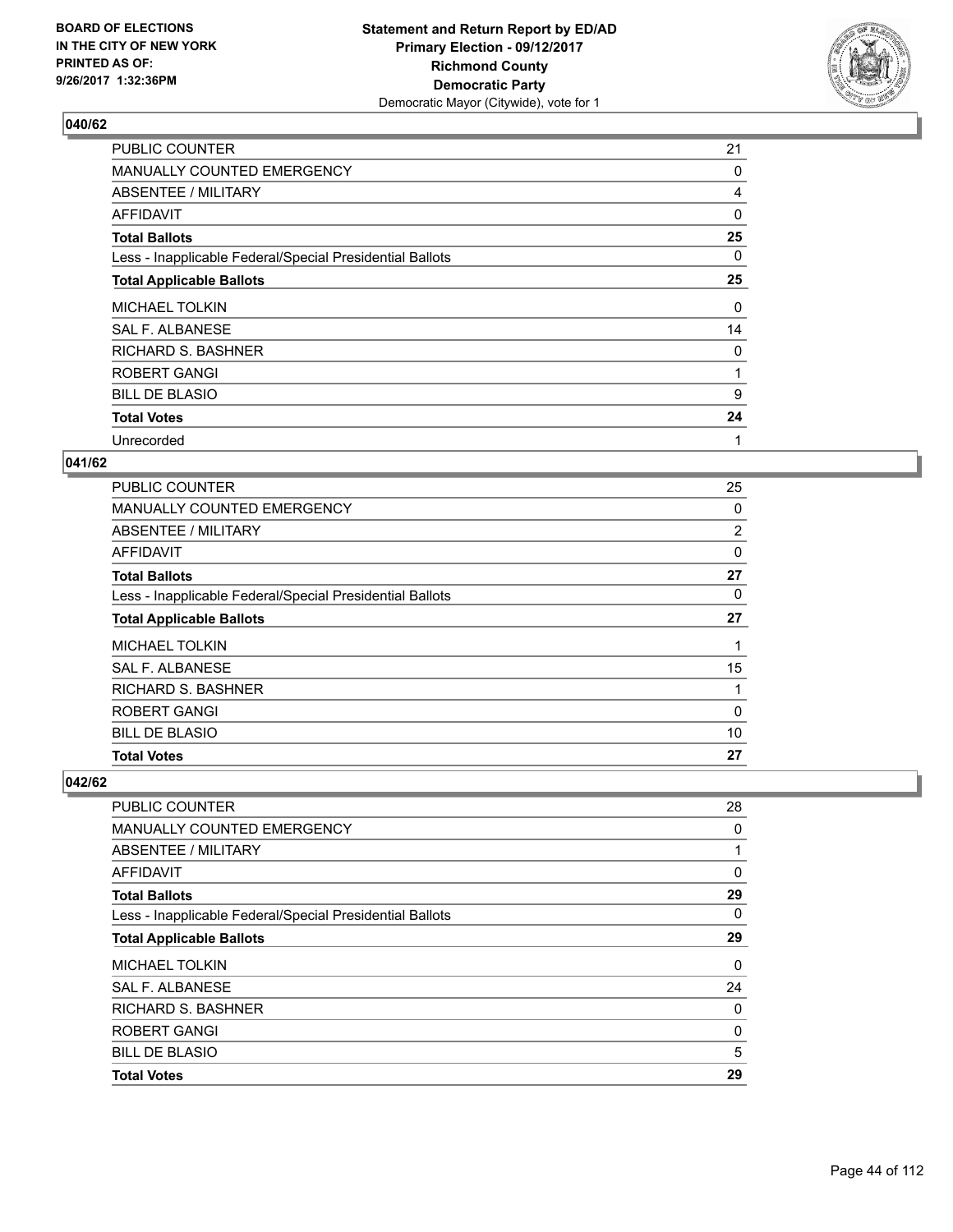**BOARD OF ELECTIONS IN THE CITY OF NEW YORK PRINTED AS OF: 9/26/2017 1:32:36PM**

**Statement and Return Report by ED/AD**
**Primary Election - 09/12/2017**
**Richmond County**
**Democratic Party**
Democratic Mayor (Citywide), vote for 1

### 040/62

| | |
|---|---|
| PUBLIC COUNTER | 21 |
| MANUALLY COUNTED EMERGENCY | 0 |
| ABSENTEE / MILITARY | 4 |
| AFFIDAVIT | 0 |
| **Total Ballots** | **25** |
| Less - Inapplicable Federal/Special Presidential Ballots | 0 |
| **Total Applicable Ballots** | **25** |
| MICHAEL TOLKIN | 0 |
| SAL F. ALBANESE | 14 |
| RICHARD S. BASHNER | 0 |
| ROBERT GANGI | 1 |
| BILL DE BLASIO | 9 |
| **Total Votes** | **24** |
| Unrecorded | 1 |

### 041/62

| | |
|---|---|
| PUBLIC COUNTER | 25 |
| MANUALLY COUNTED EMERGENCY | 0 |
| ABSENTEE / MILITARY | 2 |
| AFFIDAVIT | 0 |
| **Total Ballots** | **27** |
| Less - Inapplicable Federal/Special Presidential Ballots | 0 |
| **Total Applicable Ballots** | **27** |
| MICHAEL TOLKIN | 1 |
| SAL F. ALBANESE | 15 |
| RICHARD S. BASHNER | 1 |
| ROBERT GANGI | 0 |
| BILL DE BLASIO | 10 |
| **Total Votes** | **27** |

### 042/62

| | |
|---|---|
| PUBLIC COUNTER | 28 |
| MANUALLY COUNTED EMERGENCY | 0 |
| ABSENTEE / MILITARY | 1 |
| AFFIDAVIT | 0 |
| **Total Ballots** | **29** |
| Less - Inapplicable Federal/Special Presidential Ballots | 0 |
| **Total Applicable Ballots** | **29** |
| MICHAEL TOLKIN | 0 |
| SAL F. ALBANESE | 24 |
| RICHARD S. BASHNER | 0 |
| ROBERT GANGI | 0 |
| BILL DE BLASIO | 5 |
| **Total Votes** | **29** |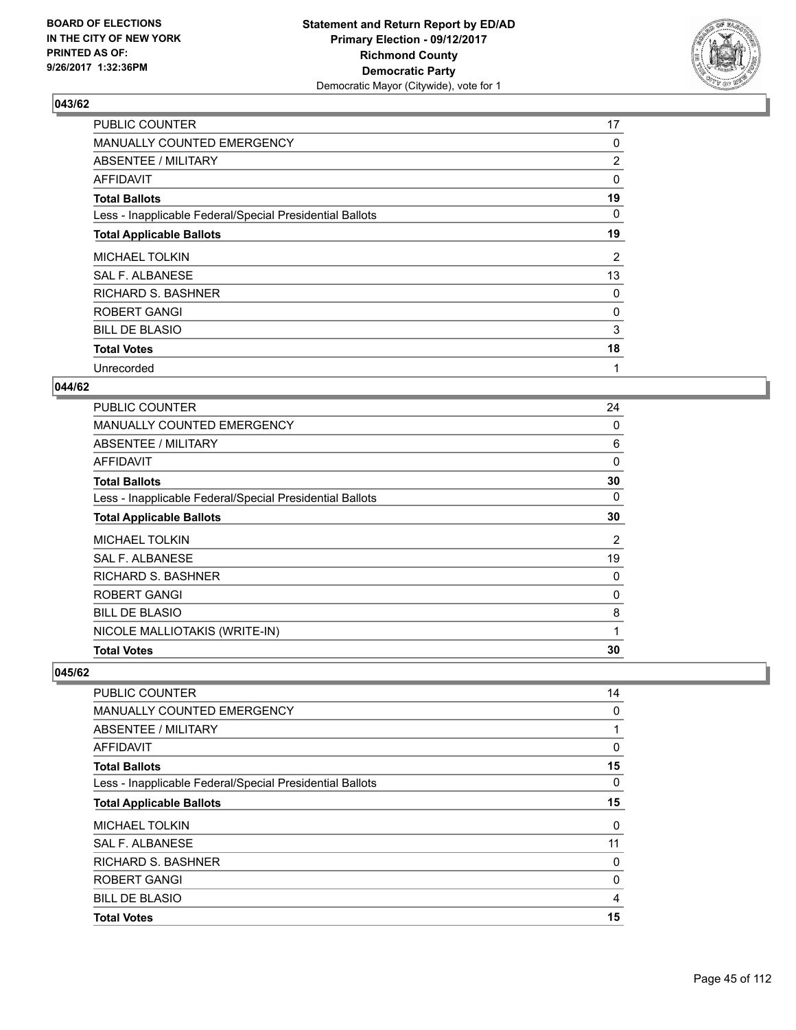**BOARD OF ELECTIONS IN THE CITY OF NEW YORK PRINTED AS OF: 9/26/2017 1:32:36PM**

**Statement and Return Report by ED/AD Primary Election - 09/12/2017 Richmond County Democratic Party**
Democratic Mayor (Citywide), vote for 1

## 043/62

| | |
|---|---|
| PUBLIC COUNTER | 17 |
| MANUALLY COUNTED EMERGENCY | 0 |
| ABSENTEE / MILITARY | 2 |
| AFFIDAVIT | 0 |
| **Total Ballots** | **19** |
| Less - Inapplicable Federal/Special Presidential Ballots | 0 |
| **Total Applicable Ballots** | **19** |
| MICHAEL TOLKIN | 2 |
| SAL F. ALBANESE | 13 |
| RICHARD S. BASHNER | 0 |
| ROBERT GANGI | 0 |
| BILL DE BLASIO | 3 |
| **Total Votes** | **18** |
| Unrecorded | 1 |

## 044/62

| | |
|---|---|
| PUBLIC COUNTER | 24 |
| MANUALLY COUNTED EMERGENCY | 0 |
| ABSENTEE / MILITARY | 6 |
| AFFIDAVIT | 0 |
| **Total Ballots** | **30** |
| Less - Inapplicable Federal/Special Presidential Ballots | 0 |
| **Total Applicable Ballots** | **30** |
| MICHAEL TOLKIN | 2 |
| SAL F. ALBANESE | 19 |
| RICHARD S. BASHNER | 0 |
| ROBERT GANGI | 0 |
| BILL DE BLASIO | 8 |
| NICOLE MALLIOTAKIS (WRITE-IN) | 1 |
| **Total Votes** | **30** |

## 045/62

| | |
|---|---|
| PUBLIC COUNTER | 14 |
| MANUALLY COUNTED EMERGENCY | 0 |
| ABSENTEE / MILITARY | 1 |
| AFFIDAVIT | 0 |
| **Total Ballots** | **15** |
| Less - Inapplicable Federal/Special Presidential Ballots | 0 |
| **Total Applicable Ballots** | **15** |
| MICHAEL TOLKIN | 0 |
| SAL F. ALBANESE | 11 |
| RICHARD S. BASHNER | 0 |
| ROBERT GANGI | 0 |
| BILL DE BLASIO | 4 |
| **Total Votes** | **15** |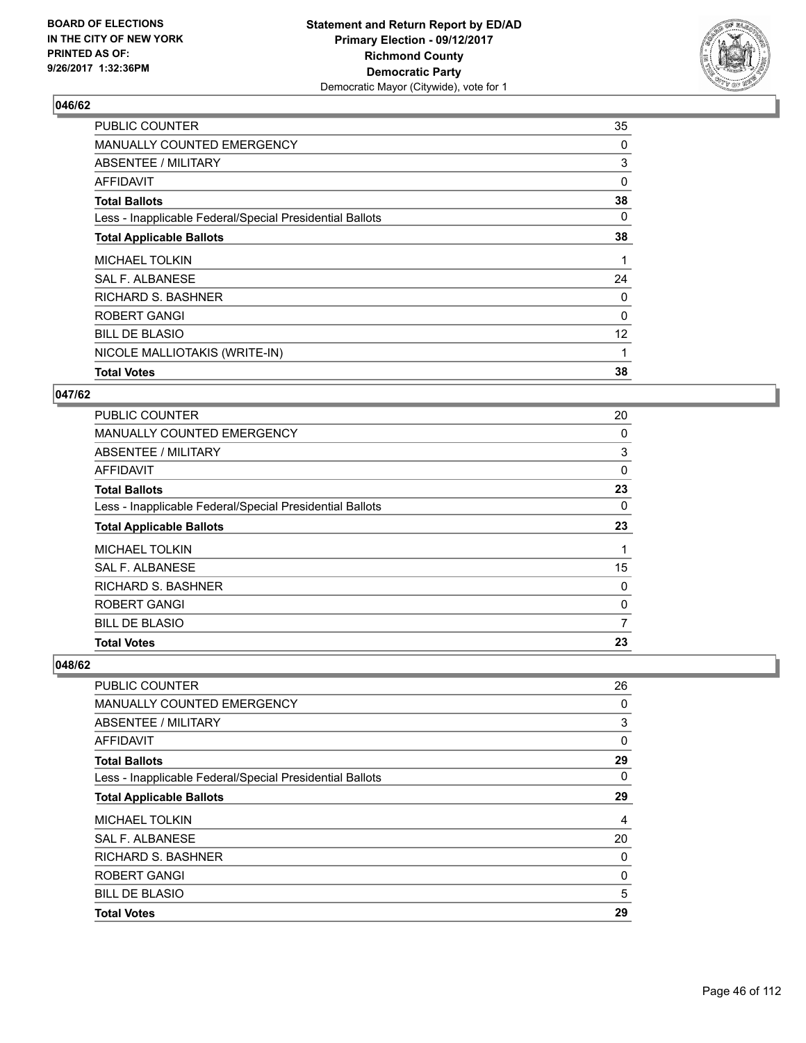BOARD OF ELECTIONS
IN THE CITY OF NEW YORK
PRINTED AS OF:
9/26/2017 1:32:36PM

**Statement and Return Report by ED/AD**
**Primary Election - 09/12/2017**
**Richmond County**
**Democratic Party**
Democratic Mayor (Citywide), vote for 1

## 046/62

| | |
|---|---|
| PUBLIC COUNTER | 35 |
| MANUALLY COUNTED EMERGENCY | 0 |
| ABSENTEE / MILITARY | 3 |
| AFFIDAVIT | 0 |
| **Total Ballots** | **38** |
| Less - Inapplicable Federal/Special Presidential Ballots | 0 |
| **Total Applicable Ballots** | **38** |
| MICHAEL TOLKIN | 1 |
| SAL F. ALBANESE | 24 |
| RICHARD S. BASHNER | 0 |
| ROBERT GANGI | 0 |
| BILL DE BLASIO | 12 |
| NICOLE MALLIOTAKIS (WRITE-IN) | 1 |
| **Total Votes** | **38** |

## 047/62

| | |
|---|---|
| PUBLIC COUNTER | 20 |
| MANUALLY COUNTED EMERGENCY | 0 |
| ABSENTEE / MILITARY | 3 |
| AFFIDAVIT | 0 |
| **Total Ballots** | **23** |
| Less - Inapplicable Federal/Special Presidential Ballots | 0 |
| **Total Applicable Ballots** | **23** |
| MICHAEL TOLKIN | 1 |
| SAL F. ALBANESE | 15 |
| RICHARD S. BASHNER | 0 |
| ROBERT GANGI | 0 |
| BILL DE BLASIO | 7 |
| **Total Votes** | **23** |

## 048/62

| | |
|---|---|
| PUBLIC COUNTER | 26 |
| MANUALLY COUNTED EMERGENCY | 0 |
| ABSENTEE / MILITARY | 3 |
| AFFIDAVIT | 0 |
| **Total Ballots** | **29** |
| Less - Inapplicable Federal/Special Presidential Ballots | 0 |
| **Total Applicable Ballots** | **29** |
| MICHAEL TOLKIN | 4 |
| SAL F. ALBANESE | 20 |
| RICHARD S. BASHNER | 0 |
| ROBERT GANGI | 0 |
| BILL DE BLASIO | 5 |
| **Total Votes** | **29** |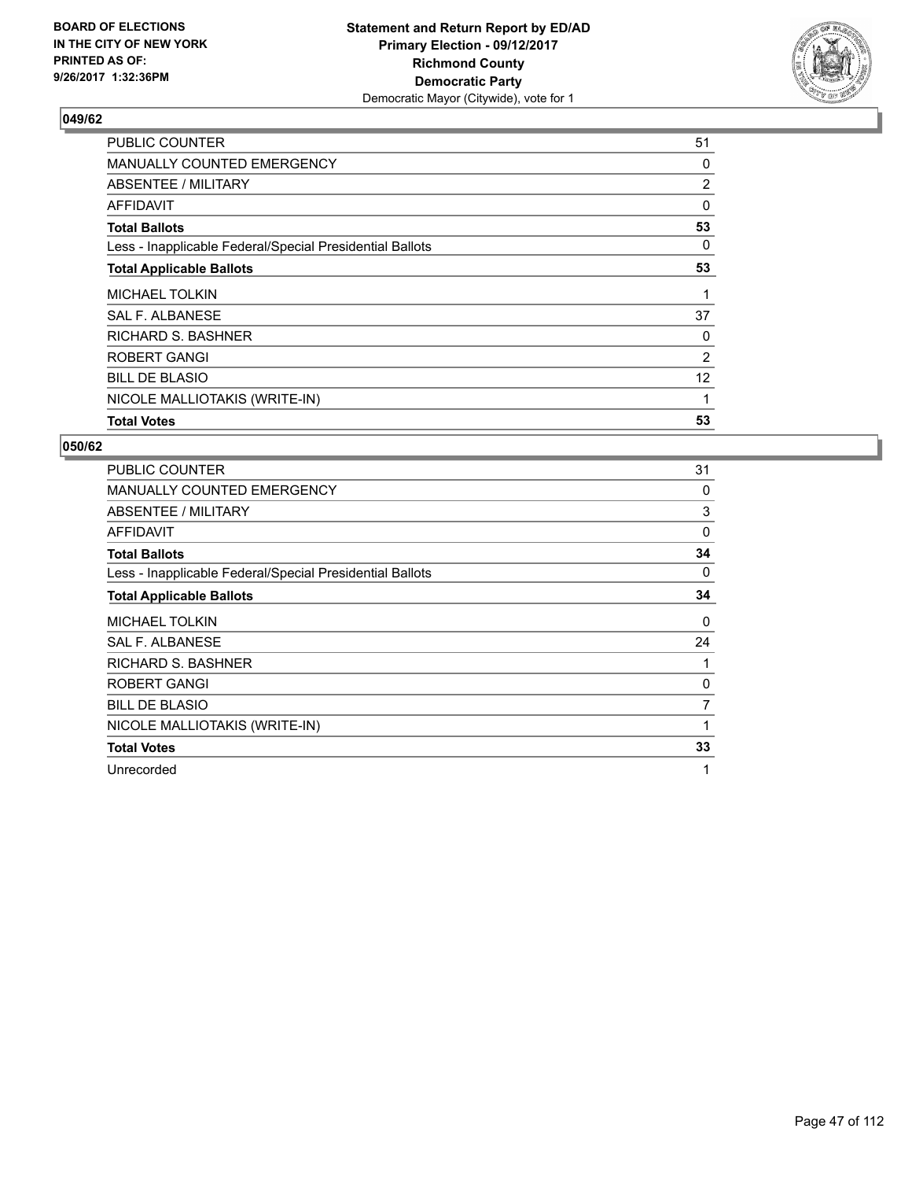BOARD OF ELECTIONS
IN THE CITY OF NEW YORK
PRINTED AS OF:
9/26/2017 1:32:36PM

**Statement and Return Report by ED/AD**
**Primary Election - 09/12/2017**
**Richmond County**
**Democratic Party**
Democratic Mayor (Citywide), vote for 1

### 049/62

| | |
|---|---|
| PUBLIC COUNTER | 51 |
| MANUALLY COUNTED EMERGENCY | 0 |
| ABSENTEE / MILITARY | 2 |
| AFFIDAVIT | 0 |
| **Total Ballots** | **53** |
| Less - Inapplicable Federal/Special Presidential Ballots | 0 |
| **Total Applicable Ballots** | **53** |
| MICHAEL TOLKIN | 1 |
| SAL F. ALBANESE | 37 |
| RICHARD S. BASHNER | 0 |
| ROBERT GANGI | 2 |
| BILL DE BLASIO | 12 |
| NICOLE MALLIOTAKIS (WRITE-IN) | 1 |
| **Total Votes** | **53** |

### 050/62

| | |
|---|---|
| PUBLIC COUNTER | 31 |
| MANUALLY COUNTED EMERGENCY | 0 |
| ABSENTEE / MILITARY | 3 |
| AFFIDAVIT | 0 |
| **Total Ballots** | **34** |
| Less - Inapplicable Federal/Special Presidential Ballots | 0 |
| **Total Applicable Ballots** | **34** |
| MICHAEL TOLKIN | 0 |
| SAL F. ALBANESE | 24 |
| RICHARD S. BASHNER | 1 |
| ROBERT GANGI | 0 |
| BILL DE BLASIO | 7 |
| NICOLE MALLIOTAKIS (WRITE-IN) | 1 |
| **Total Votes** | **33** |
| Unrecorded | 1 |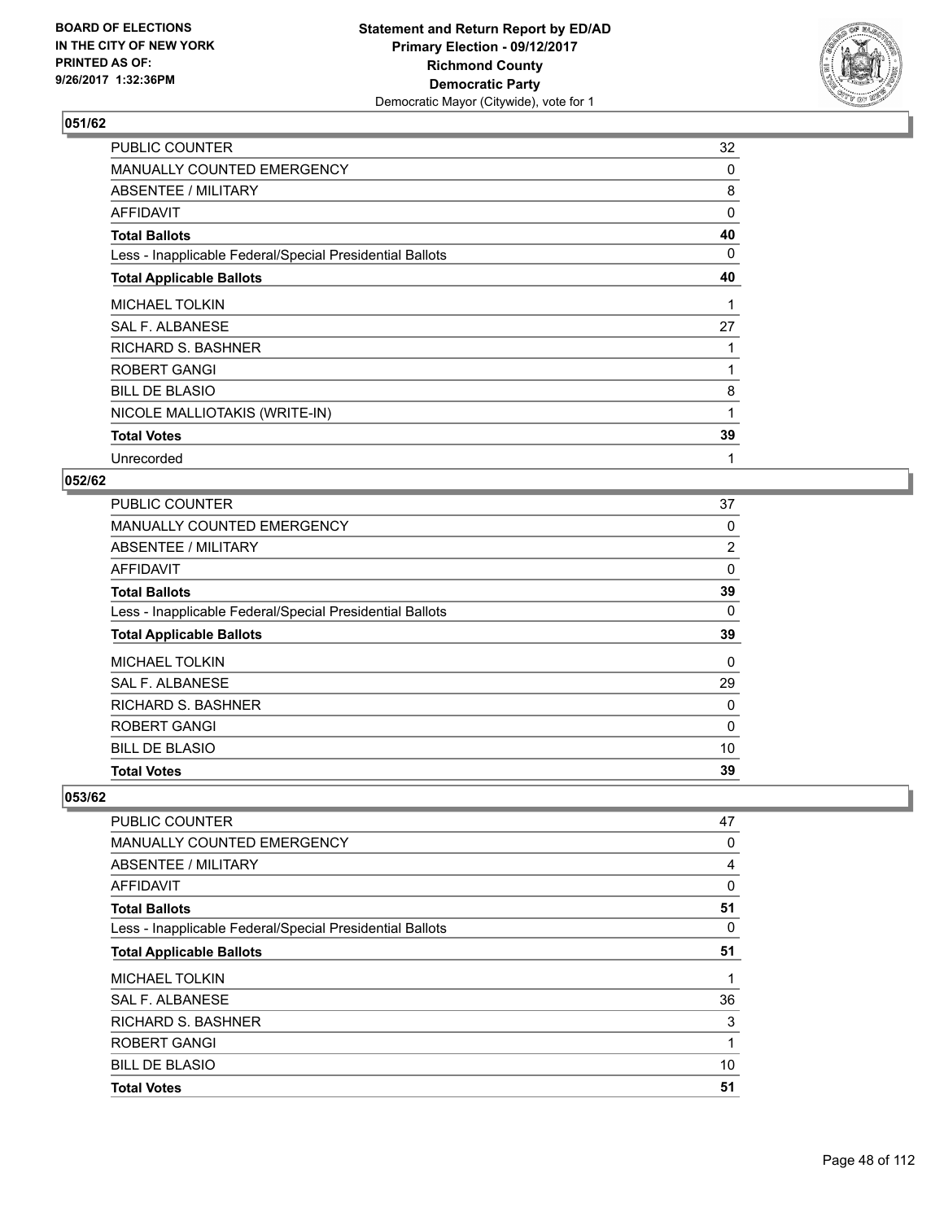BOARD OF ELECTIONS
IN THE CITY OF NEW YORK
PRINTED AS OF:
9/26/2017 1:32:36PM

**Statement and Return Report by ED/AD**
**Primary Election - 09/12/2017**
**Richmond County**
**Democratic Party**
Democratic Mayor (Citywide), vote for 1

### 051/62

| | |
|---|---|
| PUBLIC COUNTER | 32 |
| MANUALLY COUNTED EMERGENCY | 0 |
| ABSENTEE / MILITARY | 8 |
| AFFIDAVIT | 0 |
| **Total Ballots** | **40** |
| Less - Inapplicable Federal/Special Presidential Ballots | 0 |
| **Total Applicable Ballots** | **40** |
| MICHAEL TOLKIN | 1 |
| SAL F. ALBANESE | 27 |
| RICHARD S. BASHNER | 1 |
| ROBERT GANGI | 1 |
| BILL DE BLASIO | 8 |
| NICOLE MALLIOTAKIS (WRITE-IN) | 1 |
| **Total Votes** | **39** |
| Unrecorded | 1 |

### 052/62

| | |
|---|---|
| PUBLIC COUNTER | 37 |
| MANUALLY COUNTED EMERGENCY | 0 |
| ABSENTEE / MILITARY | 2 |
| AFFIDAVIT | 0 |
| **Total Ballots** | **39** |
| Less - Inapplicable Federal/Special Presidential Ballots | 0 |
| **Total Applicable Ballots** | **39** |
| MICHAEL TOLKIN | 0 |
| SAL F. ALBANESE | 29 |
| RICHARD S. BASHNER | 0 |
| ROBERT GANGI | 0 |
| BILL DE BLASIO | 10 |
| **Total Votes** | **39** |

### 053/62

| | |
|---|---|
| PUBLIC COUNTER | 47 |
| MANUALLY COUNTED EMERGENCY | 0 |
| ABSENTEE / MILITARY | 4 |
| AFFIDAVIT | 0 |
| **Total Ballots** | **51** |
| Less - Inapplicable Federal/Special Presidential Ballots | 0 |
| **Total Applicable Ballots** | **51** |
| MICHAEL TOLKIN | 1 |
| SAL F. ALBANESE | 36 |
| RICHARD S. BASHNER | 3 |
| ROBERT GANGI | 1 |
| BILL DE BLASIO | 10 |
| **Total Votes** | **51** |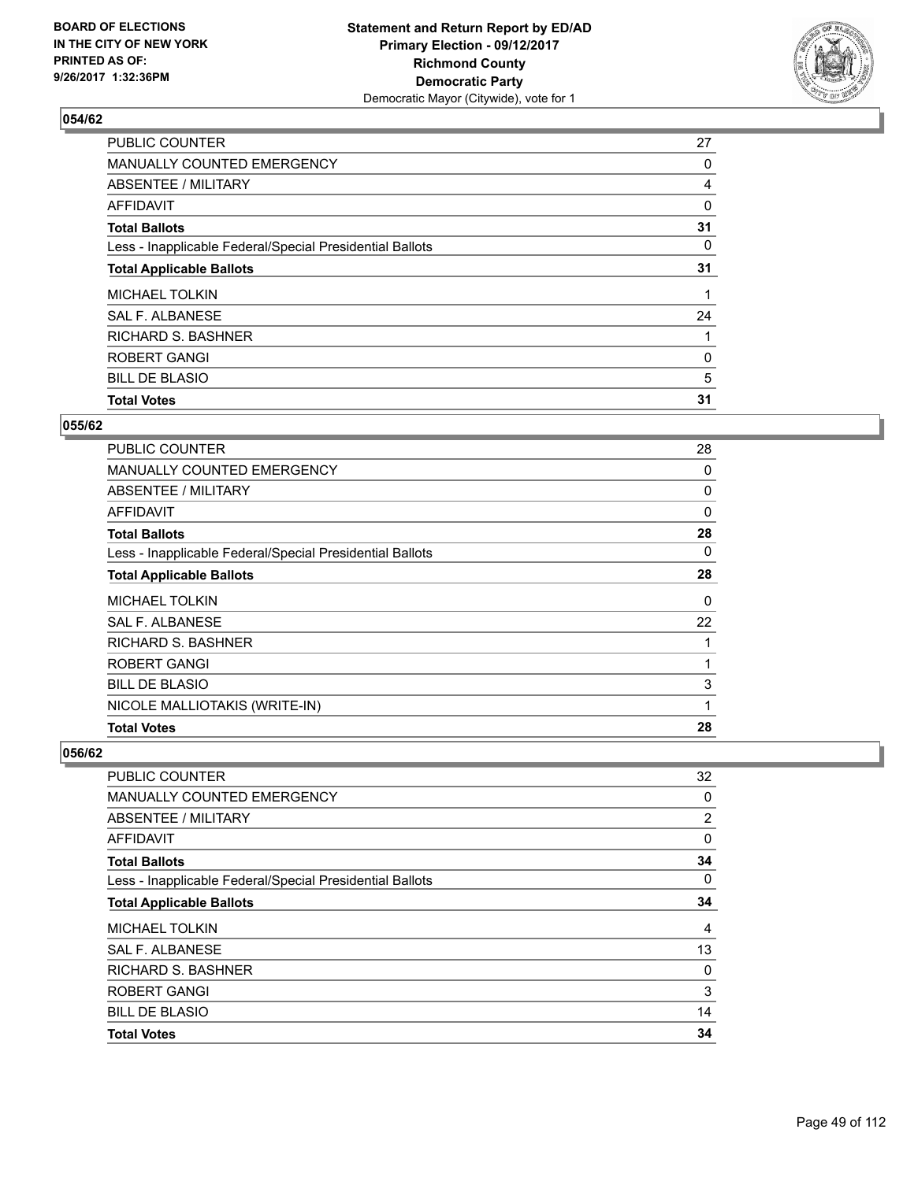## 054/62

| | |
|---|---|
| PUBLIC COUNTER | 27 |
| MANUALLY COUNTED EMERGENCY | 0 |
| ABSENTEE / MILITARY | 4 |
| AFFIDAVIT | 0 |
| **Total Ballots** | **31** |
| Less - Inapplicable Federal/Special Presidential Ballots | 0 |
| **Total Applicable Ballots** | **31** |
| MICHAEL TOLKIN | 1 |
| SAL F. ALBANESE | 24 |
| RICHARD S. BASHNER | 1 |
| ROBERT GANGI | 0 |
| BILL DE BLASIO | 5 |
| **Total Votes** | **31** |

## 055/62

| | |
|---|---|
| PUBLIC COUNTER | 28 |
| MANUALLY COUNTED EMERGENCY | 0 |
| ABSENTEE / MILITARY | 0 |
| AFFIDAVIT | 0 |
| **Total Ballots** | **28** |
| Less - Inapplicable Federal/Special Presidential Ballots | 0 |
| **Total Applicable Ballots** | **28** |
| MICHAEL TOLKIN | 0 |
| SAL F. ALBANESE | 22 |
| RICHARD S. BASHNER | 1 |
| ROBERT GANGI | 1 |
| BILL DE BLASIO | 3 |
| NICOLE MALLIOTAKIS (WRITE-IN) | 1 |
| **Total Votes** | **28** |

## 056/62

| | |
|---|---|
| PUBLIC COUNTER | 32 |
| MANUALLY COUNTED EMERGENCY | 0 |
| ABSENTEE / MILITARY | 2 |
| AFFIDAVIT | 0 |
| **Total Ballots** | **34** |
| Less - Inapplicable Federal/Special Presidential Ballots | 0 |
| **Total Applicable Ballots** | **34** |
| MICHAEL TOLKIN | 4 |
| SAL F. ALBANESE | 13 |
| RICHARD S. BASHNER | 0 |
| ROBERT GANGI | 3 |
| BILL DE BLASIO | 14 |
| **Total Votes** | **34** |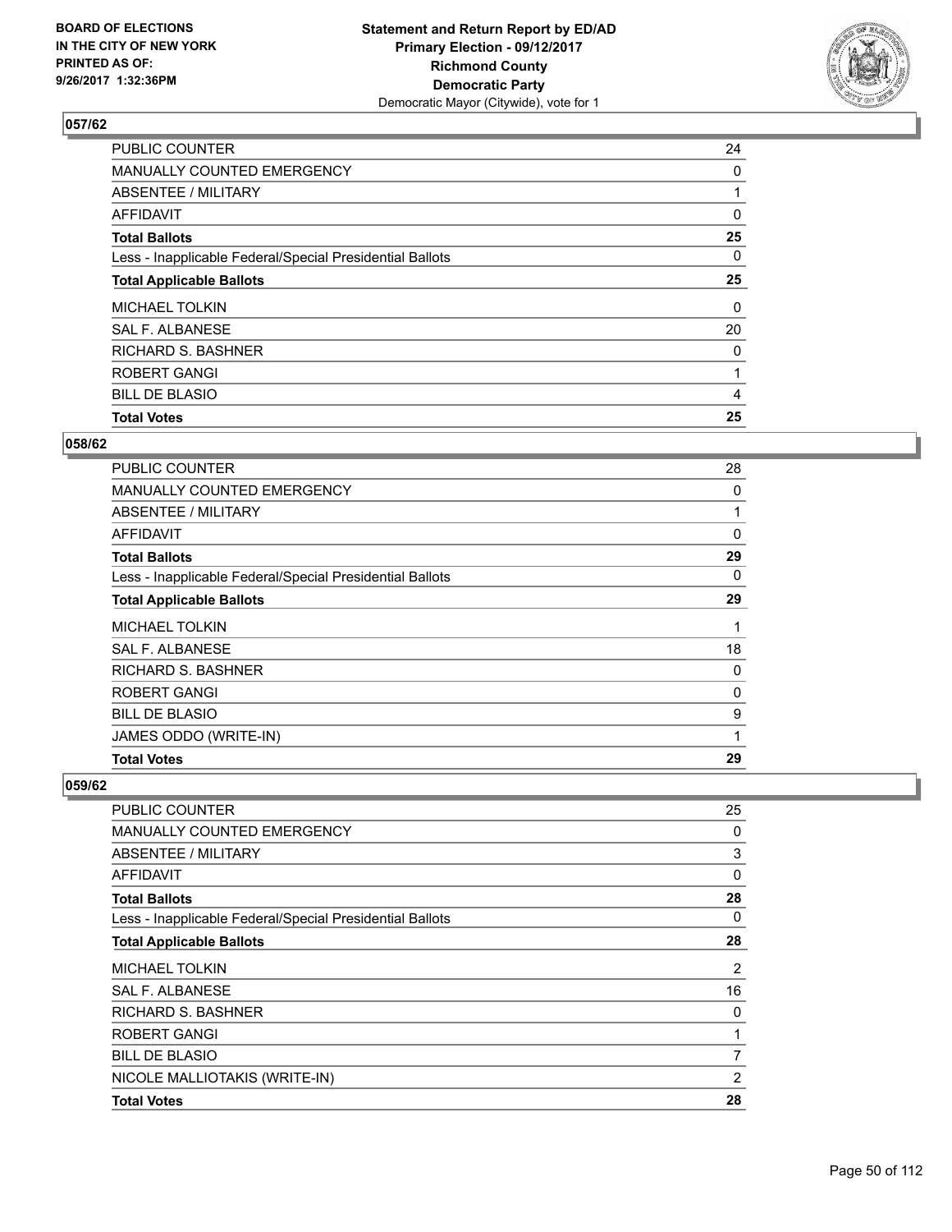**Statement and Return Report by ED/AD**
**Primary Election - 09/12/2017**
**Richmond County**
**Democratic Party**
Democratic Mayor (Citywide), vote for 1

BOARD OF ELECTIONS IN THE CITY OF NEW YORK PRINTED AS OF: 9/26/2017 1:32:36PM

### 057/62

| | |
|---|---|
| PUBLIC COUNTER | 24 |
| MANUALLY COUNTED EMERGENCY | 0 |
| ABSENTEE / MILITARY | 1 |
| AFFIDAVIT | 0 |
| **Total Ballots** | **25** |
| Less - Inapplicable Federal/Special Presidential Ballots | 0 |
| **Total Applicable Ballots** | **25** |
| MICHAEL TOLKIN | 0 |
| SAL F. ALBANESE | 20 |
| RICHARD S. BASHNER | 0 |
| ROBERT GANGI | 1 |
| BILL DE BLASIO | 4 |
| **Total Votes** | **25** |

### 058/62

| | |
|---|---|
| PUBLIC COUNTER | 28 |
| MANUALLY COUNTED EMERGENCY | 0 |
| ABSENTEE / MILITARY | 1 |
| AFFIDAVIT | 0 |
| **Total Ballots** | **29** |
| Less - Inapplicable Federal/Special Presidential Ballots | 0 |
| **Total Applicable Ballots** | **29** |
| MICHAEL TOLKIN | 1 |
| SAL F. ALBANESE | 18 |
| RICHARD S. BASHNER | 0 |
| ROBERT GANGI | 0 |
| BILL DE BLASIO | 9 |
| JAMES ODDO (WRITE-IN) | 1 |
| **Total Votes** | **29** |

### 059/62

| | |
|---|---|
| PUBLIC COUNTER | 25 |
| MANUALLY COUNTED EMERGENCY | 0 |
| ABSENTEE / MILITARY | 3 |
| AFFIDAVIT | 0 |
| **Total Ballots** | **28** |
| Less - Inapplicable Federal/Special Presidential Ballots | 0 |
| **Total Applicable Ballots** | **28** |
| MICHAEL TOLKIN | 2 |
| SAL F. ALBANESE | 16 |
| RICHARD S. BASHNER | 0 |
| ROBERT GANGI | 1 |
| BILL DE BLASIO | 7 |
| NICOLE MALLIOTAKIS (WRITE-IN) | 2 |
| **Total Votes** | **28** |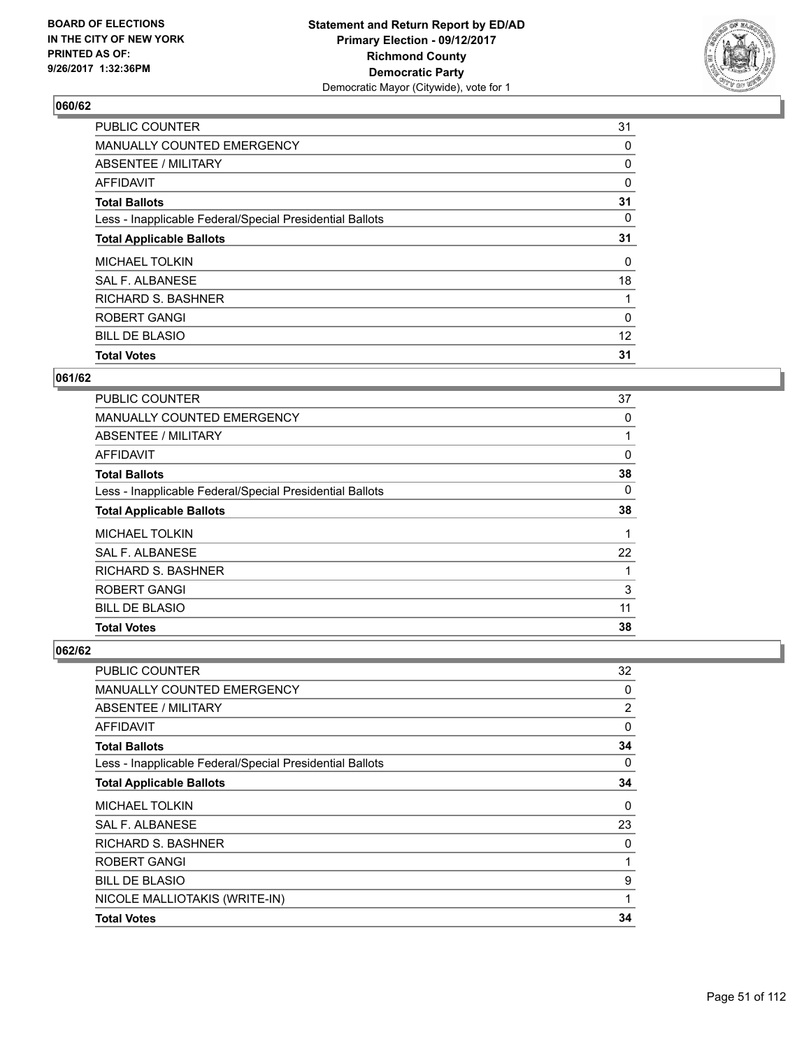BOARD OF ELECTIONS
IN THE CITY OF NEW YORK
PRINTED AS OF:
9/26/2017 1:32:36PM

**Statement and Return Report by ED/AD**
**Primary Election - 09/12/2017**
**Richmond County**
**Democratic Party**
Democratic Mayor (Citywide), vote for 1

## 060/62

| | |
|---|---|
| PUBLIC COUNTER | 31 |
| MANUALLY COUNTED EMERGENCY | 0 |
| ABSENTEE / MILITARY | 0 |
| AFFIDAVIT | 0 |
| **Total Ballots** | **31** |
| Less - Inapplicable Federal/Special Presidential Ballots | 0 |
| **Total Applicable Ballots** | **31** |
| MICHAEL TOLKIN | 0 |
| SAL F. ALBANESE | 18 |
| RICHARD S. BASHNER | 1 |
| ROBERT GANGI | 0 |
| BILL DE BLASIO | 12 |
| **Total Votes** | **31** |

## 061/62

| | |
|---|---|
| PUBLIC COUNTER | 37 |
| MANUALLY COUNTED EMERGENCY | 0 |
| ABSENTEE / MILITARY | 1 |
| AFFIDAVIT | 0 |
| **Total Ballots** | **38** |
| Less - Inapplicable Federal/Special Presidential Ballots | 0 |
| **Total Applicable Ballots** | **38** |
| MICHAEL TOLKIN | 1 |
| SAL F. ALBANESE | 22 |
| RICHARD S. BASHNER | 1 |
| ROBERT GANGI | 3 |
| BILL DE BLASIO | 11 |
| **Total Votes** | **38** |

## 062/62

| | |
|---|---|
| PUBLIC COUNTER | 32 |
| MANUALLY COUNTED EMERGENCY | 0 |
| ABSENTEE / MILITARY | 2 |
| AFFIDAVIT | 0 |
| **Total Ballots** | **34** |
| Less - Inapplicable Federal/Special Presidential Ballots | 0 |
| **Total Applicable Ballots** | **34** |
| MICHAEL TOLKIN | 0 |
| SAL F. ALBANESE | 23 |
| RICHARD S. BASHNER | 0 |
| ROBERT GANGI | 1 |
| BILL DE BLASIO | 9 |
| NICOLE MALLIOTAKIS (WRITE-IN) | 1 |
| **Total Votes** | **34** |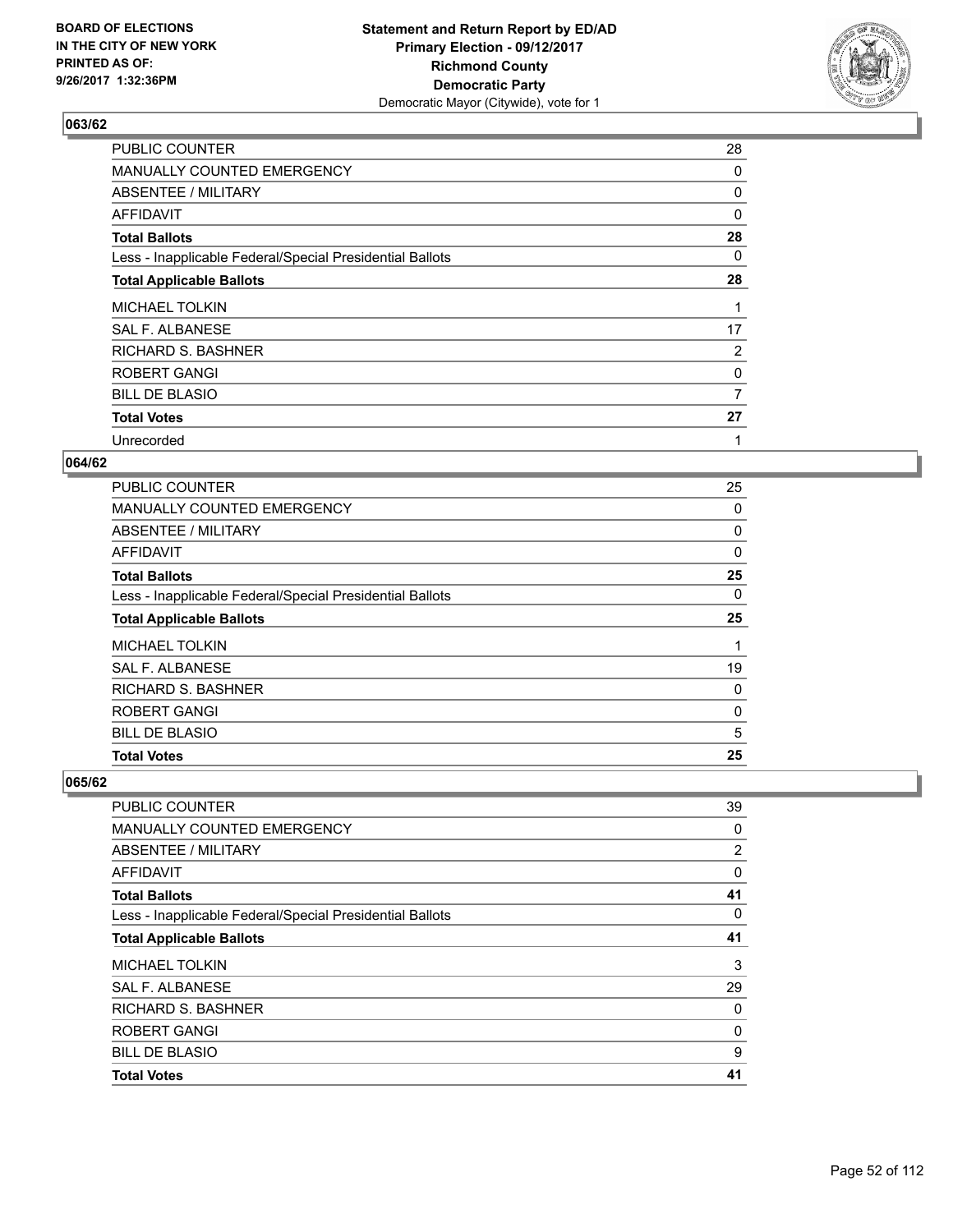**BOARD OF ELECTIONS IN THE CITY OF NEW YORK PRINTED AS OF: 9/26/2017 1:32:36PM**

**Statement and Return Report by ED/AD Primary Election - 09/12/2017 Richmond County Democratic Party**
Democratic Mayor (Citywide), vote for 1

### 063/62

| | |
|---|---|
| PUBLIC COUNTER | 28 |
| MANUALLY COUNTED EMERGENCY | 0 |
| ABSENTEE / MILITARY | 0 |
| AFFIDAVIT | 0 |
| **Total Ballots** | **28** |
| Less - Inapplicable Federal/Special Presidential Ballots | 0 |
| **Total Applicable Ballots** | **28** |
| MICHAEL TOLKIN | 1 |
| SAL F. ALBANESE | 17 |
| RICHARD S. BASHNER | 2 |
| ROBERT GANGI | 0 |
| BILL DE BLASIO | 7 |
| **Total Votes** | **27** |
| Unrecorded | 1 |

### 064/62

| | |
|---|---|
| PUBLIC COUNTER | 25 |
| MANUALLY COUNTED EMERGENCY | 0 |
| ABSENTEE / MILITARY | 0 |
| AFFIDAVIT | 0 |
| **Total Ballots** | **25** |
| Less - Inapplicable Federal/Special Presidential Ballots | 0 |
| **Total Applicable Ballots** | **25** |
| MICHAEL TOLKIN | 1 |
| SAL F. ALBANESE | 19 |
| RICHARD S. BASHNER | 0 |
| ROBERT GANGI | 0 |
| BILL DE BLASIO | 5 |
| **Total Votes** | **25** |

### 065/62

| | |
|---|---|
| PUBLIC COUNTER | 39 |
| MANUALLY COUNTED EMERGENCY | 0 |
| ABSENTEE / MILITARY | 2 |
| AFFIDAVIT | 0 |
| **Total Ballots** | **41** |
| Less - Inapplicable Federal/Special Presidential Ballots | 0 |
| **Total Applicable Ballots** | **41** |
| MICHAEL TOLKIN | 3 |
| SAL F. ALBANESE | 29 |
| RICHARD S. BASHNER | 0 |
| ROBERT GANGI | 0 |
| BILL DE BLASIO | 9 |
| **Total Votes** | **41** |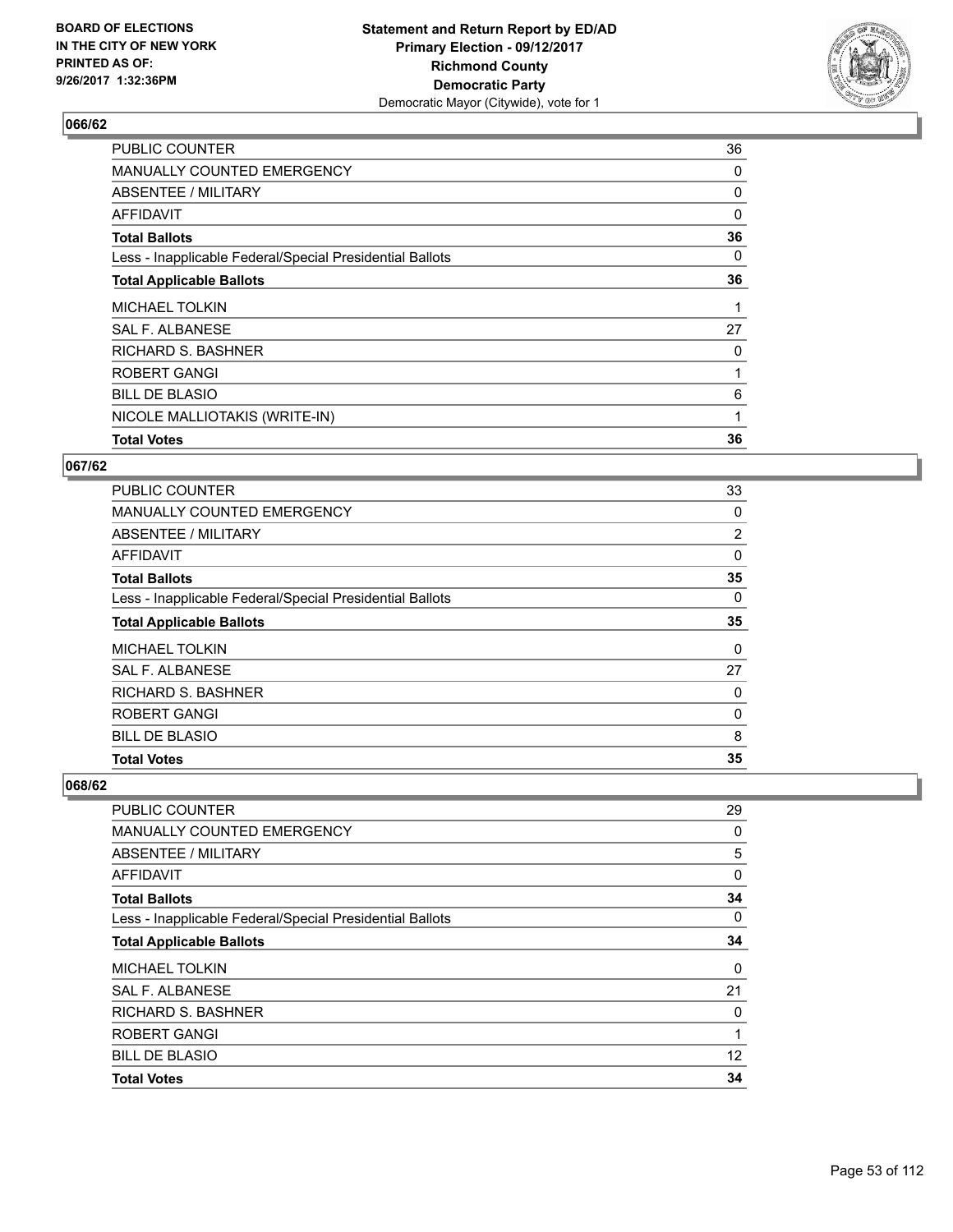BOARD OF ELECTIONS
IN THE CITY OF NEW YORK
PRINTED AS OF:
9/26/2017 1:32:36PM

**Statement and Return Report by ED/AD**
**Primary Election - 09/12/2017**
**Richmond County**
**Democratic Party**
Democratic Mayor (Citywide), vote for 1

## 066/62

| | |
|---|---|
| PUBLIC COUNTER | 36 |
| MANUALLY COUNTED EMERGENCY | 0 |
| ABSENTEE / MILITARY | 0 |
| AFFIDAVIT | 0 |
| **Total Ballots** | **36** |
| Less - Inapplicable Federal/Special Presidential Ballots | 0 |
| **Total Applicable Ballots** | **36** |
| MICHAEL TOLKIN | 1 |
| SAL F. ALBANESE | 27 |
| RICHARD S. BASHNER | 0 |
| ROBERT GANGI | 1 |
| BILL DE BLASIO | 6 |
| NICOLE MALLIOTAKIS (WRITE-IN) | 1 |
| **Total Votes** | **36** |

## 067/62

| | |
|---|---|
| PUBLIC COUNTER | 33 |
| MANUALLY COUNTED EMERGENCY | 0 |
| ABSENTEE / MILITARY | 2 |
| AFFIDAVIT | 0 |
| **Total Ballots** | **35** |
| Less - Inapplicable Federal/Special Presidential Ballots | 0 |
| **Total Applicable Ballots** | **35** |
| MICHAEL TOLKIN | 0 |
| SAL F. ALBANESE | 27 |
| RICHARD S. BASHNER | 0 |
| ROBERT GANGI | 0 |
| BILL DE BLASIO | 8 |
| **Total Votes** | **35** |

## 068/62

| | |
|---|---|
| PUBLIC COUNTER | 29 |
| MANUALLY COUNTED EMERGENCY | 0 |
| ABSENTEE / MILITARY | 5 |
| AFFIDAVIT | 0 |
| **Total Ballots** | **34** |
| Less - Inapplicable Federal/Special Presidential Ballots | 0 |
| **Total Applicable Ballots** | **34** |
| MICHAEL TOLKIN | 0 |
| SAL F. ALBANESE | 21 |
| RICHARD S. BASHNER | 0 |
| ROBERT GANGI | 1 |
| BILL DE BLASIO | 12 |
| **Total Votes** | **34** |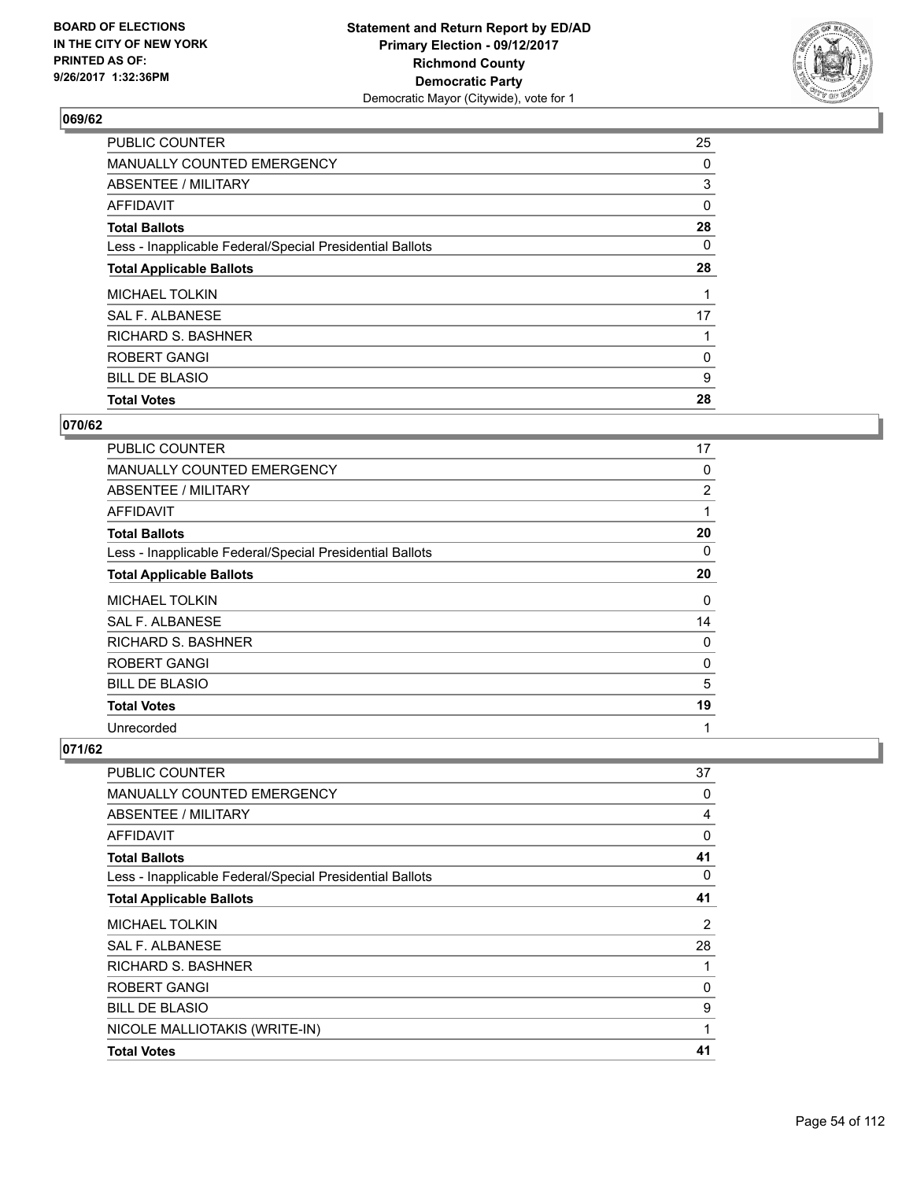**BOARD OF ELECTIONS IN THE CITY OF NEW YORK PRINTED AS OF: 9/26/2017 1:32:36PM**

**Statement and Return Report by ED/AD Primary Election - 09/12/2017 Richmond County Democratic Party**
Democratic Mayor (Citywide), vote for 1

## 069/62

| | |
|---|---|
| PUBLIC COUNTER | 25 |
| MANUALLY COUNTED EMERGENCY | 0 |
| ABSENTEE / MILITARY | 3 |
| AFFIDAVIT | 0 |
| **Total Ballots** | **28** |
| Less - Inapplicable Federal/Special Presidential Ballots | 0 |
| **Total Applicable Ballots** | **28** |
| MICHAEL TOLKIN | 1 |
| SAL F. ALBANESE | 17 |
| RICHARD S. BASHNER | 1 |
| ROBERT GANGI | 0 |
| BILL DE BLASIO | 9 |
| **Total Votes** | **28** |

## 070/62

| | |
|---|---|
| PUBLIC COUNTER | 17 |
| MANUALLY COUNTED EMERGENCY | 0 |
| ABSENTEE / MILITARY | 2 |
| AFFIDAVIT | 1 |
| **Total Ballots** | **20** |
| Less - Inapplicable Federal/Special Presidential Ballots | 0 |
| **Total Applicable Ballots** | **20** |
| MICHAEL TOLKIN | 0 |
| SAL F. ALBANESE | 14 |
| RICHARD S. BASHNER | 0 |
| ROBERT GANGI | 0 |
| BILL DE BLASIO | 5 |
| **Total Votes** | **19** |
| Unrecorded | 1 |

## 071/62

| | |
|---|---|
| PUBLIC COUNTER | 37 |
| MANUALLY COUNTED EMERGENCY | 0 |
| ABSENTEE / MILITARY | 4 |
| AFFIDAVIT | 0 |
| **Total Ballots** | **41** |
| Less - Inapplicable Federal/Special Presidential Ballots | 0 |
| **Total Applicable Ballots** | **41** |
| MICHAEL TOLKIN | 2 |
| SAL F. ALBANESE | 28 |
| RICHARD S. BASHNER | 1 |
| ROBERT GANGI | 0 |
| BILL DE BLASIO | 9 |
| NICOLE MALLIOTAKIS (WRITE-IN) | 1 |
| **Total Votes** | **41** |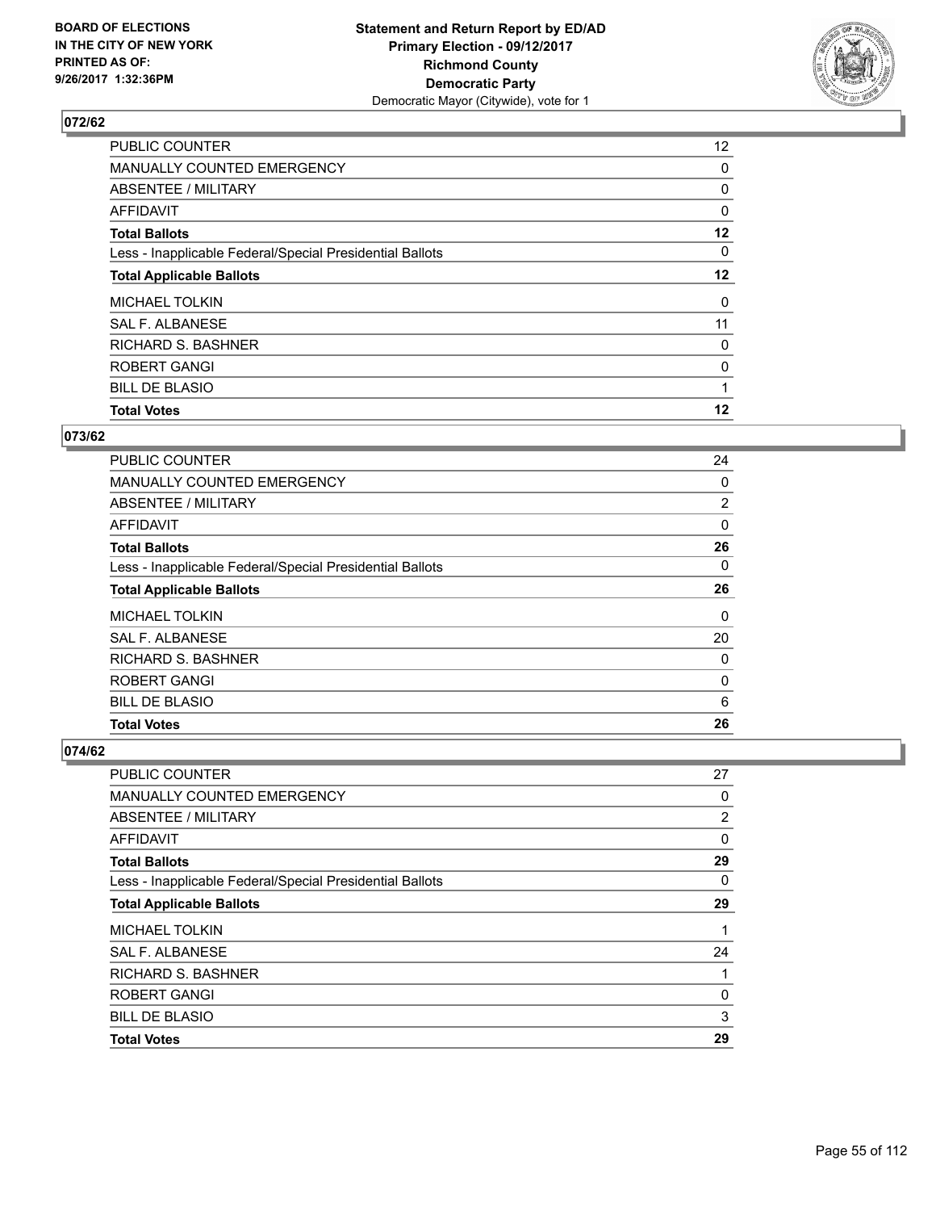**BOARD OF ELECTIONS IN THE CITY OF NEW YORK PRINTED AS OF: 9/26/2017 1:32:36PM**

**Statement and Return Report by ED/AD Primary Election - 09/12/2017 Richmond County Democratic Party** Democratic Mayor (Citywide), vote for 1

## 072/62

| | |
|---|---|
| PUBLIC COUNTER | 12 |
| MANUALLY COUNTED EMERGENCY | 0 |
| ABSENTEE / MILITARY | 0 |
| AFFIDAVIT | 0 |
| **Total Ballots** | **12** |
| Less - Inapplicable Federal/Special Presidential Ballots | 0 |
| **Total Applicable Ballots** | **12** |
| MICHAEL TOLKIN | 0 |
| SAL F. ALBANESE | 11 |
| RICHARD S. BASHNER | 0 |
| ROBERT GANGI | 0 |
| BILL DE BLASIO | 1 |
| **Total Votes** | **12** |

## 073/62

| | |
|---|---|
| PUBLIC COUNTER | 24 |
| MANUALLY COUNTED EMERGENCY | 0 |
| ABSENTEE / MILITARY | 2 |
| AFFIDAVIT | 0 |
| **Total Ballots** | **26** |
| Less - Inapplicable Federal/Special Presidential Ballots | 0 |
| **Total Applicable Ballots** | **26** |
| MICHAEL TOLKIN | 0 |
| SAL F. ALBANESE | 20 |
| RICHARD S. BASHNER | 0 |
| ROBERT GANGI | 0 |
| BILL DE BLASIO | 6 |
| **Total Votes** | **26** |

## 074/62

| | |
|---|---|
| PUBLIC COUNTER | 27 |
| MANUALLY COUNTED EMERGENCY | 0 |
| ABSENTEE / MILITARY | 2 |
| AFFIDAVIT | 0 |
| **Total Ballots** | **29** |
| Less - Inapplicable Federal/Special Presidential Ballots | 0 |
| **Total Applicable Ballots** | **29** |
| MICHAEL TOLKIN | 1 |
| SAL F. ALBANESE | 24 |
| RICHARD S. BASHNER | 1 |
| ROBERT GANGI | 0 |
| BILL DE BLASIO | 3 |
| **Total Votes** | **29** |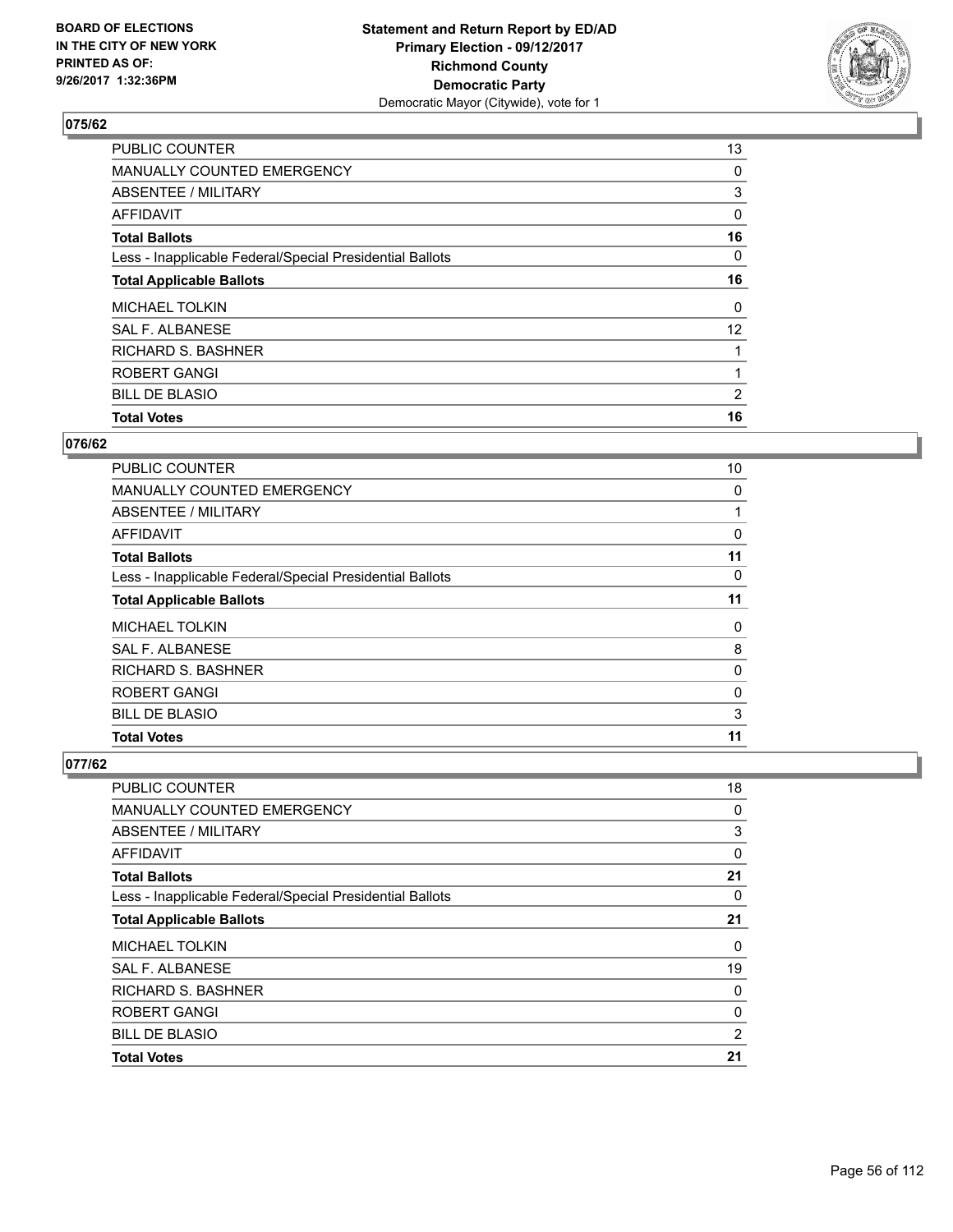BOARD OF ELECTIONS
IN THE CITY OF NEW YORK
PRINTED AS OF:
9/26/2017 1:32:36PM

**Statement and Return Report by ED/AD**
**Primary Election - 09/12/2017**
**Richmond County**
**Democratic Party**
Democratic Mayor (Citywide), vote for 1

## 075/62

| | |
|---|---|
| PUBLIC COUNTER | 13 |
| MANUALLY COUNTED EMERGENCY | 0 |
| ABSENTEE / MILITARY | 3 |
| AFFIDAVIT | 0 |
| **Total Ballots** | **16** |
| Less - Inapplicable Federal/Special Presidential Ballots | 0 |
| **Total Applicable Ballots** | **16** |
| MICHAEL TOLKIN | 0 |
| SAL F. ALBANESE | 12 |
| RICHARD S. BASHNER | 1 |
| ROBERT GANGI | 1 |
| BILL DE BLASIO | 2 |
| **Total Votes** | **16** |

## 076/62

| | |
|---|---|
| PUBLIC COUNTER | 10 |
| MANUALLY COUNTED EMERGENCY | 0 |
| ABSENTEE / MILITARY | 1 |
| AFFIDAVIT | 0 |
| **Total Ballots** | **11** |
| Less - Inapplicable Federal/Special Presidential Ballots | 0 |
| **Total Applicable Ballots** | **11** |
| MICHAEL TOLKIN | 0 |
| SAL F. ALBANESE | 8 |
| RICHARD S. BASHNER | 0 |
| ROBERT GANGI | 0 |
| BILL DE BLASIO | 3 |
| **Total Votes** | **11** |

## 077/62

| | |
|---|---|
| PUBLIC COUNTER | 18 |
| MANUALLY COUNTED EMERGENCY | 0 |
| ABSENTEE / MILITARY | 3 |
| AFFIDAVIT | 0 |
| **Total Ballots** | **21** |
| Less - Inapplicable Federal/Special Presidential Ballots | 0 |
| **Total Applicable Ballots** | **21** |
| MICHAEL TOLKIN | 0 |
| SAL F. ALBANESE | 19 |
| RICHARD S. BASHNER | 0 |
| ROBERT GANGI | 0 |
| BILL DE BLASIO | 2 |
| **Total Votes** | **21** |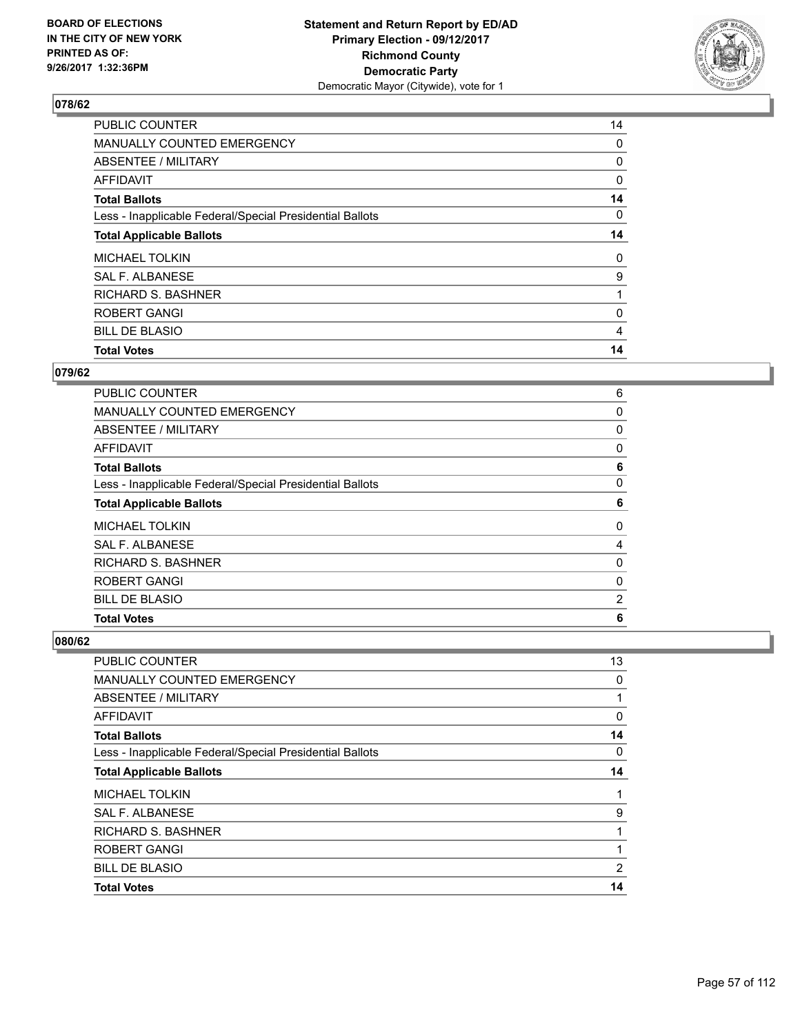**BOARD OF ELECTIONS IN THE CITY OF NEW YORK PRINTED AS OF: 9/26/2017 1:32:36PM**

**Statement and Return Report by ED/AD Primary Election - 09/12/2017 Richmond County Democratic Party**
Democratic Mayor (Citywide), vote for 1

## 078/62

| | |
|---|---|
| PUBLIC COUNTER | 14 |
| MANUALLY COUNTED EMERGENCY | 0 |
| ABSENTEE / MILITARY | 0 |
| AFFIDAVIT | 0 |
| **Total Ballots** | **14** |
| Less - Inapplicable Federal/Special Presidential Ballots | 0 |
| **Total Applicable Ballots** | **14** |
| MICHAEL TOLKIN | 0 |
| SAL F. ALBANESE | 9 |
| RICHARD S. BASHNER | 1 |
| ROBERT GANGI | 0 |
| BILL DE BLASIO | 4 |
| **Total Votes** | **14** |

## 079/62

| | |
|---|---|
| PUBLIC COUNTER | 6 |
| MANUALLY COUNTED EMERGENCY | 0 |
| ABSENTEE / MILITARY | 0 |
| AFFIDAVIT | 0 |
| **Total Ballots** | **6** |
| Less - Inapplicable Federal/Special Presidential Ballots | 0 |
| **Total Applicable Ballots** | **6** |
| MICHAEL TOLKIN | 0 |
| SAL F. ALBANESE | 4 |
| RICHARD S. BASHNER | 0 |
| ROBERT GANGI | 0 |
| BILL DE BLASIO | 2 |
| **Total Votes** | **6** |

## 080/62

| | |
|---|---|
| PUBLIC COUNTER | 13 |
| MANUALLY COUNTED EMERGENCY | 0 |
| ABSENTEE / MILITARY | 1 |
| AFFIDAVIT | 0 |
| **Total Ballots** | **14** |
| Less - Inapplicable Federal/Special Presidential Ballots | 0 |
| **Total Applicable Ballots** | **14** |
| MICHAEL TOLKIN | 1 |
| SAL F. ALBANESE | 9 |
| RICHARD S. BASHNER | 1 |
| ROBERT GANGI | 1 |
| BILL DE BLASIO | 2 |
| **Total Votes** | **14** |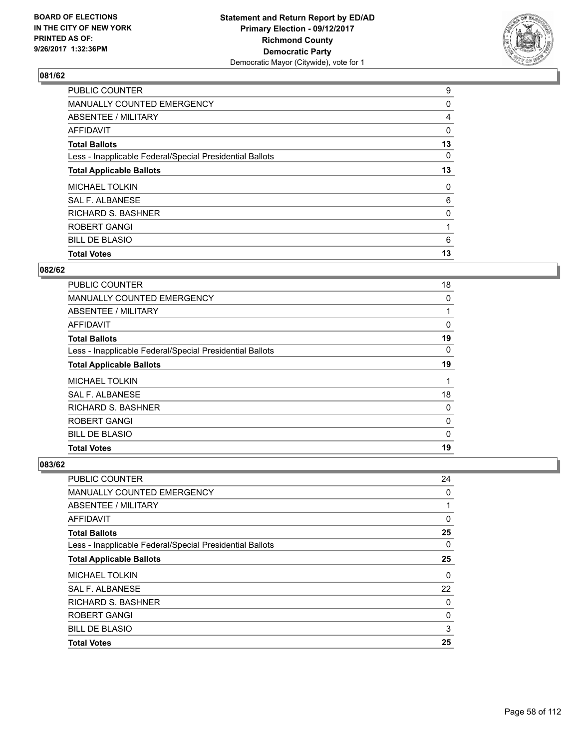**BOARD OF ELECTIONS IN THE CITY OF NEW YORK PRINTED AS OF: 9/26/2017 1:32:36PM**

**Statement and Return Report by ED/AD**
**Primary Election - 09/12/2017**
**Richmond County**
**Democratic Party**
Democratic Mayor (Citywide), vote for 1

### 081/62

| | |
|---|---|
| PUBLIC COUNTER | 9 |
| MANUALLY COUNTED EMERGENCY | 0 |
| ABSENTEE / MILITARY | 4 |
| AFFIDAVIT | 0 |
| **Total Ballots** | **13** |
| Less - Inapplicable Federal/Special Presidential Ballots | 0 |
| **Total Applicable Ballots** | **13** |
| MICHAEL TOLKIN | 0 |
| SAL F. ALBANESE | 6 |
| RICHARD S. BASHNER | 0 |
| ROBERT GANGI | 1 |
| BILL DE BLASIO | 6 |
| **Total Votes** | **13** |

### 082/62

| | |
|---|---|
| PUBLIC COUNTER | 18 |
| MANUALLY COUNTED EMERGENCY | 0 |
| ABSENTEE / MILITARY | 1 |
| AFFIDAVIT | 0 |
| **Total Ballots** | **19** |
| Less - Inapplicable Federal/Special Presidential Ballots | 0 |
| **Total Applicable Ballots** | **19** |
| MICHAEL TOLKIN | 1 |
| SAL F. ALBANESE | 18 |
| RICHARD S. BASHNER | 0 |
| ROBERT GANGI | 0 |
| BILL DE BLASIO | 0 |
| **Total Votes** | **19** |

### 083/62

| | |
|---|---|
| PUBLIC COUNTER | 24 |
| MANUALLY COUNTED EMERGENCY | 0 |
| ABSENTEE / MILITARY | 1 |
| AFFIDAVIT | 0 |
| **Total Ballots** | **25** |
| Less - Inapplicable Federal/Special Presidential Ballots | 0 |
| **Total Applicable Ballots** | **25** |
| MICHAEL TOLKIN | 0 |
| SAL F. ALBANESE | 22 |
| RICHARD S. BASHNER | 0 |
| ROBERT GANGI | 0 |
| BILL DE BLASIO | 3 |
| **Total Votes** | **25** |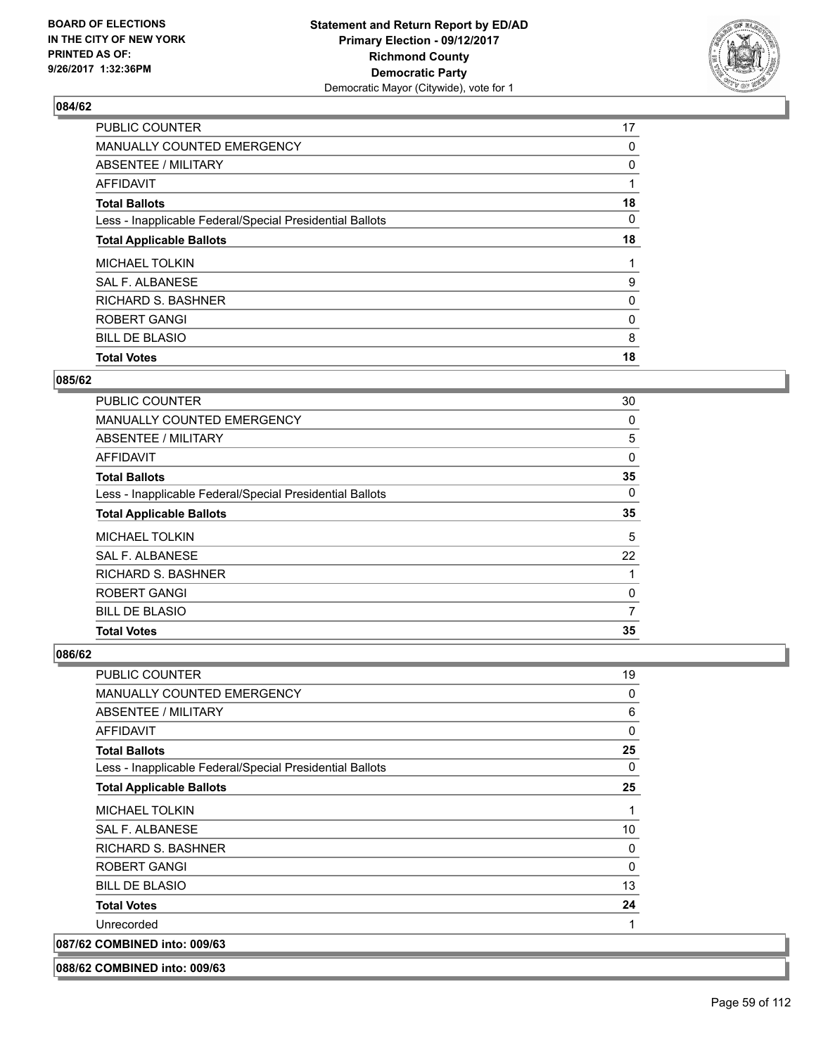**BOARD OF ELECTIONS IN THE CITY OF NEW YORK PRINTED AS OF: 9/26/2017 1:32:36PM**

**Statement and Return Report by ED/AD Primary Election - 09/12/2017 Richmond County Democratic Party**
Democratic Mayor (Citywide), vote for 1

## 084/62

| | |
|---|---|
| PUBLIC COUNTER | 17 |
| MANUALLY COUNTED EMERGENCY | 0 |
| ABSENTEE / MILITARY | 0 |
| AFFIDAVIT | 1 |
| **Total Ballots** | **18** |
| Less - Inapplicable Federal/Special Presidential Ballots | 0 |
| **Total Applicable Ballots** | **18** |
| MICHAEL TOLKIN | 1 |
| SAL F. ALBANESE | 9 |
| RICHARD S. BASHNER | 0 |
| ROBERT GANGI | 0 |
| BILL DE BLASIO | 8 |
| **Total Votes** | **18** |

## 085/62

| | |
|---|---|
| PUBLIC COUNTER | 30 |
| MANUALLY COUNTED EMERGENCY | 0 |
| ABSENTEE / MILITARY | 5 |
| AFFIDAVIT | 0 |
| **Total Ballots** | **35** |
| Less - Inapplicable Federal/Special Presidential Ballots | 0 |
| **Total Applicable Ballots** | **35** |
| MICHAEL TOLKIN | 5 |
| SAL F. ALBANESE | 22 |
| RICHARD S. BASHNER | 1 |
| ROBERT GANGI | 0 |
| BILL DE BLASIO | 7 |
| **Total Votes** | **35** |

## 086/62

| | |
|---|---|
| PUBLIC COUNTER | 19 |
| MANUALLY COUNTED EMERGENCY | 0 |
| ABSENTEE / MILITARY | 6 |
| AFFIDAVIT | 0 |
| **Total Ballots** | **25** |
| Less - Inapplicable Federal/Special Presidential Ballots | 0 |
| **Total Applicable Ballots** | **25** |
| MICHAEL TOLKIN | 1 |
| SAL F. ALBANESE | 10 |
| RICHARD S. BASHNER | 0 |
| ROBERT GANGI | 0 |
| BILL DE BLASIO | 13 |
| **Total Votes** | **24** |
| Unrecorded | 1 |

## 087/62 COMBINED into: 009/63

## 088/62 COMBINED into: 009/63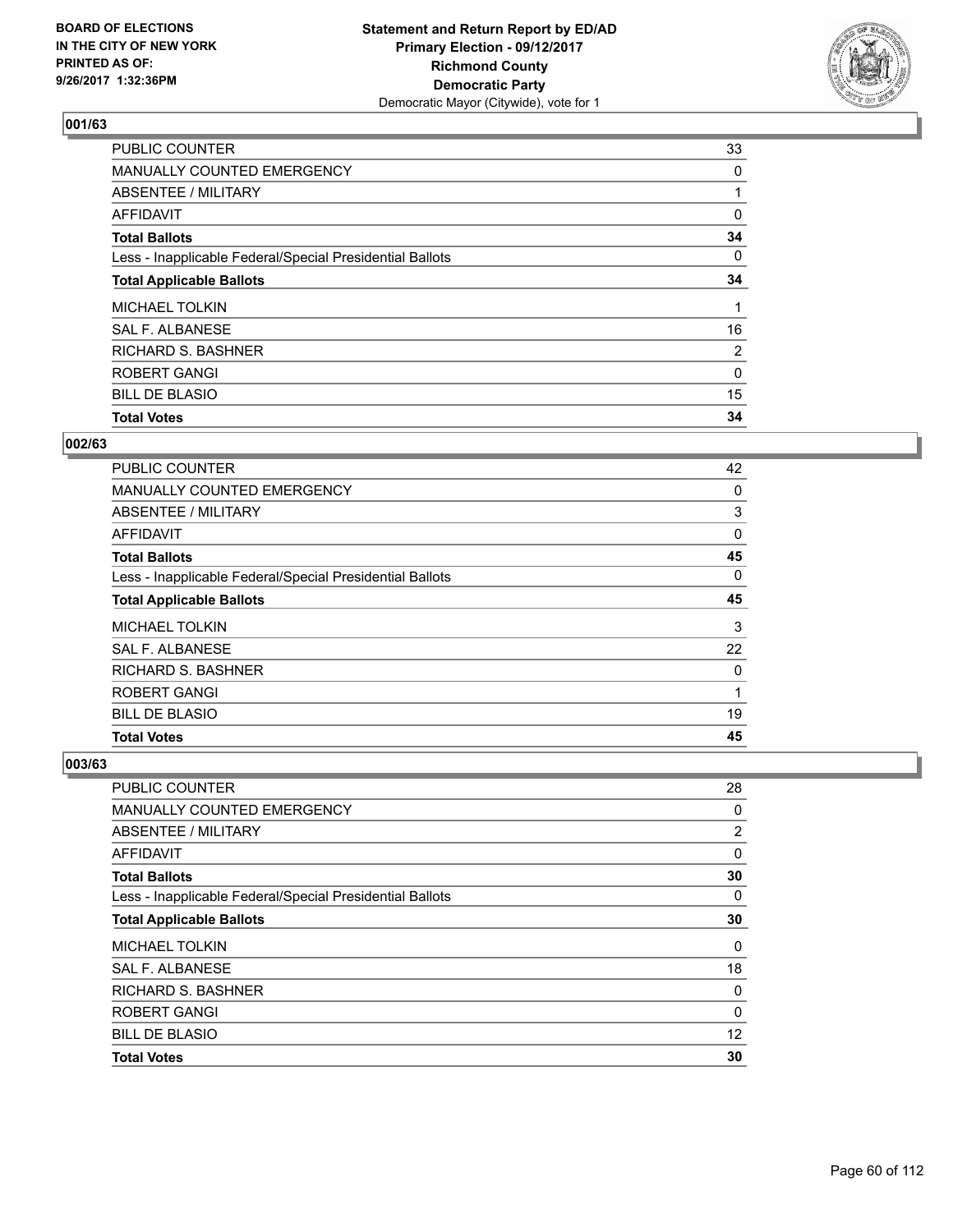BOARD OF ELECTIONS IN THE CITY OF NEW YORK PRINTED AS OF: 9/26/2017 1:32:36PM

**Statement and Return Report by ED/AD**
**Primary Election - 09/12/2017**
**Richmond County**
**Democratic Party**
Democratic Mayor (Citywide), vote for 1

### 001/63

| | |
|---|---|
| PUBLIC COUNTER | 33 |
| MANUALLY COUNTED EMERGENCY | 0 |
| ABSENTEE / MILITARY | 1 |
| AFFIDAVIT | 0 |
| **Total Ballots** | **34** |
| Less - Inapplicable Federal/Special Presidential Ballots | 0 |
| **Total Applicable Ballots** | **34** |
| MICHAEL TOLKIN | 1 |
| SAL F. ALBANESE | 16 |
| RICHARD S. BASHNER | 2 |
| ROBERT GANGI | 0 |
| BILL DE BLASIO | 15 |
| **Total Votes** | **34** |

### 002/63

| | |
|---|---|
| PUBLIC COUNTER | 42 |
| MANUALLY COUNTED EMERGENCY | 0 |
| ABSENTEE / MILITARY | 3 |
| AFFIDAVIT | 0 |
| **Total Ballots** | **45** |
| Less - Inapplicable Federal/Special Presidential Ballots | 0 |
| **Total Applicable Ballots** | **45** |
| MICHAEL TOLKIN | 3 |
| SAL F. ALBANESE | 22 |
| RICHARD S. BASHNER | 0 |
| ROBERT GANGI | 1 |
| BILL DE BLASIO | 19 |
| **Total Votes** | **45** |

### 003/63

| | |
|---|---|
| PUBLIC COUNTER | 28 |
| MANUALLY COUNTED EMERGENCY | 0 |
| ABSENTEE / MILITARY | 2 |
| AFFIDAVIT | 0 |
| **Total Ballots** | **30** |
| Less - Inapplicable Federal/Special Presidential Ballots | 0 |
| **Total Applicable Ballots** | **30** |
| MICHAEL TOLKIN | 0 |
| SAL F. ALBANESE | 18 |
| RICHARD S. BASHNER | 0 |
| ROBERT GANGI | 0 |
| BILL DE BLASIO | 12 |
| **Total Votes** | **30** |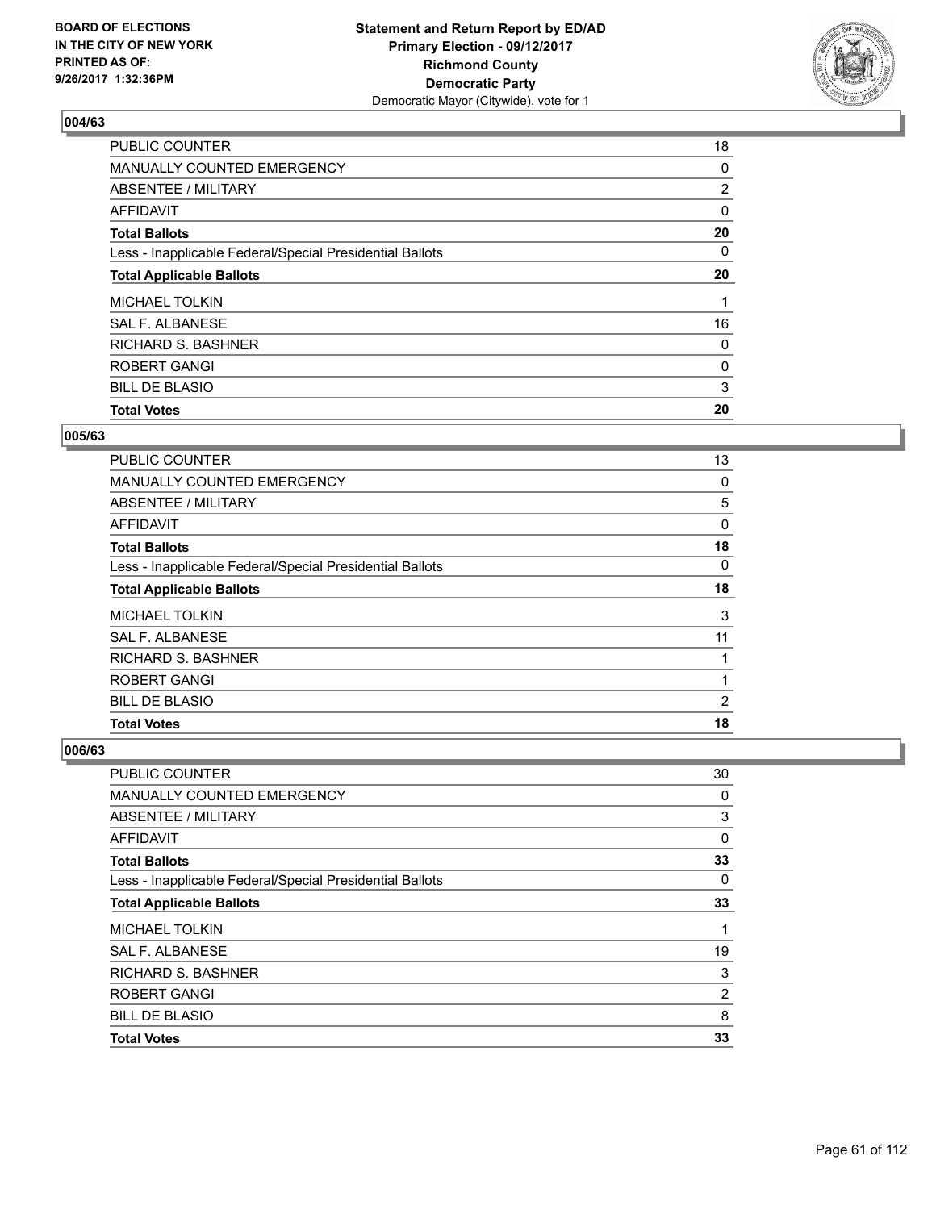BOARD OF ELECTIONS
IN THE CITY OF NEW YORK
PRINTED AS OF:
9/26/2017 1:32:36PM

**Statement and Return Report by ED/AD**
**Primary Election - 09/12/2017**
**Richmond County**
**Democratic Party**
Democratic Mayor (Citywide), vote for 1

### 004/63

| | |
|---|---|
| PUBLIC COUNTER | 18 |
| MANUALLY COUNTED EMERGENCY | 0 |
| ABSENTEE / MILITARY | 2 |
| AFFIDAVIT | 0 |
| **Total Ballots** | **20** |
| Less - Inapplicable Federal/Special Presidential Ballots | 0 |
| **Total Applicable Ballots** | **20** |
| MICHAEL TOLKIN | 1 |
| SAL F. ALBANESE | 16 |
| RICHARD S. BASHNER | 0 |
| ROBERT GANGI | 0 |
| BILL DE BLASIO | 3 |
| **Total Votes** | **20** |

### 005/63

| | |
|---|---|
| PUBLIC COUNTER | 13 |
| MANUALLY COUNTED EMERGENCY | 0 |
| ABSENTEE / MILITARY | 5 |
| AFFIDAVIT | 0 |
| **Total Ballots** | **18** |
| Less - Inapplicable Federal/Special Presidential Ballots | 0 |
| **Total Applicable Ballots** | **18** |
| MICHAEL TOLKIN | 3 |
| SAL F. ALBANESE | 11 |
| RICHARD S. BASHNER | 1 |
| ROBERT GANGI | 1 |
| BILL DE BLASIO | 2 |
| **Total Votes** | **18** |

### 006/63

| | |
|---|---|
| PUBLIC COUNTER | 30 |
| MANUALLY COUNTED EMERGENCY | 0 |
| ABSENTEE / MILITARY | 3 |
| AFFIDAVIT | 0 |
| **Total Ballots** | **33** |
| Less - Inapplicable Federal/Special Presidential Ballots | 0 |
| **Total Applicable Ballots** | **33** |
| MICHAEL TOLKIN | 1 |
| SAL F. ALBANESE | 19 |
| RICHARD S. BASHNER | 3 |
| ROBERT GANGI | 2 |
| BILL DE BLASIO | 8 |
| **Total Votes** | **33** |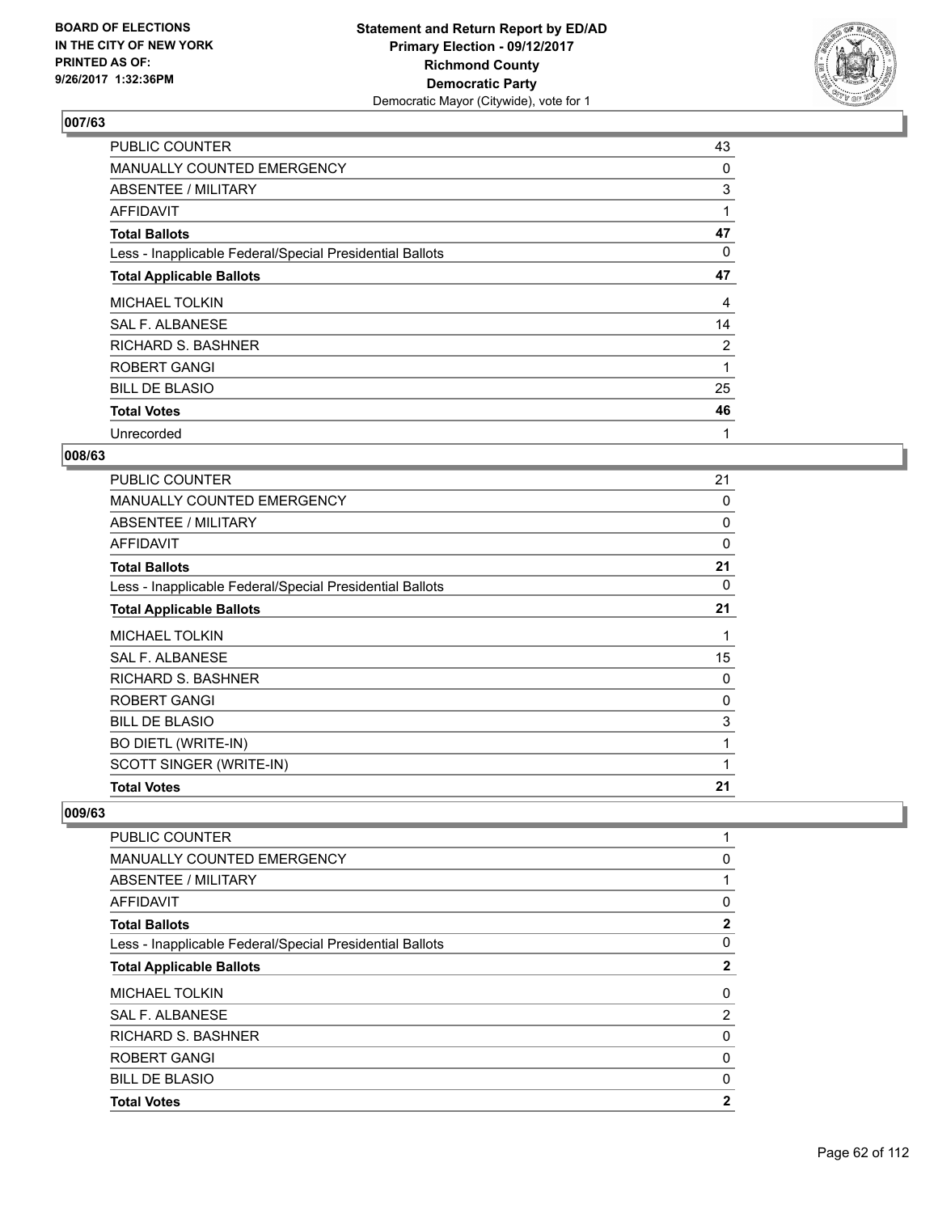BOARD OF ELECTIONS
IN THE CITY OF NEW YORK
PRINTED AS OF:
9/26/2017 1:32:36PM

**Statement and Return Report by ED/AD**
**Primary Election - 09/12/2017**
**Richmond County**
**Democratic Party**
Democratic Mayor (Citywide), vote for 1

## 007/63

| | |
|---|---|
| PUBLIC COUNTER | 43 |
| MANUALLY COUNTED EMERGENCY | 0 |
| ABSENTEE / MILITARY | 3 |
| AFFIDAVIT | 1 |
| **Total Ballots** | **47** |
| Less - Inapplicable Federal/Special Presidential Ballots | 0 |
| **Total Applicable Ballots** | **47** |
| MICHAEL TOLKIN | 4 |
| SAL F. ALBANESE | 14 |
| RICHARD S. BASHNER | 2 |
| ROBERT GANGI | 1 |
| BILL DE BLASIO | 25 |
| **Total Votes** | **46** |
| Unrecorded | 1 |

## 008/63

| | |
|---|---|
| PUBLIC COUNTER | 21 |
| MANUALLY COUNTED EMERGENCY | 0 |
| ABSENTEE / MILITARY | 0 |
| AFFIDAVIT | 0 |
| **Total Ballots** | **21** |
| Less - Inapplicable Federal/Special Presidential Ballots | 0 |
| **Total Applicable Ballots** | **21** |
| MICHAEL TOLKIN | 1 |
| SAL F. ALBANESE | 15 |
| RICHARD S. BASHNER | 0 |
| ROBERT GANGI | 0 |
| BILL DE BLASIO | 3 |
| BO DIETL (WRITE-IN) | 1 |
| SCOTT SINGER (WRITE-IN) | 1 |
| **Total Votes** | **21** |

## 009/63

| | |
|---|---|
| PUBLIC COUNTER | 1 |
| MANUALLY COUNTED EMERGENCY | 0 |
| ABSENTEE / MILITARY | 1 |
| AFFIDAVIT | 0 |
| **Total Ballots** | **2** |
| Less - Inapplicable Federal/Special Presidential Ballots | 0 |
| **Total Applicable Ballots** | **2** |
| MICHAEL TOLKIN | 0 |
| SAL F. ALBANESE | 2 |
| RICHARD S. BASHNER | 0 |
| ROBERT GANGI | 0 |
| BILL DE BLASIO | 0 |
| **Total Votes** | **2** |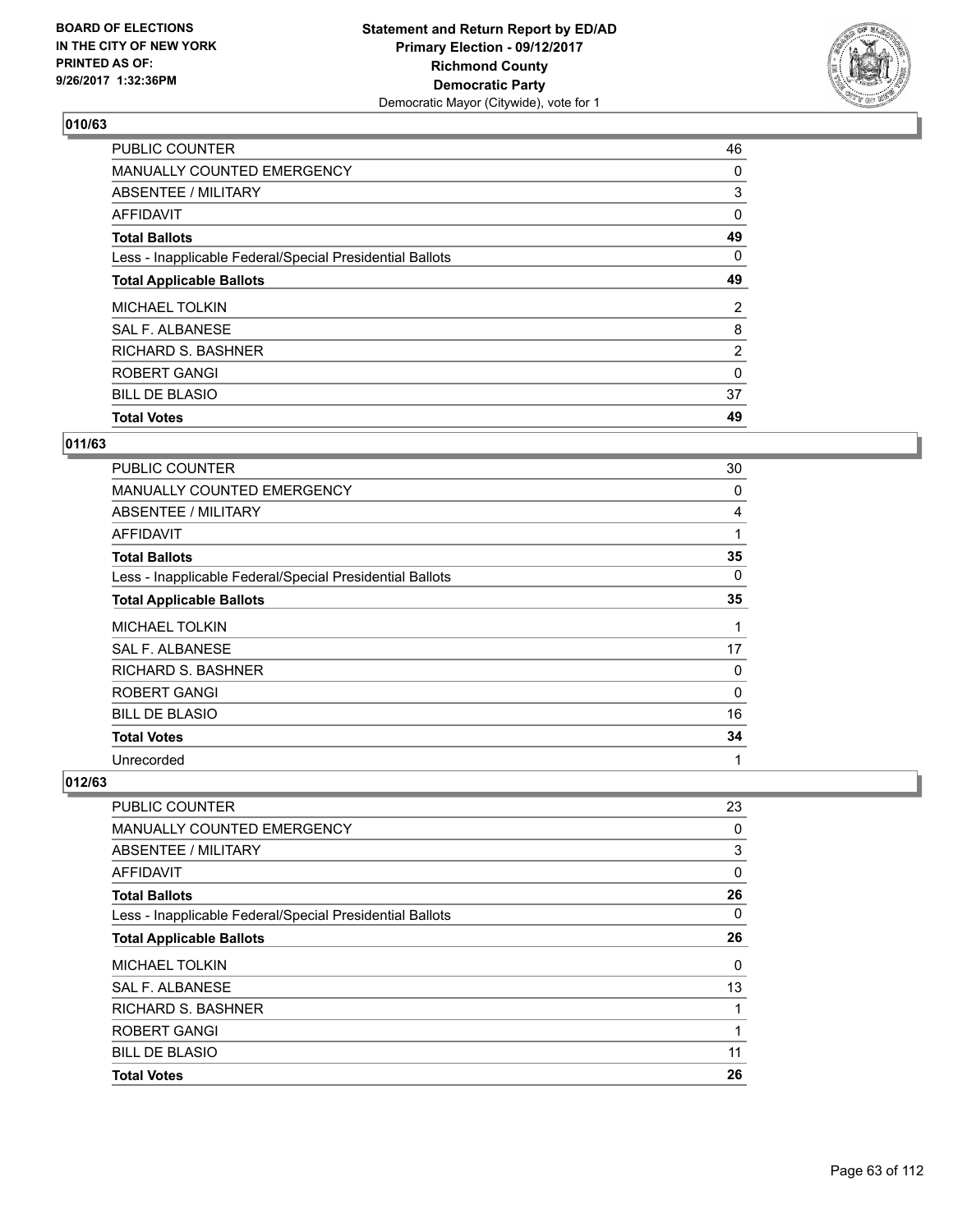BOARD OF ELECTIONS
IN THE CITY OF NEW YORK
PRINTED AS OF:
9/26/2017 1:32:36PM

**Statement and Return Report by ED/AD**
**Primary Election - 09/12/2017**
**Richmond County**
**Democratic Party**
Democratic Mayor (Citywide), vote for 1

## 010/63

| | |
|---|---|
| PUBLIC COUNTER | 46 |
| MANUALLY COUNTED EMERGENCY | 0 |
| ABSENTEE / MILITARY | 3 |
| AFFIDAVIT | 0 |
| **Total Ballots** | **49** |
| Less - Inapplicable Federal/Special Presidential Ballots | 0 |
| **Total Applicable Ballots** | **49** |
| MICHAEL TOLKIN | 2 |
| SAL F. ALBANESE | 8 |
| RICHARD S. BASHNER | 2 |
| ROBERT GANGI | 0 |
| BILL DE BLASIO | 37 |
| **Total Votes** | **49** |

## 011/63

| | |
|---|---|
| PUBLIC COUNTER | 30 |
| MANUALLY COUNTED EMERGENCY | 0 |
| ABSENTEE / MILITARY | 4 |
| AFFIDAVIT | 1 |
| **Total Ballots** | **35** |
| Less - Inapplicable Federal/Special Presidential Ballots | 0 |
| **Total Applicable Ballots** | **35** |
| MICHAEL TOLKIN | 1 |
| SAL F. ALBANESE | 17 |
| RICHARD S. BASHNER | 0 |
| ROBERT GANGI | 0 |
| BILL DE BLASIO | 16 |
| **Total Votes** | **34** |
| Unrecorded | 1 |

## 012/63

| | |
|---|---|
| PUBLIC COUNTER | 23 |
| MANUALLY COUNTED EMERGENCY | 0 |
| ABSENTEE / MILITARY | 3 |
| AFFIDAVIT | 0 |
| **Total Ballots** | **26** |
| Less - Inapplicable Federal/Special Presidential Ballots | 0 |
| **Total Applicable Ballots** | **26** |
| MICHAEL TOLKIN | 0 |
| SAL F. ALBANESE | 13 |
| RICHARD S. BASHNER | 1 |
| ROBERT GANGI | 1 |
| BILL DE BLASIO | 11 |
| **Total Votes** | **26** |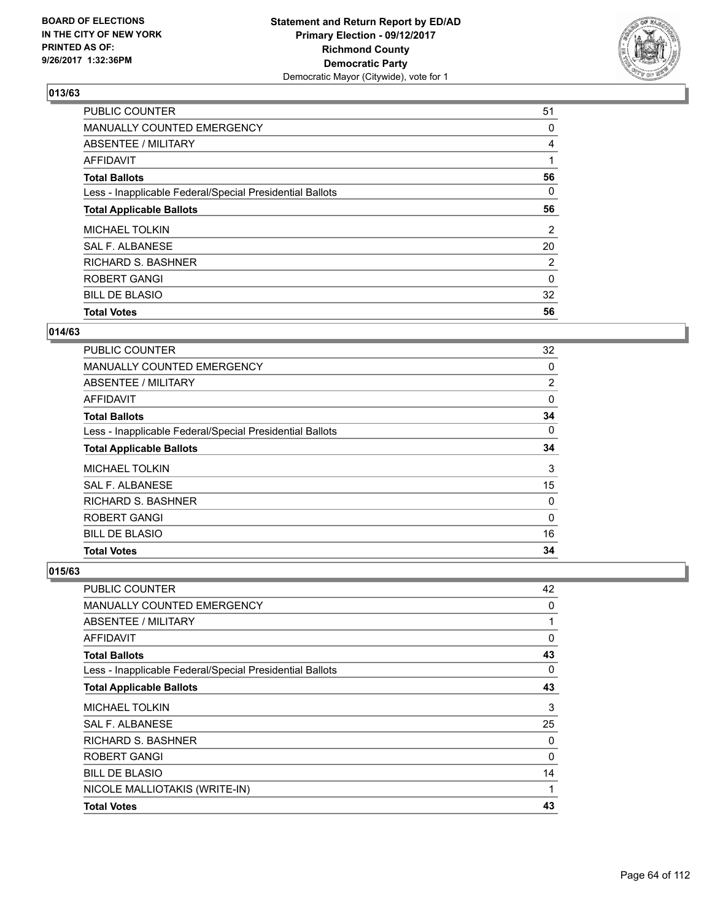BOARD OF ELECTIONS
IN THE CITY OF NEW YORK
PRINTED AS OF:
9/26/2017 1:32:36PM

**Statement and Return Report by ED/AD**
**Primary Election - 09/12/2017**
**Richmond County**
**Democratic Party**
Democratic Mayor (Citywide), vote for 1

## 013/63

| | |
|---|---|
| PUBLIC COUNTER | 51 |
| MANUALLY COUNTED EMERGENCY | 0 |
| ABSENTEE / MILITARY | 4 |
| AFFIDAVIT | 1 |
| **Total Ballots** | **56** |
| Less - Inapplicable Federal/Special Presidential Ballots | 0 |
| **Total Applicable Ballots** | **56** |
| MICHAEL TOLKIN | 2 |
| SAL F. ALBANESE | 20 |
| RICHARD S. BASHNER | 2 |
| ROBERT GANGI | 0 |
| BILL DE BLASIO | 32 |
| **Total Votes** | **56** |

## 014/63

| | |
|---|---|
| PUBLIC COUNTER | 32 |
| MANUALLY COUNTED EMERGENCY | 0 |
| ABSENTEE / MILITARY | 2 |
| AFFIDAVIT | 0 |
| **Total Ballots** | **34** |
| Less - Inapplicable Federal/Special Presidential Ballots | 0 |
| **Total Applicable Ballots** | **34** |
| MICHAEL TOLKIN | 3 |
| SAL F. ALBANESE | 15 |
| RICHARD S. BASHNER | 0 |
| ROBERT GANGI | 0 |
| BILL DE BLASIO | 16 |
| **Total Votes** | **34** |

## 015/63

| | |
|---|---|
| PUBLIC COUNTER | 42 |
| MANUALLY COUNTED EMERGENCY | 0 |
| ABSENTEE / MILITARY | 1 |
| AFFIDAVIT | 0 |
| **Total Ballots** | **43** |
| Less - Inapplicable Federal/Special Presidential Ballots | 0 |
| **Total Applicable Ballots** | **43** |
| MICHAEL TOLKIN | 3 |
| SAL F. ALBANESE | 25 |
| RICHARD S. BASHNER | 0 |
| ROBERT GANGI | 0 |
| BILL DE BLASIO | 14 |
| NICOLE MALLIOTAKIS (WRITE-IN) | 1 |
| **Total Votes** | **43** |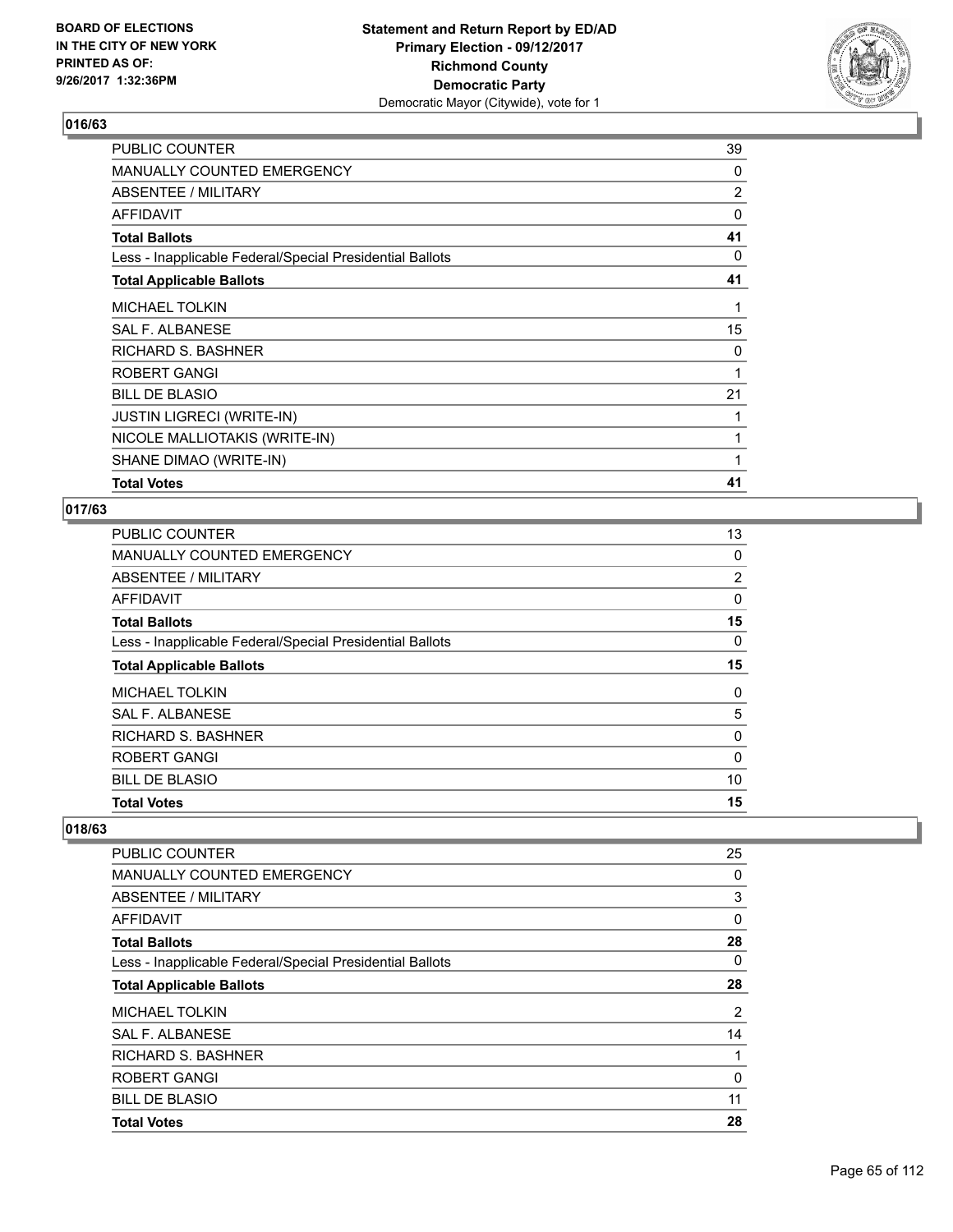**BOARD OF ELECTIONS IN THE CITY OF NEW YORK PRINTED AS OF: 9/26/2017 1:32:36PM**

**Statement and Return Report by ED/AD Primary Election - 09/12/2017 Richmond County Democratic Party**
Democratic Mayor (Citywide), vote for 1

### 016/63

| | |
|---|---|
| PUBLIC COUNTER | 39 |
| MANUALLY COUNTED EMERGENCY | 0 |
| ABSENTEE / MILITARY | 2 |
| AFFIDAVIT | 0 |
| **Total Ballots** | **41** |
| Less - Inapplicable Federal/Special Presidential Ballots | 0 |
| **Total Applicable Ballots** | **41** |
| MICHAEL TOLKIN | 1 |
| SAL F. ALBANESE | 15 |
| RICHARD S. BASHNER | 0 |
| ROBERT GANGI | 1 |
| BILL DE BLASIO | 21 |
| JUSTIN LIGRECI (WRITE-IN) | 1 |
| NICOLE MALLIOTAKIS (WRITE-IN) | 1 |
| SHANE DIMAO (WRITE-IN) | 1 |
| **Total Votes** | **41** |

### 017/63

| | |
|---|---|
| PUBLIC COUNTER | 13 |
| MANUALLY COUNTED EMERGENCY | 0 |
| ABSENTEE / MILITARY | 2 |
| AFFIDAVIT | 0 |
| **Total Ballots** | **15** |
| Less - Inapplicable Federal/Special Presidential Ballots | 0 |
| **Total Applicable Ballots** | **15** |
| MICHAEL TOLKIN | 0 |
| SAL F. ALBANESE | 5 |
| RICHARD S. BASHNER | 0 |
| ROBERT GANGI | 0 |
| BILL DE BLASIO | 10 |
| **Total Votes** | **15** |

### 018/63

| | |
|---|---|
| PUBLIC COUNTER | 25 |
| MANUALLY COUNTED EMERGENCY | 0 |
| ABSENTEE / MILITARY | 3 |
| AFFIDAVIT | 0 |
| **Total Ballots** | **28** |
| Less - Inapplicable Federal/Special Presidential Ballots | 0 |
| **Total Applicable Ballots** | **28** |
| MICHAEL TOLKIN | 2 |
| SAL F. ALBANESE | 14 |
| RICHARD S. BASHNER | 1 |
| ROBERT GANGI | 0 |
| BILL DE BLASIO | 11 |
| **Total Votes** | **28** |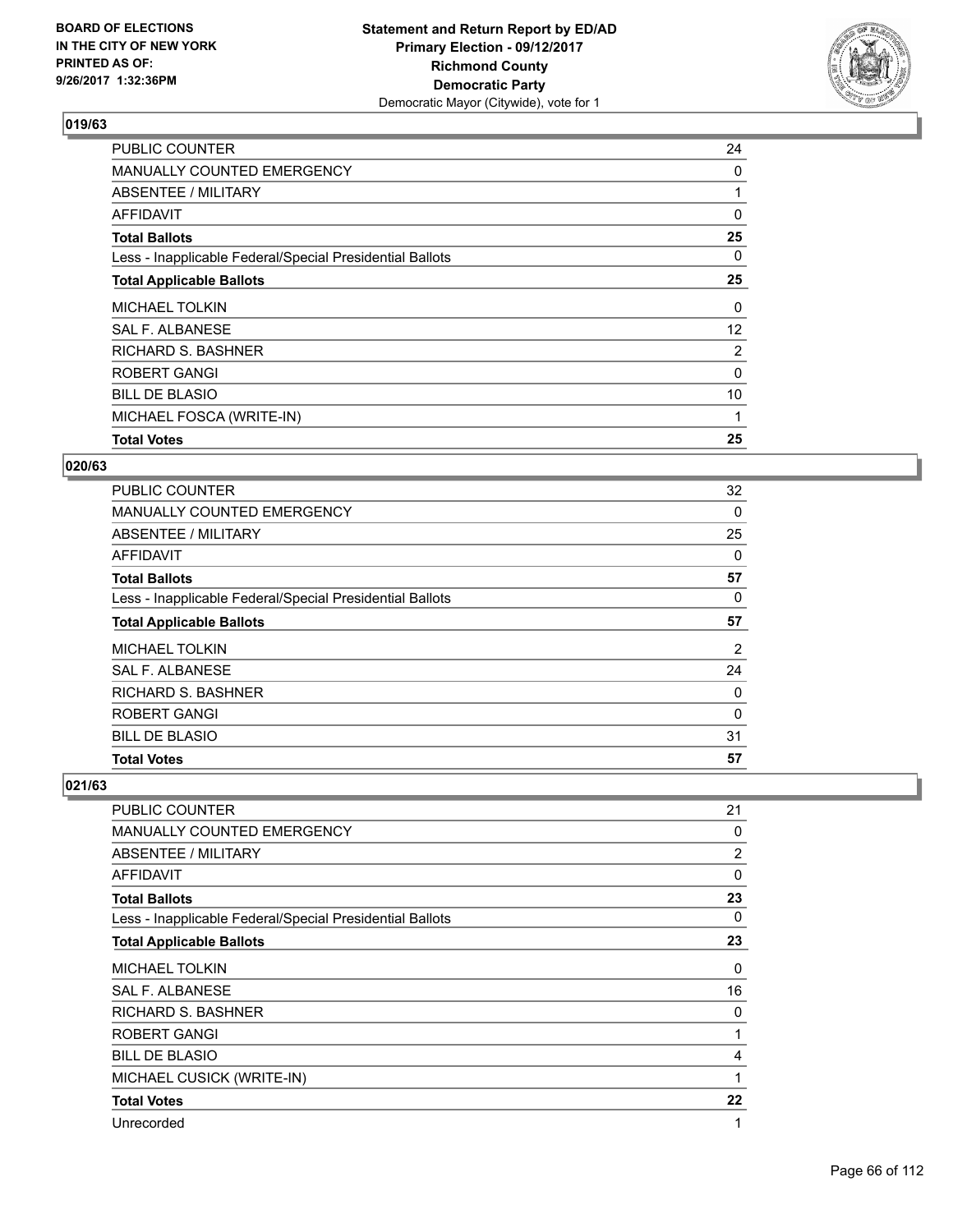BOARD OF ELECTIONS
IN THE CITY OF NEW YORK
PRINTED AS OF:
9/26/2017 1:32:36PM

**Statement and Return Report by ED/AD**
**Primary Election - 09/12/2017**
**Richmond County**
**Democratic Party**
Democratic Mayor (Citywide), vote for 1

### 019/63

| | |
|---|---|
| PUBLIC COUNTER | 24 |
| MANUALLY COUNTED EMERGENCY | 0 |
| ABSENTEE / MILITARY | 1 |
| AFFIDAVIT | 0 |
| **Total Ballots** | **25** |
| Less - Inapplicable Federal/Special Presidential Ballots | 0 |
| **Total Applicable Ballots** | **25** |
| MICHAEL TOLKIN | 0 |
| SAL F. ALBANESE | 12 |
| RICHARD S. BASHNER | 2 |
| ROBERT GANGI | 0 |
| BILL DE BLASIO | 10 |
| MICHAEL FOSCA (WRITE-IN) | 1 |
| **Total Votes** | **25** |

### 020/63

| | |
|---|---|
| PUBLIC COUNTER | 32 |
| MANUALLY COUNTED EMERGENCY | 0 |
| ABSENTEE / MILITARY | 25 |
| AFFIDAVIT | 0 |
| **Total Ballots** | **57** |
| Less - Inapplicable Federal/Special Presidential Ballots | 0 |
| **Total Applicable Ballots** | **57** |
| MICHAEL TOLKIN | 2 |
| SAL F. ALBANESE | 24 |
| RICHARD S. BASHNER | 0 |
| ROBERT GANGI | 0 |
| BILL DE BLASIO | 31 |
| **Total Votes** | **57** |

### 021/63

| | |
|---|---|
| PUBLIC COUNTER | 21 |
| MANUALLY COUNTED EMERGENCY | 0 |
| ABSENTEE / MILITARY | 2 |
| AFFIDAVIT | 0 |
| **Total Ballots** | **23** |
| Less - Inapplicable Federal/Special Presidential Ballots | 0 |
| **Total Applicable Ballots** | **23** |
| MICHAEL TOLKIN | 0 |
| SAL F. ALBANESE | 16 |
| RICHARD S. BASHNER | 0 |
| ROBERT GANGI | 1 |
| BILL DE BLASIO | 4 |
| MICHAEL CUSICK (WRITE-IN) | 1 |
| **Total Votes** | **22** |
| Unrecorded | 1 |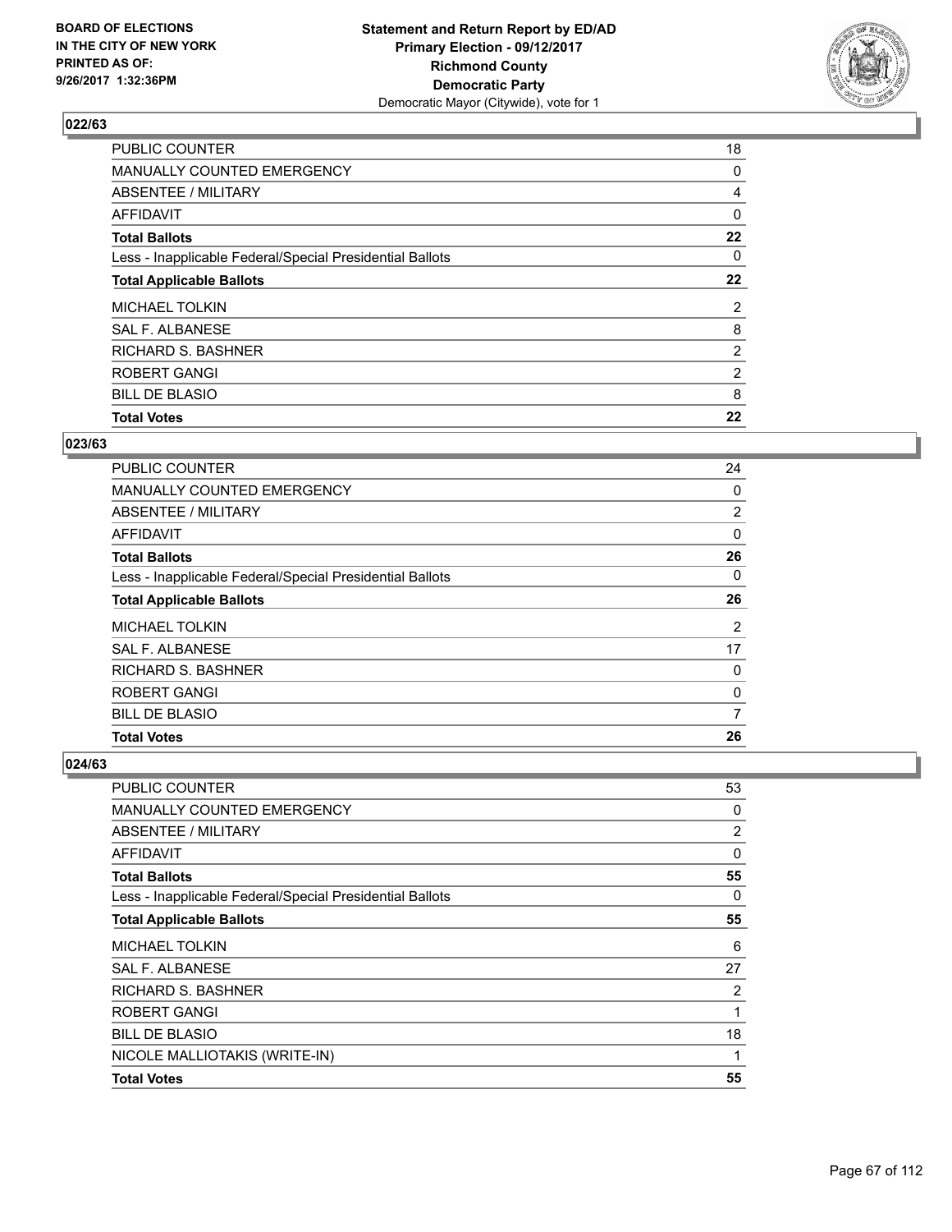BOARD OF ELECTIONS
IN THE CITY OF NEW YORK
PRINTED AS OF:
9/26/2017 1:32:36PM

**Statement and Return Report by ED/AD**
**Primary Election - 09/12/2017**
**Richmond County**
**Democratic Party**
Democratic Mayor (Citywide), vote for 1

### 022/63

| | |
|---|---|
| PUBLIC COUNTER | 18 |
| MANUALLY COUNTED EMERGENCY | 0 |
| ABSENTEE / MILITARY | 4 |
| AFFIDAVIT | 0 |
| **Total Ballots** | **22** |
| Less - Inapplicable Federal/Special Presidential Ballots | 0 |
| **Total Applicable Ballots** | **22** |
| MICHAEL TOLKIN | 2 |
| SAL F. ALBANESE | 8 |
| RICHARD S. BASHNER | 2 |
| ROBERT GANGI | 2 |
| BILL DE BLASIO | 8 |
| **Total Votes** | **22** |

### 023/63

| | |
|---|---|
| PUBLIC COUNTER | 24 |
| MANUALLY COUNTED EMERGENCY | 0 |
| ABSENTEE / MILITARY | 2 |
| AFFIDAVIT | 0 |
| **Total Ballots** | **26** |
| Less - Inapplicable Federal/Special Presidential Ballots | 0 |
| **Total Applicable Ballots** | **26** |
| MICHAEL TOLKIN | 2 |
| SAL F. ALBANESE | 17 |
| RICHARD S. BASHNER | 0 |
| ROBERT GANGI | 0 |
| BILL DE BLASIO | 7 |
| **Total Votes** | **26** |

### 024/63

| | |
|---|---|
| PUBLIC COUNTER | 53 |
| MANUALLY COUNTED EMERGENCY | 0 |
| ABSENTEE / MILITARY | 2 |
| AFFIDAVIT | 0 |
| **Total Ballots** | **55** |
| Less - Inapplicable Federal/Special Presidential Ballots | 0 |
| **Total Applicable Ballots** | **55** |
| MICHAEL TOLKIN | 6 |
| SAL F. ALBANESE | 27 |
| RICHARD S. BASHNER | 2 |
| ROBERT GANGI | 1 |
| BILL DE BLASIO | 18 |
| NICOLE MALLIOTAKIS (WRITE-IN) | 1 |
| **Total Votes** | **55** |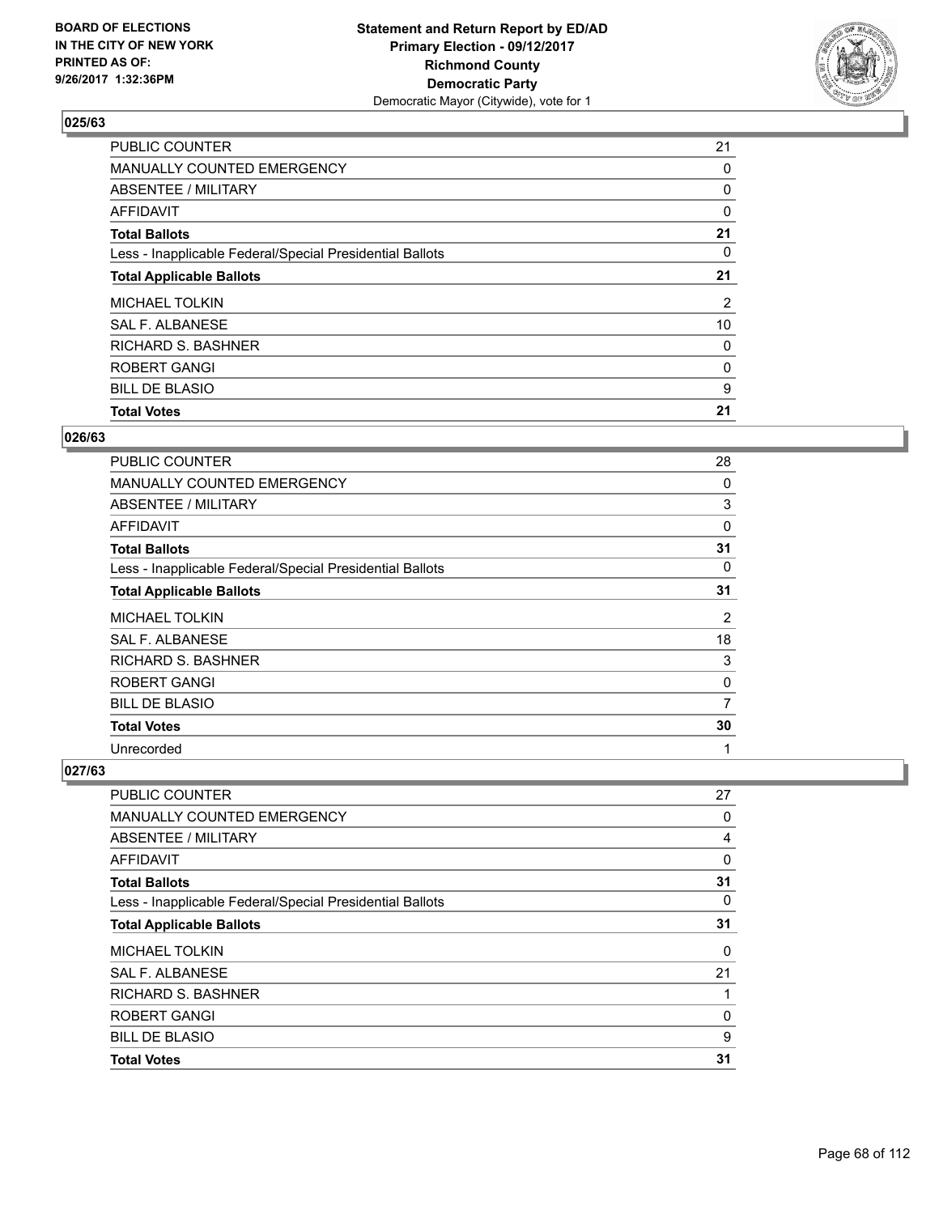BOARD OF ELECTIONS
IN THE CITY OF NEW YORK
PRINTED AS OF:
9/26/2017 1:32:36PM

**Statement and Return Report by ED/AD**
**Primary Election - 09/12/2017**
**Richmond County**
**Democratic Party**
Democratic Mayor (Citywide), vote for 1

### 025/63

| | |
|---|---|
| PUBLIC COUNTER | 21 |
| MANUALLY COUNTED EMERGENCY | 0 |
| ABSENTEE / MILITARY | 0 |
| AFFIDAVIT | 0 |
| **Total Ballots** | **21** |
| Less - Inapplicable Federal/Special Presidential Ballots | 0 |
| **Total Applicable Ballots** | **21** |
| MICHAEL TOLKIN | 2 |
| SAL F. ALBANESE | 10 |
| RICHARD S. BASHNER | 0 |
| ROBERT GANGI | 0 |
| BILL DE BLASIO | 9 |
| **Total Votes** | **21** |

### 026/63

| | |
|---|---|
| PUBLIC COUNTER | 28 |
| MANUALLY COUNTED EMERGENCY | 0 |
| ABSENTEE / MILITARY | 3 |
| AFFIDAVIT | 0 |
| **Total Ballots** | **31** |
| Less - Inapplicable Federal/Special Presidential Ballots | 0 |
| **Total Applicable Ballots** | **31** |
| MICHAEL TOLKIN | 2 |
| SAL F. ALBANESE | 18 |
| RICHARD S. BASHNER | 3 |
| ROBERT GANGI | 0 |
| BILL DE BLASIO | 7 |
| **Total Votes** | **30** |
| Unrecorded | 1 |

### 027/63

| | |
|---|---|
| PUBLIC COUNTER | 27 |
| MANUALLY COUNTED EMERGENCY | 0 |
| ABSENTEE / MILITARY | 4 |
| AFFIDAVIT | 0 |
| **Total Ballots** | **31** |
| Less - Inapplicable Federal/Special Presidential Ballots | 0 |
| **Total Applicable Ballots** | **31** |
| MICHAEL TOLKIN | 0 |
| SAL F. ALBANESE | 21 |
| RICHARD S. BASHNER | 1 |
| ROBERT GANGI | 0 |
| BILL DE BLASIO | 9 |
| **Total Votes** | **31** |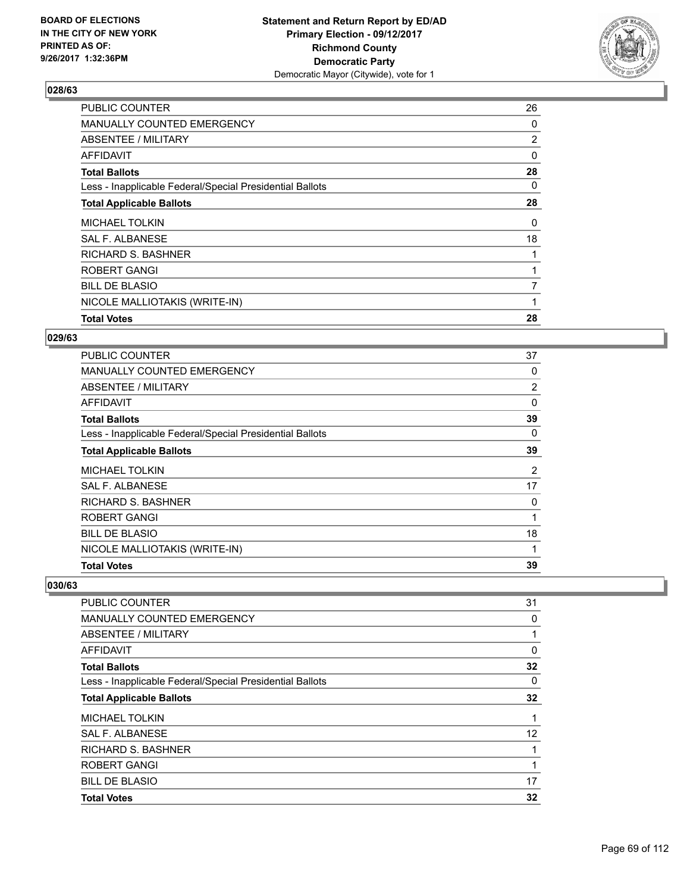BOARD OF ELECTIONS
IN THE CITY OF NEW YORK
PRINTED AS OF:
9/26/2017 1:32:36PM

**Statement and Return Report by ED/AD**
**Primary Election - 09/12/2017**
**Richmond County**
**Democratic Party**
Democratic Mayor (Citywide), vote for 1

### 028/63

| | |
|---|---|
| PUBLIC COUNTER | 26 |
| MANUALLY COUNTED EMERGENCY | 0 |
| ABSENTEE / MILITARY | 2 |
| AFFIDAVIT | 0 |
| **Total Ballots** | **28** |
| Less - Inapplicable Federal/Special Presidential Ballots | 0 |
| **Total Applicable Ballots** | **28** |
| MICHAEL TOLKIN | 0 |
| SAL F. ALBANESE | 18 |
| RICHARD S. BASHNER | 1 |
| ROBERT GANGI | 1 |
| BILL DE BLASIO | 7 |
| NICOLE MALLIOTAKIS (WRITE-IN) | 1 |
| **Total Votes** | **28** |

### 029/63

| | |
|---|---|
| PUBLIC COUNTER | 37 |
| MANUALLY COUNTED EMERGENCY | 0 |
| ABSENTEE / MILITARY | 2 |
| AFFIDAVIT | 0 |
| **Total Ballots** | **39** |
| Less - Inapplicable Federal/Special Presidential Ballots | 0 |
| **Total Applicable Ballots** | **39** |
| MICHAEL TOLKIN | 2 |
| SAL F. ALBANESE | 17 |
| RICHARD S. BASHNER | 0 |
| ROBERT GANGI | 1 |
| BILL DE BLASIO | 18 |
| NICOLE MALLIOTAKIS (WRITE-IN) | 1 |
| **Total Votes** | **39** |

### 030/63

| | |
|---|---|
| PUBLIC COUNTER | 31 |
| MANUALLY COUNTED EMERGENCY | 0 |
| ABSENTEE / MILITARY | 1 |
| AFFIDAVIT | 0 |
| **Total Ballots** | **32** |
| Less - Inapplicable Federal/Special Presidential Ballots | 0 |
| **Total Applicable Ballots** | **32** |
| MICHAEL TOLKIN | 1 |
| SAL F. ALBANESE | 12 |
| RICHARD S. BASHNER | 1 |
| ROBERT GANGI | 1 |
| BILL DE BLASIO | 17 |
| **Total Votes** | **32** |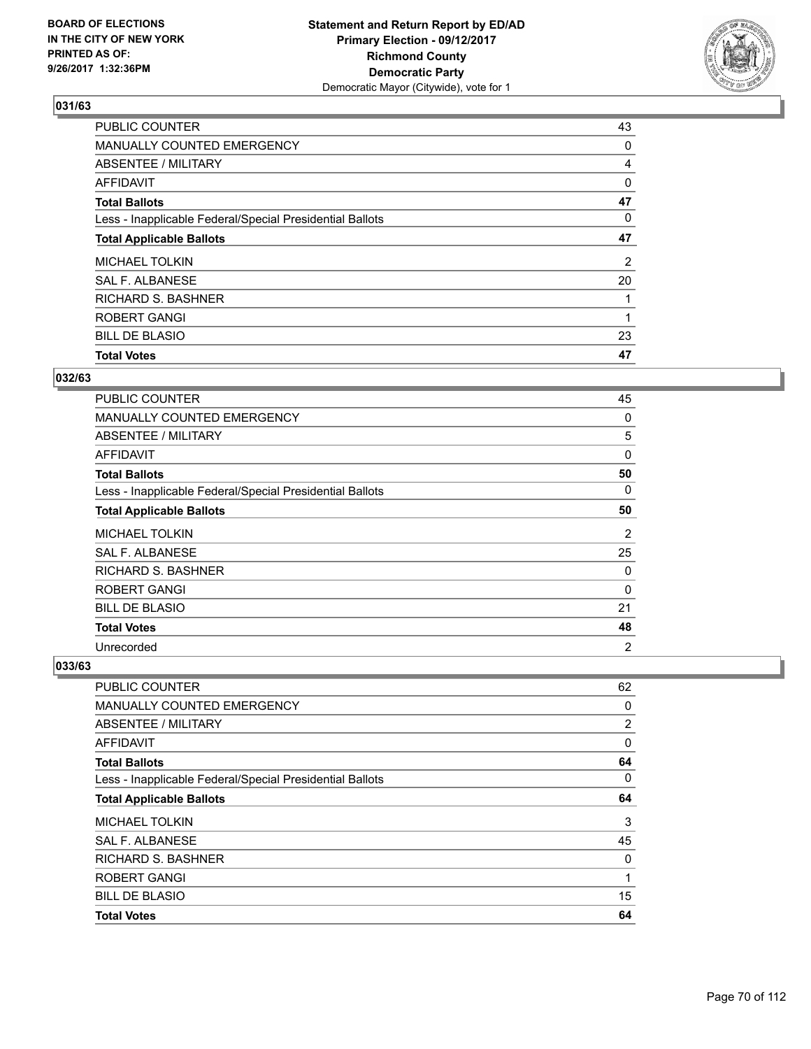BOARD OF ELECTIONS
IN THE CITY OF NEW YORK
PRINTED AS OF:
9/26/2017 1:32:36PM

**Statement and Return Report by ED/AD**
**Primary Election - 09/12/2017**
**Richmond County**
**Democratic Party**
Democratic Mayor (Citywide), vote for 1

### 031/63

| | |
|---|---|
| PUBLIC COUNTER | 43 |
| MANUALLY COUNTED EMERGENCY | 0 |
| ABSENTEE / MILITARY | 4 |
| AFFIDAVIT | 0 |
| **Total Ballots** | **47** |
| Less - Inapplicable Federal/Special Presidential Ballots | 0 |
| **Total Applicable Ballots** | **47** |
| MICHAEL TOLKIN | 2 |
| SAL F. ALBANESE | 20 |
| RICHARD S. BASHNER | 1 |
| ROBERT GANGI | 1 |
| BILL DE BLASIO | 23 |
| **Total Votes** | **47** |

### 032/63

| | |
|---|---|
| PUBLIC COUNTER | 45 |
| MANUALLY COUNTED EMERGENCY | 0 |
| ABSENTEE / MILITARY | 5 |
| AFFIDAVIT | 0 |
| **Total Ballots** | **50** |
| Less - Inapplicable Federal/Special Presidential Ballots | 0 |
| **Total Applicable Ballots** | **50** |
| MICHAEL TOLKIN | 2 |
| SAL F. ALBANESE | 25 |
| RICHARD S. BASHNER | 0 |
| ROBERT GANGI | 0 |
| BILL DE BLASIO | 21 |
| **Total Votes** | **48** |
| Unrecorded | 2 |

### 033/63

| | |
|---|---|
| PUBLIC COUNTER | 62 |
| MANUALLY COUNTED EMERGENCY | 0 |
| ABSENTEE / MILITARY | 2 |
| AFFIDAVIT | 0 |
| **Total Ballots** | **64** |
| Less - Inapplicable Federal/Special Presidential Ballots | 0 |
| **Total Applicable Ballots** | **64** |
| MICHAEL TOLKIN | 3 |
| SAL F. ALBANESE | 45 |
| RICHARD S. BASHNER | 0 |
| ROBERT GANGI | 1 |
| BILL DE BLASIO | 15 |
| **Total Votes** | **64** |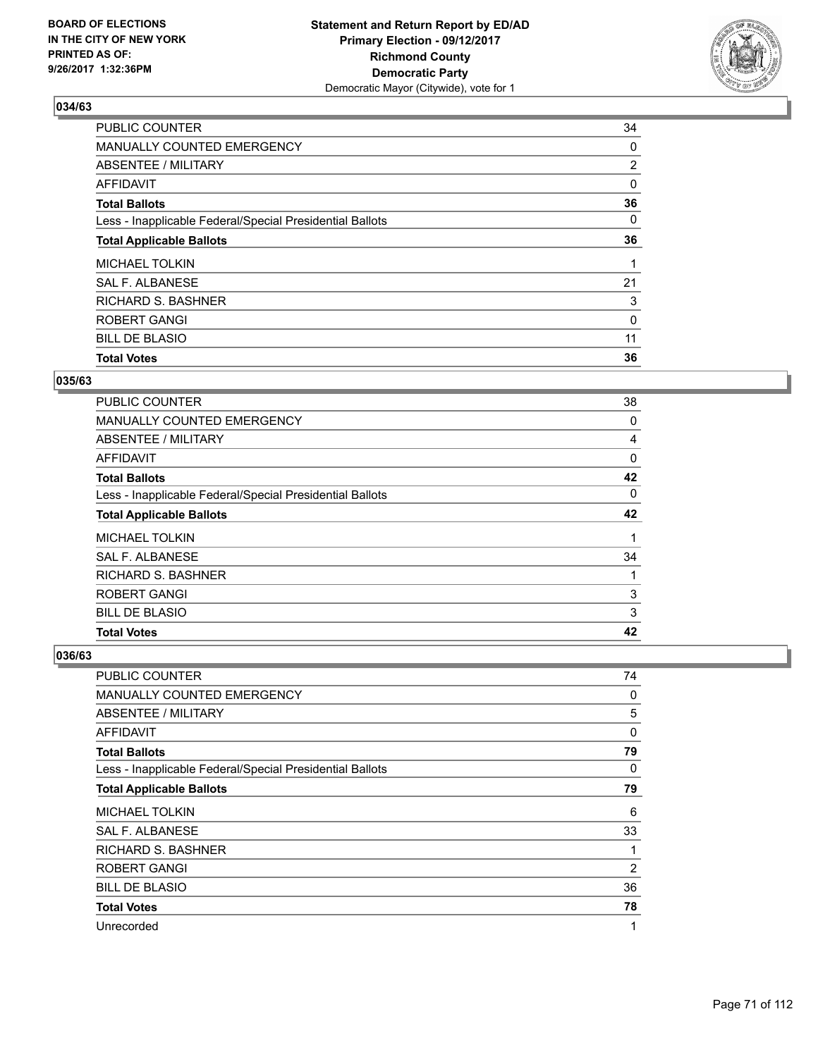**Statement and Return Report by ED/AD**
**Primary Election - 09/12/2017**
**Richmond County**
**Democratic Party**
Democratic Mayor (Citywide), vote for 1

BOARD OF ELECTIONS
IN THE CITY OF NEW YORK
PRINTED AS OF:
9/26/2017 1:32:36PM

### 034/63

| | |
|---|---|
| PUBLIC COUNTER | 34 |
| MANUALLY COUNTED EMERGENCY | 0 |
| ABSENTEE / MILITARY | 2 |
| AFFIDAVIT | 0 |
| **Total Ballots** | **36** |
| Less - Inapplicable Federal/Special Presidential Ballots | 0 |
| **Total Applicable Ballots** | **36** |
| MICHAEL TOLKIN | 1 |
| SAL F. ALBANESE | 21 |
| RICHARD S. BASHNER | 3 |
| ROBERT GANGI | 0 |
| BILL DE BLASIO | 11 |
| **Total Votes** | **36** |

### 035/63

| | |
|---|---|
| PUBLIC COUNTER | 38 |
| MANUALLY COUNTED EMERGENCY | 0 |
| ABSENTEE / MILITARY | 4 |
| AFFIDAVIT | 0 |
| **Total Ballots** | **42** |
| Less - Inapplicable Federal/Special Presidential Ballots | 0 |
| **Total Applicable Ballots** | **42** |
| MICHAEL TOLKIN | 1 |
| SAL F. ALBANESE | 34 |
| RICHARD S. BASHNER | 1 |
| ROBERT GANGI | 3 |
| BILL DE BLASIO | 3 |
| **Total Votes** | **42** |

### 036/63

| | |
|---|---|
| PUBLIC COUNTER | 74 |
| MANUALLY COUNTED EMERGENCY | 0 |
| ABSENTEE / MILITARY | 5 |
| AFFIDAVIT | 0 |
| **Total Ballots** | **79** |
| Less - Inapplicable Federal/Special Presidential Ballots | 0 |
| **Total Applicable Ballots** | **79** |
| MICHAEL TOLKIN | 6 |
| SAL F. ALBANESE | 33 |
| RICHARD S. BASHNER | 1 |
| ROBERT GANGI | 2 |
| BILL DE BLASIO | 36 |
| **Total Votes** | **78** |
| Unrecorded | 1 |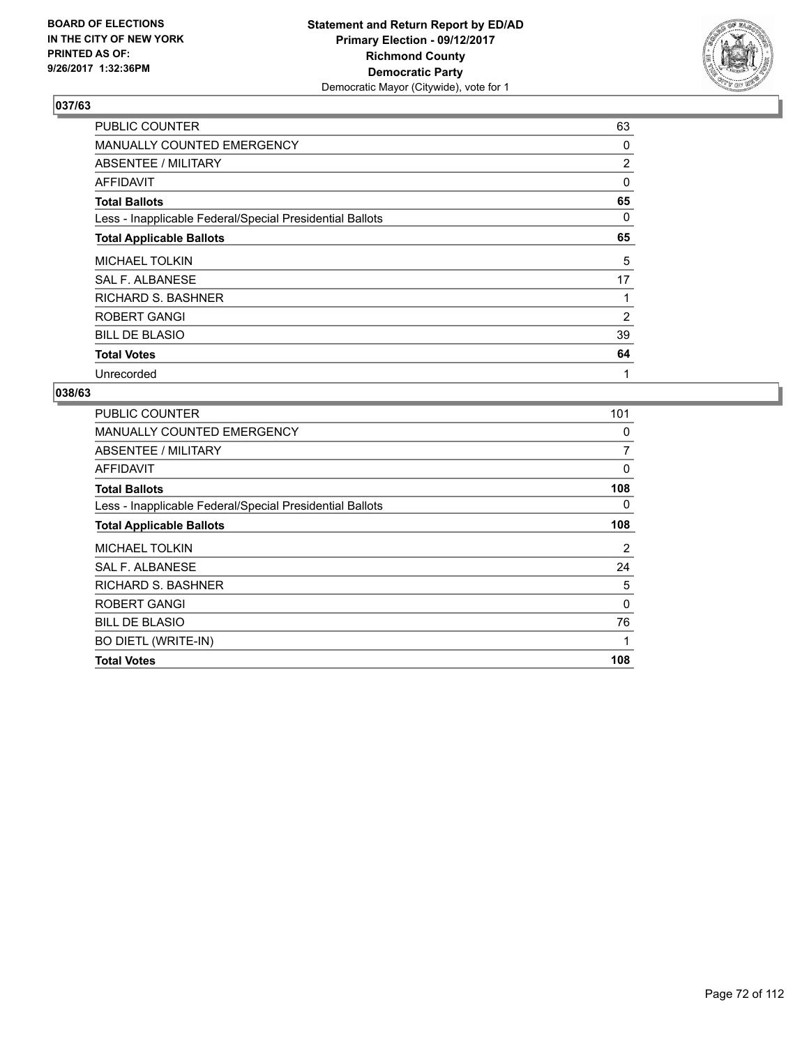**BOARD OF ELECTIONS IN THE CITY OF NEW YORK PRINTED AS OF: 9/26/2017 1:32:36PM**

**Statement and Return Report by ED/AD Primary Election - 09/12/2017 Richmond County Democratic Party**
Democratic Mayor (Citywide), vote for 1

### 037/63

| | |
|---|---|
| PUBLIC COUNTER | 63 |
| MANUALLY COUNTED EMERGENCY | 0 |
| ABSENTEE / MILITARY | 2 |
| AFFIDAVIT | 0 |
| **Total Ballots** | **65** |
| Less - Inapplicable Federal/Special Presidential Ballots | 0 |
| **Total Applicable Ballots** | **65** |
| MICHAEL TOLKIN | 5 |
| SAL F. ALBANESE | 17 |
| RICHARD S. BASHNER | 1 |
| ROBERT GANGI | 2 |
| BILL DE BLASIO | 39 |
| **Total Votes** | **64** |
| Unrecorded | 1 |

### 038/63

| | |
|---|---|
| PUBLIC COUNTER | 101 |
| MANUALLY COUNTED EMERGENCY | 0 |
| ABSENTEE / MILITARY | 7 |
| AFFIDAVIT | 0 |
| **Total Ballots** | **108** |
| Less - Inapplicable Federal/Special Presidential Ballots | 0 |
| **Total Applicable Ballots** | **108** |
| MICHAEL TOLKIN | 2 |
| SAL F. ALBANESE | 24 |
| RICHARD S. BASHNER | 5 |
| ROBERT GANGI | 0 |
| BILL DE BLASIO | 76 |
| BO DIETL (WRITE-IN) | 1 |
| **Total Votes** | **108** |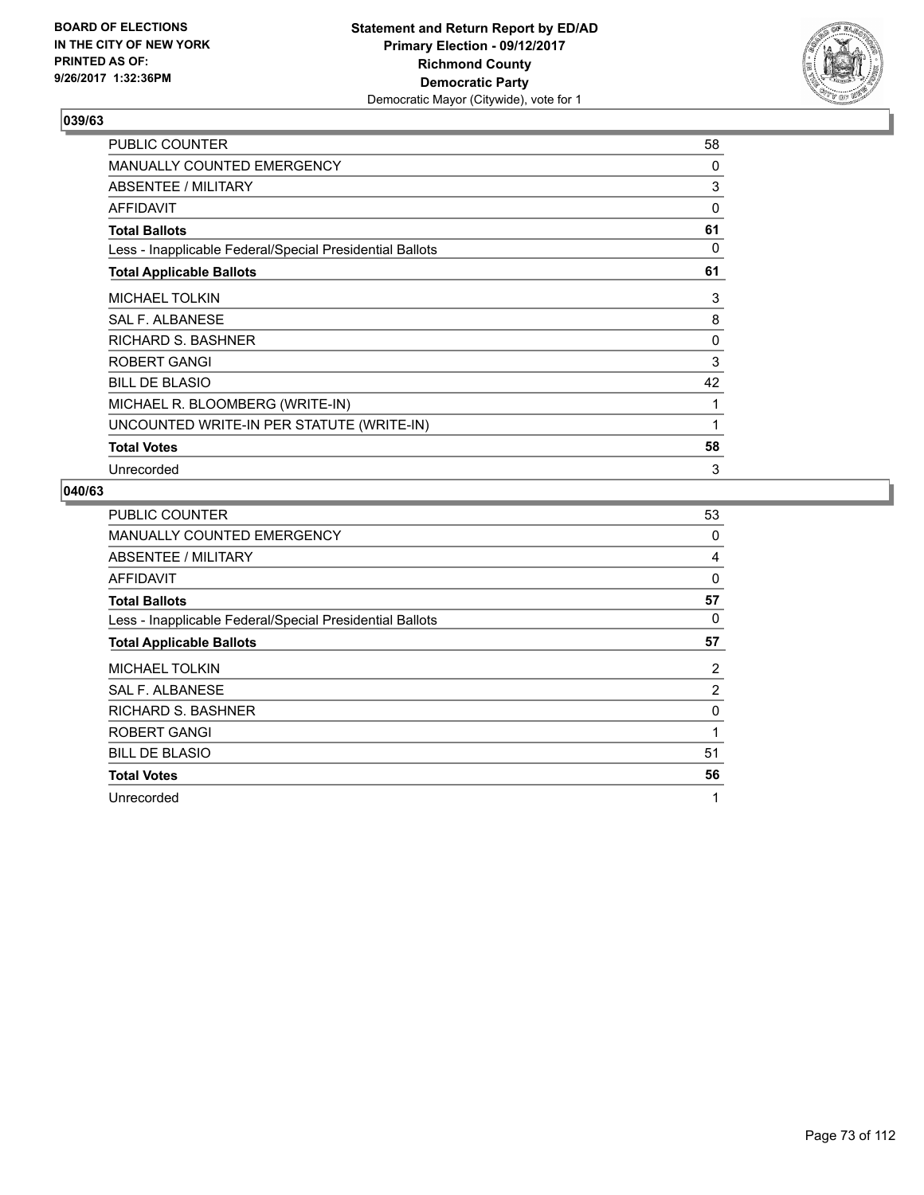BOARD OF ELECTIONS
IN THE CITY OF NEW YORK
PRINTED AS OF:
9/26/2017 1:32:36PM

**Statement and Return Report by ED/AD**
**Primary Election - 09/12/2017**
**Richmond County**
**Democratic Party**
Democratic Mayor (Citywide), vote for 1

### 039/63

| | |
|---|---|
| PUBLIC COUNTER | 58 |
| MANUALLY COUNTED EMERGENCY | 0 |
| ABSENTEE / MILITARY | 3 |
| AFFIDAVIT | 0 |
| **Total Ballots** | **61** |
| Less - Inapplicable Federal/Special Presidential Ballots | 0 |
| **Total Applicable Ballots** | **61** |
| MICHAEL TOLKIN | 3 |
| SAL F. ALBANESE | 8 |
| RICHARD S. BASHNER | 0 |
| ROBERT GANGI | 3 |
| BILL DE BLASIO | 42 |
| MICHAEL R. BLOOMBERG (WRITE-IN) | 1 |
| UNCOUNTED WRITE-IN PER STATUTE (WRITE-IN) | 1 |
| **Total Votes** | **58** |
| Unrecorded | 3 |

### 040/63

| | |
|---|---|
| PUBLIC COUNTER | 53 |
| MANUALLY COUNTED EMERGENCY | 0 |
| ABSENTEE / MILITARY | 4 |
| AFFIDAVIT | 0 |
| **Total Ballots** | **57** |
| Less - Inapplicable Federal/Special Presidential Ballots | 0 |
| **Total Applicable Ballots** | **57** |
| MICHAEL TOLKIN | 2 |
| SAL F. ALBANESE | 2 |
| RICHARD S. BASHNER | 0 |
| ROBERT GANGI | 1 |
| BILL DE BLASIO | 51 |
| **Total Votes** | **56** |
| Unrecorded | 1 |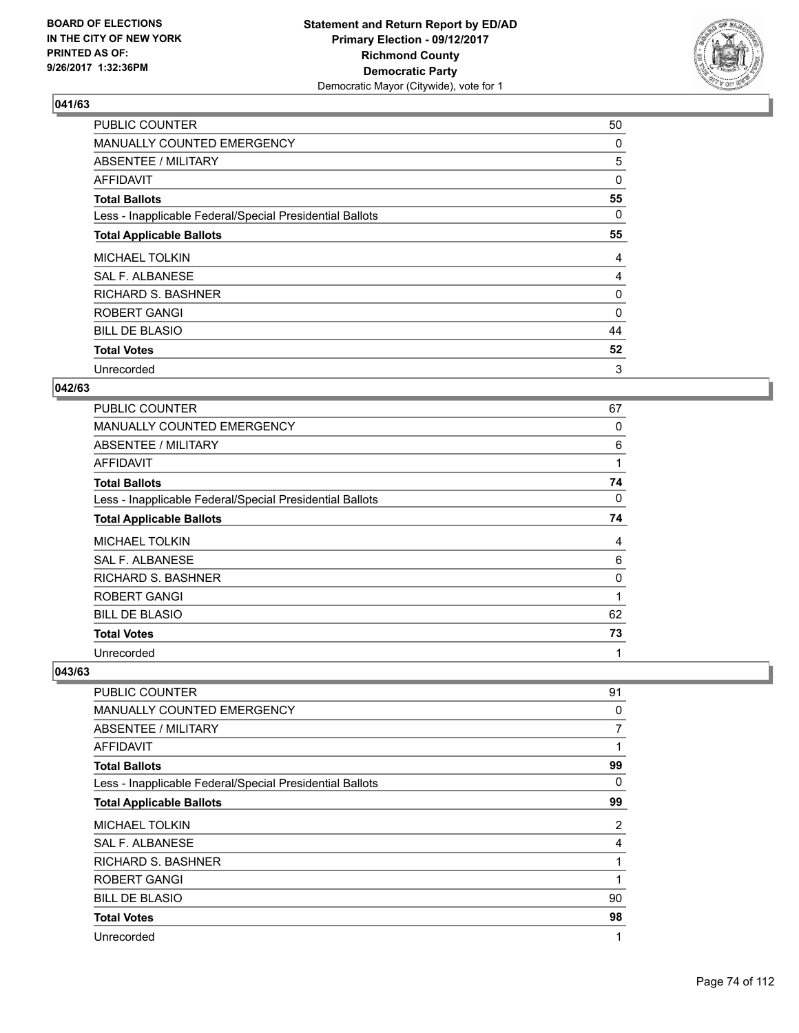**BOARD OF ELECTIONS IN THE CITY OF NEW YORK PRINTED AS OF: 9/26/2017 1:32:36PM**

**Statement and Return Report by ED/AD Primary Election - 09/12/2017 Richmond County Democratic Party** Democratic Mayor (Citywide), vote for 1

### 041/63

| | |
|---|---|
| PUBLIC COUNTER | 50 |
| MANUALLY COUNTED EMERGENCY | 0 |
| ABSENTEE / MILITARY | 5 |
| AFFIDAVIT | 0 |
| **Total Ballots** | **55** |
| Less - Inapplicable Federal/Special Presidential Ballots | 0 |
| **Total Applicable Ballots** | **55** |
| MICHAEL TOLKIN | 4 |
| SAL F. ALBANESE | 4 |
| RICHARD S. BASHNER | 0 |
| ROBERT GANGI | 0 |
| BILL DE BLASIO | 44 |
| **Total Votes** | **52** |
| Unrecorded | 3 |

### 042/63

| | |
|---|---|
| PUBLIC COUNTER | 67 |
| MANUALLY COUNTED EMERGENCY | 0 |
| ABSENTEE / MILITARY | 6 |
| AFFIDAVIT | 1 |
| **Total Ballots** | **74** |
| Less - Inapplicable Federal/Special Presidential Ballots | 0 |
| **Total Applicable Ballots** | **74** |
| MICHAEL TOLKIN | 4 |
| SAL F. ALBANESE | 6 |
| RICHARD S. BASHNER | 0 |
| ROBERT GANGI | 1 |
| BILL DE BLASIO | 62 |
| **Total Votes** | **73** |
| Unrecorded | 1 |

### 043/63

| | |
|---|---|
| PUBLIC COUNTER | 91 |
| MANUALLY COUNTED EMERGENCY | 0 |
| ABSENTEE / MILITARY | 7 |
| AFFIDAVIT | 1 |
| **Total Ballots** | **99** |
| Less - Inapplicable Federal/Special Presidential Ballots | 0 |
| **Total Applicable Ballots** | **99** |
| MICHAEL TOLKIN | 2 |
| SAL F. ALBANESE | 4 |
| RICHARD S. BASHNER | 1 |
| ROBERT GANGI | 1 |
| BILL DE BLASIO | 90 |
| **Total Votes** | **98** |
| Unrecorded | 1 |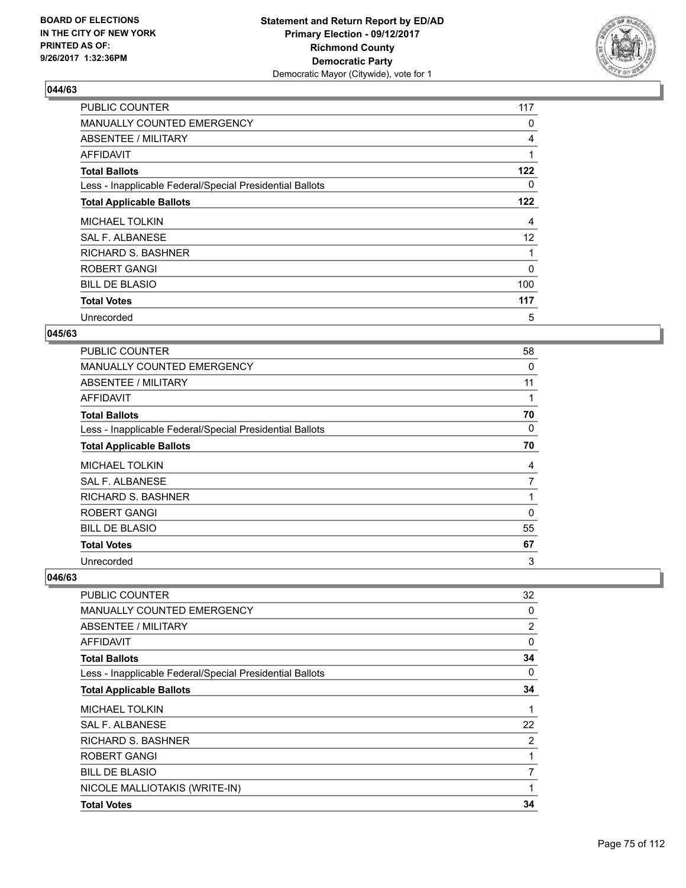**BOARD OF ELECTIONS IN THE CITY OF NEW YORK PRINTED AS OF: 9/26/2017 1:32:36PM**

**Statement and Return Report by ED/AD Primary Election - 09/12/2017 Richmond County Democratic Party**
Democratic Mayor (Citywide), vote for 1

### 044/63

| | |
|---|---|
| PUBLIC COUNTER | 117 |
| MANUALLY COUNTED EMERGENCY | 0 |
| ABSENTEE / MILITARY | 4 |
| AFFIDAVIT | 1 |
| **Total Ballots** | **122** |
| Less - Inapplicable Federal/Special Presidential Ballots | 0 |
| **Total Applicable Ballots** | **122** |
| MICHAEL TOLKIN | 4 |
| SAL F. ALBANESE | 12 |
| RICHARD S. BASHNER | 1 |
| ROBERT GANGI | 0 |
| BILL DE BLASIO | 100 |
| **Total Votes** | **117** |
| Unrecorded | 5 |

### 045/63

| | |
|---|---|
| PUBLIC COUNTER | 58 |
| MANUALLY COUNTED EMERGENCY | 0 |
| ABSENTEE / MILITARY | 11 |
| AFFIDAVIT | 1 |
| **Total Ballots** | **70** |
| Less - Inapplicable Federal/Special Presidential Ballots | 0 |
| **Total Applicable Ballots** | **70** |
| MICHAEL TOLKIN | 4 |
| SAL F. ALBANESE | 7 |
| RICHARD S. BASHNER | 1 |
| ROBERT GANGI | 0 |
| BILL DE BLASIO | 55 |
| **Total Votes** | **67** |
| Unrecorded | 3 |

### 046/63

| | |
|---|---|
| PUBLIC COUNTER | 32 |
| MANUALLY COUNTED EMERGENCY | 0 |
| ABSENTEE / MILITARY | 2 |
| AFFIDAVIT | 0 |
| **Total Ballots** | **34** |
| Less - Inapplicable Federal/Special Presidential Ballots | 0 |
| **Total Applicable Ballots** | **34** |
| MICHAEL TOLKIN | 1 |
| SAL F. ALBANESE | 22 |
| RICHARD S. BASHNER | 2 |
| ROBERT GANGI | 1 |
| BILL DE BLASIO | 7 |
| NICOLE MALLIOTAKIS (WRITE-IN) | 1 |
| **Total Votes** | **34** |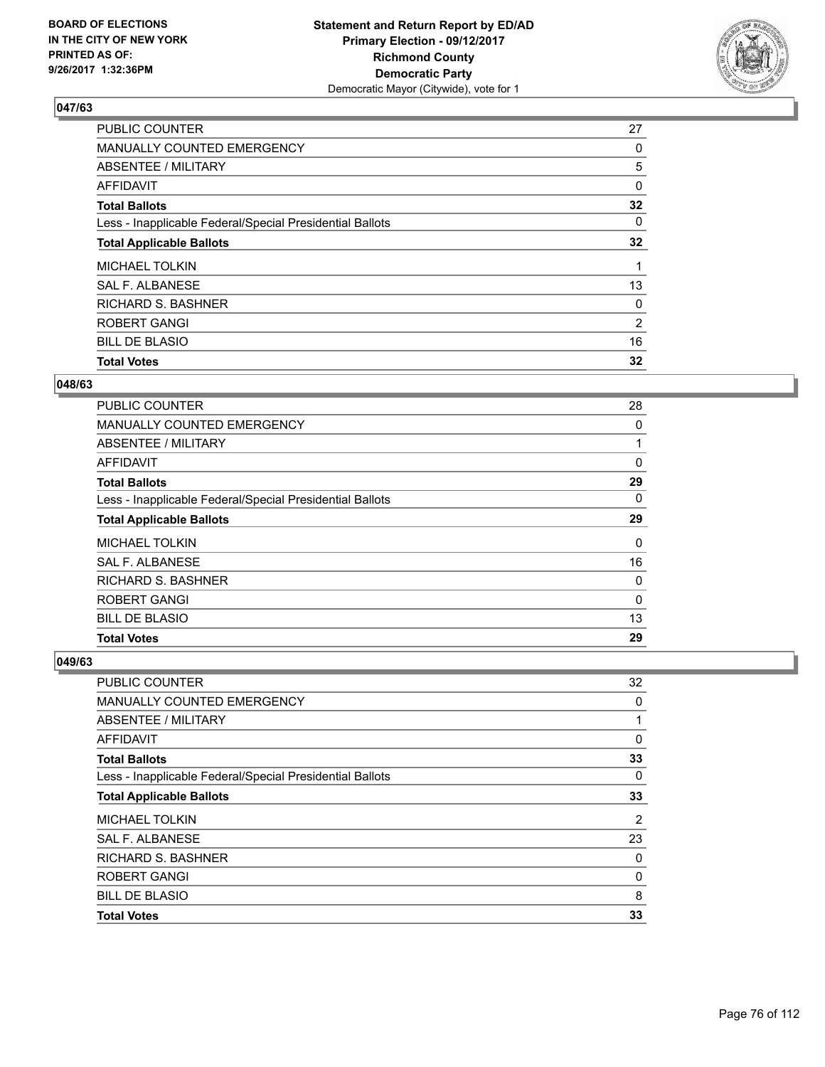BOARD OF ELECTIONS
IN THE CITY OF NEW YORK
PRINTED AS OF:
9/26/2017 1:32:36PM

**Statement and Return Report by ED/AD**
**Primary Election - 09/12/2017**
**Richmond County**
**Democratic Party**
Democratic Mayor (Citywide), vote for 1

### 047/63

| | |
|---|---|
| PUBLIC COUNTER | 27 |
| MANUALLY COUNTED EMERGENCY | 0 |
| ABSENTEE / MILITARY | 5 |
| AFFIDAVIT | 0 |
| **Total Ballots** | **32** |
| Less - Inapplicable Federal/Special Presidential Ballots | 0 |
| **Total Applicable Ballots** | **32** |
| MICHAEL TOLKIN | 1 |
| SAL F. ALBANESE | 13 |
| RICHARD S. BASHNER | 0 |
| ROBERT GANGI | 2 |
| BILL DE BLASIO | 16 |
| **Total Votes** | **32** |

### 048/63

| | |
|---|---|
| PUBLIC COUNTER | 28 |
| MANUALLY COUNTED EMERGENCY | 0 |
| ABSENTEE / MILITARY | 1 |
| AFFIDAVIT | 0 |
| **Total Ballots** | **29** |
| Less - Inapplicable Federal/Special Presidential Ballots | 0 |
| **Total Applicable Ballots** | **29** |
| MICHAEL TOLKIN | 0 |
| SAL F. ALBANESE | 16 |
| RICHARD S. BASHNER | 0 |
| ROBERT GANGI | 0 |
| BILL DE BLASIO | 13 |
| **Total Votes** | **29** |

### 049/63

| | |
|---|---|
| PUBLIC COUNTER | 32 |
| MANUALLY COUNTED EMERGENCY | 0 |
| ABSENTEE / MILITARY | 1 |
| AFFIDAVIT | 0 |
| **Total Ballots** | **33** |
| Less - Inapplicable Federal/Special Presidential Ballots | 0 |
| **Total Applicable Ballots** | **33** |
| MICHAEL TOLKIN | 2 |
| SAL F. ALBANESE | 23 |
| RICHARD S. BASHNER | 0 |
| ROBERT GANGI | 0 |
| BILL DE BLASIO | 8 |
| **Total Votes** | **33** |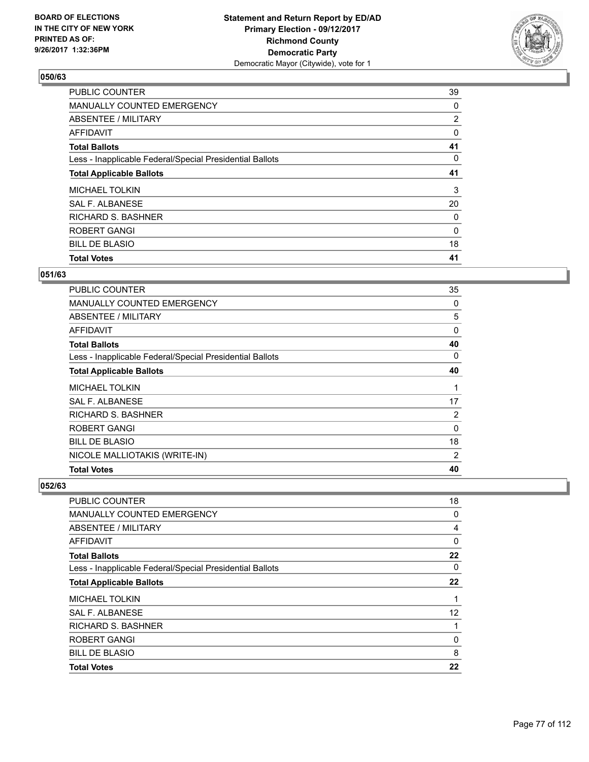**Statement and Return Report by ED/AD**
**Primary Election - 09/12/2017**
**Richmond County**
**Democratic Party**
Democratic Mayor (Citywide), vote for 1

BOARD OF ELECTIONS
IN THE CITY OF NEW YORK
PRINTED AS OF:
9/26/2017 1:32:36PM

### 050/63

| | |
|---|---|
| PUBLIC COUNTER | 39 |
| MANUALLY COUNTED EMERGENCY | 0 |
| ABSENTEE / MILITARY | 2 |
| AFFIDAVIT | 0 |
| **Total Ballots** | **41** |
| Less - Inapplicable Federal/Special Presidential Ballots | 0 |
| **Total Applicable Ballots** | **41** |
| MICHAEL TOLKIN | 3 |
| SAL F. ALBANESE | 20 |
| RICHARD S. BASHNER | 0 |
| ROBERT GANGI | 0 |
| BILL DE BLASIO | 18 |
| **Total Votes** | **41** |

### 051/63

| | |
|---|---|
| PUBLIC COUNTER | 35 |
| MANUALLY COUNTED EMERGENCY | 0 |
| ABSENTEE / MILITARY | 5 |
| AFFIDAVIT | 0 |
| **Total Ballots** | **40** |
| Less - Inapplicable Federal/Special Presidential Ballots | 0 |
| **Total Applicable Ballots** | **40** |
| MICHAEL TOLKIN | 1 |
| SAL F. ALBANESE | 17 |
| RICHARD S. BASHNER | 2 |
| ROBERT GANGI | 0 |
| BILL DE BLASIO | 18 |
| NICOLE MALLIOTAKIS (WRITE-IN) | 2 |
| **Total Votes** | **40** |

### 052/63

| | |
|---|---|
| PUBLIC COUNTER | 18 |
| MANUALLY COUNTED EMERGENCY | 0 |
| ABSENTEE / MILITARY | 4 |
| AFFIDAVIT | 0 |
| **Total Ballots** | **22** |
| Less - Inapplicable Federal/Special Presidential Ballots | 0 |
| **Total Applicable Ballots** | **22** |
| MICHAEL TOLKIN | 1 |
| SAL F. ALBANESE | 12 |
| RICHARD S. BASHNER | 1 |
| ROBERT GANGI | 0 |
| BILL DE BLASIO | 8 |
| **Total Votes** | **22** |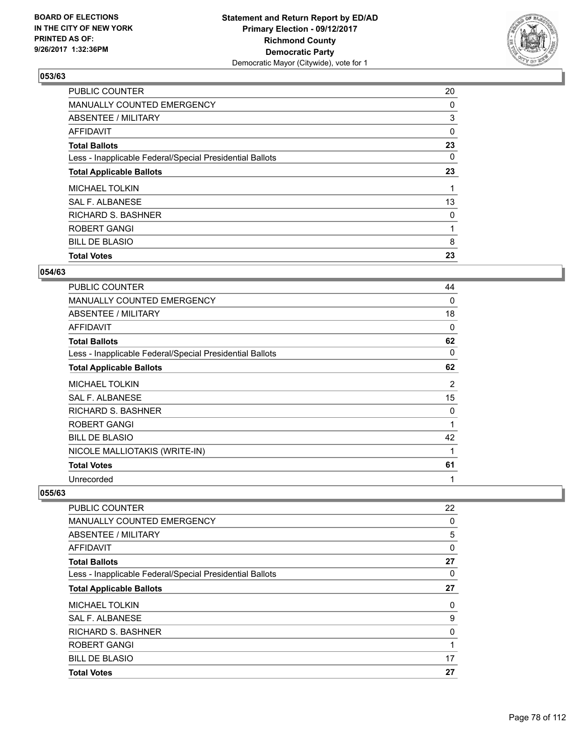BOARD OF ELECTIONS
IN THE CITY OF NEW YORK
PRINTED AS OF:
9/26/2017 1:32:36PM

**Statement and Return Report by ED/AD**
**Primary Election - 09/12/2017**
**Richmond County**
**Democratic Party**
Democratic Mayor (Citywide), vote for 1

### 053/63

| | |
|---|---|
| PUBLIC COUNTER | 20 |
| MANUALLY COUNTED EMERGENCY | 0 |
| ABSENTEE / MILITARY | 3 |
| AFFIDAVIT | 0 |
| **Total Ballots** | **23** |
| Less - Inapplicable Federal/Special Presidential Ballots | 0 |
| **Total Applicable Ballots** | **23** |
| MICHAEL TOLKIN | 1 |
| SAL F. ALBANESE | 13 |
| RICHARD S. BASHNER | 0 |
| ROBERT GANGI | 1 |
| BILL DE BLASIO | 8 |
| **Total Votes** | **23** |

### 054/63

| | |
|---|---|
| PUBLIC COUNTER | 44 |
| MANUALLY COUNTED EMERGENCY | 0 |
| ABSENTEE / MILITARY | 18 |
| AFFIDAVIT | 0 |
| **Total Ballots** | **62** |
| Less - Inapplicable Federal/Special Presidential Ballots | 0 |
| **Total Applicable Ballots** | **62** |
| MICHAEL TOLKIN | 2 |
| SAL F. ALBANESE | 15 |
| RICHARD S. BASHNER | 0 |
| ROBERT GANGI | 1 |
| BILL DE BLASIO | 42 |
| NICOLE MALLIOTAKIS (WRITE-IN) | 1 |
| **Total Votes** | **61** |
| Unrecorded | 1 |

### 055/63

| | |
|---|---|
| PUBLIC COUNTER | 22 |
| MANUALLY COUNTED EMERGENCY | 0 |
| ABSENTEE / MILITARY | 5 |
| AFFIDAVIT | 0 |
| **Total Ballots** | **27** |
| Less - Inapplicable Federal/Special Presidential Ballots | 0 |
| **Total Applicable Ballots** | **27** |
| MICHAEL TOLKIN | 0 |
| SAL F. ALBANESE | 9 |
| RICHARD S. BASHNER | 0 |
| ROBERT GANGI | 1 |
| BILL DE BLASIO | 17 |
| **Total Votes** | **27** |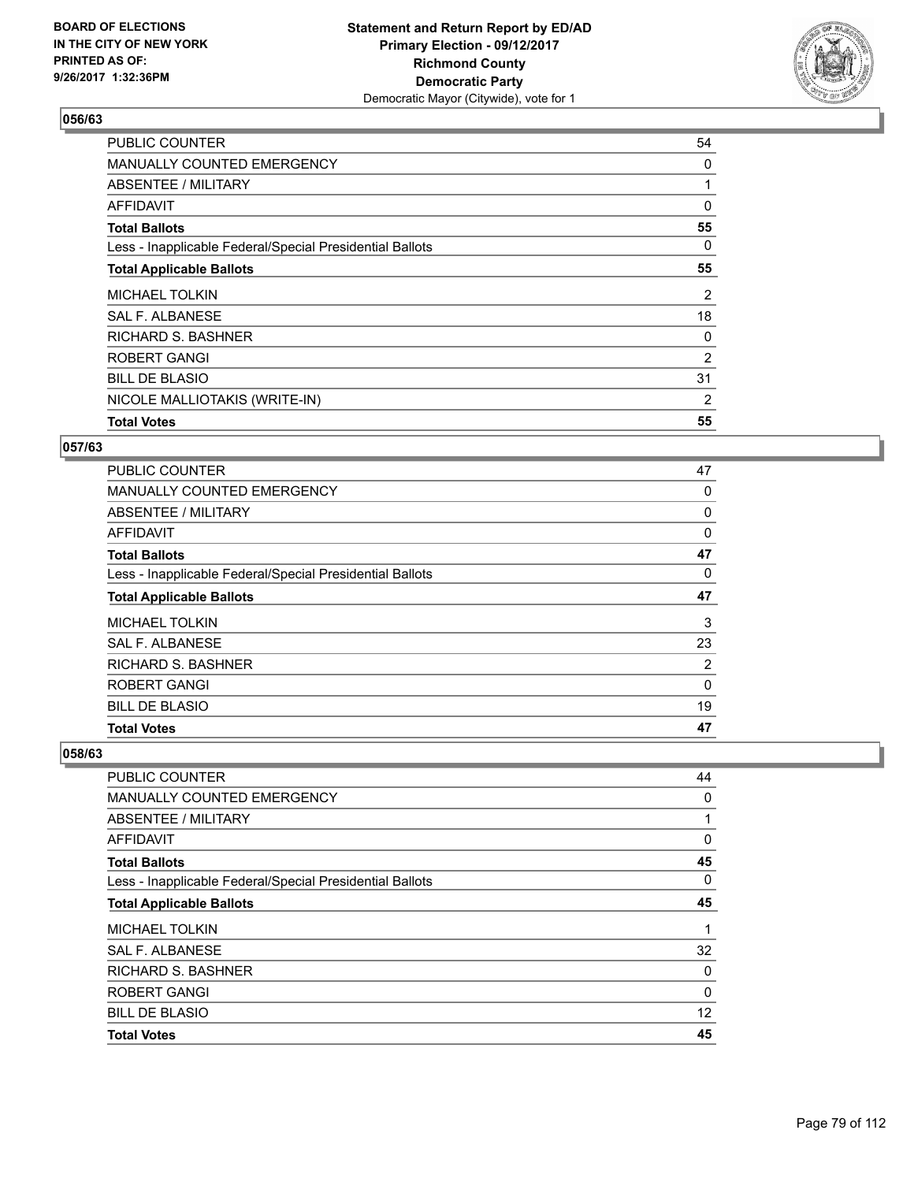**Statement and Return Report by ED/AD**
**Primary Election - 09/12/2017**
**Richmond County**
**Democratic Party**
Democratic Mayor (Citywide), vote for 1

BOARD OF ELECTIONS
IN THE CITY OF NEW YORK
PRINTED AS OF:
9/26/2017 1:32:36PM

## 056/63

| | |
|---|---|
| PUBLIC COUNTER | 54 |
| MANUALLY COUNTED EMERGENCY | 0 |
| ABSENTEE / MILITARY | 1 |
| AFFIDAVIT | 0 |
| **Total Ballots** | **55** |
| Less - Inapplicable Federal/Special Presidential Ballots | 0 |
| **Total Applicable Ballots** | **55** |
| MICHAEL TOLKIN | 2 |
| SAL F. ALBANESE | 18 |
| RICHARD S. BASHNER | 0 |
| ROBERT GANGI | 2 |
| BILL DE BLASIO | 31 |
| NICOLE MALLIOTAKIS (WRITE-IN) | 2 |
| **Total Votes** | **55** |

## 057/63

| | |
|---|---|
| PUBLIC COUNTER | 47 |
| MANUALLY COUNTED EMERGENCY | 0 |
| ABSENTEE / MILITARY | 0 |
| AFFIDAVIT | 0 |
| **Total Ballots** | **47** |
| Less - Inapplicable Federal/Special Presidential Ballots | 0 |
| **Total Applicable Ballots** | **47** |
| MICHAEL TOLKIN | 3 |
| SAL F. ALBANESE | 23 |
| RICHARD S. BASHNER | 2 |
| ROBERT GANGI | 0 |
| BILL DE BLASIO | 19 |
| **Total Votes** | **47** |

## 058/63

| | |
|---|---|
| PUBLIC COUNTER | 44 |
| MANUALLY COUNTED EMERGENCY | 0 |
| ABSENTEE / MILITARY | 1 |
| AFFIDAVIT | 0 |
| **Total Ballots** | **45** |
| Less - Inapplicable Federal/Special Presidential Ballots | 0 |
| **Total Applicable Ballots** | **45** |
| MICHAEL TOLKIN | 1 |
| SAL F. ALBANESE | 32 |
| RICHARD S. BASHNER | 0 |
| ROBERT GANGI | 0 |
| BILL DE BLASIO | 12 |
| **Total Votes** | **45** |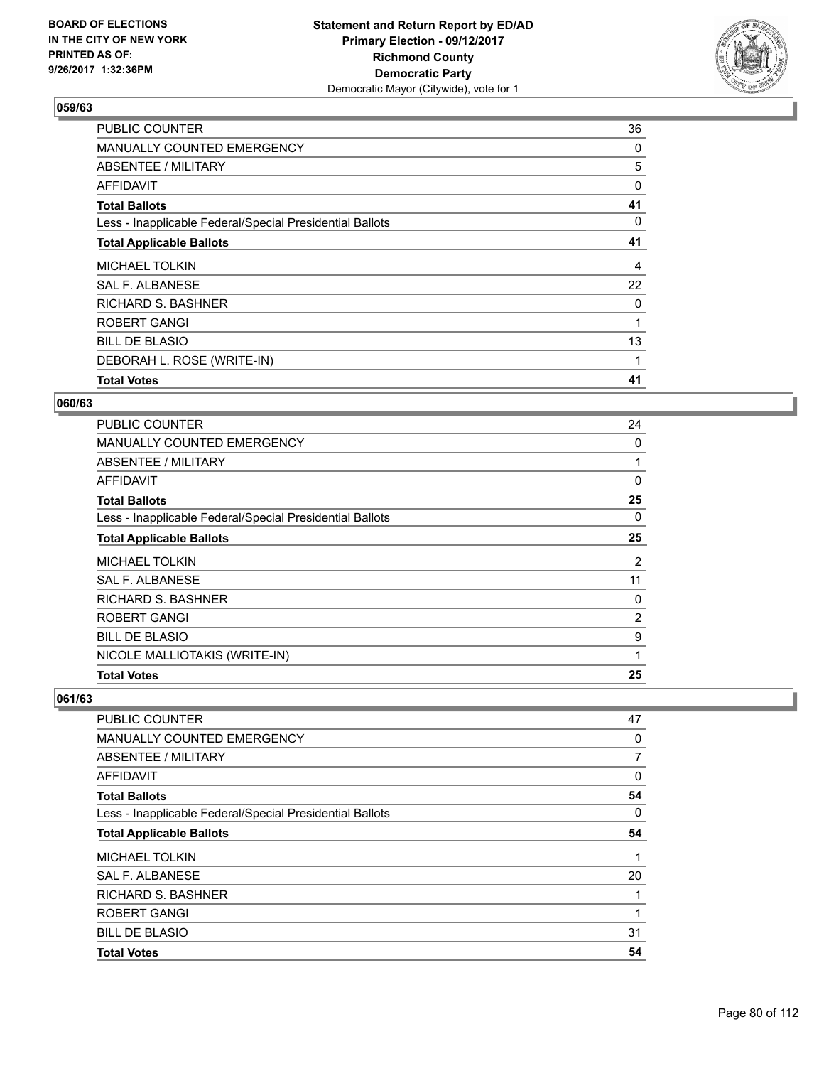BOARD OF ELECTIONS
IN THE CITY OF NEW YORK
PRINTED AS OF:
9/26/2017 1:32:36PM

**Statement and Return Report by ED/AD**
**Primary Election - 09/12/2017**
**Richmond County**
**Democratic Party**
Democratic Mayor (Citywide), vote for 1

### 059/63

| | |
|---|---|
| PUBLIC COUNTER | 36 |
| MANUALLY COUNTED EMERGENCY | 0 |
| ABSENTEE / MILITARY | 5 |
| AFFIDAVIT | 0 |
| **Total Ballots** | **41** |
| Less - Inapplicable Federal/Special Presidential Ballots | 0 |
| **Total Applicable Ballots** | **41** |
| MICHAEL TOLKIN | 4 |
| SAL F. ALBANESE | 22 |
| RICHARD S. BASHNER | 0 |
| ROBERT GANGI | 1 |
| BILL DE BLASIO | 13 |
| DEBORAH L. ROSE (WRITE-IN) | 1 |
| **Total Votes** | **41** |

### 060/63

| | |
|---|---|
| PUBLIC COUNTER | 24 |
| MANUALLY COUNTED EMERGENCY | 0 |
| ABSENTEE / MILITARY | 1 |
| AFFIDAVIT | 0 |
| **Total Ballots** | **25** |
| Less - Inapplicable Federal/Special Presidential Ballots | 0 |
| **Total Applicable Ballots** | **25** |
| MICHAEL TOLKIN | 2 |
| SAL F. ALBANESE | 11 |
| RICHARD S. BASHNER | 0 |
| ROBERT GANGI | 2 |
| BILL DE BLASIO | 9 |
| NICOLE MALLIOTAKIS (WRITE-IN) | 1 |
| **Total Votes** | **25** |

### 061/63

| | |
|---|---|
| PUBLIC COUNTER | 47 |
| MANUALLY COUNTED EMERGENCY | 0 |
| ABSENTEE / MILITARY | 7 |
| AFFIDAVIT | 0 |
| **Total Ballots** | **54** |
| Less - Inapplicable Federal/Special Presidential Ballots | 0 |
| **Total Applicable Ballots** | **54** |
| MICHAEL TOLKIN | 1 |
| SAL F. ALBANESE | 20 |
| RICHARD S. BASHNER | 1 |
| ROBERT GANGI | 1 |
| BILL DE BLASIO | 31 |
| **Total Votes** | **54** |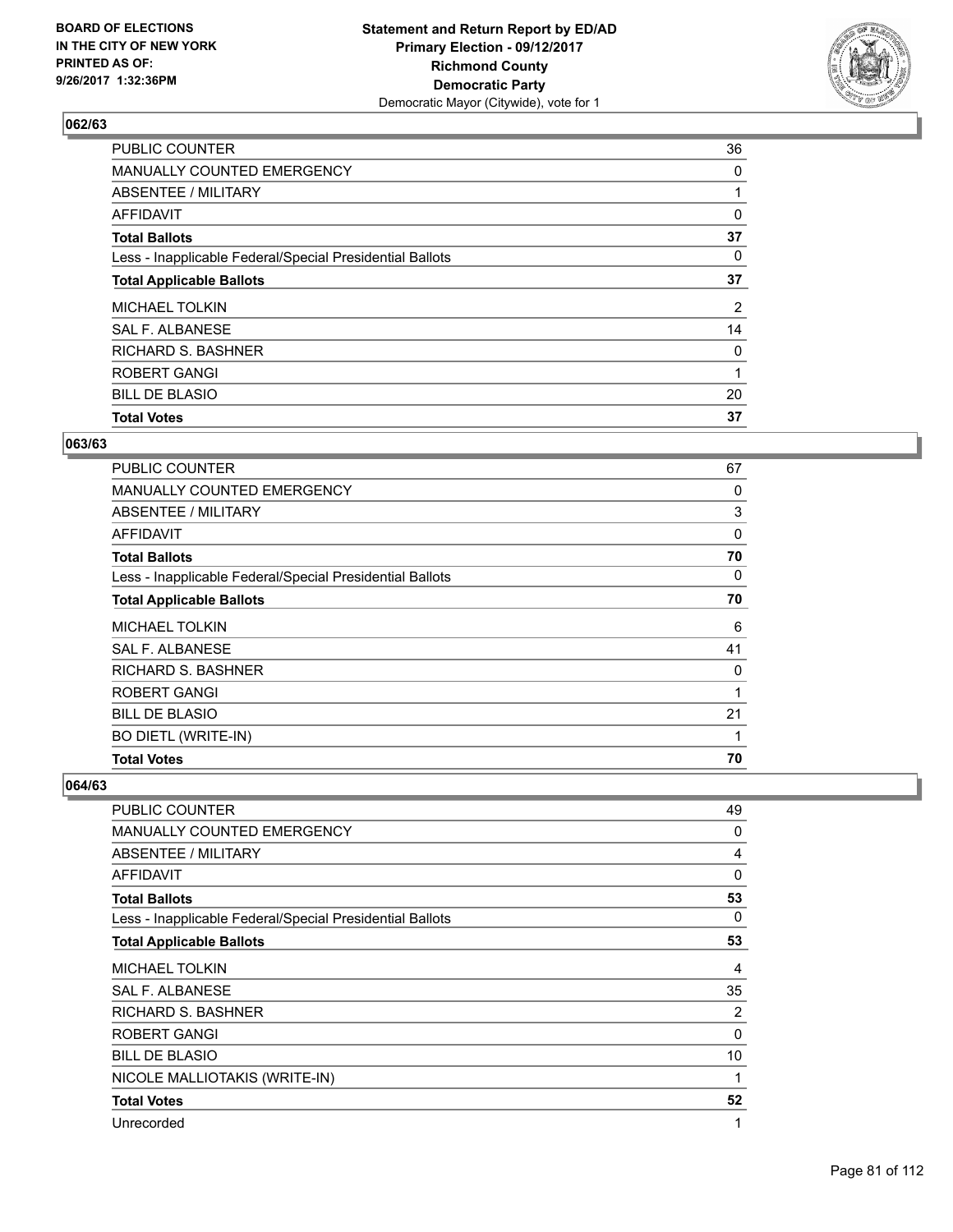BOARD OF ELECTIONS
IN THE CITY OF NEW YORK
PRINTED AS OF:
9/26/2017 1:32:36PM

**Statement and Return Report by ED/AD**
**Primary Election - 09/12/2017**
**Richmond County**
**Democratic Party**
Democratic Mayor (Citywide), vote for 1

### 062/63

| | |
|---|---|
| PUBLIC COUNTER | 36 |
| MANUALLY COUNTED EMERGENCY | 0 |
| ABSENTEE / MILITARY | 1 |
| AFFIDAVIT | 0 |
| **Total Ballots** | **37** |
| Less - Inapplicable Federal/Special Presidential Ballots | 0 |
| **Total Applicable Ballots** | **37** |
| MICHAEL TOLKIN | 2 |
| SAL F. ALBANESE | 14 |
| RICHARD S. BASHNER | 0 |
| ROBERT GANGI | 1 |
| BILL DE BLASIO | 20 |
| **Total Votes** | **37** |

### 063/63

| | |
|---|---|
| PUBLIC COUNTER | 67 |
| MANUALLY COUNTED EMERGENCY | 0 |
| ABSENTEE / MILITARY | 3 |
| AFFIDAVIT | 0 |
| **Total Ballots** | **70** |
| Less - Inapplicable Federal/Special Presidential Ballots | 0 |
| **Total Applicable Ballots** | **70** |
| MICHAEL TOLKIN | 6 |
| SAL F. ALBANESE | 41 |
| RICHARD S. BASHNER | 0 |
| ROBERT GANGI | 1 |
| BILL DE BLASIO | 21 |
| BO DIETL (WRITE-IN) | 1 |
| **Total Votes** | **70** |

### 064/63

| | |
|---|---|
| PUBLIC COUNTER | 49 |
| MANUALLY COUNTED EMERGENCY | 0 |
| ABSENTEE / MILITARY | 4 |
| AFFIDAVIT | 0 |
| **Total Ballots** | **53** |
| Less - Inapplicable Federal/Special Presidential Ballots | 0 |
| **Total Applicable Ballots** | **53** |
| MICHAEL TOLKIN | 4 |
| SAL F. ALBANESE | 35 |
| RICHARD S. BASHNER | 2 |
| ROBERT GANGI | 0 |
| BILL DE BLASIO | 10 |
| NICOLE MALLIOTAKIS (WRITE-IN) | 1 |
| **Total Votes** | **52** |
| Unrecorded | 1 |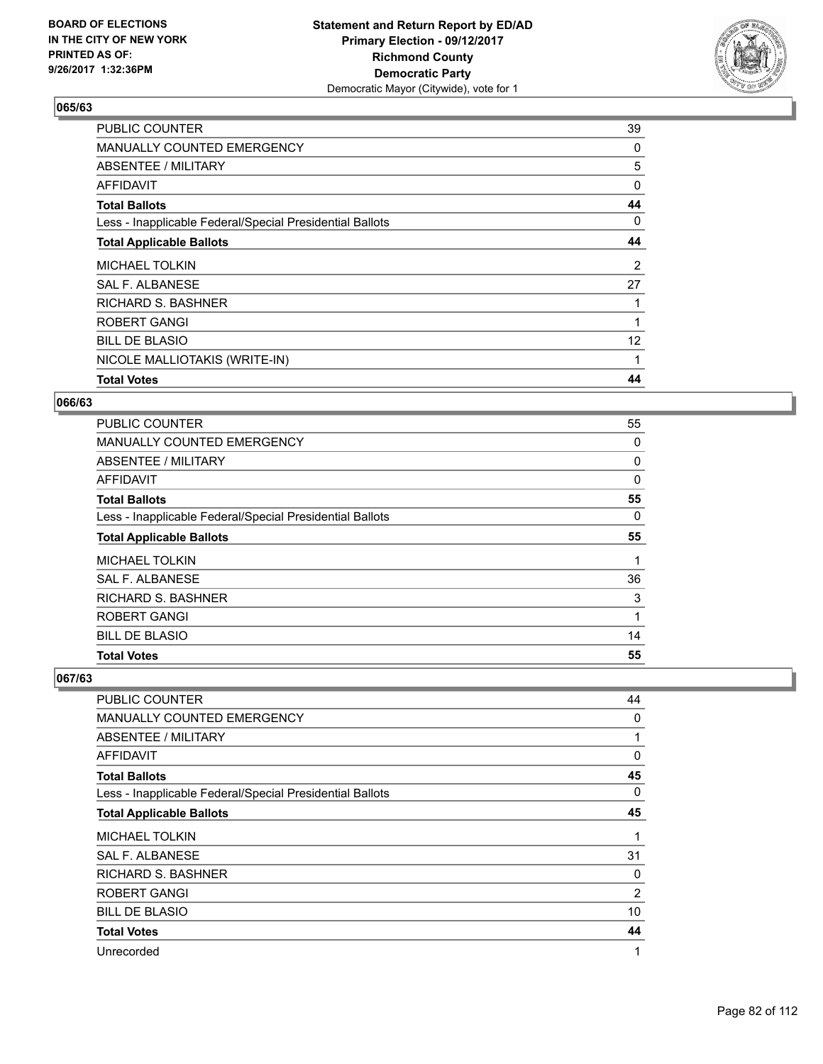BOARD OF ELECTIONS
IN THE CITY OF NEW YORK
PRINTED AS OF:
9/26/2017 1:32:36PM

**Statement and Return Report by ED/AD**
**Primary Election - 09/12/2017**
**Richmond County**
**Democratic Party**
Democratic Mayor (Citywide), vote for 1

### 065/63

| | |
|---|---|
| PUBLIC COUNTER | 39 |
| MANUALLY COUNTED EMERGENCY | 0 |
| ABSENTEE / MILITARY | 5 |
| AFFIDAVIT | 0 |
| **Total Ballots** | **44** |
| Less - Inapplicable Federal/Special Presidential Ballots | 0 |
| **Total Applicable Ballots** | **44** |
| MICHAEL TOLKIN | 2 |
| SAL F. ALBANESE | 27 |
| RICHARD S. BASHNER | 1 |
| ROBERT GANGI | 1 |
| BILL DE BLASIO | 12 |
| NICOLE MALLIOTAKIS (WRITE-IN) | 1 |
| **Total Votes** | **44** |

### 066/63

| | |
|---|---|
| PUBLIC COUNTER | 55 |
| MANUALLY COUNTED EMERGENCY | 0 |
| ABSENTEE / MILITARY | 0 |
| AFFIDAVIT | 0 |
| **Total Ballots** | **55** |
| Less - Inapplicable Federal/Special Presidential Ballots | 0 |
| **Total Applicable Ballots** | **55** |
| MICHAEL TOLKIN | 1 |
| SAL F. ALBANESE | 36 |
| RICHARD S. BASHNER | 3 |
| ROBERT GANGI | 1 |
| BILL DE BLASIO | 14 |
| **Total Votes** | **55** |

### 067/63

| | |
|---|---|
| PUBLIC COUNTER | 44 |
| MANUALLY COUNTED EMERGENCY | 0 |
| ABSENTEE / MILITARY | 1 |
| AFFIDAVIT | 0 |
| **Total Ballots** | **45** |
| Less - Inapplicable Federal/Special Presidential Ballots | 0 |
| **Total Applicable Ballots** | **45** |
| MICHAEL TOLKIN | 1 |
| SAL F. ALBANESE | 31 |
| RICHARD S. BASHNER | 0 |
| ROBERT GANGI | 2 |
| BILL DE BLASIO | 10 |
| **Total Votes** | **44** |
| Unrecorded | 1 |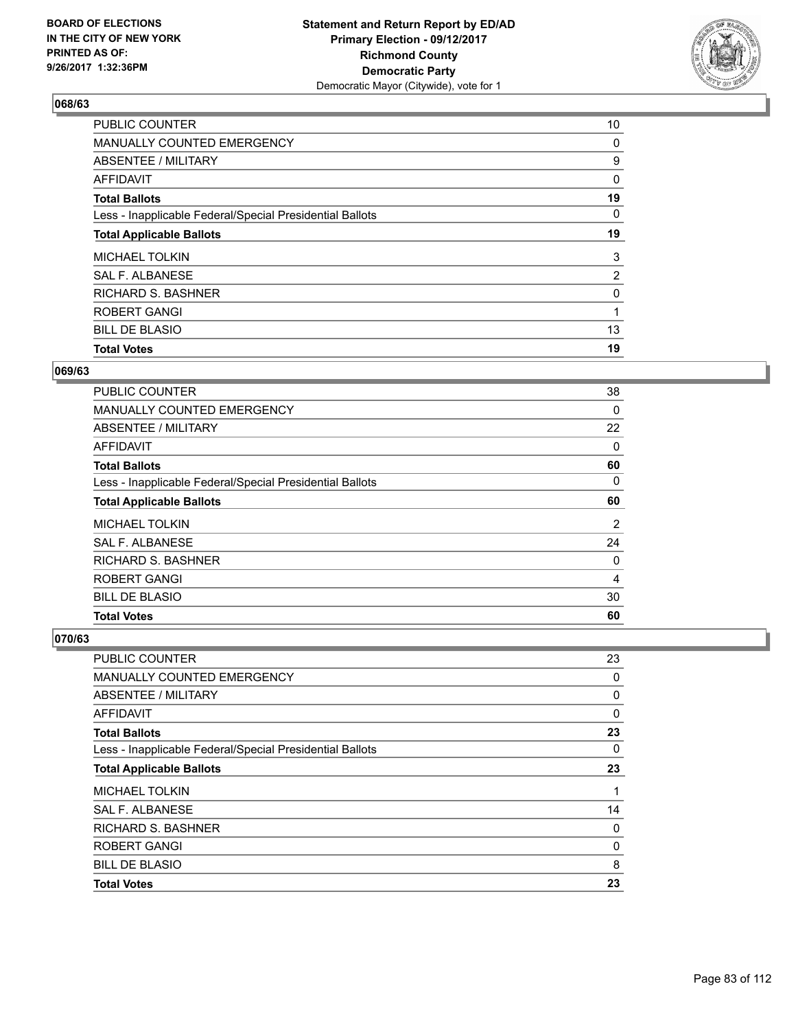BOARD OF ELECTIONS
IN THE CITY OF NEW YORK
PRINTED AS OF:
9/26/2017 1:32:36PM

**Statement and Return Report by ED/AD**
**Primary Election - 09/12/2017**
**Richmond County**
**Democratic Party**
Democratic Mayor (Citywide), vote for 1

### 068/63

| | |
|---|---|
| PUBLIC COUNTER | 10 |
| MANUALLY COUNTED EMERGENCY | 0 |
| ABSENTEE / MILITARY | 9 |
| AFFIDAVIT | 0 |
| **Total Ballots** | **19** |
| Less - Inapplicable Federal/Special Presidential Ballots | 0 |
| **Total Applicable Ballots** | **19** |
| MICHAEL TOLKIN | 3 |
| SAL F. ALBANESE | 2 |
| RICHARD S. BASHNER | 0 |
| ROBERT GANGI | 1 |
| BILL DE BLASIO | 13 |
| **Total Votes** | **19** |

### 069/63

| | |
|---|---|
| PUBLIC COUNTER | 38 |
| MANUALLY COUNTED EMERGENCY | 0 |
| ABSENTEE / MILITARY | 22 |
| AFFIDAVIT | 0 |
| **Total Ballots** | **60** |
| Less - Inapplicable Federal/Special Presidential Ballots | 0 |
| **Total Applicable Ballots** | **60** |
| MICHAEL TOLKIN | 2 |
| SAL F. ALBANESE | 24 |
| RICHARD S. BASHNER | 0 |
| ROBERT GANGI | 4 |
| BILL DE BLASIO | 30 |
| **Total Votes** | **60** |

### 070/63

| | |
|---|---|
| PUBLIC COUNTER | 23 |
| MANUALLY COUNTED EMERGENCY | 0 |
| ABSENTEE / MILITARY | 0 |
| AFFIDAVIT | 0 |
| **Total Ballots** | **23** |
| Less - Inapplicable Federal/Special Presidential Ballots | 0 |
| **Total Applicable Ballots** | **23** |
| MICHAEL TOLKIN | 1 |
| SAL F. ALBANESE | 14 |
| RICHARD S. BASHNER | 0 |
| ROBERT GANGI | 0 |
| BILL DE BLASIO | 8 |
| **Total Votes** | **23** |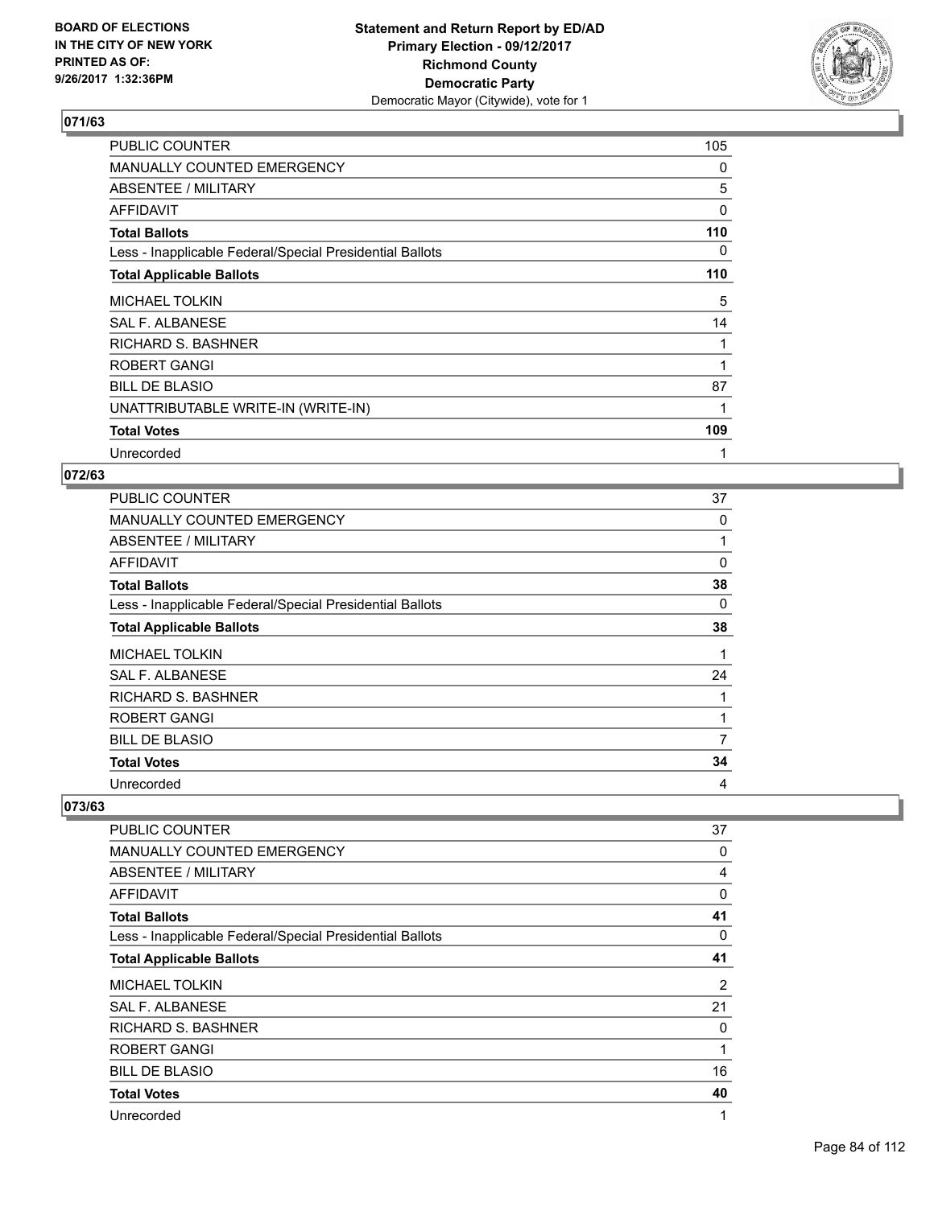**Statement and Return Report by ED/AD**
**Primary Election - 09/12/2017**
**Richmond County**
**Democratic Party**
Democratic Mayor (Citywide), vote for 1

BOARD OF ELECTIONS
IN THE CITY OF NEW YORK
PRINTED AS OF:
9/26/2017 1:32:36PM

### 071/63

| | |
|---|---|
| PUBLIC COUNTER | 105 |
| MANUALLY COUNTED EMERGENCY | 0 |
| ABSENTEE / MILITARY | 5 |
| AFFIDAVIT | 0 |
| **Total Ballots** | **110** |
| Less - Inapplicable Federal/Special Presidential Ballots | 0 |
| **Total Applicable Ballots** | **110** |
| MICHAEL TOLKIN | 5 |
| SAL F. ALBANESE | 14 |
| RICHARD S. BASHNER | 1 |
| ROBERT GANGI | 1 |
| BILL DE BLASIO | 87 |
| UNATTRIBUTABLE WRITE-IN (WRITE-IN) | 1 |
| **Total Votes** | **109** |
| Unrecorded | 1 |

### 072/63

| | |
|---|---|
| PUBLIC COUNTER | 37 |
| MANUALLY COUNTED EMERGENCY | 0 |
| ABSENTEE / MILITARY | 1 |
| AFFIDAVIT | 0 |
| **Total Ballots** | **38** |
| Less - Inapplicable Federal/Special Presidential Ballots | 0 |
| **Total Applicable Ballots** | **38** |
| MICHAEL TOLKIN | 1 |
| SAL F. ALBANESE | 24 |
| RICHARD S. BASHNER | 1 |
| ROBERT GANGI | 1 |
| BILL DE BLASIO | 7 |
| **Total Votes** | **34** |
| Unrecorded | 4 |

### 073/63

| | |
|---|---|
| PUBLIC COUNTER | 37 |
| MANUALLY COUNTED EMERGENCY | 0 |
| ABSENTEE / MILITARY | 4 |
| AFFIDAVIT | 0 |
| **Total Ballots** | **41** |
| Less - Inapplicable Federal/Special Presidential Ballots | 0 |
| **Total Applicable Ballots** | **41** |
| MICHAEL TOLKIN | 2 |
| SAL F. ALBANESE | 21 |
| RICHARD S. BASHNER | 0 |
| ROBERT GANGI | 1 |
| BILL DE BLASIO | 16 |
| **Total Votes** | **40** |
| Unrecorded | 1 |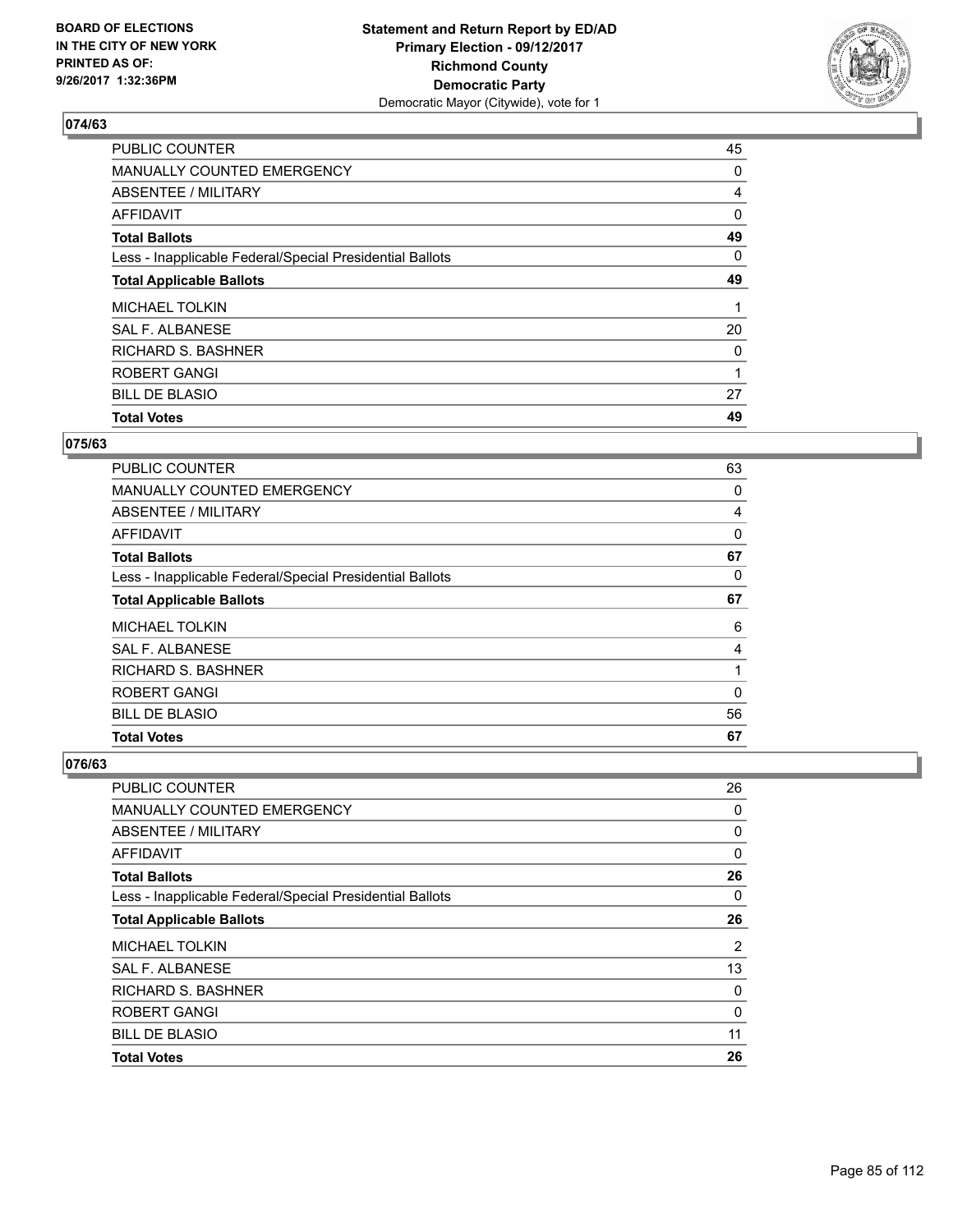**BOARD OF ELECTIONS IN THE CITY OF NEW YORK PRINTED AS OF: 9/26/2017 1:32:36PM**

**Statement and Return Report by ED/AD**
**Primary Election - 09/12/2017**
**Richmond County**
**Democratic Party**
Democratic Mayor (Citywide), vote for 1

## 074/63

| | |
|---|---|
| PUBLIC COUNTER | 45 |
| MANUALLY COUNTED EMERGENCY | 0 |
| ABSENTEE / MILITARY | 4 |
| AFFIDAVIT | 0 |
| **Total Ballots** | **49** |
| Less - Inapplicable Federal/Special Presidential Ballots | 0 |
| **Total Applicable Ballots** | **49** |
| MICHAEL TOLKIN | 1 |
| SAL F. ALBANESE | 20 |
| RICHARD S. BASHNER | 0 |
| ROBERT GANGI | 1 |
| BILL DE BLASIO | 27 |
| **Total Votes** | **49** |

## 075/63

| | |
|---|---|
| PUBLIC COUNTER | 63 |
| MANUALLY COUNTED EMERGENCY | 0 |
| ABSENTEE / MILITARY | 4 |
| AFFIDAVIT | 0 |
| **Total Ballots** | **67** |
| Less - Inapplicable Federal/Special Presidential Ballots | 0 |
| **Total Applicable Ballots** | **67** |
| MICHAEL TOLKIN | 6 |
| SAL F. ALBANESE | 4 |
| RICHARD S. BASHNER | 1 |
| ROBERT GANGI | 0 |
| BILL DE BLASIO | 56 |
| **Total Votes** | **67** |

## 076/63

| | |
|---|---|
| PUBLIC COUNTER | 26 |
| MANUALLY COUNTED EMERGENCY | 0 |
| ABSENTEE / MILITARY | 0 |
| AFFIDAVIT | 0 |
| **Total Ballots** | **26** |
| Less - Inapplicable Federal/Special Presidential Ballots | 0 |
| **Total Applicable Ballots** | **26** |
| MICHAEL TOLKIN | 2 |
| SAL F. ALBANESE | 13 |
| RICHARD S. BASHNER | 0 |
| ROBERT GANGI | 0 |
| BILL DE BLASIO | 11 |
| **Total Votes** | **26** |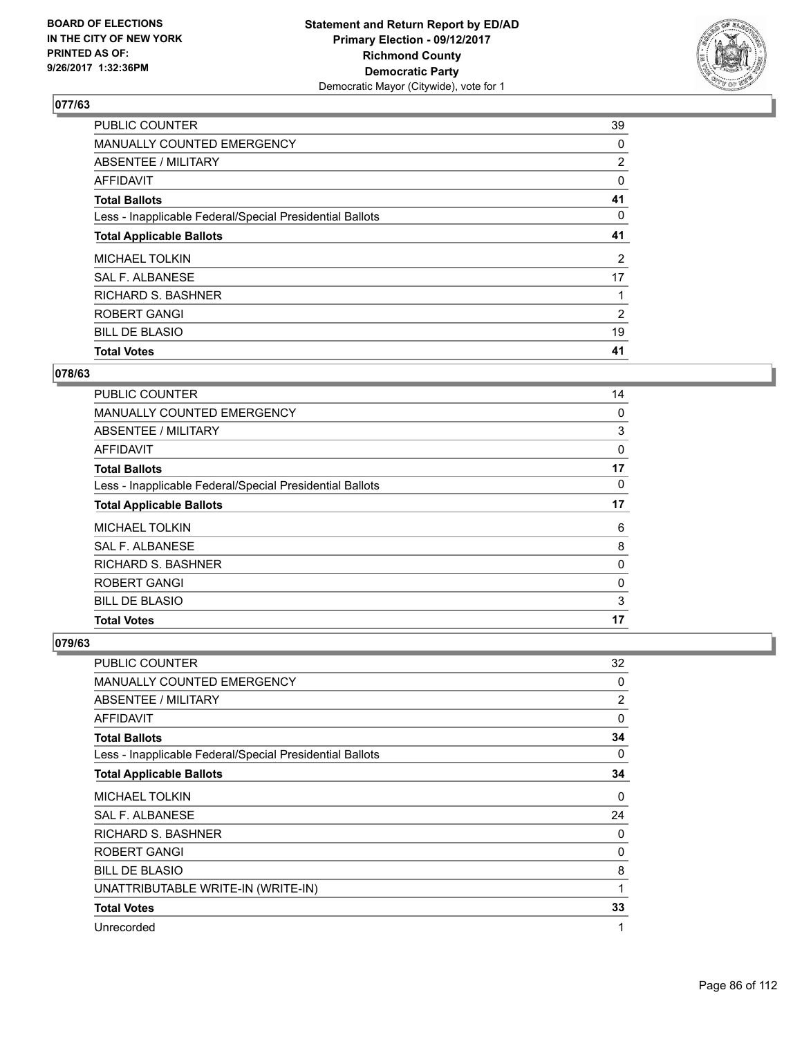**BOARD OF ELECTIONS IN THE CITY OF NEW YORK PRINTED AS OF: 9/26/2017 1:32:36PM**

**Statement and Return Report by ED/AD Primary Election - 09/12/2017 Richmond County Democratic Party**
Democratic Mayor (Citywide), vote for 1

## 077/63

| | |
|---|---|
| PUBLIC COUNTER | 39 |
| MANUALLY COUNTED EMERGENCY | 0 |
| ABSENTEE / MILITARY | 2 |
| AFFIDAVIT | 0 |
| **Total Ballots** | **41** |
| Less - Inapplicable Federal/Special Presidential Ballots | 0 |
| **Total Applicable Ballots** | **41** |
| MICHAEL TOLKIN | 2 |
| SAL F. ALBANESE | 17 |
| RICHARD S. BASHNER | 1 |
| ROBERT GANGI | 2 |
| BILL DE BLASIO | 19 |
| **Total Votes** | **41** |

## 078/63

| | |
|---|---|
| PUBLIC COUNTER | 14 |
| MANUALLY COUNTED EMERGENCY | 0 |
| ABSENTEE / MILITARY | 3 |
| AFFIDAVIT | 0 |
| **Total Ballots** | **17** |
| Less - Inapplicable Federal/Special Presidential Ballots | 0 |
| **Total Applicable Ballots** | **17** |
| MICHAEL TOLKIN | 6 |
| SAL F. ALBANESE | 8 |
| RICHARD S. BASHNER | 0 |
| ROBERT GANGI | 0 |
| BILL DE BLASIO | 3 |
| **Total Votes** | **17** |

## 079/63

| | |
|---|---|
| PUBLIC COUNTER | 32 |
| MANUALLY COUNTED EMERGENCY | 0 |
| ABSENTEE / MILITARY | 2 |
| AFFIDAVIT | 0 |
| **Total Ballots** | **34** |
| Less - Inapplicable Federal/Special Presidential Ballots | 0 |
| **Total Applicable Ballots** | **34** |
| MICHAEL TOLKIN | 0 |
| SAL F. ALBANESE | 24 |
| RICHARD S. BASHNER | 0 |
| ROBERT GANGI | 0 |
| BILL DE BLASIO | 8 |
| UNATTRIBUTABLE WRITE-IN (WRITE-IN) | 1 |
| **Total Votes** | **33** |
| Unrecorded | 1 |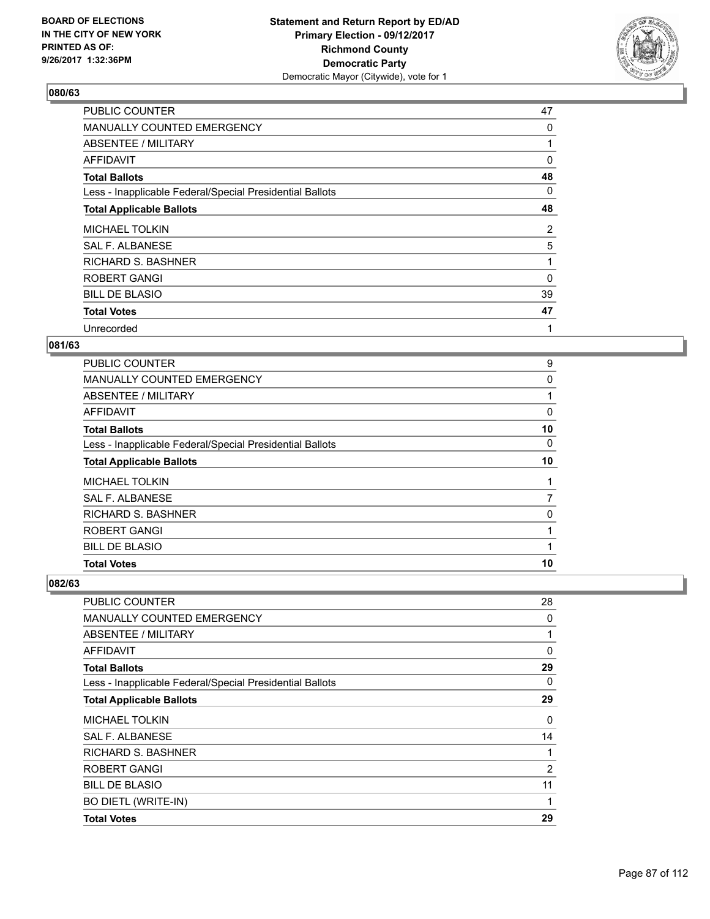BOARD OF ELECTIONS
IN THE CITY OF NEW YORK
PRINTED AS OF:
9/26/2017 1:32:36PM

**Statement and Return Report by ED/AD**
**Primary Election - 09/12/2017**
**Richmond County**
**Democratic Party**
Democratic Mayor (Citywide), vote for 1

### 080/63

| | |
|---|---|
| PUBLIC COUNTER | 47 |
| MANUALLY COUNTED EMERGENCY | 0 |
| ABSENTEE / MILITARY | 1 |
| AFFIDAVIT | 0 |
| **Total Ballots** | **48** |
| Less - Inapplicable Federal/Special Presidential Ballots | 0 |
| **Total Applicable Ballots** | **48** |
| MICHAEL TOLKIN | 2 |
| SAL F. ALBANESE | 5 |
| RICHARD S. BASHNER | 1 |
| ROBERT GANGI | 0 |
| BILL DE BLASIO | 39 |
| **Total Votes** | **47** |
| Unrecorded | 1 |

### 081/63

| | |
|---|---|
| PUBLIC COUNTER | 9 |
| MANUALLY COUNTED EMERGENCY | 0 |
| ABSENTEE / MILITARY | 1 |
| AFFIDAVIT | 0 |
| **Total Ballots** | **10** |
| Less - Inapplicable Federal/Special Presidential Ballots | 0 |
| **Total Applicable Ballots** | **10** |
| MICHAEL TOLKIN | 1 |
| SAL F. ALBANESE | 7 |
| RICHARD S. BASHNER | 0 |
| ROBERT GANGI | 1 |
| BILL DE BLASIO | 1 |
| **Total Votes** | **10** |

### 082/63

| | |
|---|---|
| PUBLIC COUNTER | 28 |
| MANUALLY COUNTED EMERGENCY | 0 |
| ABSENTEE / MILITARY | 1 |
| AFFIDAVIT | 0 |
| **Total Ballots** | **29** |
| Less - Inapplicable Federal/Special Presidential Ballots | 0 |
| **Total Applicable Ballots** | **29** |
| MICHAEL TOLKIN | 0 |
| SAL F. ALBANESE | 14 |
| RICHARD S. BASHNER | 1 |
| ROBERT GANGI | 2 |
| BILL DE BLASIO | 11 |
| BO DIETL (WRITE-IN) | 1 |
| **Total Votes** | **29** |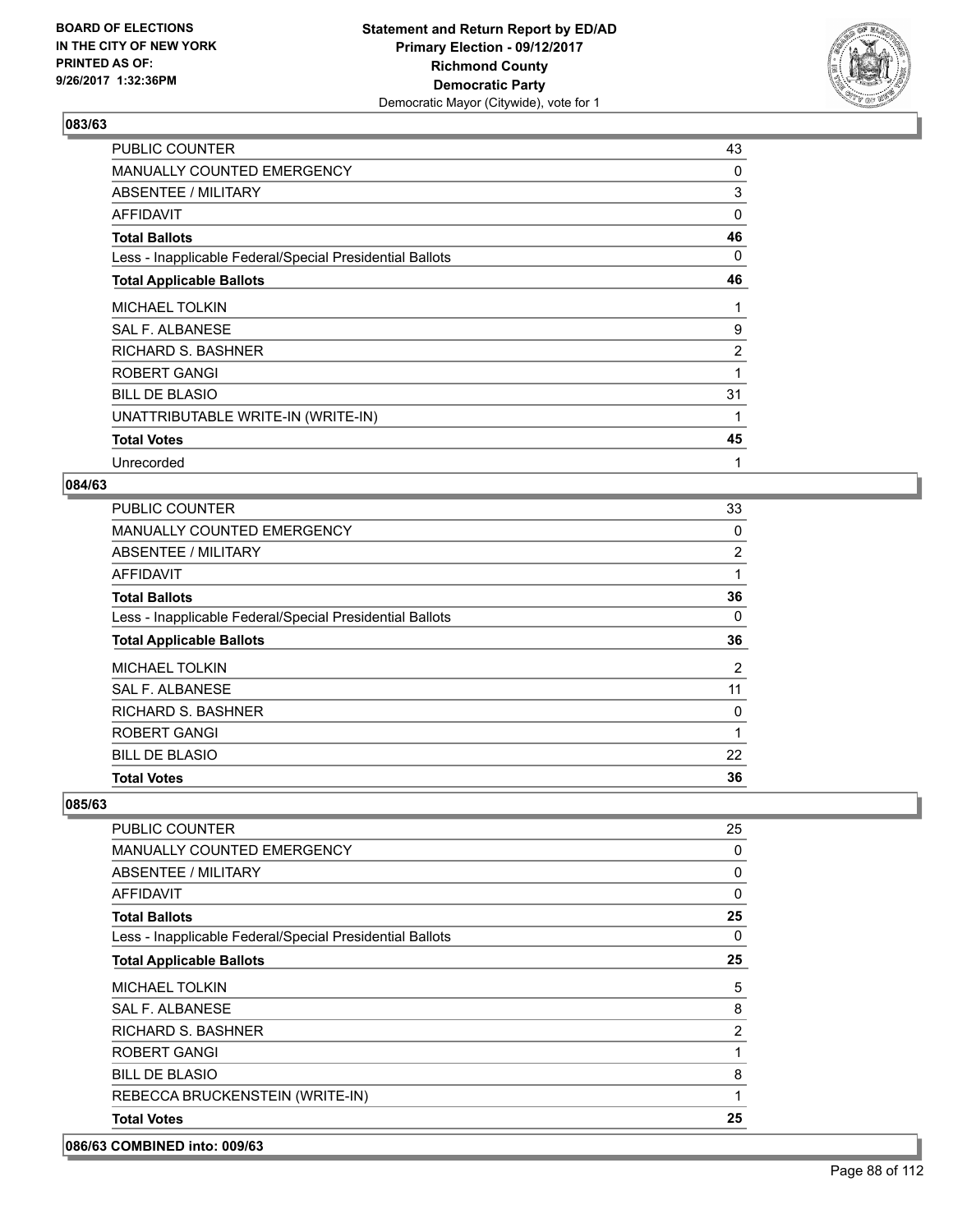**BOARD OF ELECTIONS IN THE CITY OF NEW YORK PRINTED AS OF: 9/26/2017 1:32:36PM**

**Statement and Return Report by ED/AD Primary Election - 09/12/2017 Richmond County Democratic Party**
Democratic Mayor (Citywide), vote for 1

### 083/63

| | |
|---|---|
| PUBLIC COUNTER | 43 |
| MANUALLY COUNTED EMERGENCY | 0 |
| ABSENTEE / MILITARY | 3 |
| AFFIDAVIT | 0 |
| **Total Ballots** | **46** |
| Less - Inapplicable Federal/Special Presidential Ballots | 0 |
| **Total Applicable Ballots** | **46** |
| MICHAEL TOLKIN | 1 |
| SAL F. ALBANESE | 9 |
| RICHARD S. BASHNER | 2 |
| ROBERT GANGI | 1 |
| BILL DE BLASIO | 31 |
| UNATTRIBUTABLE WRITE-IN (WRITE-IN) | 1 |
| **Total Votes** | **45** |
| Unrecorded | 1 |

### 084/63

| | |
|---|---|
| PUBLIC COUNTER | 33 |
| MANUALLY COUNTED EMERGENCY | 0 |
| ABSENTEE / MILITARY | 2 |
| AFFIDAVIT | 1 |
| **Total Ballots** | **36** |
| Less - Inapplicable Federal/Special Presidential Ballots | 0 |
| **Total Applicable Ballots** | **36** |
| MICHAEL TOLKIN | 2 |
| SAL F. ALBANESE | 11 |
| RICHARD S. BASHNER | 0 |
| ROBERT GANGI | 1 |
| BILL DE BLASIO | 22 |
| **Total Votes** | **36** |

### 085/63

| | |
|---|---|
| PUBLIC COUNTER | 25 |
| MANUALLY COUNTED EMERGENCY | 0 |
| ABSENTEE / MILITARY | 0 |
| AFFIDAVIT | 0 |
| **Total Ballots** | **25** |
| Less - Inapplicable Federal/Special Presidential Ballots | 0 |
| **Total Applicable Ballots** | **25** |
| MICHAEL TOLKIN | 5 |
| SAL F. ALBANESE | 8 |
| RICHARD S. BASHNER | 2 |
| ROBERT GANGI | 1 |
| BILL DE BLASIO | 8 |
| REBECCA BRUCKENSTEIN (WRITE-IN) | 1 |
| **Total Votes** | **25** |

### 086/63 COMBINED into: 009/63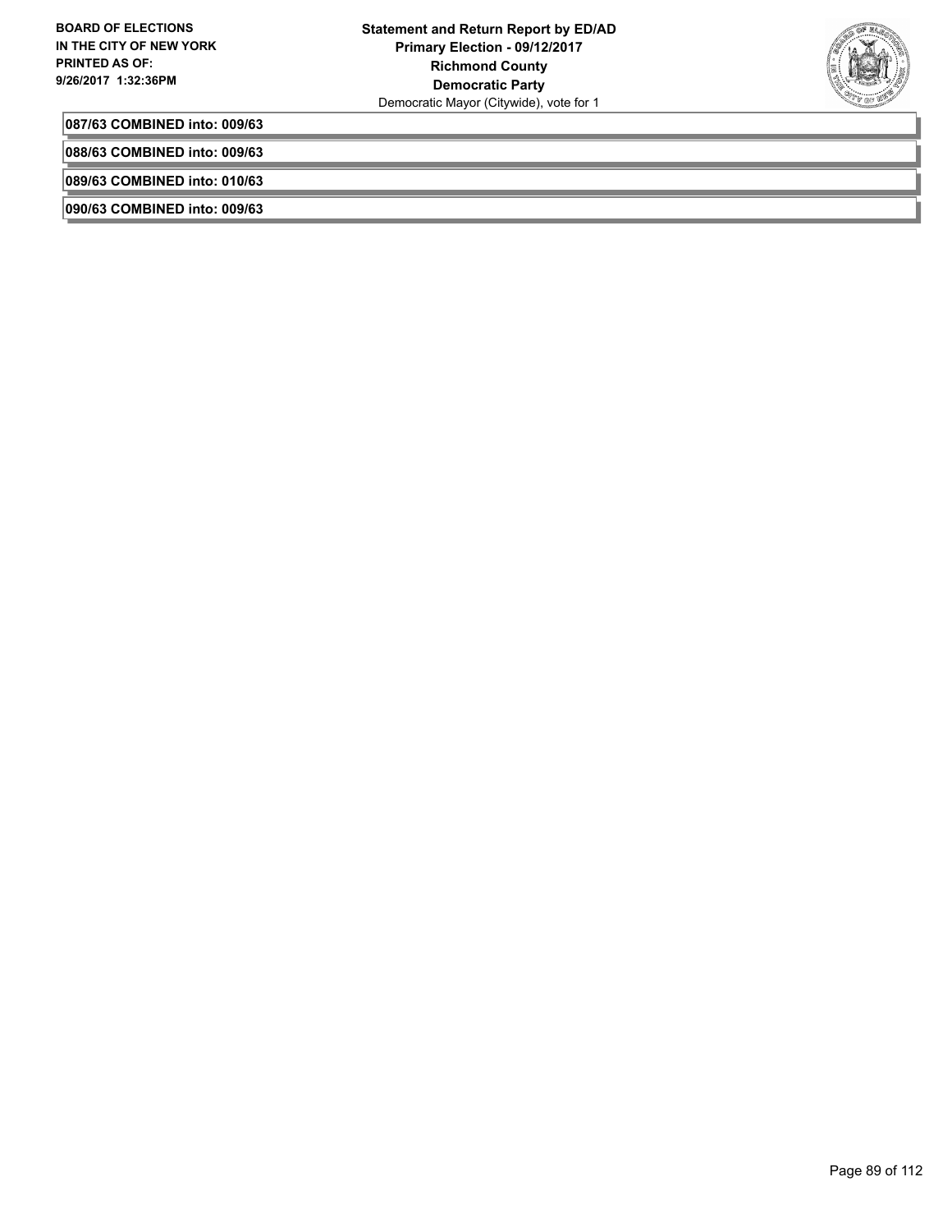**087/63 COMBINED into: 009/63**

**088/63 COMBINED into: 009/63**

**089/63 COMBINED into: 010/63**

**090/63 COMBINED into: 009/63**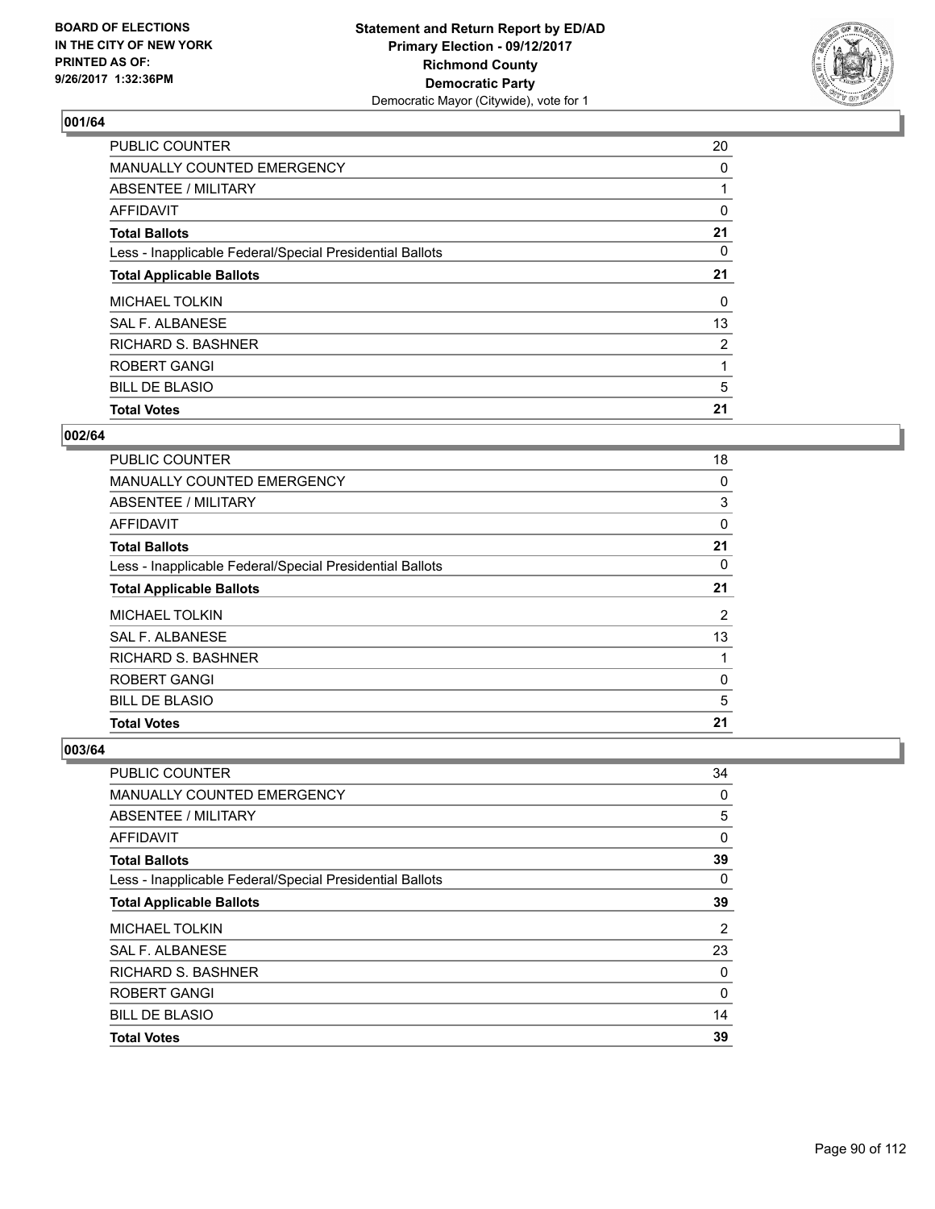BOARD OF ELECTIONS
IN THE CITY OF NEW YORK
PRINTED AS OF:
9/26/2017 1:32:36PM

**Statement and Return Report by ED/AD**
**Primary Election - 09/12/2017**
**Richmond County**
**Democratic Party**
Democratic Mayor (Citywide), vote for 1

### 001/64

| | |
|---|---|
| PUBLIC COUNTER | 20 |
| MANUALLY COUNTED EMERGENCY | 0 |
| ABSENTEE / MILITARY | 1 |
| AFFIDAVIT | 0 |
| **Total Ballots** | **21** |
| Less - Inapplicable Federal/Special Presidential Ballots | 0 |
| **Total Applicable Ballots** | **21** |
| MICHAEL TOLKIN | 0 |
| SAL F. ALBANESE | 13 |
| RICHARD S. BASHNER | 2 |
| ROBERT GANGI | 1 |
| BILL DE BLASIO | 5 |
| **Total Votes** | **21** |

### 002/64

| | |
|---|---|
| PUBLIC COUNTER | 18 |
| MANUALLY COUNTED EMERGENCY | 0 |
| ABSENTEE / MILITARY | 3 |
| AFFIDAVIT | 0 |
| **Total Ballots** | **21** |
| Less - Inapplicable Federal/Special Presidential Ballots | 0 |
| **Total Applicable Ballots** | **21** |
| MICHAEL TOLKIN | 2 |
| SAL F. ALBANESE | 13 |
| RICHARD S. BASHNER | 1 |
| ROBERT GANGI | 0 |
| BILL DE BLASIO | 5 |
| **Total Votes** | **21** |

### 003/64

| | |
|---|---|
| PUBLIC COUNTER | 34 |
| MANUALLY COUNTED EMERGENCY | 0 |
| ABSENTEE / MILITARY | 5 |
| AFFIDAVIT | 0 |
| **Total Ballots** | **39** |
| Less - Inapplicable Federal/Special Presidential Ballots | 0 |
| **Total Applicable Ballots** | **39** |
| MICHAEL TOLKIN | 2 |
| SAL F. ALBANESE | 23 |
| RICHARD S. BASHNER | 0 |
| ROBERT GANGI | 0 |
| BILL DE BLASIO | 14 |
| **Total Votes** | **39** |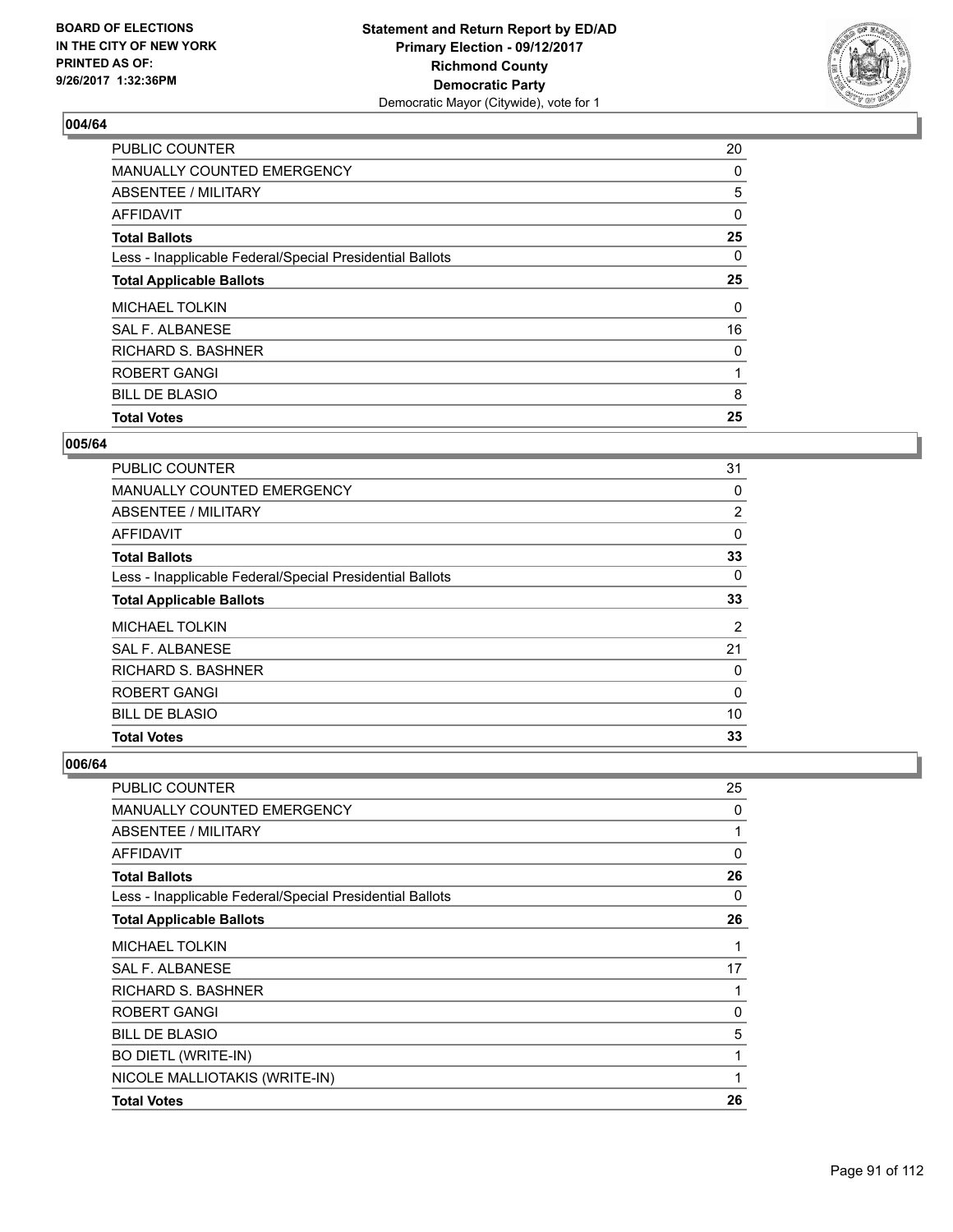BOARD OF ELECTIONS
IN THE CITY OF NEW YORK
PRINTED AS OF:
9/26/2017 1:32:36PM

**Statement and Return Report by ED/AD**
**Primary Election - 09/12/2017**
**Richmond County**
**Democratic Party**
Democratic Mayor (Citywide), vote for 1

### 004/64

| | |
|---|---|
| PUBLIC COUNTER | 20 |
| MANUALLY COUNTED EMERGENCY | 0 |
| ABSENTEE / MILITARY | 5 |
| AFFIDAVIT | 0 |
| **Total Ballots** | **25** |
| Less - Inapplicable Federal/Special Presidential Ballots | 0 |
| **Total Applicable Ballots** | **25** |
| MICHAEL TOLKIN | 0 |
| SAL F. ALBANESE | 16 |
| RICHARD S. BASHNER | 0 |
| ROBERT GANGI | 1 |
| BILL DE BLASIO | 8 |
| **Total Votes** | **25** |

### 005/64

| | |
|---|---|
| PUBLIC COUNTER | 31 |
| MANUALLY COUNTED EMERGENCY | 0 |
| ABSENTEE / MILITARY | 2 |
| AFFIDAVIT | 0 |
| **Total Ballots** | **33** |
| Less - Inapplicable Federal/Special Presidential Ballots | 0 |
| **Total Applicable Ballots** | **33** |
| MICHAEL TOLKIN | 2 |
| SAL F. ALBANESE | 21 |
| RICHARD S. BASHNER | 0 |
| ROBERT GANGI | 0 |
| BILL DE BLASIO | 10 |
| **Total Votes** | **33** |

### 006/64

| | |
|---|---|
| PUBLIC COUNTER | 25 |
| MANUALLY COUNTED EMERGENCY | 0 |
| ABSENTEE / MILITARY | 1 |
| AFFIDAVIT | 0 |
| **Total Ballots** | **26** |
| Less - Inapplicable Federal/Special Presidential Ballots | 0 |
| **Total Applicable Ballots** | **26** |
| MICHAEL TOLKIN | 1 |
| SAL F. ALBANESE | 17 |
| RICHARD S. BASHNER | 1 |
| ROBERT GANGI | 0 |
| BILL DE BLASIO | 5 |
| BO DIETL (WRITE-IN) | 1 |
| NICOLE MALLIOTAKIS (WRITE-IN) | 1 |
| **Total Votes** | **26** |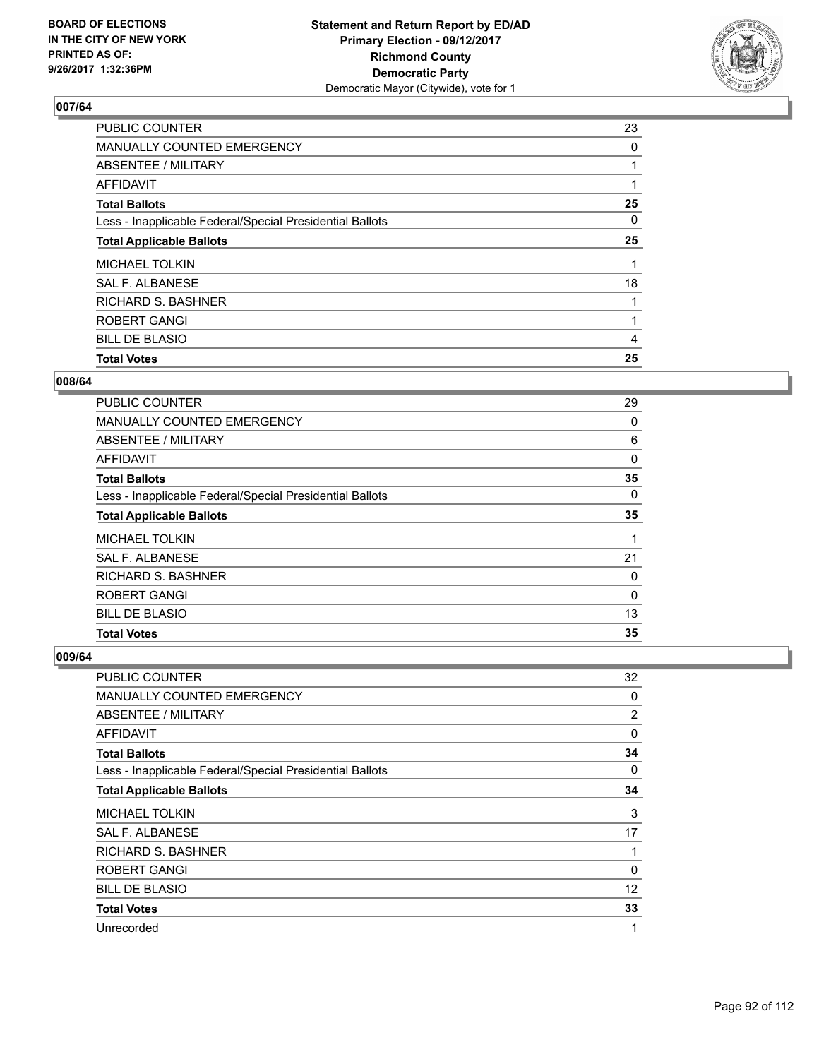BOARD OF ELECTIONS
IN THE CITY OF NEW YORK
PRINTED AS OF:
9/26/2017 1:32:36PM

**Statement and Return Report by ED/AD**
**Primary Election - 09/12/2017**
**Richmond County**
**Democratic Party**
Democratic Mayor (Citywide), vote for 1

### 007/64

| | |
|---|---|
| PUBLIC COUNTER | 23 |
| MANUALLY COUNTED EMERGENCY | 0 |
| ABSENTEE / MILITARY | 1 |
| AFFIDAVIT | 1 |
| **Total Ballots** | **25** |
| Less - Inapplicable Federal/Special Presidential Ballots | 0 |
| **Total Applicable Ballots** | **25** |
| MICHAEL TOLKIN | 1 |
| SAL F. ALBANESE | 18 |
| RICHARD S. BASHNER | 1 |
| ROBERT GANGI | 1 |
| BILL DE BLASIO | 4 |
| **Total Votes** | **25** |

### 008/64

| | |
|---|---|
| PUBLIC COUNTER | 29 |
| MANUALLY COUNTED EMERGENCY | 0 |
| ABSENTEE / MILITARY | 6 |
| AFFIDAVIT | 0 |
| **Total Ballots** | **35** |
| Less - Inapplicable Federal/Special Presidential Ballots | 0 |
| **Total Applicable Ballots** | **35** |
| MICHAEL TOLKIN | 1 |
| SAL F. ALBANESE | 21 |
| RICHARD S. BASHNER | 0 |
| ROBERT GANGI | 0 |
| BILL DE BLASIO | 13 |
| **Total Votes** | **35** |

### 009/64

| | |
|---|---|
| PUBLIC COUNTER | 32 |
| MANUALLY COUNTED EMERGENCY | 0 |
| ABSENTEE / MILITARY | 2 |
| AFFIDAVIT | 0 |
| **Total Ballots** | **34** |
| Less - Inapplicable Federal/Special Presidential Ballots | 0 |
| **Total Applicable Ballots** | **34** |
| MICHAEL TOLKIN | 3 |
| SAL F. ALBANESE | 17 |
| RICHARD S. BASHNER | 1 |
| ROBERT GANGI | 0 |
| BILL DE BLASIO | 12 |
| **Total Votes** | **33** |
| Unrecorded | 1 |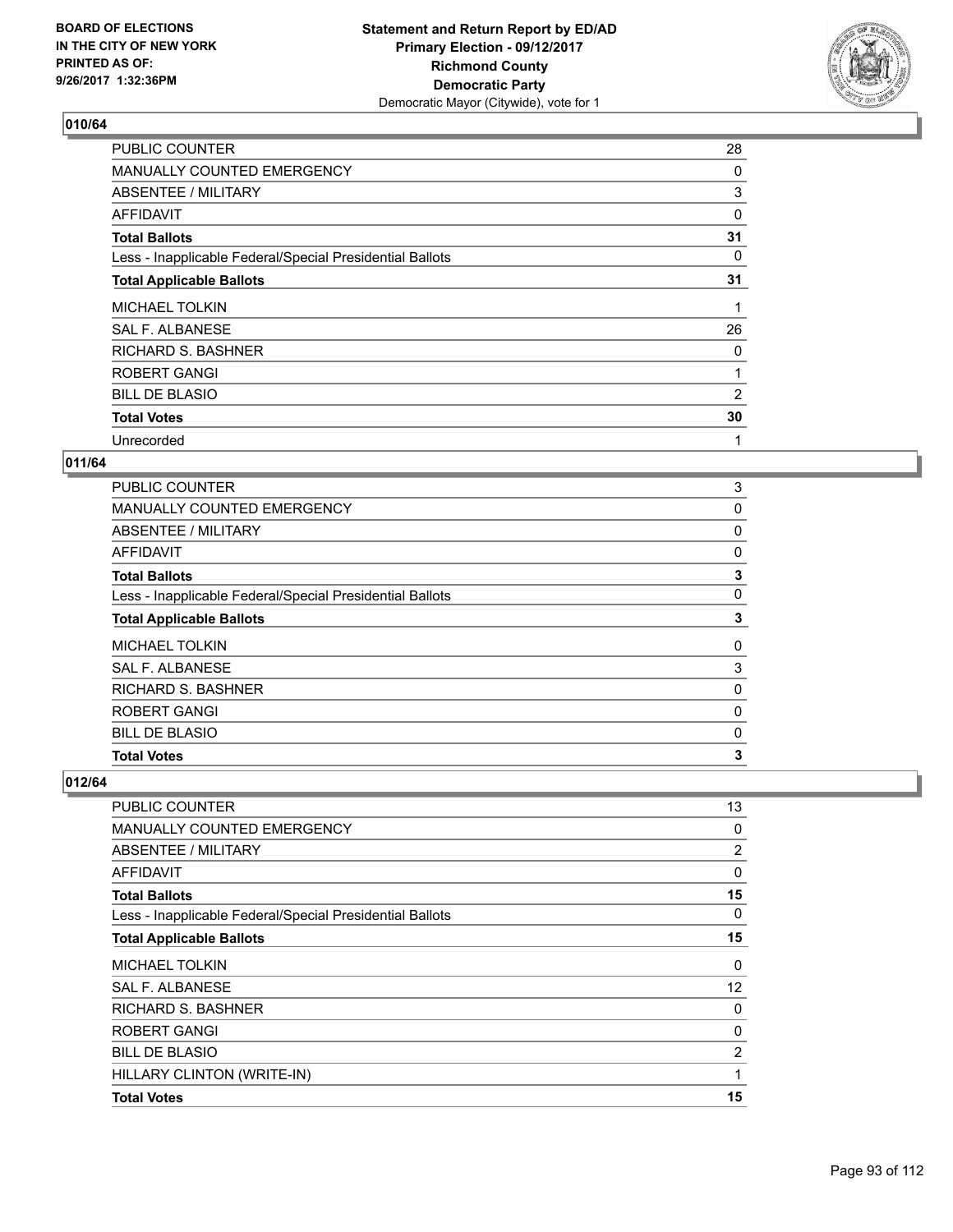BOARD OF ELECTIONS
IN THE CITY OF NEW YORK
PRINTED AS OF:
9/26/2017 1:32:36PM

**Statement and Return Report by ED/AD**
**Primary Election - 09/12/2017**
**Richmond County**
**Democratic Party**
Democratic Mayor (Citywide), vote for 1

## 010/64

| | |
|---|---|
| PUBLIC COUNTER | 28 |
| MANUALLY COUNTED EMERGENCY | 0 |
| ABSENTEE / MILITARY | 3 |
| AFFIDAVIT | 0 |
| **Total Ballots** | **31** |
| Less - Inapplicable Federal/Special Presidential Ballots | 0 |
| **Total Applicable Ballots** | **31** |
| MICHAEL TOLKIN | 1 |
| SAL F. ALBANESE | 26 |
| RICHARD S. BASHNER | 0 |
| ROBERT GANGI | 1 |
| BILL DE BLASIO | 2 |
| **Total Votes** | **30** |
| Unrecorded | 1 |

## 011/64

| | |
|---|---|
| PUBLIC COUNTER | 3 |
| MANUALLY COUNTED EMERGENCY | 0 |
| ABSENTEE / MILITARY | 0 |
| AFFIDAVIT | 0 |
| **Total Ballots** | **3** |
| Less - Inapplicable Federal/Special Presidential Ballots | 0 |
| **Total Applicable Ballots** | **3** |
| MICHAEL TOLKIN | 0 |
| SAL F. ALBANESE | 3 |
| RICHARD S. BASHNER | 0 |
| ROBERT GANGI | 0 |
| BILL DE BLASIO | 0 |
| **Total Votes** | **3** |

## 012/64

| | |
|---|---|
| PUBLIC COUNTER | 13 |
| MANUALLY COUNTED EMERGENCY | 0 |
| ABSENTEE / MILITARY | 2 |
| AFFIDAVIT | 0 |
| **Total Ballots** | **15** |
| Less - Inapplicable Federal/Special Presidential Ballots | 0 |
| **Total Applicable Ballots** | **15** |
| MICHAEL TOLKIN | 0 |
| SAL F. ALBANESE | 12 |
| RICHARD S. BASHNER | 0 |
| ROBERT GANGI | 0 |
| BILL DE BLASIO | 2 |
| HILLARY CLINTON (WRITE-IN) | 1 |
| **Total Votes** | **15** |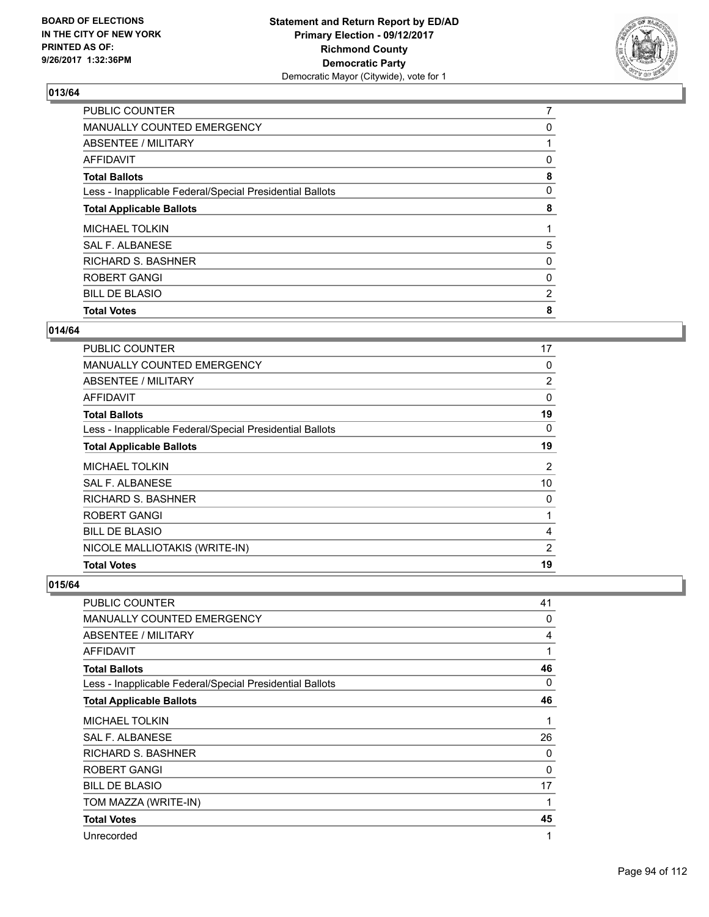**BOARD OF ELECTIONS IN THE CITY OF NEW YORK PRINTED AS OF: 9/26/2017 1:32:36PM**

**Statement and Return Report by ED/AD**
**Primary Election - 09/12/2017**
**Richmond County**
**Democratic Party**
Democratic Mayor (Citywide), vote for 1

### 013/64

| | |
|---|---|
| PUBLIC COUNTER | 7 |
| MANUALLY COUNTED EMERGENCY | 0 |
| ABSENTEE / MILITARY | 1 |
| AFFIDAVIT | 0 |
| **Total Ballots** | **8** |
| Less - Inapplicable Federal/Special Presidential Ballots | 0 |
| **Total Applicable Ballots** | **8** |
| MICHAEL TOLKIN | 1 |
| SAL F. ALBANESE | 5 |
| RICHARD S. BASHNER | 0 |
| ROBERT GANGI | 0 |
| BILL DE BLASIO | 2 |
| **Total Votes** | **8** |

### 014/64

| | |
|---|---|
| PUBLIC COUNTER | 17 |
| MANUALLY COUNTED EMERGENCY | 0 |
| ABSENTEE / MILITARY | 2 |
| AFFIDAVIT | 0 |
| **Total Ballots** | **19** |
| Less - Inapplicable Federal/Special Presidential Ballots | 0 |
| **Total Applicable Ballots** | **19** |
| MICHAEL TOLKIN | 2 |
| SAL F. ALBANESE | 10 |
| RICHARD S. BASHNER | 0 |
| ROBERT GANGI | 1 |
| BILL DE BLASIO | 4 |
| NICOLE MALLIOTAKIS (WRITE-IN) | 2 |
| **Total Votes** | **19** |

### 015/64

| | |
|---|---|
| PUBLIC COUNTER | 41 |
| MANUALLY COUNTED EMERGENCY | 0 |
| ABSENTEE / MILITARY | 4 |
| AFFIDAVIT | 1 |
| **Total Ballots** | **46** |
| Less - Inapplicable Federal/Special Presidential Ballots | 0 |
| **Total Applicable Ballots** | **46** |
| MICHAEL TOLKIN | 1 |
| SAL F. ALBANESE | 26 |
| RICHARD S. BASHNER | 0 |
| ROBERT GANGI | 0 |
| BILL DE BLASIO | 17 |
| TOM MAZZA (WRITE-IN) | 1 |
| **Total Votes** | **45** |
| Unrecorded | 1 |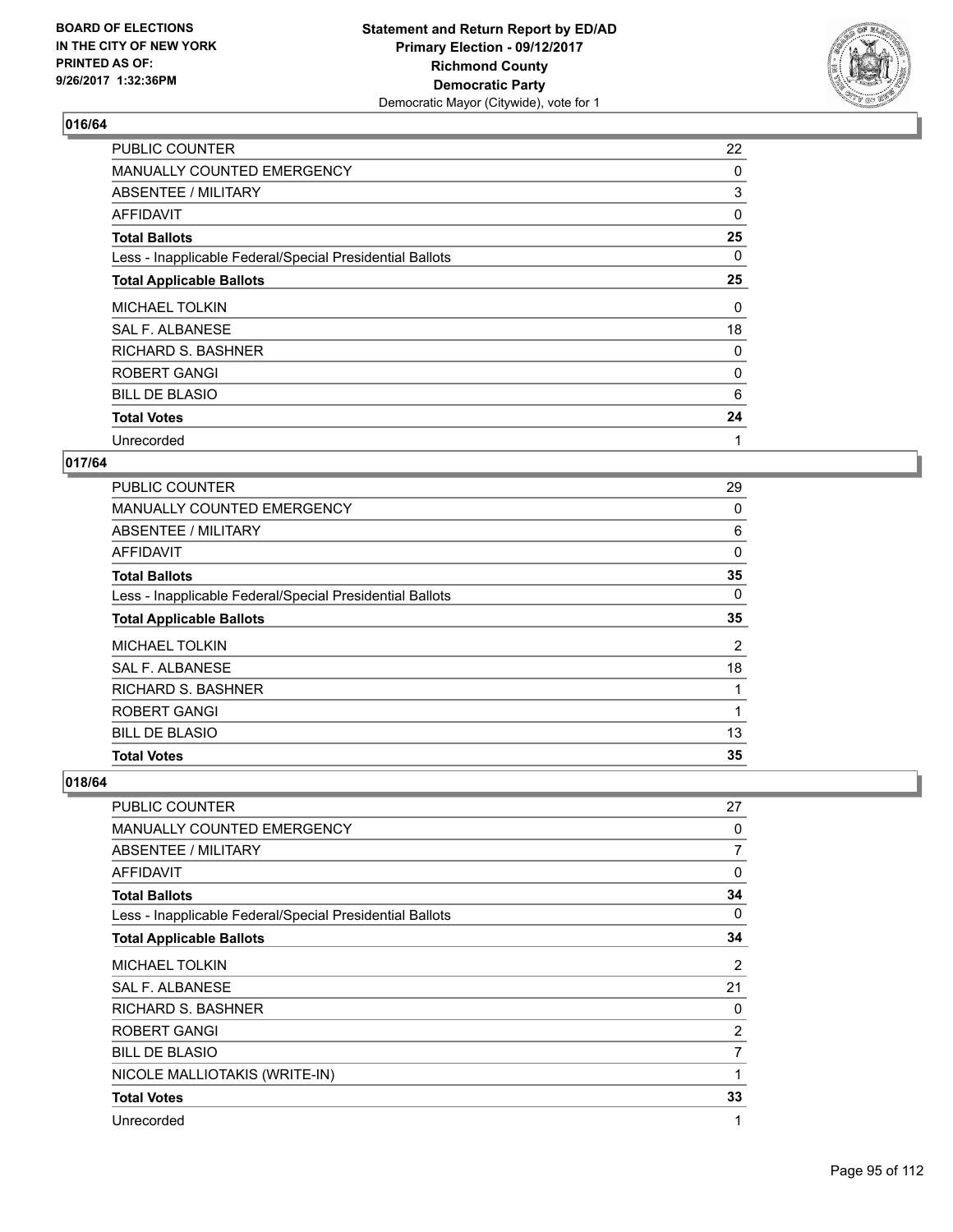BOARD OF ELECTIONS
IN THE CITY OF NEW YORK
PRINTED AS OF:
9/26/2017 1:32:36PM

**Statement and Return Report by ED/AD**
**Primary Election - 09/12/2017**
**Richmond County**
**Democratic Party**
Democratic Mayor (Citywide), vote for 1

### 016/64

| | |
|---|---|
| PUBLIC COUNTER | 22 |
| MANUALLY COUNTED EMERGENCY | 0 |
| ABSENTEE / MILITARY | 3 |
| AFFIDAVIT | 0 |
| **Total Ballots** | **25** |
| Less - Inapplicable Federal/Special Presidential Ballots | 0 |
| **Total Applicable Ballots** | **25** |
| MICHAEL TOLKIN | 0 |
| SAL F. ALBANESE | 18 |
| RICHARD S. BASHNER | 0 |
| ROBERT GANGI | 0 |
| BILL DE BLASIO | 6 |
| **Total Votes** | **24** |
| Unrecorded | 1 |

### 017/64

| | |
|---|---|
| PUBLIC COUNTER | 29 |
| MANUALLY COUNTED EMERGENCY | 0 |
| ABSENTEE / MILITARY | 6 |
| AFFIDAVIT | 0 |
| **Total Ballots** | **35** |
| Less - Inapplicable Federal/Special Presidential Ballots | 0 |
| **Total Applicable Ballots** | **35** |
| MICHAEL TOLKIN | 2 |
| SAL F. ALBANESE | 18 |
| RICHARD S. BASHNER | 1 |
| ROBERT GANGI | 1 |
| BILL DE BLASIO | 13 |
| **Total Votes** | **35** |

### 018/64

| | |
|---|---|
| PUBLIC COUNTER | 27 |
| MANUALLY COUNTED EMERGENCY | 0 |
| ABSENTEE / MILITARY | 7 |
| AFFIDAVIT | 0 |
| **Total Ballots** | **34** |
| Less - Inapplicable Federal/Special Presidential Ballots | 0 |
| **Total Applicable Ballots** | **34** |
| MICHAEL TOLKIN | 2 |
| SAL F. ALBANESE | 21 |
| RICHARD S. BASHNER | 0 |
| ROBERT GANGI | 2 |
| BILL DE BLASIO | 7 |
| NICOLE MALLIOTAKIS (WRITE-IN) | 1 |
| **Total Votes** | **33** |
| Unrecorded | 1 |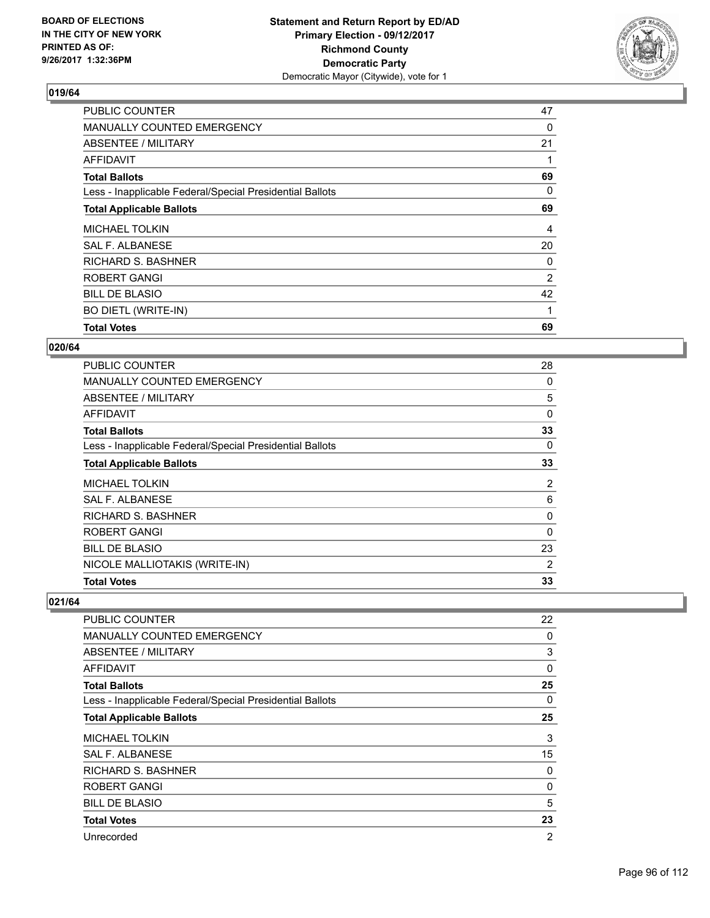**BOARD OF ELECTIONS IN THE CITY OF NEW YORK PRINTED AS OF: 9/26/2017 1:32:36PM**

**Statement and Return Report by ED/AD Primary Election - 09/12/2017 Richmond County Democratic Party** Democratic Mayor (Citywide), vote for 1

### 019/64

| | |
|---|---|
| PUBLIC COUNTER | 47 |
| MANUALLY COUNTED EMERGENCY | 0 |
| ABSENTEE / MILITARY | 21 |
| AFFIDAVIT | 1 |
| **Total Ballots** | **69** |
| Less - Inapplicable Federal/Special Presidential Ballots | 0 |
| **Total Applicable Ballots** | **69** |
| MICHAEL TOLKIN | 4 |
| SAL F. ALBANESE | 20 |
| RICHARD S. BASHNER | 0 |
| ROBERT GANGI | 2 |
| BILL DE BLASIO | 42 |
| BO DIETL (WRITE-IN) | 1 |
| **Total Votes** | **69** |

### 020/64

| | |
|---|---|
| PUBLIC COUNTER | 28 |
| MANUALLY COUNTED EMERGENCY | 0 |
| ABSENTEE / MILITARY | 5 |
| AFFIDAVIT | 0 |
| **Total Ballots** | **33** |
| Less - Inapplicable Federal/Special Presidential Ballots | 0 |
| **Total Applicable Ballots** | **33** |
| MICHAEL TOLKIN | 2 |
| SAL F. ALBANESE | 6 |
| RICHARD S. BASHNER | 0 |
| ROBERT GANGI | 0 |
| BILL DE BLASIO | 23 |
| NICOLE MALLIOTAKIS (WRITE-IN) | 2 |
| **Total Votes** | **33** |

### 021/64

| | |
|---|---|
| PUBLIC COUNTER | 22 |
| MANUALLY COUNTED EMERGENCY | 0 |
| ABSENTEE / MILITARY | 3 |
| AFFIDAVIT | 0 |
| **Total Ballots** | **25** |
| Less - Inapplicable Federal/Special Presidential Ballots | 0 |
| **Total Applicable Ballots** | **25** |
| MICHAEL TOLKIN | 3 |
| SAL F. ALBANESE | 15 |
| RICHARD S. BASHNER | 0 |
| ROBERT GANGI | 0 |
| BILL DE BLASIO | 5 |
| **Total Votes** | **23** |
| Unrecorded | 2 |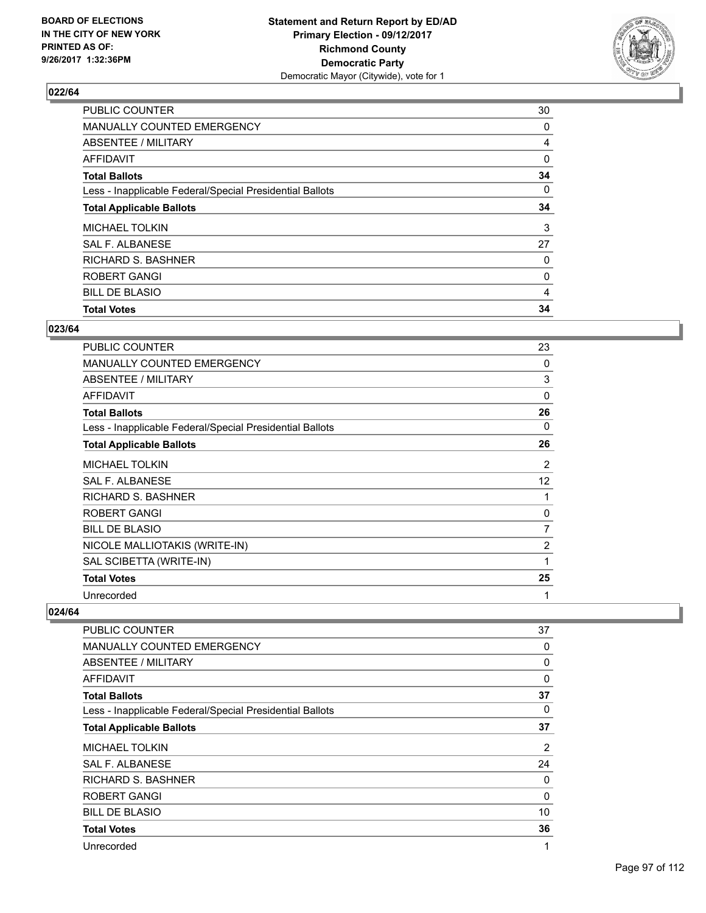### 022/64

| | |
|---|---|
| PUBLIC COUNTER | 30 |
| MANUALLY COUNTED EMERGENCY | 0 |
| ABSENTEE / MILITARY | 4 |
| AFFIDAVIT | 0 |
| **Total Ballots** | **34** |
| Less - Inapplicable Federal/Special Presidential Ballots | 0 |
| **Total Applicable Ballots** | **34** |
| MICHAEL TOLKIN | 3 |
| SAL F. ALBANESE | 27 |
| RICHARD S. BASHNER | 0 |
| ROBERT GANGI | 0 |
| BILL DE BLASIO | 4 |
| **Total Votes** | **34** |

### 023/64

| | |
|---|---|
| PUBLIC COUNTER | 23 |
| MANUALLY COUNTED EMERGENCY | 0 |
| ABSENTEE / MILITARY | 3 |
| AFFIDAVIT | 0 |
| **Total Ballots** | **26** |
| Less - Inapplicable Federal/Special Presidential Ballots | 0 |
| **Total Applicable Ballots** | **26** |
| MICHAEL TOLKIN | 2 |
| SAL F. ALBANESE | 12 |
| RICHARD S. BASHNER | 1 |
| ROBERT GANGI | 0 |
| BILL DE BLASIO | 7 |
| NICOLE MALLIOTAKIS (WRITE-IN) | 2 |
| SAL SCIBETTA (WRITE-IN) | 1 |
| **Total Votes** | **25** |
| Unrecorded | 1 |

### 024/64

| | |
|---|---|
| PUBLIC COUNTER | 37 |
| MANUALLY COUNTED EMERGENCY | 0 |
| ABSENTEE / MILITARY | 0 |
| AFFIDAVIT | 0 |
| **Total Ballots** | **37** |
| Less - Inapplicable Federal/Special Presidential Ballots | 0 |
| **Total Applicable Ballots** | **37** |
| MICHAEL TOLKIN | 2 |
| SAL F. ALBANESE | 24 |
| RICHARD S. BASHNER | 0 |
| ROBERT GANGI | 0 |
| BILL DE BLASIO | 10 |
| **Total Votes** | **36** |
| Unrecorded | 1 |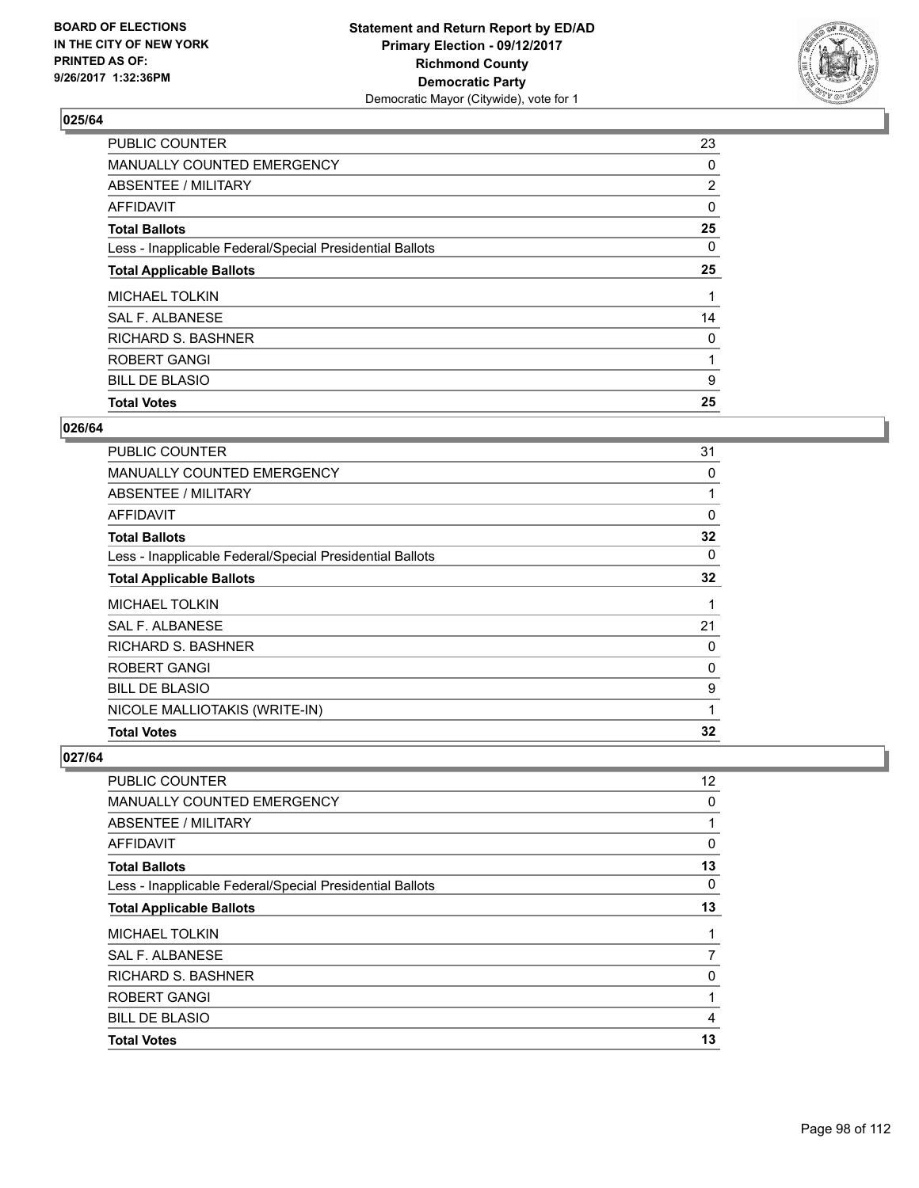BOARD OF ELECTIONS
IN THE CITY OF NEW YORK
PRINTED AS OF:
9/26/2017 1:32:36PM

**Statement and Return Report by ED/AD**
**Primary Election - 09/12/2017**
**Richmond County**
**Democratic Party**
Democratic Mayor (Citywide), vote for 1

## 025/64

| | |
|---|---|
| PUBLIC COUNTER | 23 |
| MANUALLY COUNTED EMERGENCY | 0 |
| ABSENTEE / MILITARY | 2 |
| AFFIDAVIT | 0 |
| **Total Ballots** | **25** |
| Less - Inapplicable Federal/Special Presidential Ballots | 0 |
| **Total Applicable Ballots** | **25** |
| MICHAEL TOLKIN | 1 |
| SAL F. ALBANESE | 14 |
| RICHARD S. BASHNER | 0 |
| ROBERT GANGI | 1 |
| BILL DE BLASIO | 9 |
| **Total Votes** | **25** |

## 026/64

| | |
|---|---|
| PUBLIC COUNTER | 31 |
| MANUALLY COUNTED EMERGENCY | 0 |
| ABSENTEE / MILITARY | 1 |
| AFFIDAVIT | 0 |
| **Total Ballots** | **32** |
| Less - Inapplicable Federal/Special Presidential Ballots | 0 |
| **Total Applicable Ballots** | **32** |
| MICHAEL TOLKIN | 1 |
| SAL F. ALBANESE | 21 |
| RICHARD S. BASHNER | 0 |
| ROBERT GANGI | 0 |
| BILL DE BLASIO | 9 |
| NICOLE MALLIOTAKIS (WRITE-IN) | 1 |
| **Total Votes** | **32** |

## 027/64

| | |
|---|---|
| PUBLIC COUNTER | 12 |
| MANUALLY COUNTED EMERGENCY | 0 |
| ABSENTEE / MILITARY | 1 |
| AFFIDAVIT | 0 |
| **Total Ballots** | **13** |
| Less - Inapplicable Federal/Special Presidential Ballots | 0 |
| **Total Applicable Ballots** | **13** |
| MICHAEL TOLKIN | 1 |
| SAL F. ALBANESE | 7 |
| RICHARD S. BASHNER | 0 |
| ROBERT GANGI | 1 |
| BILL DE BLASIO | 4 |
| **Total Votes** | **13** |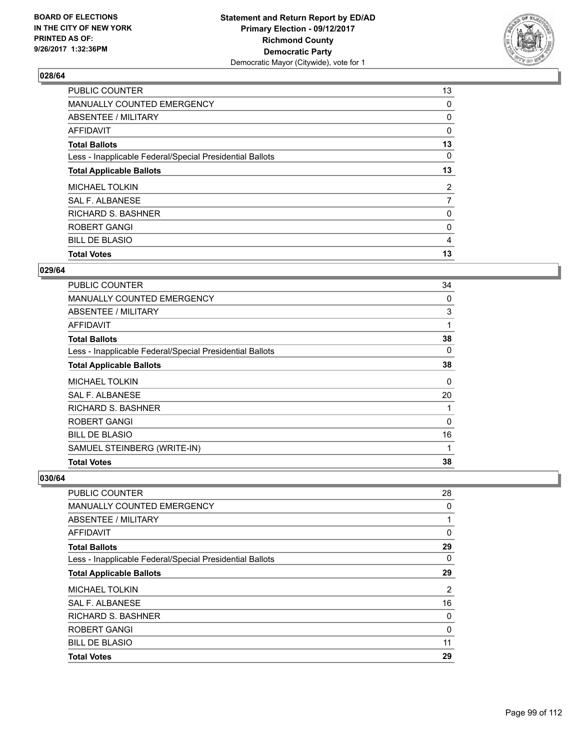**BOARD OF ELECTIONS IN THE CITY OF NEW YORK PRINTED AS OF: 9/26/2017 1:32:36PM**

**Statement and Return Report by ED/AD Primary Election - 09/12/2017 Richmond County Democratic Party**
Democratic Mayor (Citywide), vote for 1

### 028/64

| | |
|---|---|
| PUBLIC COUNTER | 13 |
| MANUALLY COUNTED EMERGENCY | 0 |
| ABSENTEE / MILITARY | 0 |
| AFFIDAVIT | 0 |
| **Total Ballots** | **13** |
| Less - Inapplicable Federal/Special Presidential Ballots | 0 |
| **Total Applicable Ballots** | **13** |
| MICHAEL TOLKIN | 2 |
| SAL F. ALBANESE | 7 |
| RICHARD S. BASHNER | 0 |
| ROBERT GANGI | 0 |
| BILL DE BLASIO | 4 |
| **Total Votes** | **13** |

### 029/64

| | |
|---|---|
| PUBLIC COUNTER | 34 |
| MANUALLY COUNTED EMERGENCY | 0 |
| ABSENTEE / MILITARY | 3 |
| AFFIDAVIT | 1 |
| **Total Ballots** | **38** |
| Less - Inapplicable Federal/Special Presidential Ballots | 0 |
| **Total Applicable Ballots** | **38** |
| MICHAEL TOLKIN | 0 |
| SAL F. ALBANESE | 20 |
| RICHARD S. BASHNER | 1 |
| ROBERT GANGI | 0 |
| BILL DE BLASIO | 16 |
| SAMUEL STEINBERG (WRITE-IN) | 1 |
| **Total Votes** | **38** |

### 030/64

| | |
|---|---|
| PUBLIC COUNTER | 28 |
| MANUALLY COUNTED EMERGENCY | 0 |
| ABSENTEE / MILITARY | 1 |
| AFFIDAVIT | 0 |
| **Total Ballots** | **29** |
| Less - Inapplicable Federal/Special Presidential Ballots | 0 |
| **Total Applicable Ballots** | **29** |
| MICHAEL TOLKIN | 2 |
| SAL F. ALBANESE | 16 |
| RICHARD S. BASHNER | 0 |
| ROBERT GANGI | 0 |
| BILL DE BLASIO | 11 |
| **Total Votes** | **29** |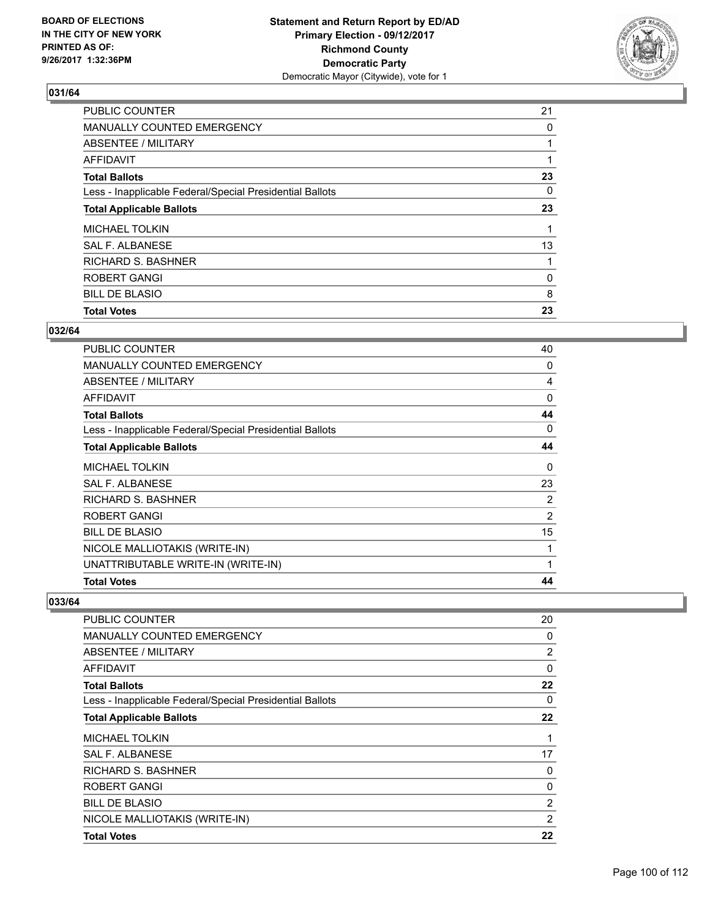**BOARD OF ELECTIONS IN THE CITY OF NEW YORK PRINTED AS OF: 9/26/2017 1:32:36PM**

**Statement and Return Report by ED/AD Primary Election - 09/12/2017 Richmond County Democratic Party**
Democratic Mayor (Citywide), vote for 1

### 031/64

| | |
|---|---|
| PUBLIC COUNTER | 21 |
| MANUALLY COUNTED EMERGENCY | 0 |
| ABSENTEE / MILITARY | 1 |
| AFFIDAVIT | 1 |
| **Total Ballots** | **23** |
| Less - Inapplicable Federal/Special Presidential Ballots | 0 |
| **Total Applicable Ballots** | **23** |
| MICHAEL TOLKIN | 1 |
| SAL F. ALBANESE | 13 |
| RICHARD S. BASHNER | 1 |
| ROBERT GANGI | 0 |
| BILL DE BLASIO | 8 |
| **Total Votes** | **23** |

### 032/64

| | |
|---|---|
| PUBLIC COUNTER | 40 |
| MANUALLY COUNTED EMERGENCY | 0 |
| ABSENTEE / MILITARY | 4 |
| AFFIDAVIT | 0 |
| **Total Ballots** | **44** |
| Less - Inapplicable Federal/Special Presidential Ballots | 0 |
| **Total Applicable Ballots** | **44** |
| MICHAEL TOLKIN | 0 |
| SAL F. ALBANESE | 23 |
| RICHARD S. BASHNER | 2 |
| ROBERT GANGI | 2 |
| BILL DE BLASIO | 15 |
| NICOLE MALLIOTAKIS (WRITE-IN) | 1 |
| UNATTRIBUTABLE WRITE-IN (WRITE-IN) | 1 |
| **Total Votes** | **44** |

### 033/64

| | |
|---|---|
| PUBLIC COUNTER | 20 |
| MANUALLY COUNTED EMERGENCY | 0 |
| ABSENTEE / MILITARY | 2 |
| AFFIDAVIT | 0 |
| **Total Ballots** | **22** |
| Less - Inapplicable Federal/Special Presidential Ballots | 0 |
| **Total Applicable Ballots** | **22** |
| MICHAEL TOLKIN | 1 |
| SAL F. ALBANESE | 17 |
| RICHARD S. BASHNER | 0 |
| ROBERT GANGI | 0 |
| BILL DE BLASIO | 2 |
| NICOLE MALLIOTAKIS (WRITE-IN) | 2 |
| **Total Votes** | **22** |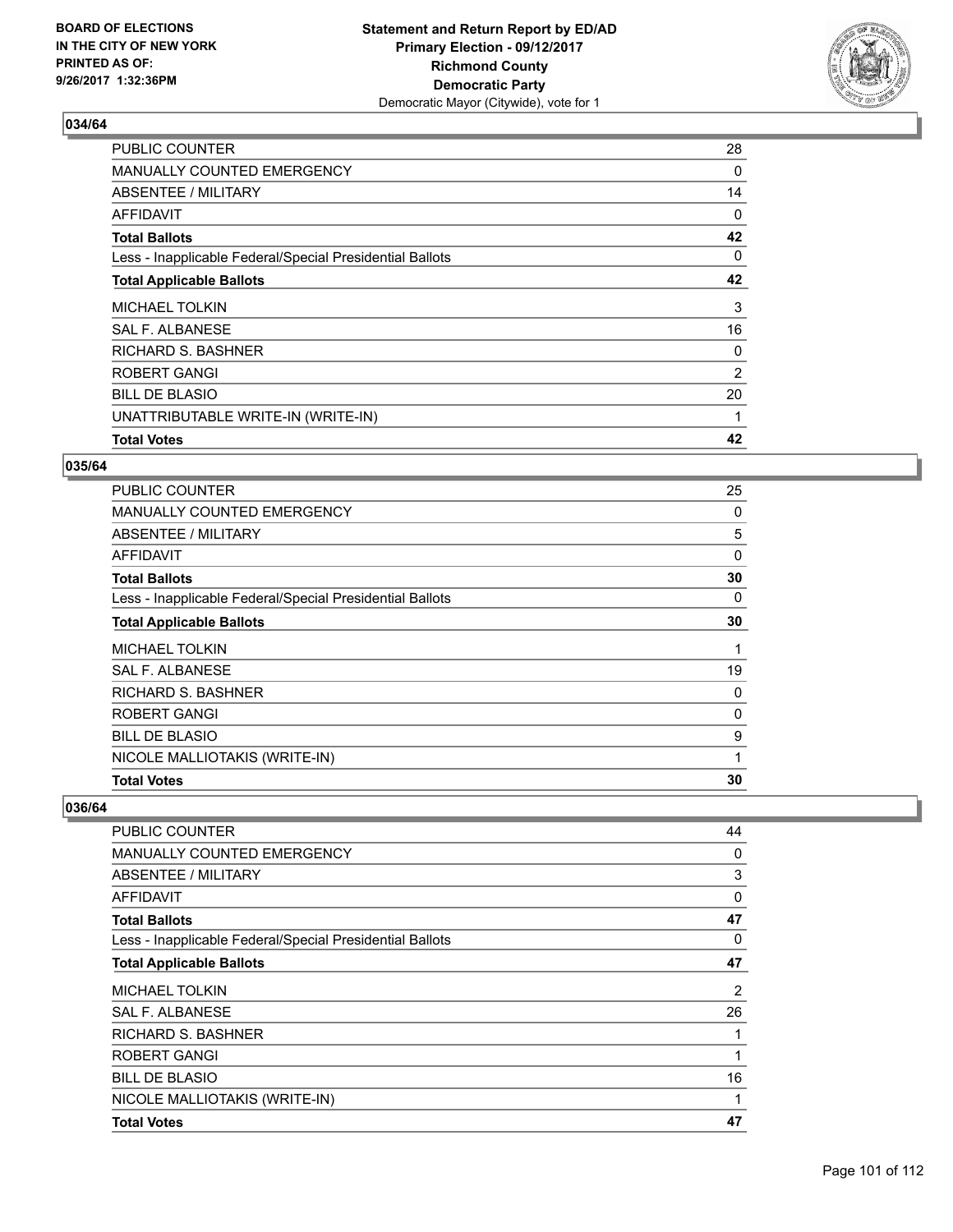**BOARD OF ELECTIONS IN THE CITY OF NEW YORK PRINTED AS OF: 9/26/2017 1:32:36PM**

**Statement and Return Report by ED/AD Primary Election - 09/12/2017 Richmond County Democratic Party**
Democratic Mayor (Citywide), vote for 1

### 034/64

| | |
|---|---|
| PUBLIC COUNTER | 28 |
| MANUALLY COUNTED EMERGENCY | 0 |
| ABSENTEE / MILITARY | 14 |
| AFFIDAVIT | 0 |
| **Total Ballots** | **42** |
| Less - Inapplicable Federal/Special Presidential Ballots | 0 |
| **Total Applicable Ballots** | **42** |
| MICHAEL TOLKIN | 3 |
| SAL F. ALBANESE | 16 |
| RICHARD S. BASHNER | 0 |
| ROBERT GANGI | 2 |
| BILL DE BLASIO | 20 |
| UNATTRIBUTABLE WRITE-IN (WRITE-IN) | 1 |
| **Total Votes** | **42** |

### 035/64

| | |
|---|---|
| PUBLIC COUNTER | 25 |
| MANUALLY COUNTED EMERGENCY | 0 |
| ABSENTEE / MILITARY | 5 |
| AFFIDAVIT | 0 |
| **Total Ballots** | **30** |
| Less - Inapplicable Federal/Special Presidential Ballots | 0 |
| **Total Applicable Ballots** | **30** |
| MICHAEL TOLKIN | 1 |
| SAL F. ALBANESE | 19 |
| RICHARD S. BASHNER | 0 |
| ROBERT GANGI | 0 |
| BILL DE BLASIO | 9 |
| NICOLE MALLIOTAKIS (WRITE-IN) | 1 |
| **Total Votes** | **30** |

### 036/64

| | |
|---|---|
| PUBLIC COUNTER | 44 |
| MANUALLY COUNTED EMERGENCY | 0 |
| ABSENTEE / MILITARY | 3 |
| AFFIDAVIT | 0 |
| **Total Ballots** | **47** |
| Less - Inapplicable Federal/Special Presidential Ballots | 0 |
| **Total Applicable Ballots** | **47** |
| MICHAEL TOLKIN | 2 |
| SAL F. ALBANESE | 26 |
| RICHARD S. BASHNER | 1 |
| ROBERT GANGI | 1 |
| BILL DE BLASIO | 16 |
| NICOLE MALLIOTAKIS (WRITE-IN) | 1 |
| **Total Votes** | **47** |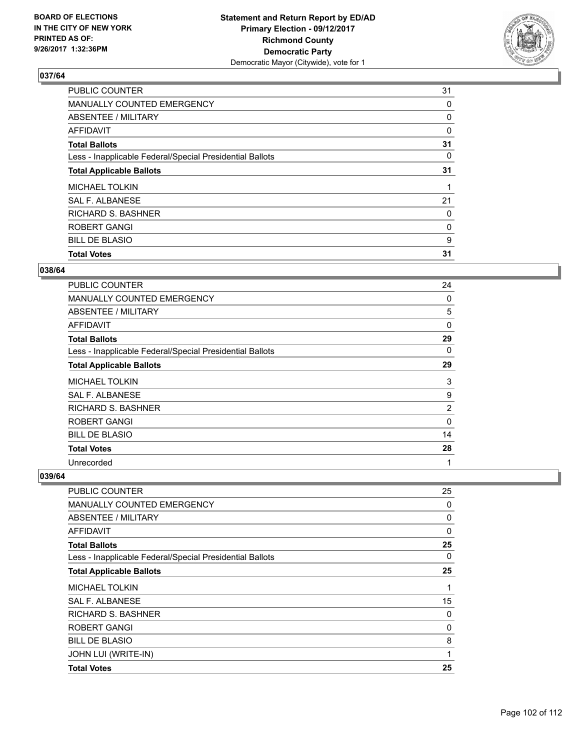BOARD OF ELECTIONS
IN THE CITY OF NEW YORK
PRINTED AS OF:
9/26/2017 1:32:36PM

**Statement and Return Report by ED/AD**
**Primary Election - 09/12/2017**
**Richmond County**
**Democratic Party**
Democratic Mayor (Citywide), vote for 1

### 037/64

| | |
|---|---|
| PUBLIC COUNTER | 31 |
| MANUALLY COUNTED EMERGENCY | 0 |
| ABSENTEE / MILITARY | 0 |
| AFFIDAVIT | 0 |
| **Total Ballots** | **31** |
| Less - Inapplicable Federal/Special Presidential Ballots | 0 |
| **Total Applicable Ballots** | **31** |
| MICHAEL TOLKIN | 1 |
| SAL F. ALBANESE | 21 |
| RICHARD S. BASHNER | 0 |
| ROBERT GANGI | 0 |
| BILL DE BLASIO | 9 |
| **Total Votes** | **31** |

### 038/64

| | |
|---|---|
| PUBLIC COUNTER | 24 |
| MANUALLY COUNTED EMERGENCY | 0 |
| ABSENTEE / MILITARY | 5 |
| AFFIDAVIT | 0 |
| **Total Ballots** | **29** |
| Less - Inapplicable Federal/Special Presidential Ballots | 0 |
| **Total Applicable Ballots** | **29** |
| MICHAEL TOLKIN | 3 |
| SAL F. ALBANESE | 9 |
| RICHARD S. BASHNER | 2 |
| ROBERT GANGI | 0 |
| BILL DE BLASIO | 14 |
| **Total Votes** | **28** |
| Unrecorded | 1 |

### 039/64

| | |
|---|---|
| PUBLIC COUNTER | 25 |
| MANUALLY COUNTED EMERGENCY | 0 |
| ABSENTEE / MILITARY | 0 |
| AFFIDAVIT | 0 |
| **Total Ballots** | **25** |
| Less - Inapplicable Federal/Special Presidential Ballots | 0 |
| **Total Applicable Ballots** | **25** |
| MICHAEL TOLKIN | 1 |
| SAL F. ALBANESE | 15 |
| RICHARD S. BASHNER | 0 |
| ROBERT GANGI | 0 |
| BILL DE BLASIO | 8 |
| JOHN LUI (WRITE-IN) | 1 |
| **Total Votes** | **25** |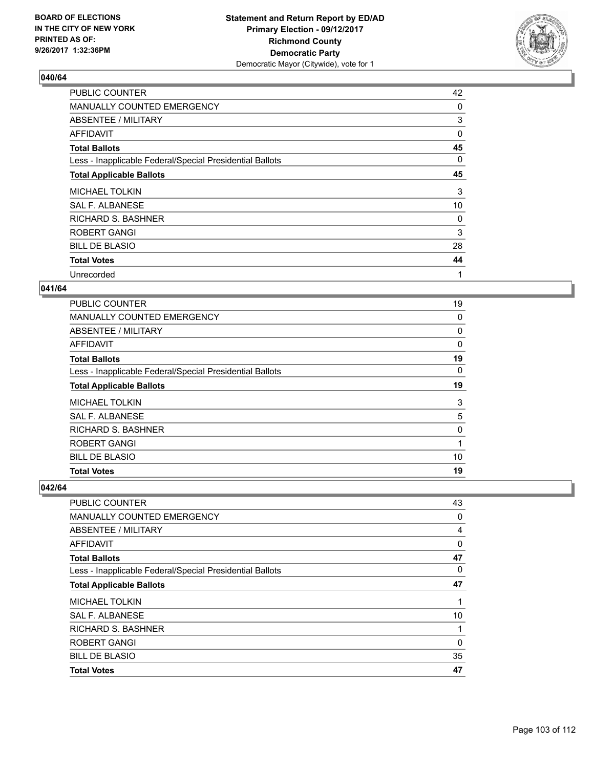BOARD OF ELECTIONS
IN THE CITY OF NEW YORK
PRINTED AS OF:
9/26/2017 1:32:36PM

**Statement and Return Report by ED/AD**
**Primary Election - 09/12/2017**
**Richmond County**
**Democratic Party**
Democratic Mayor (Citywide), vote for 1

## 040/64

| | |
|---|---|
| PUBLIC COUNTER | 42 |
| MANUALLY COUNTED EMERGENCY | 0 |
| ABSENTEE / MILITARY | 3 |
| AFFIDAVIT | 0 |
| **Total Ballots** | **45** |
| Less - Inapplicable Federal/Special Presidential Ballots | 0 |
| **Total Applicable Ballots** | **45** |
| MICHAEL TOLKIN | 3 |
| SAL F. ALBANESE | 10 |
| RICHARD S. BASHNER | 0 |
| ROBERT GANGI | 3 |
| BILL DE BLASIO | 28 |
| **Total Votes** | **44** |
| Unrecorded | 1 |

## 041/64

| | |
|---|---|
| PUBLIC COUNTER | 19 |
| MANUALLY COUNTED EMERGENCY | 0 |
| ABSENTEE / MILITARY | 0 |
| AFFIDAVIT | 0 |
| **Total Ballots** | **19** |
| Less - Inapplicable Federal/Special Presidential Ballots | 0 |
| **Total Applicable Ballots** | **19** |
| MICHAEL TOLKIN | 3 |
| SAL F. ALBANESE | 5 |
| RICHARD S. BASHNER | 0 |
| ROBERT GANGI | 1 |
| BILL DE BLASIO | 10 |
| **Total Votes** | **19** |

## 042/64

| | |
|---|---|
| PUBLIC COUNTER | 43 |
| MANUALLY COUNTED EMERGENCY | 0 |
| ABSENTEE / MILITARY | 4 |
| AFFIDAVIT | 0 |
| **Total Ballots** | **47** |
| Less - Inapplicable Federal/Special Presidential Ballots | 0 |
| **Total Applicable Ballots** | **47** |
| MICHAEL TOLKIN | 1 |
| SAL F. ALBANESE | 10 |
| RICHARD S. BASHNER | 1 |
| ROBERT GANGI | 0 |
| BILL DE BLASIO | 35 |
| **Total Votes** | **47** |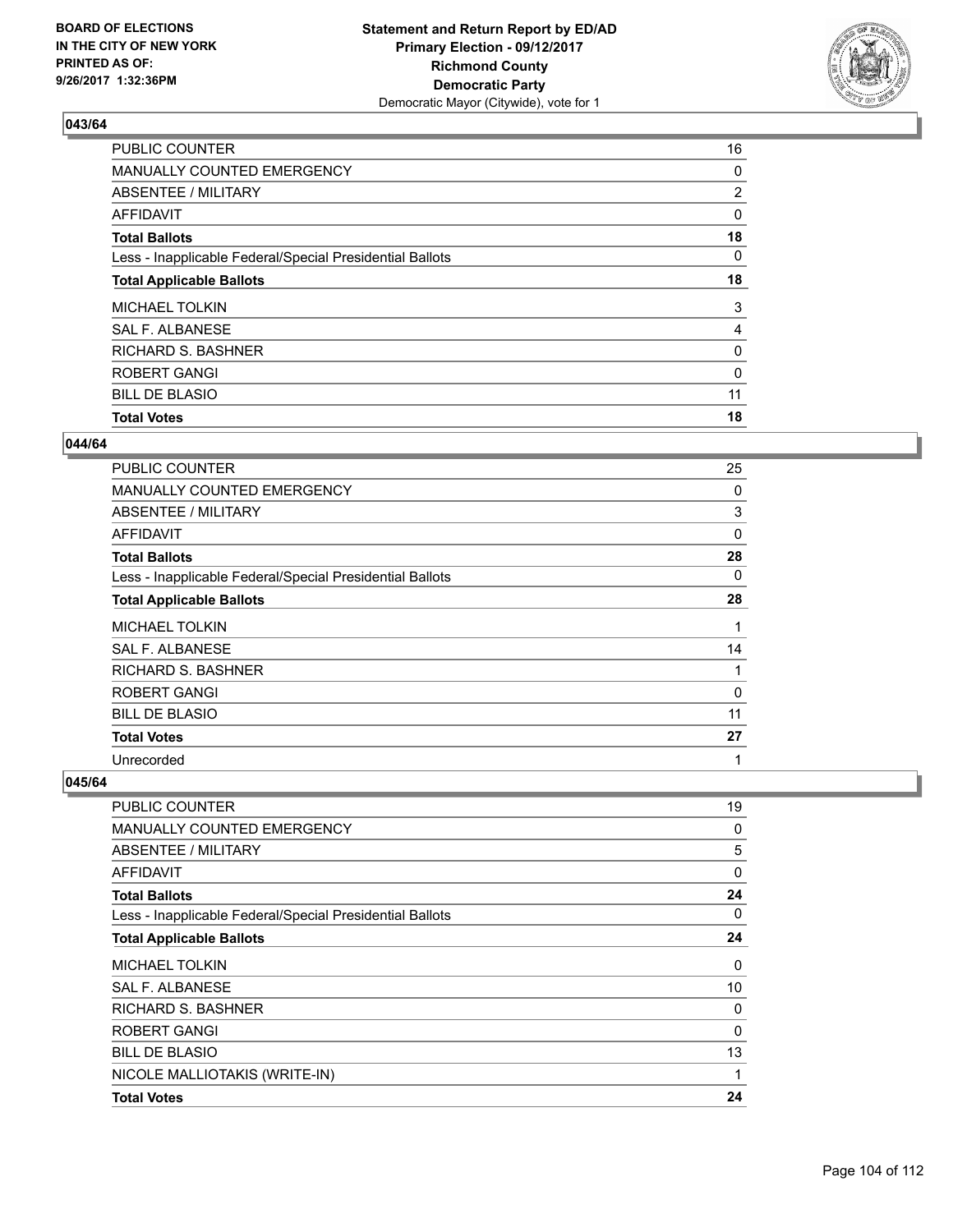**Statement and Return Report by ED/AD**
**Primary Election - 09/12/2017**
**Richmond County**
**Democratic Party**
Democratic Mayor (Citywide), vote for 1

BOARD OF ELECTIONS
IN THE CITY OF NEW YORK
PRINTED AS OF:
9/26/2017 1:32:36PM

**043/64**

| | |
|---|---|
| PUBLIC COUNTER | 16 |
| MANUALLY COUNTED EMERGENCY | 0 |
| ABSENTEE / MILITARY | 2 |
| AFFIDAVIT | 0 |
| **Total Ballots** | **18** |
| Less - Inapplicable Federal/Special Presidential Ballots | 0 |
| **Total Applicable Ballots** | **18** |
| MICHAEL TOLKIN | 3 |
| SAL F. ALBANESE | 4 |
| RICHARD S. BASHNER | 0 |
| ROBERT GANGI | 0 |
| BILL DE BLASIO | 11 |
| **Total Votes** | **18** |

**044/64**

| | |
|---|---|
| PUBLIC COUNTER | 25 |
| MANUALLY COUNTED EMERGENCY | 0 |
| ABSENTEE / MILITARY | 3 |
| AFFIDAVIT | 0 |
| **Total Ballots** | **28** |
| Less - Inapplicable Federal/Special Presidential Ballots | 0 |
| **Total Applicable Ballots** | **28** |
| MICHAEL TOLKIN | 1 |
| SAL F. ALBANESE | 14 |
| RICHARD S. BASHNER | 1 |
| ROBERT GANGI | 0 |
| BILL DE BLASIO | 11 |
| **Total Votes** | **27** |
| Unrecorded | 1 |

**045/64**

| | |
|---|---|
| PUBLIC COUNTER | 19 |
| MANUALLY COUNTED EMERGENCY | 0 |
| ABSENTEE / MILITARY | 5 |
| AFFIDAVIT | 0 |
| **Total Ballots** | **24** |
| Less - Inapplicable Federal/Special Presidential Ballots | 0 |
| **Total Applicable Ballots** | **24** |
| MICHAEL TOLKIN | 0 |
| SAL F. ALBANESE | 10 |
| RICHARD S. BASHNER | 0 |
| ROBERT GANGI | 0 |
| BILL DE BLASIO | 13 |
| NICOLE MALLIOTAKIS (WRITE-IN) | 1 |
| **Total Votes** | **24** |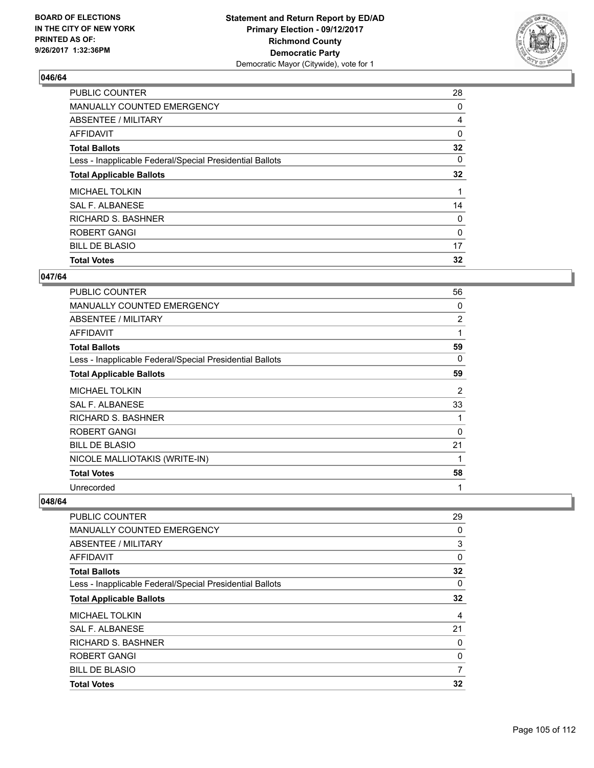BOARD OF ELECTIONS
IN THE CITY OF NEW YORK
PRINTED AS OF:
9/26/2017 1:32:36PM

**Statement and Return Report by ED/AD**
**Primary Election - 09/12/2017**
**Richmond County**
**Democratic Party**
Democratic Mayor (Citywide), vote for 1

### 046/64

| | |
|---|---|
| PUBLIC COUNTER | 28 |
| MANUALLY COUNTED EMERGENCY | 0 |
| ABSENTEE / MILITARY | 4 |
| AFFIDAVIT | 0 |
| **Total Ballots** | **32** |
| Less - Inapplicable Federal/Special Presidential Ballots | 0 |
| **Total Applicable Ballots** | **32** |
| MICHAEL TOLKIN | 1 |
| SAL F. ALBANESE | 14 |
| RICHARD S. BASHNER | 0 |
| ROBERT GANGI | 0 |
| BILL DE BLASIO | 17 |
| **Total Votes** | **32** |

### 047/64

| | |
|---|---|
| PUBLIC COUNTER | 56 |
| MANUALLY COUNTED EMERGENCY | 0 |
| ABSENTEE / MILITARY | 2 |
| AFFIDAVIT | 1 |
| **Total Ballots** | **59** |
| Less - Inapplicable Federal/Special Presidential Ballots | 0 |
| **Total Applicable Ballots** | **59** |
| MICHAEL TOLKIN | 2 |
| SAL F. ALBANESE | 33 |
| RICHARD S. BASHNER | 1 |
| ROBERT GANGI | 0 |
| BILL DE BLASIO | 21 |
| NICOLE MALLIOTAKIS (WRITE-IN) | 1 |
| **Total Votes** | **58** |
| Unrecorded | 1 |

### 048/64

| | |
|---|---|
| PUBLIC COUNTER | 29 |
| MANUALLY COUNTED EMERGENCY | 0 |
| ABSENTEE / MILITARY | 3 |
| AFFIDAVIT | 0 |
| **Total Ballots** | **32** |
| Less - Inapplicable Federal/Special Presidential Ballots | 0 |
| **Total Applicable Ballots** | **32** |
| MICHAEL TOLKIN | 4 |
| SAL F. ALBANESE | 21 |
| RICHARD S. BASHNER | 0 |
| ROBERT GANGI | 0 |
| BILL DE BLASIO | 7 |
| **Total Votes** | **32** |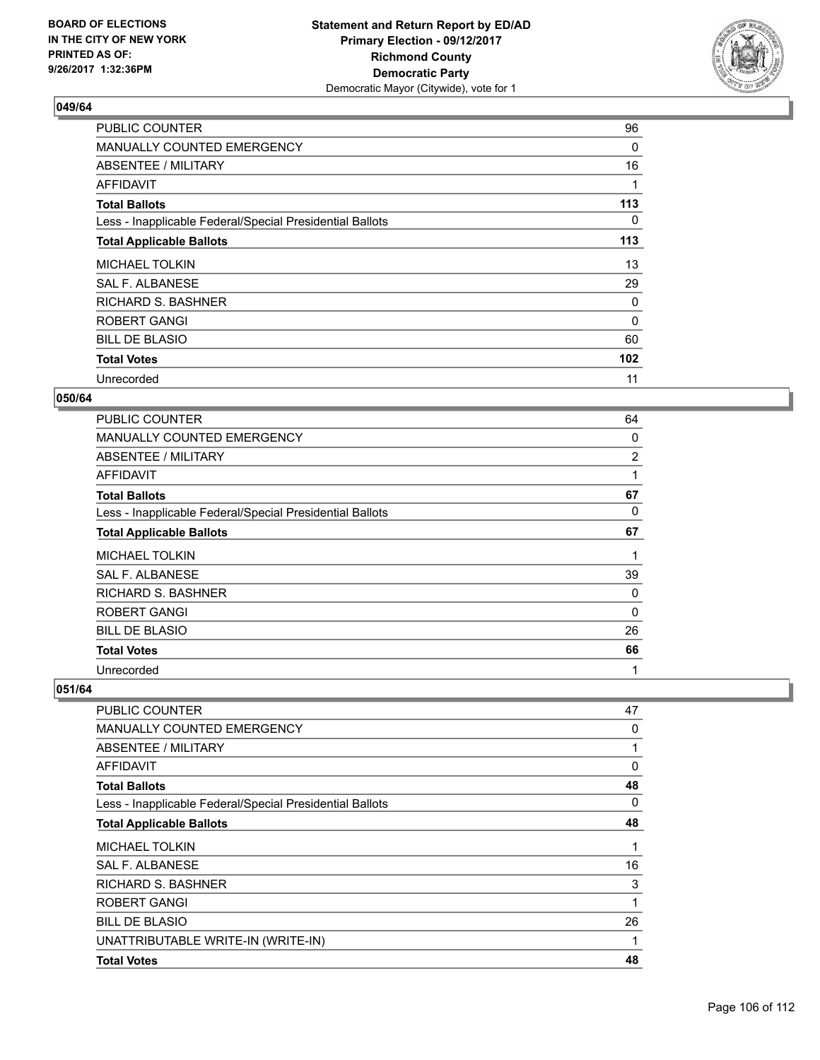**BOARD OF ELECTIONS IN THE CITY OF NEW YORK PRINTED AS OF: 9/26/2017 1:32:36PM**

**Statement and Return Report by ED/AD Primary Election - 09/12/2017 Richmond County Democratic Party**
Democratic Mayor (Citywide), vote for 1

### 049/64

| | |
|---|---|
| PUBLIC COUNTER | 96 |
| MANUALLY COUNTED EMERGENCY | 0 |
| ABSENTEE / MILITARY | 16 |
| AFFIDAVIT | 1 |
| **Total Ballots** | **113** |
| Less - Inapplicable Federal/Special Presidential Ballots | 0 |
| **Total Applicable Ballots** | **113** |
| MICHAEL TOLKIN | 13 |
| SAL F. ALBANESE | 29 |
| RICHARD S. BASHNER | 0 |
| ROBERT GANGI | 0 |
| BILL DE BLASIO | 60 |
| **Total Votes** | **102** |
| Unrecorded | 11 |

### 050/64

| | |
|---|---|
| PUBLIC COUNTER | 64 |
| MANUALLY COUNTED EMERGENCY | 0 |
| ABSENTEE / MILITARY | 2 |
| AFFIDAVIT | 1 |
| **Total Ballots** | **67** |
| Less - Inapplicable Federal/Special Presidential Ballots | 0 |
| **Total Applicable Ballots** | **67** |
| MICHAEL TOLKIN | 1 |
| SAL F. ALBANESE | 39 |
| RICHARD S. BASHNER | 0 |
| ROBERT GANGI | 0 |
| BILL DE BLASIO | 26 |
| **Total Votes** | **66** |
| Unrecorded | 1 |

### 051/64

| | |
|---|---|
| PUBLIC COUNTER | 47 |
| MANUALLY COUNTED EMERGENCY | 0 |
| ABSENTEE / MILITARY | 1 |
| AFFIDAVIT | 0 |
| **Total Ballots** | **48** |
| Less - Inapplicable Federal/Special Presidential Ballots | 0 |
| **Total Applicable Ballots** | **48** |
| MICHAEL TOLKIN | 1 |
| SAL F. ALBANESE | 16 |
| RICHARD S. BASHNER | 3 |
| ROBERT GANGI | 1 |
| BILL DE BLASIO | 26 |
| UNATTRIBUTABLE WRITE-IN (WRITE-IN) | 1 |
| **Total Votes** | **48** |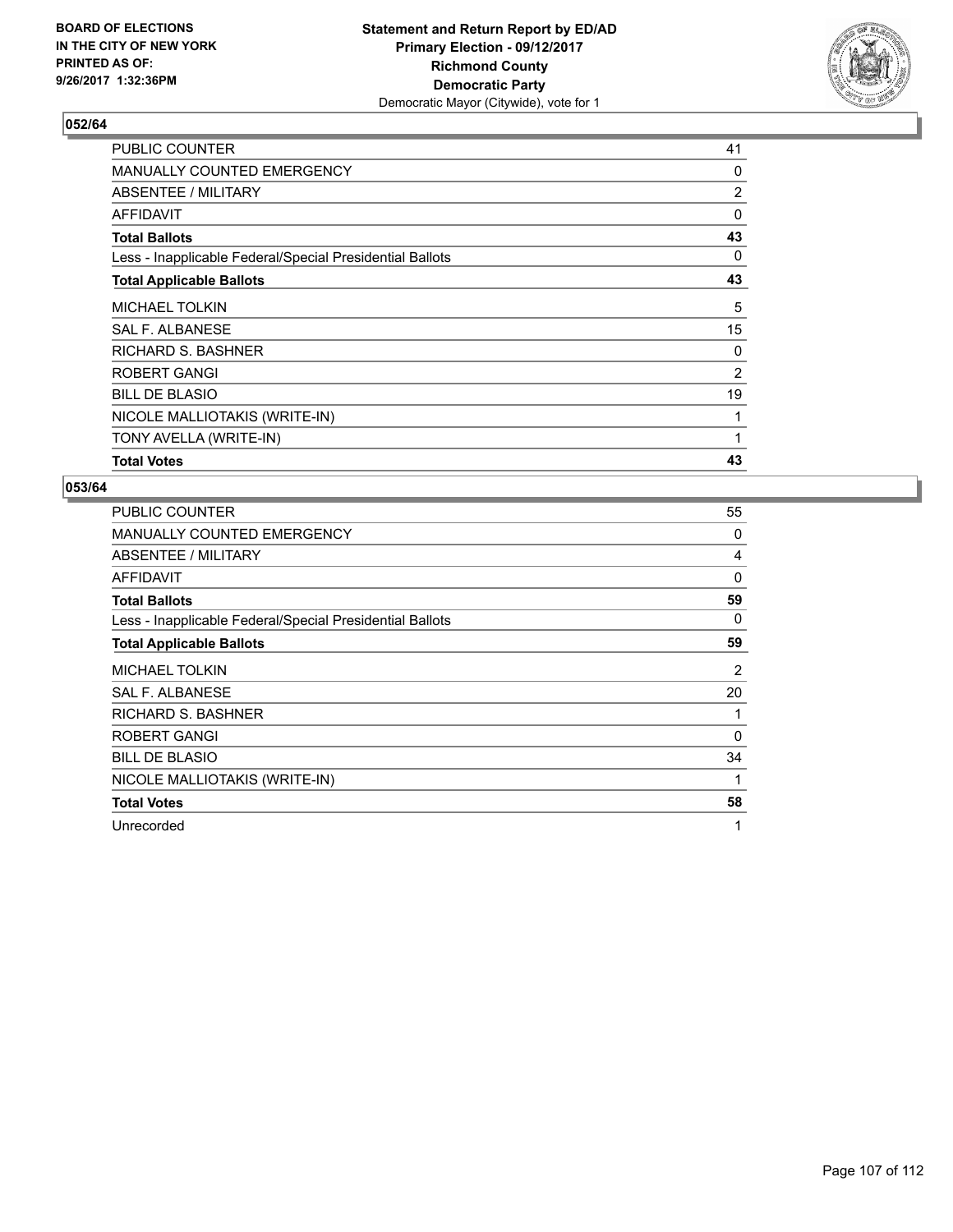BOARD OF ELECTIONS
IN THE CITY OF NEW YORK
PRINTED AS OF:
9/26/2017 1:32:36PM

**Statement and Return Report by ED/AD**
**Primary Election - 09/12/2017**
**Richmond County**
**Democratic Party**
Democratic Mayor (Citywide), vote for 1

### 052/64

| | |
|---|---|
| PUBLIC COUNTER | 41 |
| MANUALLY COUNTED EMERGENCY | 0 |
| ABSENTEE / MILITARY | 2 |
| AFFIDAVIT | 0 |
| **Total Ballots** | **43** |
| Less - Inapplicable Federal/Special Presidential Ballots | 0 |
| **Total Applicable Ballots** | **43** |
| MICHAEL TOLKIN | 5 |
| SAL F. ALBANESE | 15 |
| RICHARD S. BASHNER | 0 |
| ROBERT GANGI | 2 |
| BILL DE BLASIO | 19 |
| NICOLE MALLIOTAKIS (WRITE-IN) | 1 |
| TONY AVELLA (WRITE-IN) | 1 |
| **Total Votes** | **43** |

### 053/64

| | |
|---|---|
| PUBLIC COUNTER | 55 |
| MANUALLY COUNTED EMERGENCY | 0 |
| ABSENTEE / MILITARY | 4 |
| AFFIDAVIT | 0 |
| **Total Ballots** | **59** |
| Less - Inapplicable Federal/Special Presidential Ballots | 0 |
| **Total Applicable Ballots** | **59** |
| MICHAEL TOLKIN | 2 |
| SAL F. ALBANESE | 20 |
| RICHARD S. BASHNER | 1 |
| ROBERT GANGI | 0 |
| BILL DE BLASIO | 34 |
| NICOLE MALLIOTAKIS (WRITE-IN) | 1 |
| **Total Votes** | **58** |
| Unrecorded | 1 |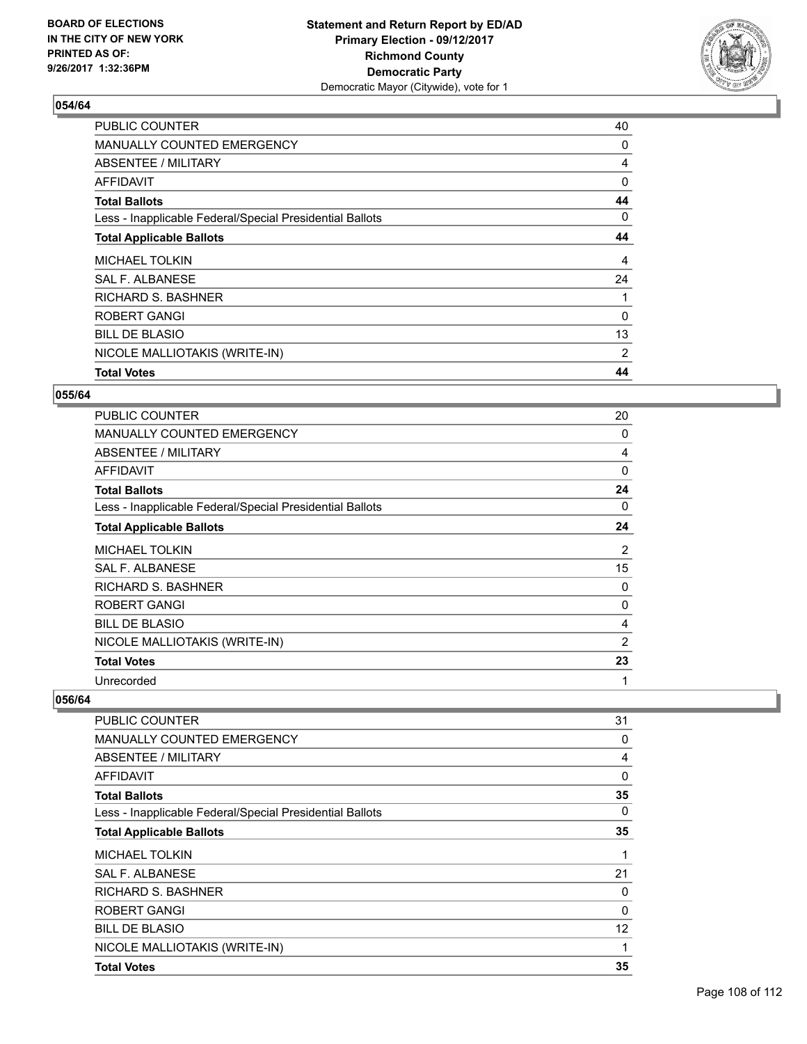### 054/64

| | |
|---|---|
| PUBLIC COUNTER | 40 |
| MANUALLY COUNTED EMERGENCY | 0 |
| ABSENTEE / MILITARY | 4 |
| AFFIDAVIT | 0 |
| **Total Ballots** | **44** |
| Less - Inapplicable Federal/Special Presidential Ballots | 0 |
| **Total Applicable Ballots** | **44** |
| MICHAEL TOLKIN | 4 |
| SAL F. ALBANESE | 24 |
| RICHARD S. BASHNER | 1 |
| ROBERT GANGI | 0 |
| BILL DE BLASIO | 13 |
| NICOLE MALLIOTAKIS (WRITE-IN) | 2 |
| **Total Votes** | **44** |

### 055/64

| | |
|---|---|
| PUBLIC COUNTER | 20 |
| MANUALLY COUNTED EMERGENCY | 0 |
| ABSENTEE / MILITARY | 4 |
| AFFIDAVIT | 0 |
| **Total Ballots** | **24** |
| Less - Inapplicable Federal/Special Presidential Ballots | 0 |
| **Total Applicable Ballots** | **24** |
| MICHAEL TOLKIN | 2 |
| SAL F. ALBANESE | 15 |
| RICHARD S. BASHNER | 0 |
| ROBERT GANGI | 0 |
| BILL DE BLASIO | 4 |
| NICOLE MALLIOTAKIS (WRITE-IN) | 2 |
| **Total Votes** | **23** |
| Unrecorded | 1 |

### 056/64

| | |
|---|---|
| PUBLIC COUNTER | 31 |
| MANUALLY COUNTED EMERGENCY | 0 |
| ABSENTEE / MILITARY | 4 |
| AFFIDAVIT | 0 |
| **Total Ballots** | **35** |
| Less - Inapplicable Federal/Special Presidential Ballots | 0 |
| **Total Applicable Ballots** | **35** |
| MICHAEL TOLKIN | 1 |
| SAL F. ALBANESE | 21 |
| RICHARD S. BASHNER | 0 |
| ROBERT GANGI | 0 |
| BILL DE BLASIO | 12 |
| NICOLE MALLIOTAKIS (WRITE-IN) | 1 |
| **Total Votes** | **35** |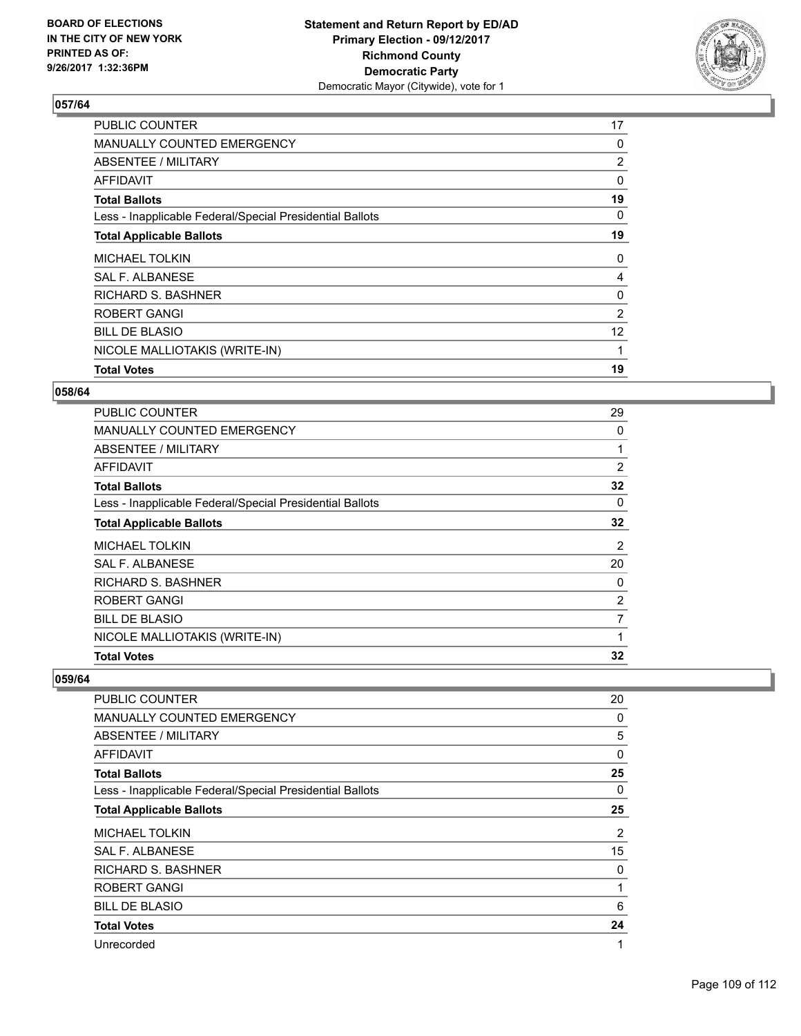BOARD OF ELECTIONS
IN THE CITY OF NEW YORK
PRINTED AS OF:
9/26/2017 1:32:36PM

**Statement and Return Report by ED/AD**
**Primary Election - 09/12/2017**
**Richmond County**
**Democratic Party**
Democratic Mayor (Citywide), vote for 1

### 057/64

| | |
|---|---|
| PUBLIC COUNTER | 17 |
| MANUALLY COUNTED EMERGENCY | 0 |
| ABSENTEE / MILITARY | 2 |
| AFFIDAVIT | 0 |
| **Total Ballots** | **19** |
| Less - Inapplicable Federal/Special Presidential Ballots | 0 |
| **Total Applicable Ballots** | **19** |
| MICHAEL TOLKIN | 0 |
| SAL F. ALBANESE | 4 |
| RICHARD S. BASHNER | 0 |
| ROBERT GANGI | 2 |
| BILL DE BLASIO | 12 |
| NICOLE MALLIOTAKIS (WRITE-IN) | 1 |
| **Total Votes** | **19** |

### 058/64

| | |
|---|---|
| PUBLIC COUNTER | 29 |
| MANUALLY COUNTED EMERGENCY | 0 |
| ABSENTEE / MILITARY | 1 |
| AFFIDAVIT | 2 |
| **Total Ballots** | **32** |
| Less - Inapplicable Federal/Special Presidential Ballots | 0 |
| **Total Applicable Ballots** | **32** |
| MICHAEL TOLKIN | 2 |
| SAL F. ALBANESE | 20 |
| RICHARD S. BASHNER | 0 |
| ROBERT GANGI | 2 |
| BILL DE BLASIO | 7 |
| NICOLE MALLIOTAKIS (WRITE-IN) | 1 |
| **Total Votes** | **32** |

### 059/64

| | |
|---|---|
| PUBLIC COUNTER | 20 |
| MANUALLY COUNTED EMERGENCY | 0 |
| ABSENTEE / MILITARY | 5 |
| AFFIDAVIT | 0 |
| **Total Ballots** | **25** |
| Less - Inapplicable Federal/Special Presidential Ballots | 0 |
| **Total Applicable Ballots** | **25** |
| MICHAEL TOLKIN | 2 |
| SAL F. ALBANESE | 15 |
| RICHARD S. BASHNER | 0 |
| ROBERT GANGI | 1 |
| BILL DE BLASIO | 6 |
| **Total Votes** | **24** |
| Unrecorded | 1 |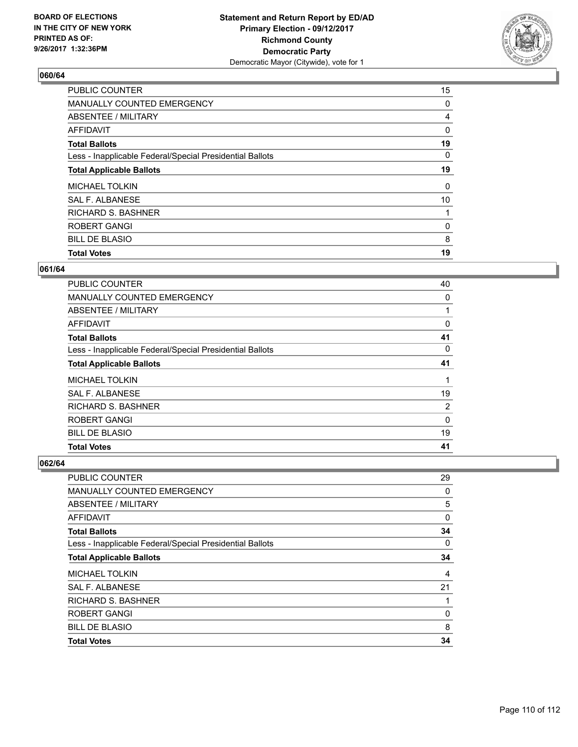BOARD OF ELECTIONS
IN THE CITY OF NEW YORK
PRINTED AS OF:
9/26/2017 1:32:36PM

**Statement and Return Report by ED/AD**
**Primary Election - 09/12/2017**
**Richmond County**
**Democratic Party**
Democratic Mayor (Citywide), vote for 1

### 060/64

| | |
|---|---|
| PUBLIC COUNTER | 15 |
| MANUALLY COUNTED EMERGENCY | 0 |
| ABSENTEE / MILITARY | 4 |
| AFFIDAVIT | 0 |
| **Total Ballots** | **19** |
| Less - Inapplicable Federal/Special Presidential Ballots | 0 |
| **Total Applicable Ballots** | **19** |
| MICHAEL TOLKIN | 0 |
| SAL F. ALBANESE | 10 |
| RICHARD S. BASHNER | 1 |
| ROBERT GANGI | 0 |
| BILL DE BLASIO | 8 |
| **Total Votes** | **19** |

### 061/64

| | |
|---|---|
| PUBLIC COUNTER | 40 |
| MANUALLY COUNTED EMERGENCY | 0 |
| ABSENTEE / MILITARY | 1 |
| AFFIDAVIT | 0 |
| **Total Ballots** | **41** |
| Less - Inapplicable Federal/Special Presidential Ballots | 0 |
| **Total Applicable Ballots** | **41** |
| MICHAEL TOLKIN | 1 |
| SAL F. ALBANESE | 19 |
| RICHARD S. BASHNER | 2 |
| ROBERT GANGI | 0 |
| BILL DE BLASIO | 19 |
| **Total Votes** | **41** |

### 062/64

| | |
|---|---|
| PUBLIC COUNTER | 29 |
| MANUALLY COUNTED EMERGENCY | 0 |
| ABSENTEE / MILITARY | 5 |
| AFFIDAVIT | 0 |
| **Total Ballots** | **34** |
| Less - Inapplicable Federal/Special Presidential Ballots | 0 |
| **Total Applicable Ballots** | **34** |
| MICHAEL TOLKIN | 4 |
| SAL F. ALBANESE | 21 |
| RICHARD S. BASHNER | 1 |
| ROBERT GANGI | 0 |
| BILL DE BLASIO | 8 |
| **Total Votes** | **34** |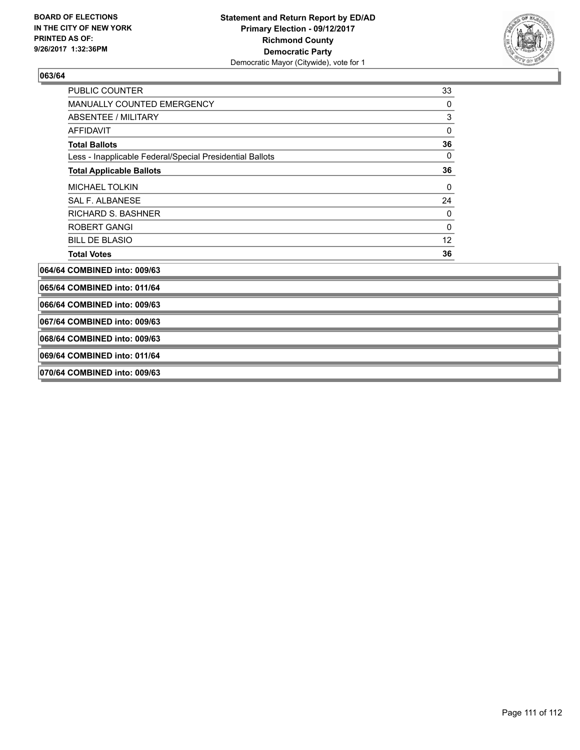**063/64**

| | |
|---|---|
| PUBLIC COUNTER | 33 |
| MANUALLY COUNTED EMERGENCY | 0 |
| ABSENTEE / MILITARY | 3 |
| AFFIDAVIT | 0 |
| **Total Ballots** | **36** |
| Less - Inapplicable Federal/Special Presidential Ballots | 0 |
| **Total Applicable Ballots** | **36** |
| MICHAEL TOLKIN | 0 |
| SAL F. ALBANESE | 24 |
| RICHARD S. BASHNER | 0 |
| ROBERT GANGI | 0 |
| BILL DE BLASIO | 12 |
| **Total Votes** | **36** |

**064/64 COMBINED into: 009/63**

**065/64 COMBINED into: 011/64**

**066/64 COMBINED into: 009/63**

**067/64 COMBINED into: 009/63**

**068/64 COMBINED into: 009/63**

**069/64 COMBINED into: 011/64**

**070/64 COMBINED into: 009/63**